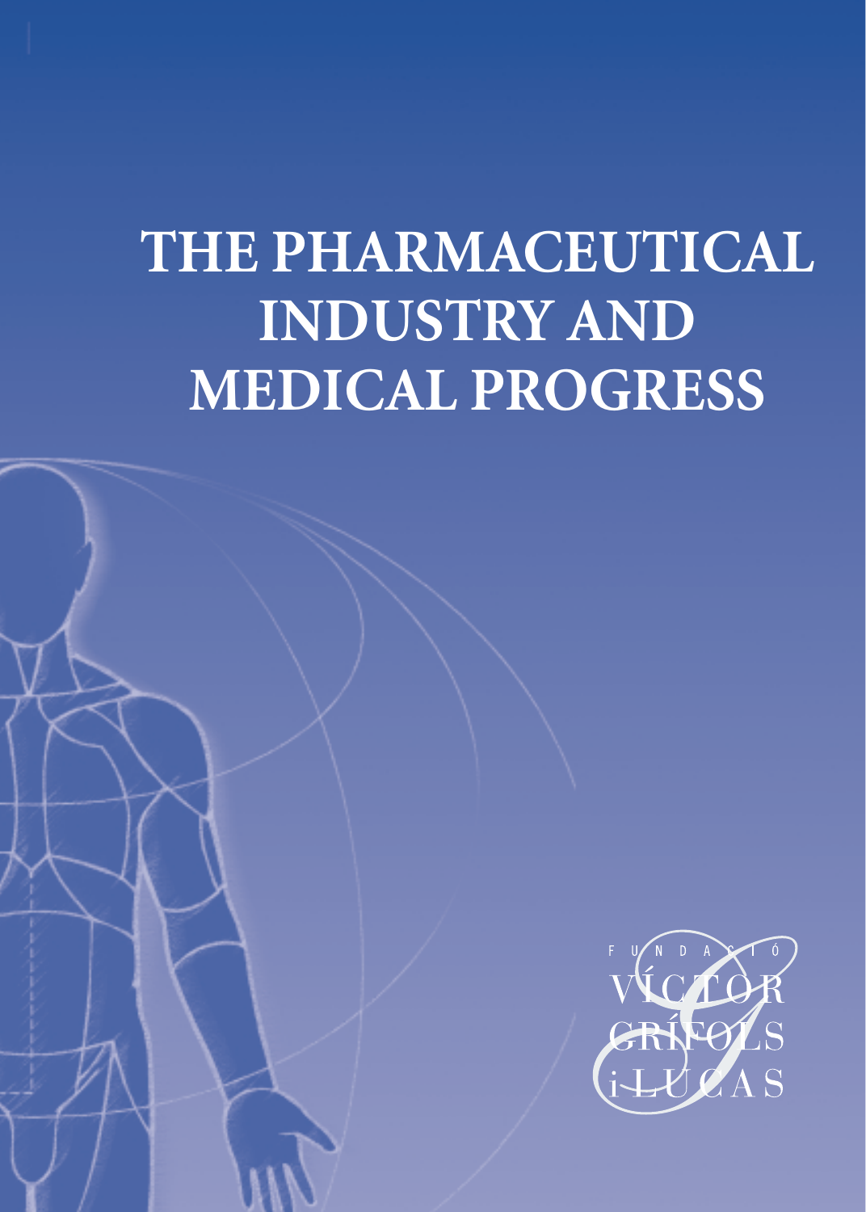# THE PHARMACEUTICAL INDUSTRY AND MEDICAL PROGRESS

FUNDACIÓ VÍCTOR GRÍFOLS i LUCAS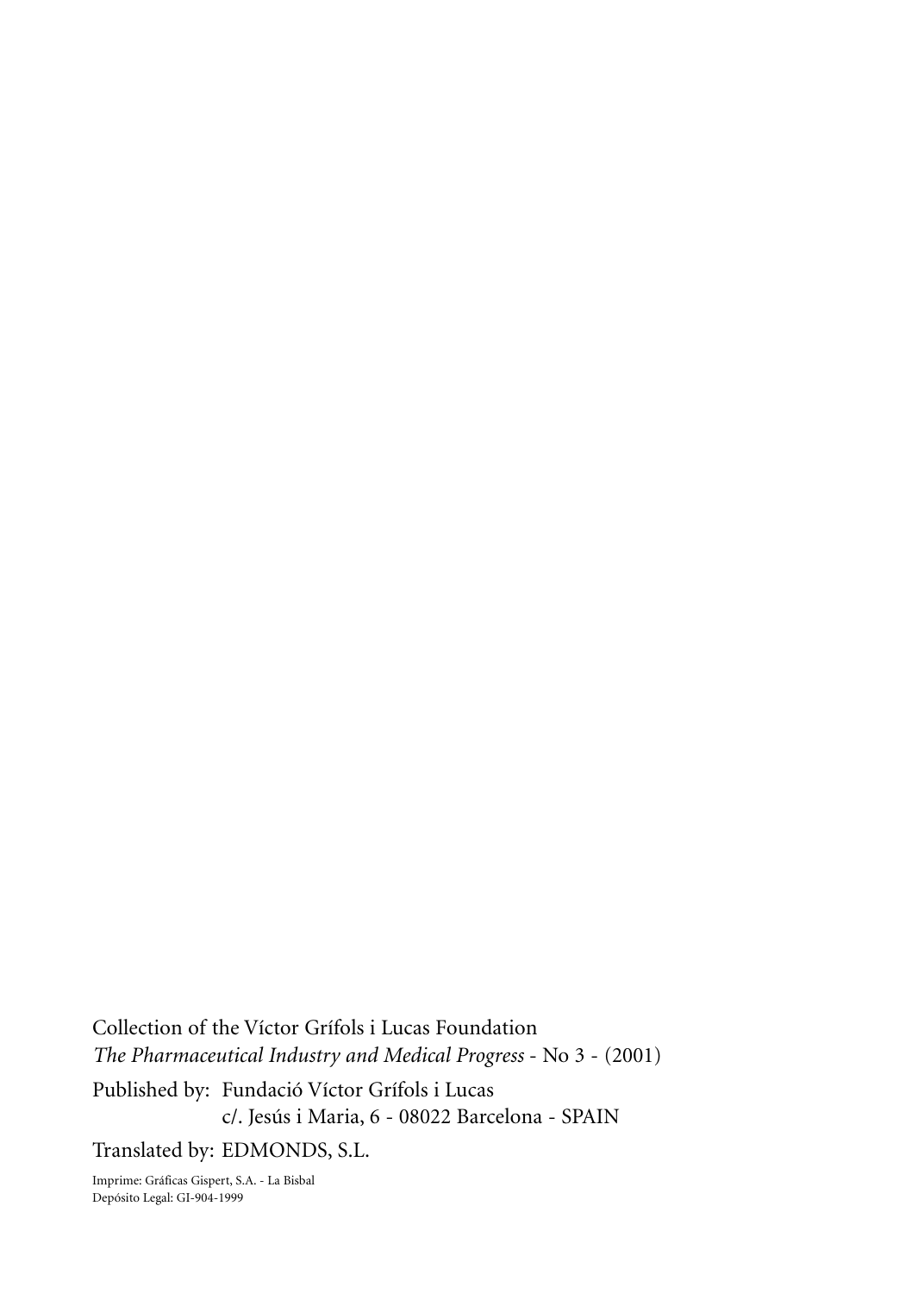Collection of the Víctor Grífols i Lucas Foundation
*The Pharmaceutical Industry and Medical Progress* - No 3 - (2001)

Published by: Fundació Víctor Grífols i Lucas
c/. Jesús i Maria, 6 - 08022 Barcelona - SPAIN

Translated by: EDMONDS, S.L.

Imprime: Gráficas Gispert, S.A. - La Bisbal
Depósito Legal: GI-904-1999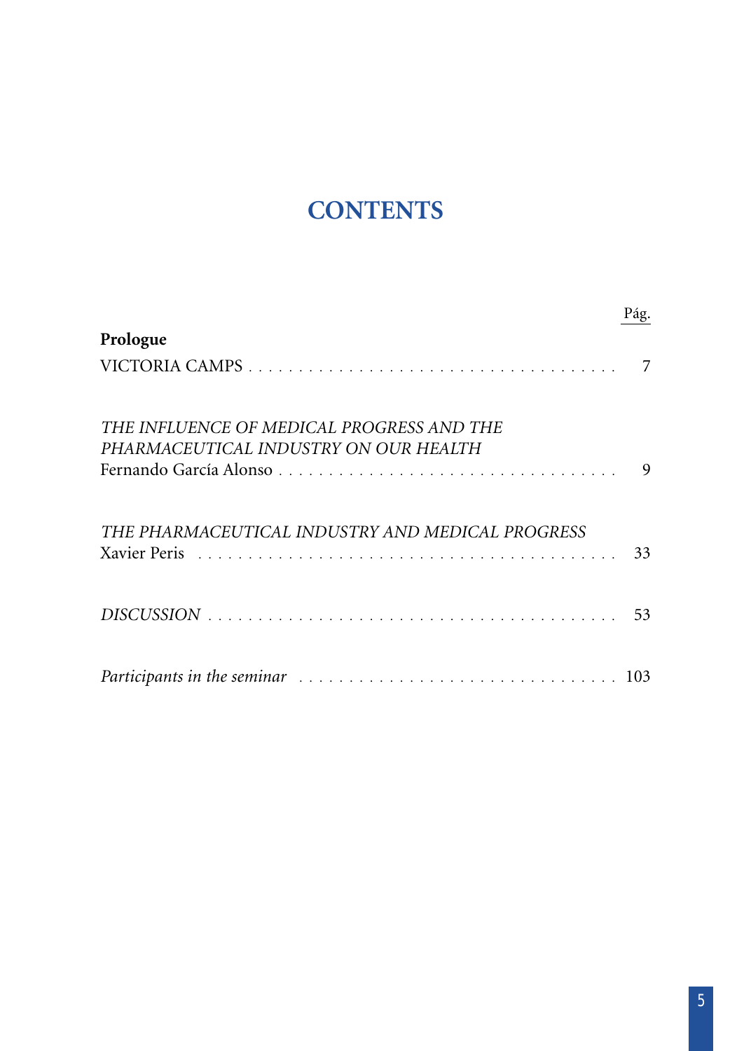# CONTENTS

Pág.

**Prologue**
VICTORIA CAMPS . . . . . . . . . . . . . . . . . . . . . . . . . . . . . . . . . . . . 7

*THE INFLUENCE OF MEDICAL PROGRESS AND THE PHARMACEUTICAL INDUSTRY ON OUR HEALTH*
Fernando García Alonso . . . . . . . . . . . . . . . . . . . . . . . . . . . . . . . . 9

*THE PHARMACEUTICAL INDUSTRY AND MEDICAL PROGRESS*
Xavier Peris . . . . . . . . . . . . . . . . . . . . . . . . . . . . . . . . . . . . . . . 33

*DISCUSSION* . . . . . . . . . . . . . . . . . . . . . . . . . . . . . . . . . . . . . . . 53

*Participants in the seminar* . . . . . . . . . . . . . . . . . . . . . . . . . . . . . 103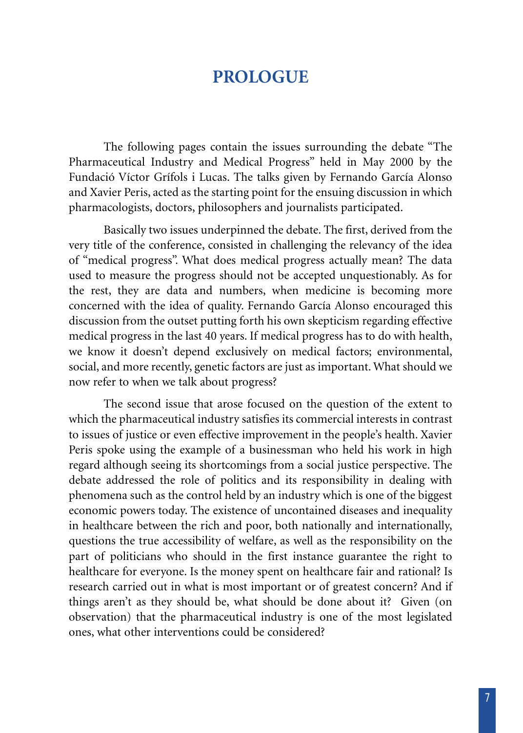# PROLOGUE

The following pages contain the issues surrounding the debate "The Pharmaceutical Industry and Medical Progress" held in May 2000 by the Fundació Víctor Grífols i Lucas. The talks given by Fernando García Alonso and Xavier Peris, acted as the starting point for the ensuing discussion in which pharmacologists, doctors, philosophers and journalists participated.

Basically two issues underpinned the debate. The first, derived from the very title of the conference, consisted in challenging the relevancy of the idea of "medical progress". What does medical progress actually mean? The data used to measure the progress should not be accepted unquestionably. As for the rest, they are data and numbers, when medicine is becoming more concerned with the idea of quality. Fernando García Alonso encouraged this discussion from the outset putting forth his own skepticism regarding effective medical progress in the last 40 years. If medical progress has to do with health, we know it doesn't depend exclusively on medical factors; environmental, social, and more recently, genetic factors are just as important. What should we now refer to when we talk about progress?

The second issue that arose focused on the question of the extent to which the pharmaceutical industry satisfies its commercial interests in contrast to issues of justice or even effective improvement in the people's health. Xavier Peris spoke using the example of a businessman who held his work in high regard although seeing its shortcomings from a social justice perspective. The debate addressed the role of politics and its responsibility in dealing with phenomena such as the control held by an industry which is one of the biggest economic powers today. The existence of uncontained diseases and inequality in healthcare between the rich and poor, both nationally and internationally, questions the true accessibility of welfare, as well as the responsibility on the part of politicians who should in the first instance guarantee the right to healthcare for everyone. Is the money spent on healthcare fair and rational? Is research carried out in what is most important or of greatest concern? And if things aren't as they should be, what should be done about it? Given (on observation) that the pharmaceutical industry is one of the most legislated ones, what other interventions could be considered?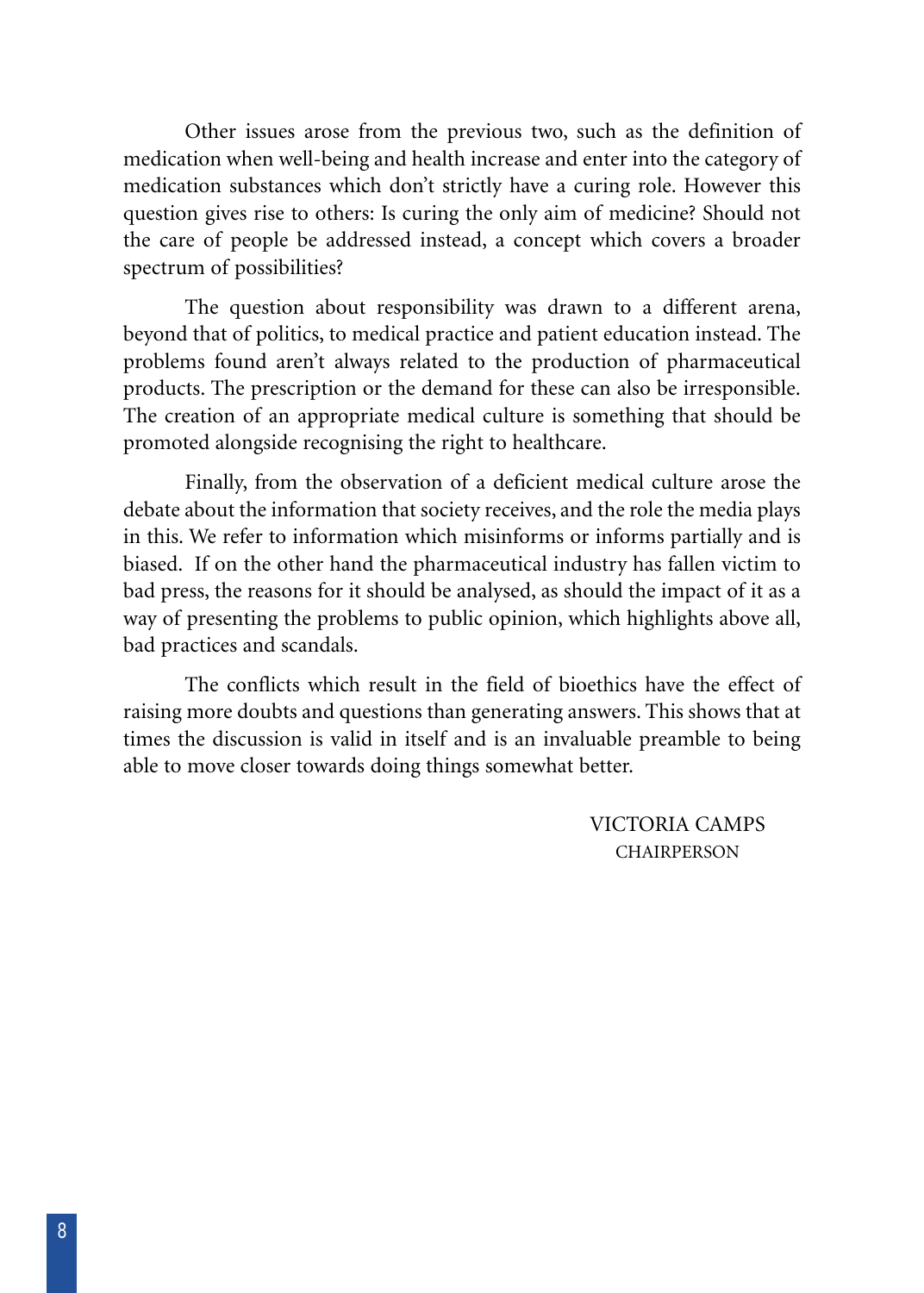Other issues arose from the previous two, such as the definition of medication when well-being and health increase and enter into the category of medication substances which don't strictly have a curing role. However this question gives rise to others: Is curing the only aim of medicine? Should not the care of people be addressed instead, a concept which covers a broader spectrum of possibilities?

The question about responsibility was drawn to a different arena, beyond that of politics, to medical practice and patient education instead. The problems found aren't always related to the production of pharmaceutical products. The prescription or the demand for these can also be irresponsible. The creation of an appropriate medical culture is something that should be promoted alongside recognising the right to healthcare.

Finally, from the observation of a deficient medical culture arose the debate about the information that society receives, and the role the media plays in this. We refer to information which misinforms or informs partially and is biased. If on the other hand the pharmaceutical industry has fallen victim to bad press, the reasons for it should be analysed, as should the impact of it as a way of presenting the problems to public opinion, which highlights above all, bad practices and scandals.

The conflicts which result in the field of bioethics have the effect of raising more doubts and questions than generating answers. This shows that at times the discussion is valid in itself and is an invaluable preamble to being able to move closer towards doing things somewhat better.

VICTORIA CAMPS
CHAIRPERSON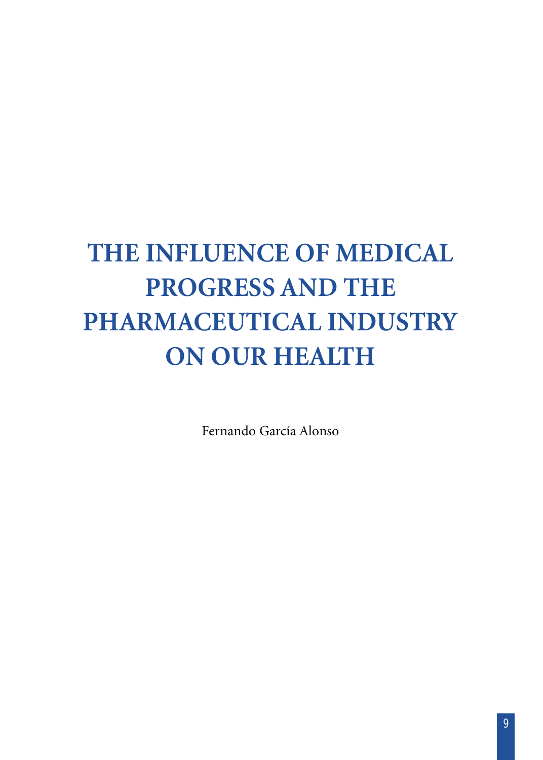# THE INFLUENCE OF MEDICAL PROGRESS AND THE PHARMACEUTICAL INDUSTRY ON OUR HEALTH

Fernando García Alonso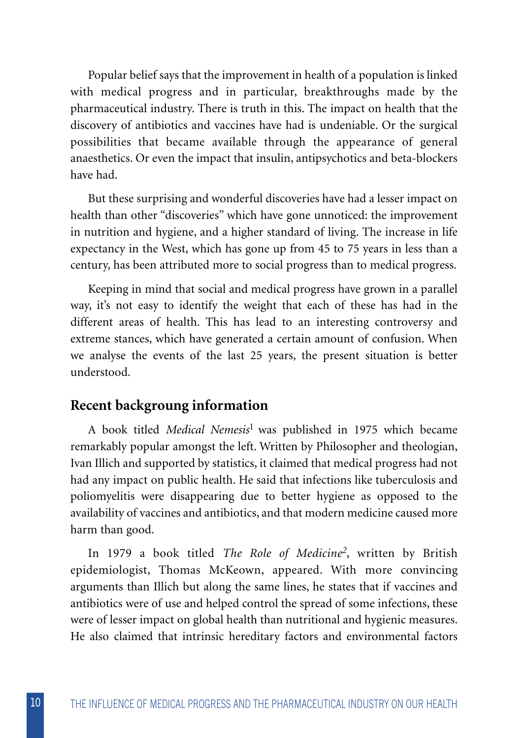Popular belief says that the improvement in health of a population is linked with medical progress and in particular, breakthroughs made by the pharmaceutical industry. There is truth in this. The impact on health that the discovery of antibiotics and vaccines have had is undeniable. Or the surgical possibilities that became available through the appearance of general anaesthetics. Or even the impact that insulin, antipsychotics and beta-blockers have had.

But these surprising and wonderful discoveries have had a lesser impact on health than other "discoveries" which have gone unnoticed: the improvement in nutrition and hygiene, and a higher standard of living. The increase in life expectancy in the West, which has gone up from 45 to 75 years in less than a century, has been attributed more to social progress than to medical progress.

Keeping in mind that social and medical progress have grown in a parallel way, it's not easy to identify the weight that each of these has had in the different areas of health. This has lead to an interesting controversy and extreme stances, which have generated a certain amount of confusion. When we analyse the events of the last 25 years, the present situation is better understood.

## Recent backgroung information

A book titled *Medical Nemesis*[1] was published in 1975 which became remarkably popular amongst the left. Written by Philosopher and theologian, Ivan Illich and supported by statistics, it claimed that medical progress had not had any impact on public health. He said that infections like tuberculosis and poliomyelitis were disappearing due to better hygiene as opposed to the availability of vaccines and antibiotics, and that modern medicine caused more harm than good.

In 1979 a book titled *The Role of Medicine*[2], written by British epidemiologist, Thomas McKeown, appeared. With more convincing arguments than Illich but along the same lines, he states that if vaccines and antibiotics were of use and helped control the spread of some infections, these were of lesser impact on global health than nutritional and hygienic measures. He also claimed that intrinsic hereditary factors and environmental factors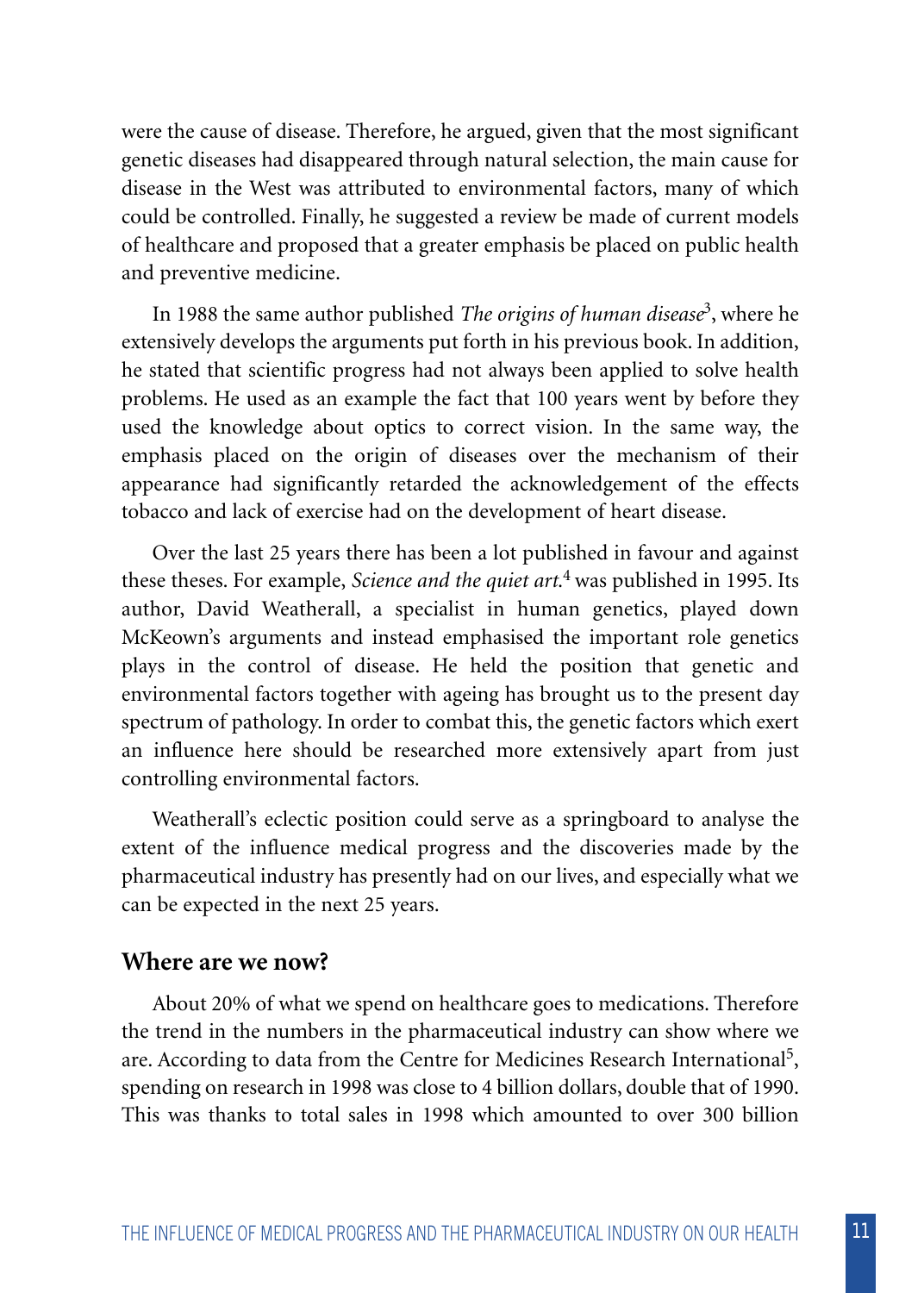were the cause of disease. Therefore, he argued, given that the most significant genetic diseases had disappeared through natural selection, the main cause for disease in the West was attributed to environmental factors, many of which could be controlled. Finally, he suggested a review be made of current models of healthcare and proposed that a greater emphasis be placed on public health and preventive medicine.

In 1988 the same author published *The origins of human disease*[3], where he extensively develops the arguments put forth in his previous book. In addition, he stated that scientific progress had not always been applied to solve health problems. He used as an example the fact that 100 years went by before they used the knowledge about optics to correct vision. In the same way, the emphasis placed on the origin of diseases over the mechanism of their appearance had significantly retarded the acknowledgement of the effects tobacco and lack of exercise had on the development of heart disease.

Over the last 25 years there has been a lot published in favour and against these theses. For example, *Science and the quiet art.*[4] was published in 1995. Its author, David Weatherall, a specialist in human genetics, played down McKeown's arguments and instead emphasised the important role genetics plays in the control of disease. He held the position that genetic and environmental factors together with ageing has brought us to the present day spectrum of pathology. In order to combat this, the genetic factors which exert an influence here should be researched more extensively apart from just controlling environmental factors.

Weatherall's eclectic position could serve as a springboard to analyse the extent of the influence medical progress and the discoveries made by the pharmaceutical industry has presently had on our lives, and especially what we can be expected in the next 25 years.

## Where are we now?

About 20% of what we spend on healthcare goes to medications. Therefore the trend in the numbers in the pharmaceutical industry can show where we are. According to data from the Centre for Medicines Research International[5], spending on research in 1998 was close to 4 billion dollars, double that of 1990. This was thanks to total sales in 1998 which amounted to over 300 billion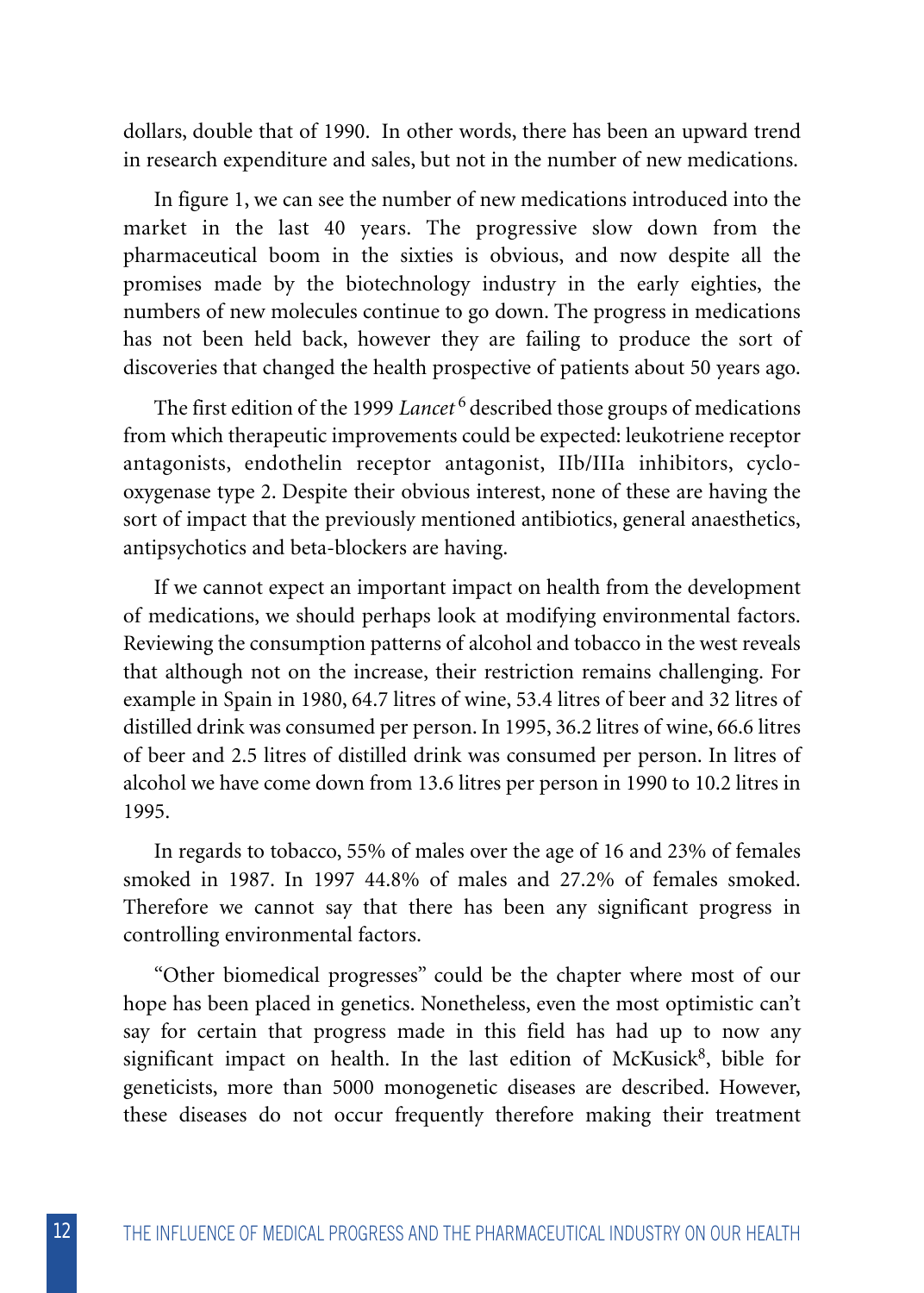dollars, double that of 1990. In other words, there has been an upward trend in research expenditure and sales, but not in the number of new medications.

In figure 1, we can see the number of new medications introduced into the market in the last 40 years. The progressive slow down from the pharmaceutical boom in the sixties is obvious, and now despite all the promises made by the biotechnology industry in the early eighties, the numbers of new molecules continue to go down. The progress in medications has not been held back, however they are failing to produce the sort of discoveries that changed the health prospective of patients about 50 years ago.

The first edition of the 1999 *Lancet*[6] described those groups of medications from which therapeutic improvements could be expected: leukotriene receptor antagonists, endothelin receptor antagonist, IIb/IIIa inhibitors, cyclo-oxygenase type 2. Despite their obvious interest, none of these are having the sort of impact that the previously mentioned antibiotics, general anaesthetics, antipsychotics and beta-blockers are having.

If we cannot expect an important impact on health from the development of medications, we should perhaps look at modifying environmental factors. Reviewing the consumption patterns of alcohol and tobacco in the west reveals that although not on the increase, their restriction remains challenging. For example in Spain in 1980, 64.7 litres of wine, 53.4 litres of beer and 32 litres of distilled drink was consumed per person. In 1995, 36.2 litres of wine, 66.6 litres of beer and 2.5 litres of distilled drink was consumed per person. In litres of alcohol we have come down from 13.6 litres per person in 1990 to 10.2 litres in 1995.

In regards to tobacco, 55% of males over the age of 16 and 23% of females smoked in 1987. In 1997 44.8% of males and 27.2% of females smoked. Therefore we cannot say that there has been any significant progress in controlling environmental factors.

"Other biomedical progresses" could be the chapter where most of our hope has been placed in genetics. Nonetheless, even the most optimistic can't say for certain that progress made in this field has had up to now any significant impact on health. In the last edition of McKusick[8], bible for geneticists, more than 5000 monogenetic diseases are described. However, these diseases do not occur frequently therefore making their treatment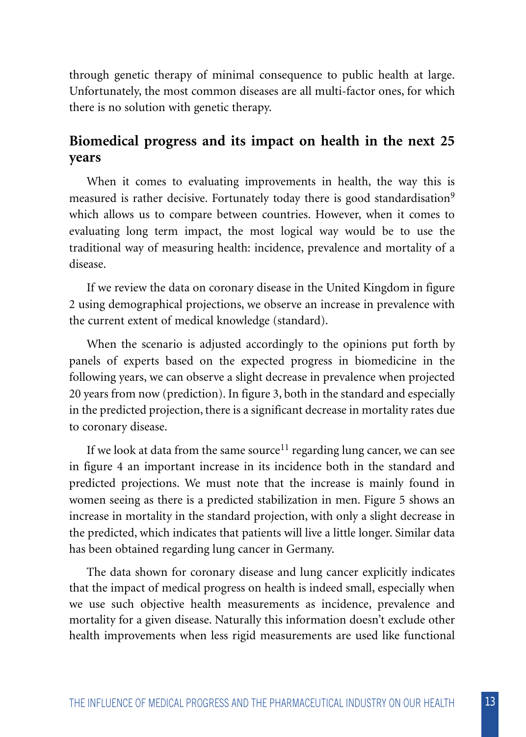through genetic therapy of minimal consequence to public health at large. Unfortunately, the most common diseases are all multi-factor ones, for which there is no solution with genetic therapy.

## Biomedical progress and its impact on health in the next 25 years

When it comes to evaluating improvements in health, the way this is measured is rather decisive. Fortunately today there is good standardisation[9] which allows us to compare between countries. However, when it comes to evaluating long term impact, the most logical way would be to use the traditional way of measuring health: incidence, prevalence and mortality of a disease.

If we review the data on coronary disease in the United Kingdom in figure 2 using demographical projections, we observe an increase in prevalence with the current extent of medical knowledge (standard).

When the scenario is adjusted accordingly to the opinions put forth by panels of experts based on the expected progress in biomedicine in the following years, we can observe a slight decrease in prevalence when projected 20 years from now (prediction). In figure 3, both in the standard and especially in the predicted projection, there is a significant decrease in mortality rates due to coronary disease.

If we look at data from the same source[11] regarding lung cancer, we can see in figure 4 an important increase in its incidence both in the standard and predicted projections. We must note that the increase is mainly found in women seeing as there is a predicted stabilization in men. Figure 5 shows an increase in mortality in the standard projection, with only a slight decrease in the predicted, which indicates that patients will live a little longer. Similar data has been obtained regarding lung cancer in Germany.

The data shown for coronary disease and lung cancer explicitly indicates that the impact of medical progress on health is indeed small, especially when we use such objective health measurements as incidence, prevalence and mortality for a given disease. Naturally this information doesn't exclude other health improvements when less rigid measurements are used like functional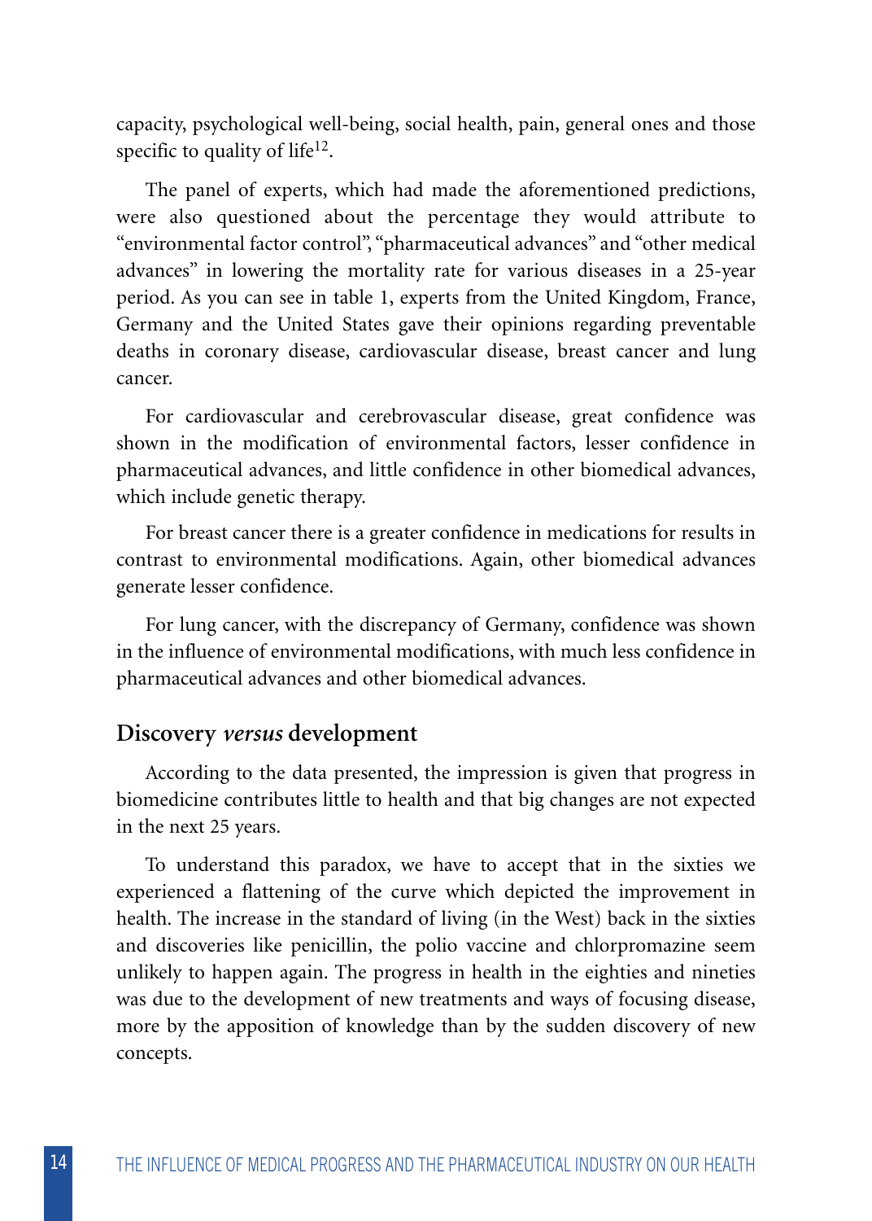capacity, psychological well-being, social health, pain, general ones and those specific to quality of life[12].

The panel of experts, which had made the aforementioned predictions, were also questioned about the percentage they would attribute to "environmental factor control", "pharmaceutical advances" and "other medical advances" in lowering the mortality rate for various diseases in a 25-year period. As you can see in table 1, experts from the United Kingdom, France, Germany and the United States gave their opinions regarding preventable deaths in coronary disease, cardiovascular disease, breast cancer and lung cancer.

For cardiovascular and cerebrovascular disease, great confidence was shown in the modification of environmental factors, lesser confidence in pharmaceutical advances, and little confidence in other biomedical advances, which include genetic therapy.

For breast cancer there is a greater confidence in medications for results in contrast to environmental modifications. Again, other biomedical advances generate lesser confidence.

For lung cancer, with the discrepancy of Germany, confidence was shown in the influence of environmental modifications, with much less confidence in pharmaceutical advances and other biomedical advances.

## Discovery *versus* development

According to the data presented, the impression is given that progress in biomedicine contributes little to health and that big changes are not expected in the next 25 years.

To understand this paradox, we have to accept that in the sixties we experienced a flattening of the curve which depicted the improvement in health. The increase in the standard of living (in the West) back in the sixties and discoveries like penicillin, the polio vaccine and chlorpromazine seem unlikely to happen again. The progress in health in the eighties and nineties was due to the development of new treatments and ways of focusing disease, more by the apposition of knowledge than by the sudden discovery of new concepts.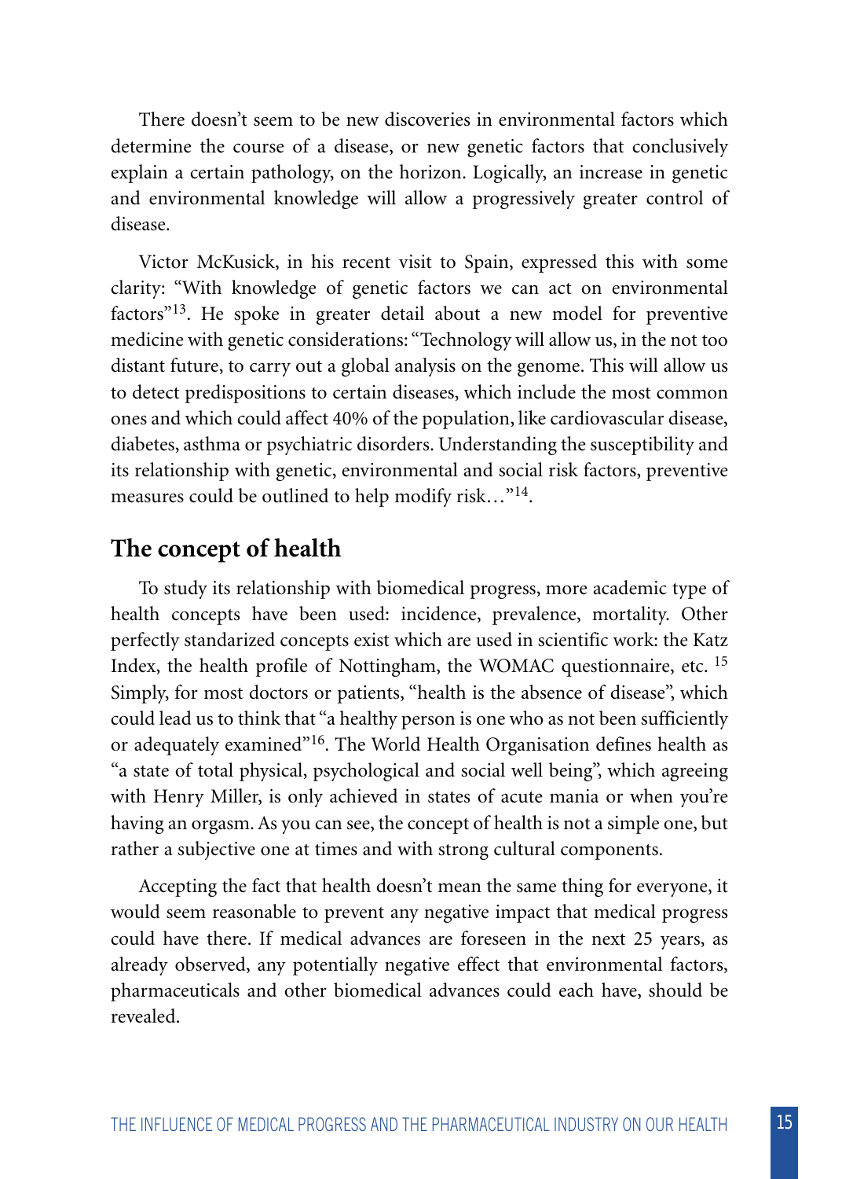There doesn't seem to be new discoveries in environmental factors which determine the course of a disease, or new genetic factors that conclusively explain a certain pathology, on the horizon. Logically, an increase in genetic and environmental knowledge will allow a progressively greater control of disease.

Victor McKusick, in his recent visit to Spain, expressed this with some clarity: "With knowledge of genetic factors we can act on environmental factors"[13]. He spoke in greater detail about a new model for preventive medicine with genetic considerations: "Technology will allow us, in the not too distant future, to carry out a global analysis on the genome. This will allow us to detect predispositions to certain diseases, which include the most common ones and which could affect 40% of the population, like cardiovascular disease, diabetes, asthma or psychiatric disorders. Understanding the susceptibility and its relationship with genetic, environmental and social risk factors, preventive measures could be outlined to help modify risk…"[14].

## The concept of health

To study its relationship with biomedical progress, more academic type of health concepts have been used: incidence, prevalence, mortality. Other perfectly standarized concepts exist which are used in scientific work: the Katz Index, the health profile of Nottingham, the WOMAC questionnaire, etc. [15] Simply, for most doctors or patients, "health is the absence of disease", which could lead us to think that "a healthy person is one who as not been sufficiently or adequately examined"[16]. The World Health Organisation defines health as "a state of total physical, psychological and social well being", which agreeing with Henry Miller, is only achieved in states of acute mania or when you're having an orgasm. As you can see, the concept of health is not a simple one, but rather a subjective one at times and with strong cultural components.

Accepting the fact that health doesn't mean the same thing for everyone, it would seem reasonable to prevent any negative impact that medical progress could have there. If medical advances are foreseen in the next 25 years, as already observed, any potentially negative effect that environmental factors, pharmaceuticals and other biomedical advances could each have, should be revealed.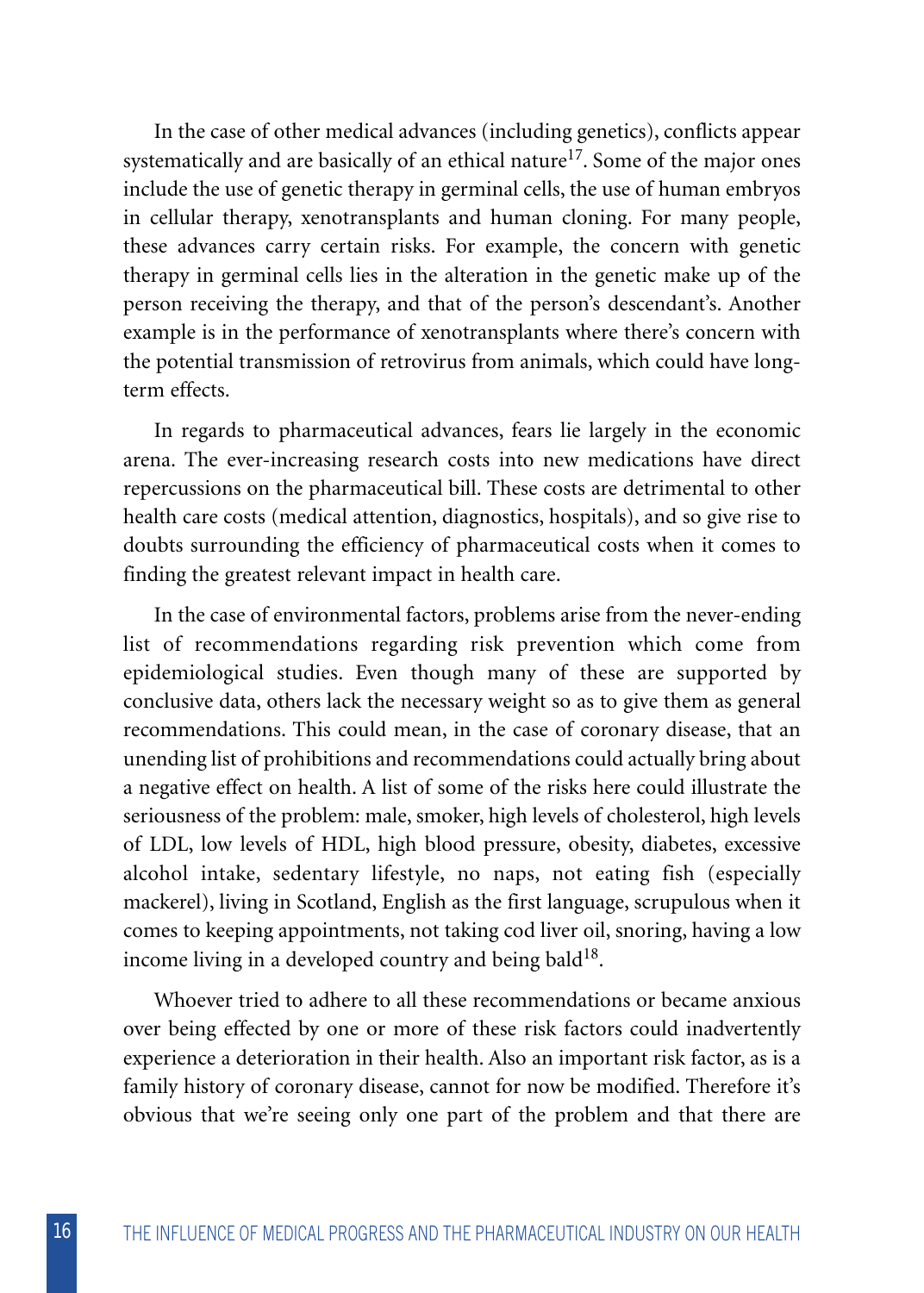In the case of other medical advances (including genetics), conflicts appear systematically and are basically of an ethical nature[17]. Some of the major ones include the use of genetic therapy in germinal cells, the use of human embryos in cellular therapy, xenotransplants and human cloning. For many people, these advances carry certain risks. For example, the concern with genetic therapy in germinal cells lies in the alteration in the genetic make up of the person receiving the therapy, and that of the person's descendant's. Another example is in the performance of xenotransplants where there's concern with the potential transmission of retrovirus from animals, which could have long-term effects.

In regards to pharmaceutical advances, fears lie largely in the economic arena. The ever-increasing research costs into new medications have direct repercussions on the pharmaceutical bill. These costs are detrimental to other health care costs (medical attention, diagnostics, hospitals), and so give rise to doubts surrounding the efficiency of pharmaceutical costs when it comes to finding the greatest relevant impact in health care.

In the case of environmental factors, problems arise from the never-ending list of recommendations regarding risk prevention which come from epidemiological studies. Even though many of these are supported by conclusive data, others lack the necessary weight so as to give them as general recommendations. This could mean, in the case of coronary disease, that an unending list of prohibitions and recommendations could actually bring about a negative effect on health. A list of some of the risks here could illustrate the seriousness of the problem: male, smoker, high levels of cholesterol, high levels of LDL, low levels of HDL, high blood pressure, obesity, diabetes, excessive alcohol intake, sedentary lifestyle, no naps, not eating fish (especially mackerel), living in Scotland, English as the first language, scrupulous when it comes to keeping appointments, not taking cod liver oil, snoring, having a low income living in a developed country and being bald[18].

Whoever tried to adhere to all these recommendations or became anxious over being effected by one or more of these risk factors could inadvertently experience a deterioration in their health. Also an important risk factor, as is a family history of coronary disease, cannot for now be modified. Therefore it's obvious that we're seeing only one part of the problem and that there are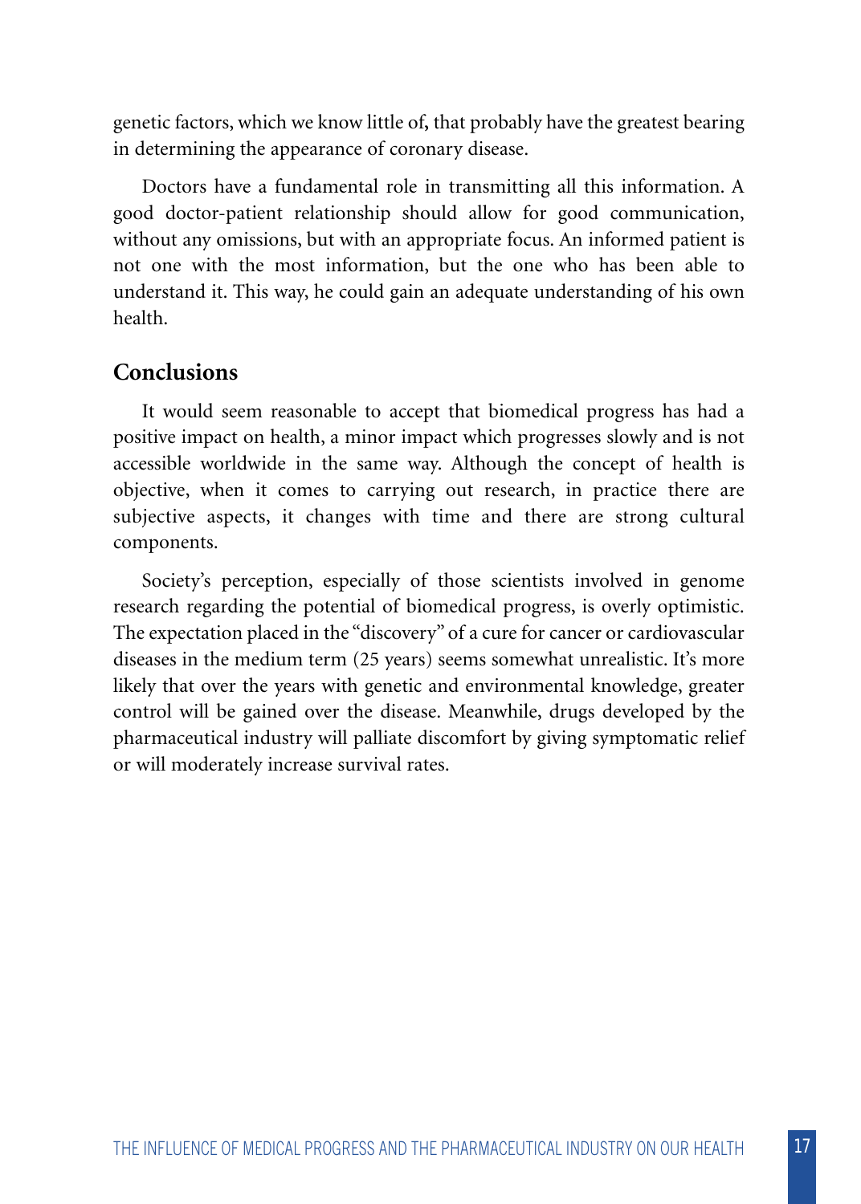genetic factors, which we know little of, that probably have the greatest bearing in determining the appearance of coronary disease.

Doctors have a fundamental role in transmitting all this information. A good doctor-patient relationship should allow for good communication, without any omissions, but with an appropriate focus. An informed patient is not one with the most information, but the one who has been able to understand it. This way, he could gain an adequate understanding of his own health.

## Conclusions

It would seem reasonable to accept that biomedical progress has had a positive impact on health, a minor impact which progresses slowly and is not accessible worldwide in the same way. Although the concept of health is objective, when it comes to carrying out research, in practice there are subjective aspects, it changes with time and there are strong cultural components.

Society's perception, especially of those scientists involved in genome research regarding the potential of biomedical progress, is overly optimistic. The expectation placed in the "discovery" of a cure for cancer or cardiovascular diseases in the medium term (25 years) seems somewhat unrealistic. It's more likely that over the years with genetic and environmental knowledge, greater control will be gained over the disease. Meanwhile, drugs developed by the pharmaceutical industry will palliate discomfort by giving symptomatic relief or will moderately increase survival rates.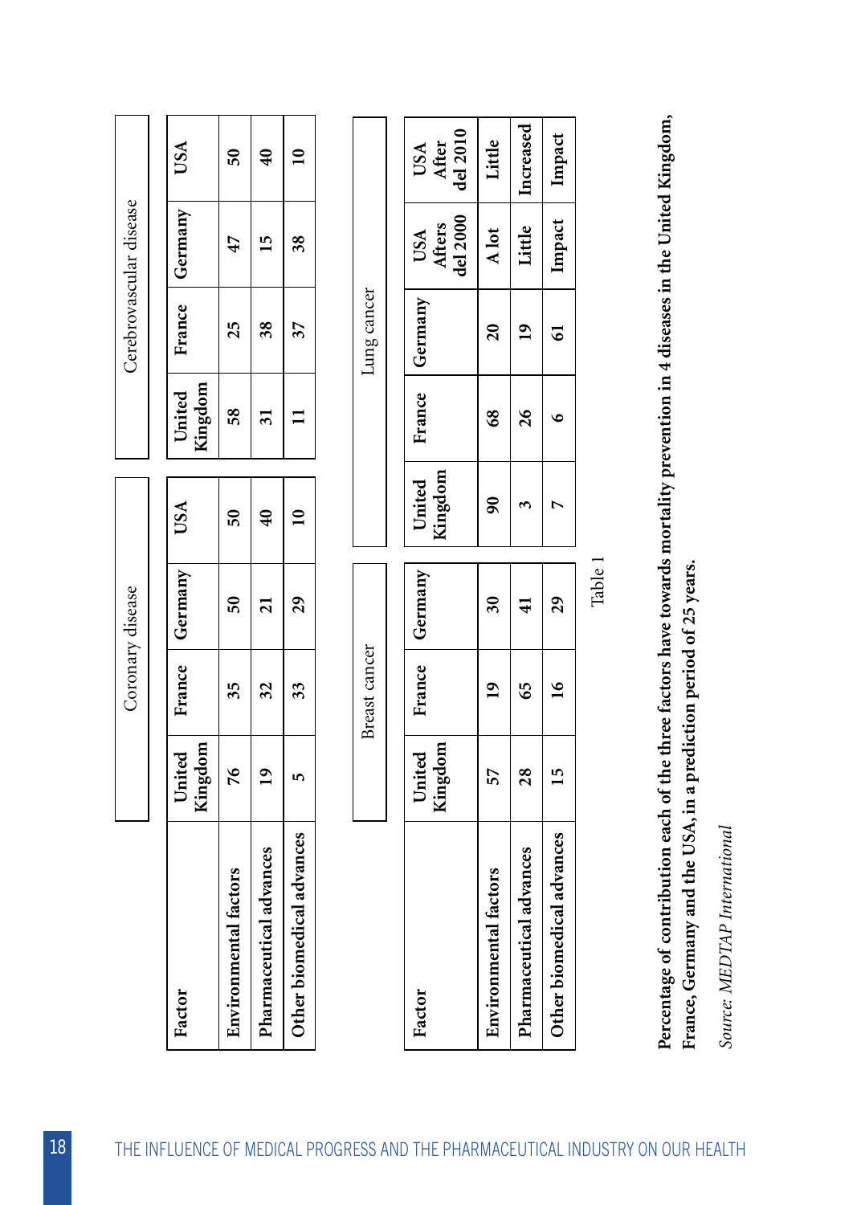| Factor | Coronary disease | | | | Cerebrovascular disease | | | |
|---|---|---|---|---|---|---|---|---|
| | United Kingdom | France | Germany | USA | United Kingdom | France | Germany | USA |
| Environmental factors | 76 | 35 | 50 | 50 | 58 | 25 | 47 | 50 |
| Pharmaceutical advances | 19 | 32 | 21 | 40 | 31 | 38 | 15 | 40 |
| Other biomedical advances | 5 | 33 | 29 | 10 | 11 | 37 | 38 | 10 |

| Factor | Breast cancer | | | Lung cancer | | | | |
|---|---|---|---|---|---|---|---|---|
| | United Kingdom | France | Germany | United Kingdom | France | Germany | USA Afters del 2000 | USA After del 2010 |
| Environmental factors | 57 | 19 | 30 | 90 | 68 | 20 | A lot | Little |
| Pharmaceutical advances | 28 | 65 | 41 | 3 | 26 | 19 | Little | Increased |
| Other biomedical advances | 15 | 16 | 29 | 7 | 6 | 61 | Impact | Impact |

Table 1

**Percentage of contribution each of the three factors have towards mortality prevention in 4 diseases in the United Kingdom, France, Germany and the USA, in a prediction period of 25 years.**

*Source: MEDTAP International*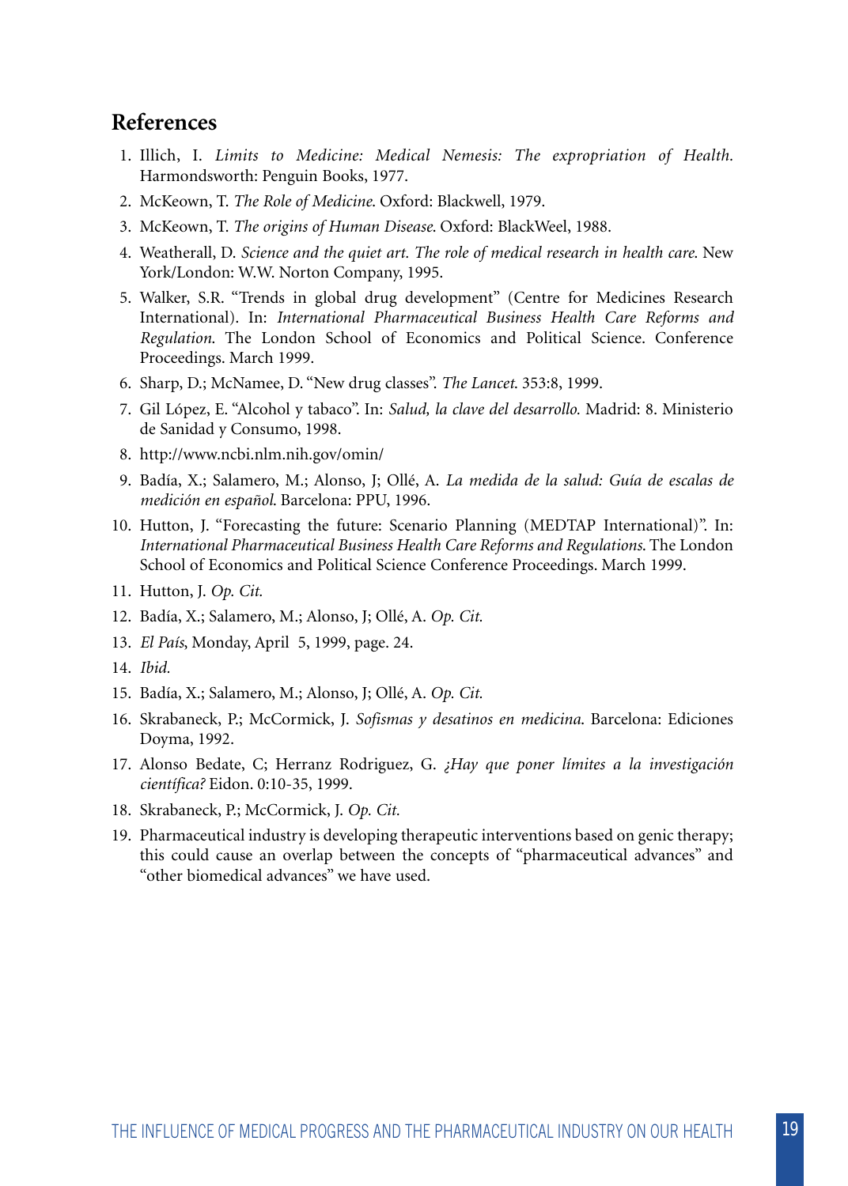## References

1. Illich, I. *Limits to Medicine: Medical Nemesis: The expropriation of Health.* Harmondsworth: Penguin Books, 1977.
2. McKeown, T. *The Role of Medicine.* Oxford: Blackwell, 1979.
3. McKeown, T. *The origins of Human Disease.* Oxford: BlackWeel, 1988.
4. Weatherall, D. *Science and the quiet art. The role of medical research in health care.* New York/London: W.W. Norton Company, 1995.
5. Walker, S.R. "Trends in global drug development" (Centre for Medicines Research International). In: *International Pharmaceutical Business Health Care Reforms and Regulation.* The London School of Economics and Political Science. Conference Proceedings. March 1999.
6. Sharp, D.; McNamee, D. "New drug classes". *The Lancet.* 353:8, 1999.
7. Gil López, E. "Alcohol y tabaco". In: *Salud, la clave del desarrollo.* Madrid: 8. Ministerio de Sanidad y Consumo, 1998.
8. http://www.ncbi.nlm.nih.gov/omin/
9. Badía, X.; Salamero, M.; Alonso, J; Ollé, A. *La medida de la salud: Guía de escalas de medición en español.* Barcelona: PPU, 1996.
10. Hutton, J. "Forecasting the future: Scenario Planning (MEDTAP International)". In: *International Pharmaceutical Business Health Care Reforms and Regulations.* The London School of Economics and Political Science Conference Proceedings. March 1999.
11. Hutton, J. *Op. Cit.*
12. Badía, X.; Salamero, M.; Alonso, J; Ollé, A. *Op. Cit.*
13. *El País*, Monday, April 5, 1999, page. 24.
14. *Ibid.*
15. Badía, X.; Salamero, M.; Alonso, J; Ollé, A. *Op. Cit.*
16. Skrabaneck, P.; McCormick, J. *Sofismas y desatinos en medicina.* Barcelona: Ediciones Doyma, 1992.
17. Alonso Bedate, C; Herranz Rodriguez, G. *¿Hay que poner límites a la investigación científica?* Eidon. 0:10-35, 1999.
18. Skrabaneck, P.; McCormick, J. *Op. Cit.*
19. Pharmaceutical industry is developing therapeutic interventions based on genic therapy; this could cause an overlap between the concepts of "pharmaceutical advances" and "other biomedical advances" we have used.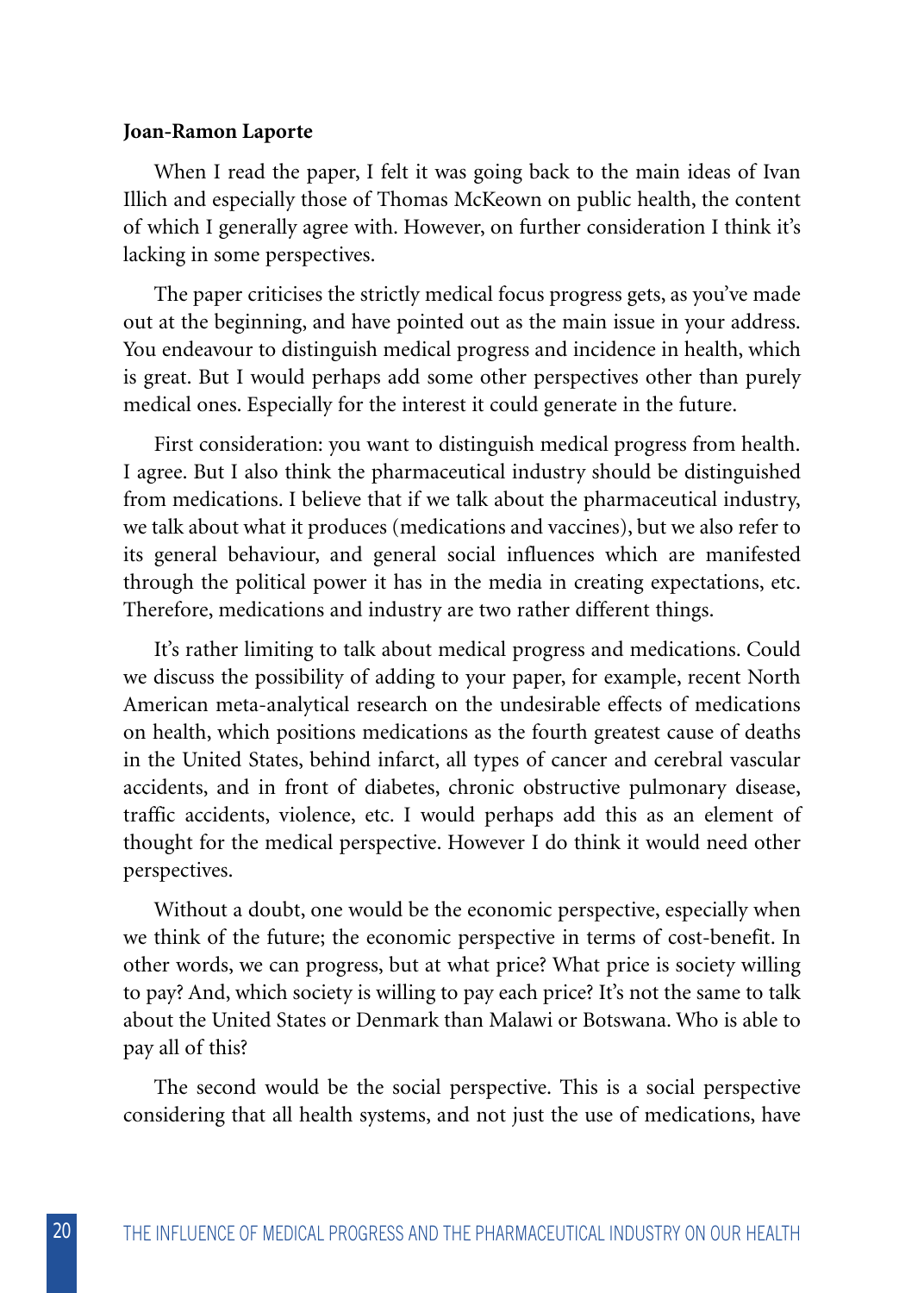**Joan-Ramon Laporte**

When I read the paper, I felt it was going back to the main ideas of Ivan Illich and especially those of Thomas McKeown on public health, the content of which I generally agree with. However, on further consideration I think it's lacking in some perspectives.

The paper criticises the strictly medical focus progress gets, as you've made out at the beginning, and have pointed out as the main issue in your address. You endeavour to distinguish medical progress and incidence in health, which is great. But I would perhaps add some other perspectives other than purely medical ones. Especially for the interest it could generate in the future.

First consideration: you want to distinguish medical progress from health. I agree. But I also think the pharmaceutical industry should be distinguished from medications. I believe that if we talk about the pharmaceutical industry, we talk about what it produces (medications and vaccines), but we also refer to its general behaviour, and general social influences which are manifested through the political power it has in the media in creating expectations, etc. Therefore, medications and industry are two rather different things.

It's rather limiting to talk about medical progress and medications. Could we discuss the possibility of adding to your paper, for example, recent North American meta-analytical research on the undesirable effects of medications on health, which positions medications as the fourth greatest cause of deaths in the United States, behind infarct, all types of cancer and cerebral vascular accidents, and in front of diabetes, chronic obstructive pulmonary disease, traffic accidents, violence, etc. I would perhaps add this as an element of thought for the medical perspective. However I do think it would need other perspectives.

Without a doubt, one would be the economic perspective, especially when we think of the future; the economic perspective in terms of cost-benefit. In other words, we can progress, but at what price? What price is society willing to pay? And, which society is willing to pay each price? It's not the same to talk about the United States or Denmark than Malawi or Botswana. Who is able to pay all of this?

The second would be the social perspective. This is a social perspective considering that all health systems, and not just the use of medications, have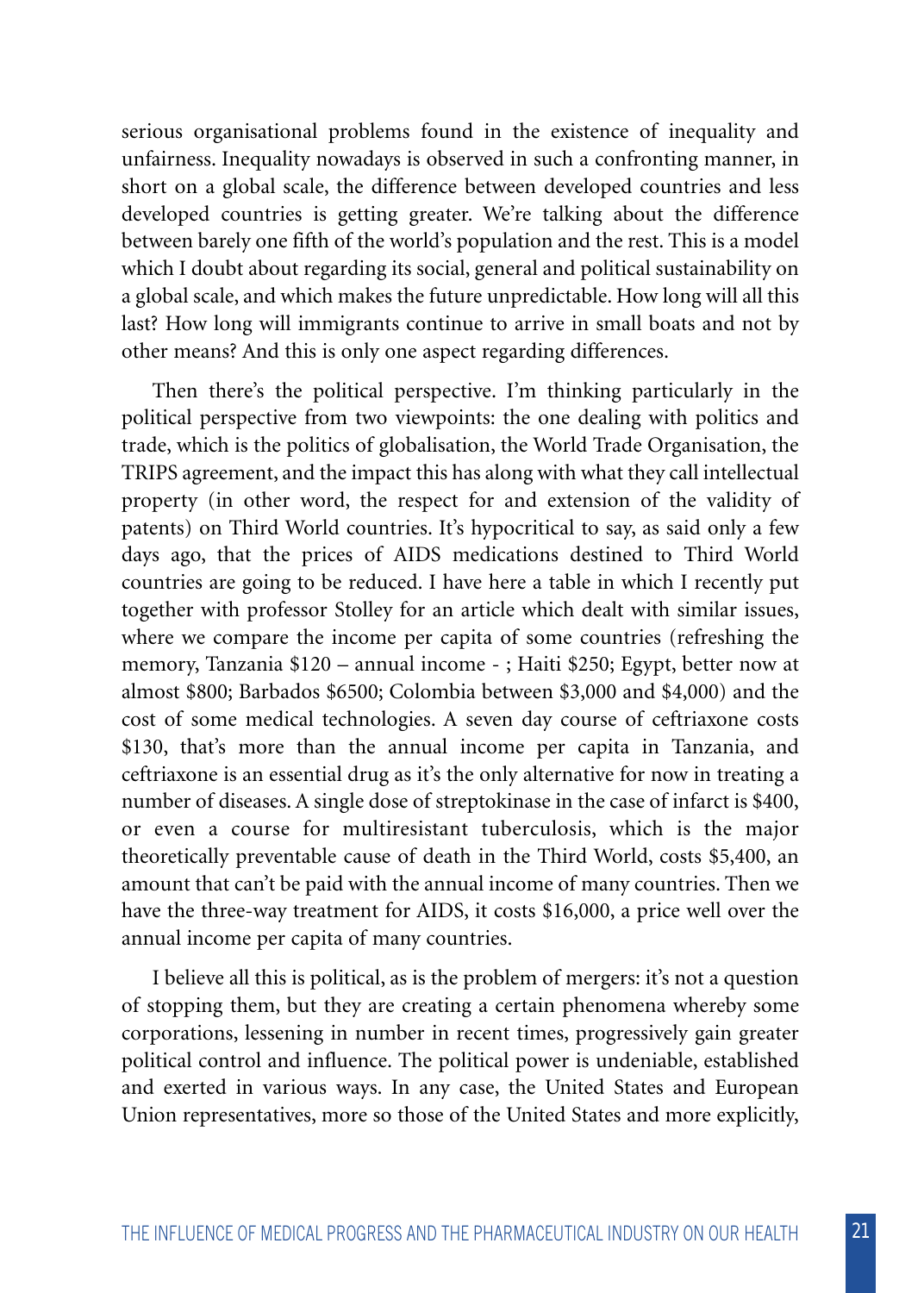serious organisational problems found in the existence of inequality and unfairness. Inequality nowadays is observed in such a confronting manner, in short on a global scale, the difference between developed countries and less developed countries is getting greater. We're talking about the difference between barely one fifth of the world's population and the rest. This is a model which I doubt about regarding its social, general and political sustainability on a global scale, and which makes the future unpredictable. How long will all this last? How long will immigrants continue to arrive in small boats and not by other means? And this is only one aspect regarding differences.

Then there's the political perspective. I'm thinking particularly in the political perspective from two viewpoints: the one dealing with politics and trade, which is the politics of globalisation, the World Trade Organisation, the TRIPS agreement, and the impact this has along with what they call intellectual property (in other word, the respect for and extension of the validity of patents) on Third World countries. It's hypocritical to say, as said only a few days ago, that the prices of AIDS medications destined to Third World countries are going to be reduced. I have here a table in which I recently put together with professor Stolley for an article which dealt with similar issues, where we compare the income per capita of some countries (refreshing the memory, Tanzania $120 – annual income - ; Haiti $250; Egypt, better now at almost $800; Barbados $6500; Colombia between $3,000 and $4,000) and the cost of some medical technologies. A seven day course of ceftriaxone costs $130, that's more than the annual income per capita in Tanzania, and ceftriaxone is an essential drug as it's the only alternative for now in treating a number of diseases. A single dose of streptokinase in the case of infarct is $400, or even a course for multiresistant tuberculosis, which is the major theoretically preventable cause of death in the Third World, costs $5,400, an amount that can't be paid with the annual income of many countries. Then we have the three-way treatment for AIDS, it costs $16,000, a price well over the annual income per capita of many countries.

I believe all this is political, as is the problem of mergers: it's not a question of stopping them, but they are creating a certain phenomena whereby some corporations, lessening in number in recent times, progressively gain greater political control and influence. The political power is undeniable, established and exerted in various ways. In any case, the United States and European Union representatives, more so those of the United States and more explicitly,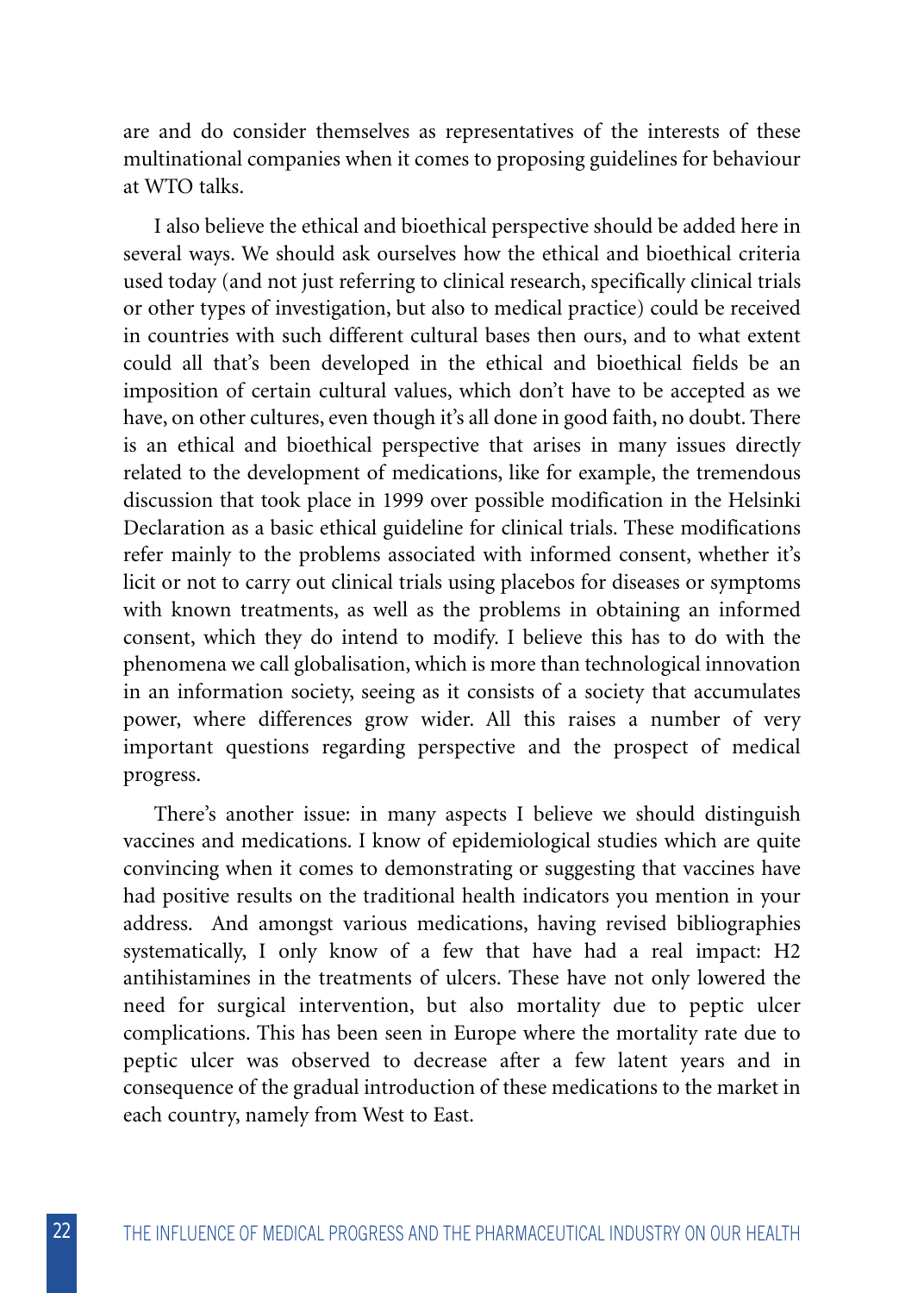are and do consider themselves as representatives of the interests of these multinational companies when it comes to proposing guidelines for behaviour at WTO talks.

I also believe the ethical and bioethical perspective should be added here in several ways. We should ask ourselves how the ethical and bioethical criteria used today (and not just referring to clinical research, specifically clinical trials or other types of investigation, but also to medical practice) could be received in countries with such different cultural bases then ours, and to what extent could all that's been developed in the ethical and bioethical fields be an imposition of certain cultural values, which don't have to be accepted as we have, on other cultures, even though it's all done in good faith, no doubt. There is an ethical and bioethical perspective that arises in many issues directly related to the development of medications, like for example, the tremendous discussion that took place in 1999 over possible modification in the Helsinki Declaration as a basic ethical guideline for clinical trials. These modifications refer mainly to the problems associated with informed consent, whether it's licit or not to carry out clinical trials using placebos for diseases or symptoms with known treatments, as well as the problems in obtaining an informed consent, which they do intend to modify. I believe this has to do with the phenomena we call globalisation, which is more than technological innovation in an information society, seeing as it consists of a society that accumulates power, where differences grow wider. All this raises a number of very important questions regarding perspective and the prospect of medical progress.

There's another issue: in many aspects I believe we should distinguish vaccines and medications. I know of epidemiological studies which are quite convincing when it comes to demonstrating or suggesting that vaccines have had positive results on the traditional health indicators you mention in your address. And amongst various medications, having revised bibliographies systematically, I only know of a few that have had a real impact: H2 antihistamines in the treatments of ulcers. These have not only lowered the need for surgical intervention, but also mortality due to peptic ulcer complications. This has been seen in Europe where the mortality rate due to peptic ulcer was observed to decrease after a few latent years and in consequence of the gradual introduction of these medications to the market in each country, namely from West to East.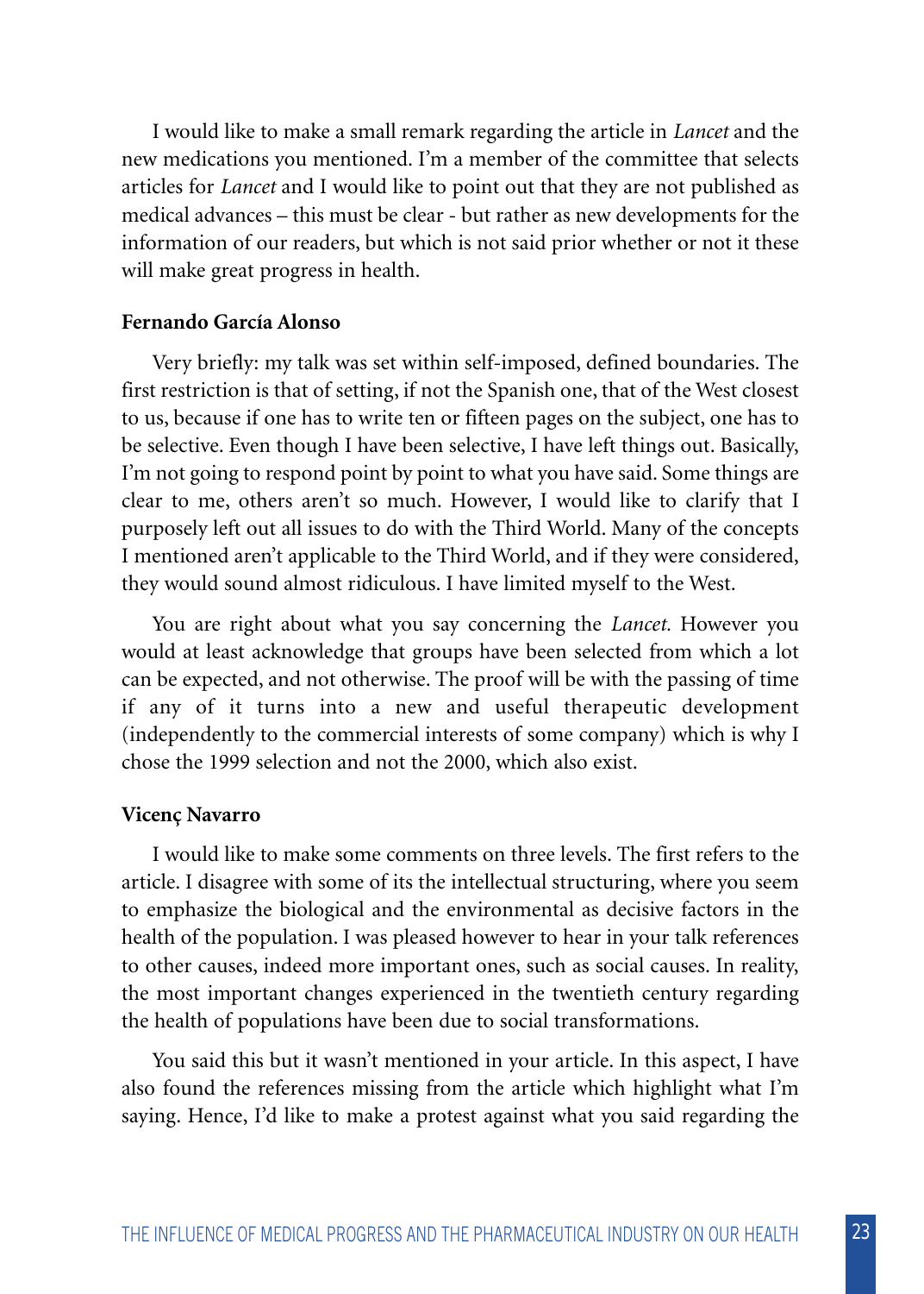I would like to make a small remark regarding the article in *Lancet* and the new medications you mentioned. I'm a member of the committee that selects articles for *Lancet* and I would like to point out that they are not published as medical advances – this must be clear - but rather as new developments for the information of our readers, but which is not said prior whether or not it these will make great progress in health.

**Fernando García Alonso**

Very briefly: my talk was set within self-imposed, defined boundaries. The first restriction is that of setting, if not the Spanish one, that of the West closest to us, because if one has to write ten or fifteen pages on the subject, one has to be selective. Even though I have been selective, I have left things out. Basically, I'm not going to respond point by point to what you have said. Some things are clear to me, others aren't so much. However, I would like to clarify that I purposely left out all issues to do with the Third World. Many of the concepts I mentioned aren't applicable to the Third World, and if they were considered, they would sound almost ridiculous. I have limited myself to the West.

You are right about what you say concerning the *Lancet.* However you would at least acknowledge that groups have been selected from which a lot can be expected, and not otherwise. The proof will be with the passing of time if any of it turns into a new and useful therapeutic development (independently to the commercial interests of some company) which is why I chose the 1999 selection and not the 2000, which also exist.

**Vicenç Navarro**

I would like to make some comments on three levels. The first refers to the article. I disagree with some of its the intellectual structuring, where you seem to emphasize the biological and the environmental as decisive factors in the health of the population. I was pleased however to hear in your talk references to other causes, indeed more important ones, such as social causes. In reality, the most important changes experienced in the twentieth century regarding the health of populations have been due to social transformations.

You said this but it wasn't mentioned in your article. In this aspect, I have also found the references missing from the article which highlight what I'm saying. Hence, I'd like to make a protest against what you said regarding the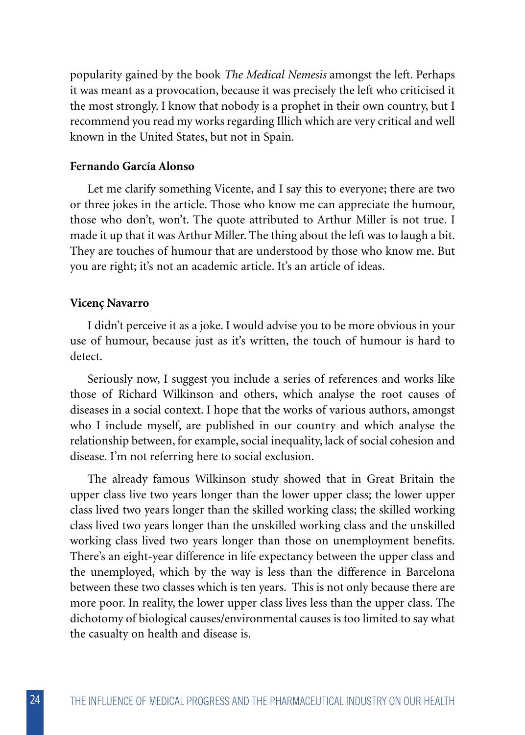popularity gained by the book *The Medical Nemesis* amongst the left. Perhaps it was meant as a provocation, because it was precisely the left who criticised it the most strongly. I know that nobody is a prophet in their own country, but I recommend you read my works regarding Illich which are very critical and well known in the United States, but not in Spain.

**Fernando García Alonso**

Let me clarify something Vicente, and I say this to everyone; there are two or three jokes in the article. Those who know me can appreciate the humour, those who don't, won't. The quote attributed to Arthur Miller is not true. I made it up that it was Arthur Miller. The thing about the left was to laugh a bit. They are touches of humour that are understood by those who know me. But you are right; it's not an academic article. It's an article of ideas.

**Vicenç Navarro**

I didn't perceive it as a joke. I would advise you to be more obvious in your use of humour, because just as it's written, the touch of humour is hard to detect.

Seriously now, I suggest you include a series of references and works like those of Richard Wilkinson and others, which analyse the root causes of diseases in a social context. I hope that the works of various authors, amongst who I include myself, are published in our country and which analyse the relationship between, for example, social inequality, lack of social cohesion and disease. I'm not referring here to social exclusion.

The already famous Wilkinson study showed that in Great Britain the upper class live two years longer than the lower upper class; the lower upper class lived two years longer than the skilled working class; the skilled working class lived two years longer than the unskilled working class and the unskilled working class lived two years longer than those on unemployment benefits. There's an eight-year difference in life expectancy between the upper class and the unemployed, which by the way is less than the difference in Barcelona between these two classes which is ten years. This is not only because there are more poor. In reality, the lower upper class lives less than the upper class. The dichotomy of biological causes/environmental causes is too limited to say what the casualty on health and disease is.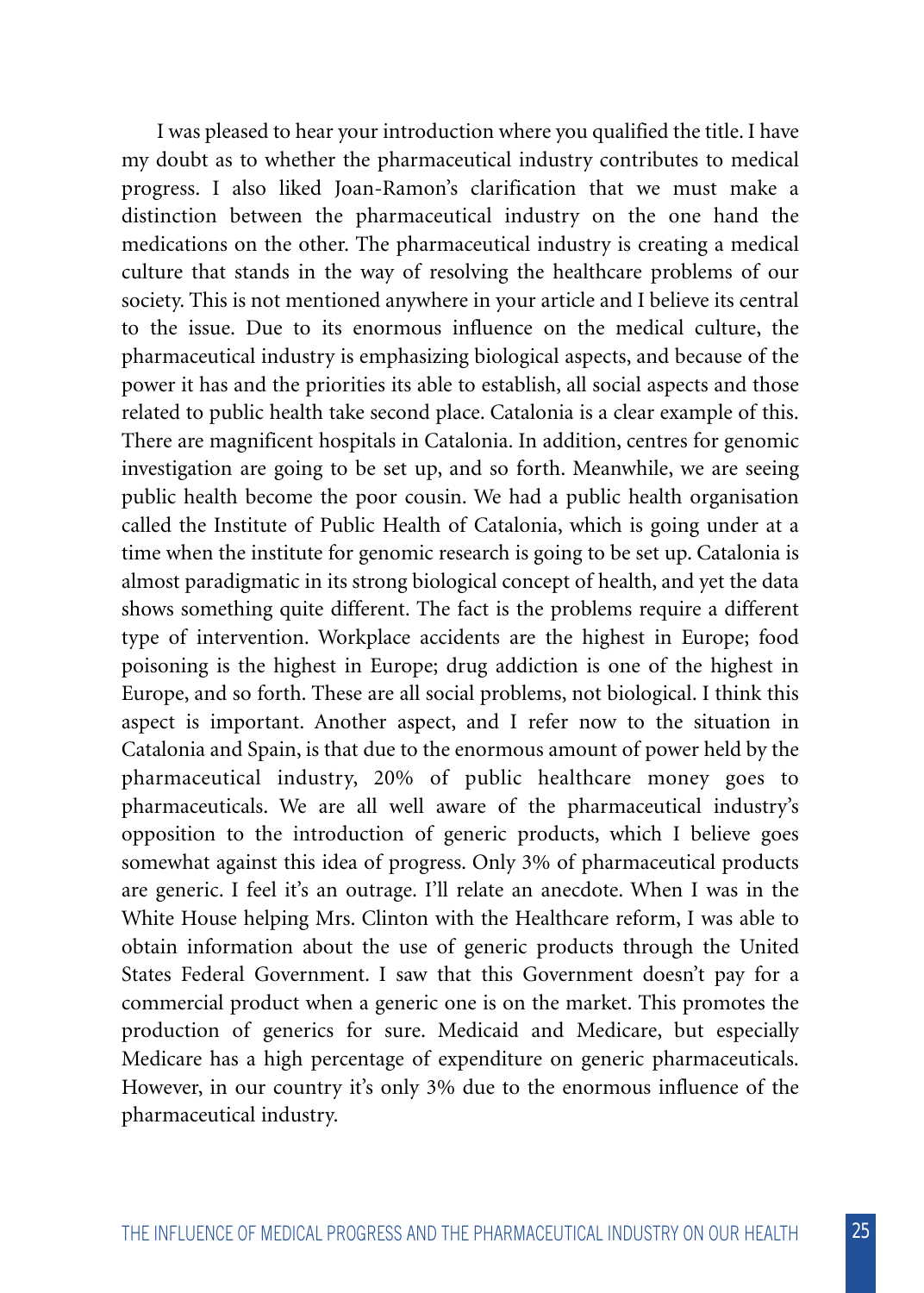I was pleased to hear your introduction where you qualified the title. I have my doubt as to whether the pharmaceutical industry contributes to medical progress. I also liked Joan-Ramon's clarification that we must make a distinction between the pharmaceutical industry on the one hand the medications on the other. The pharmaceutical industry is creating a medical culture that stands in the way of resolving the healthcare problems of our society. This is not mentioned anywhere in your article and I believe its central to the issue. Due to its enormous influence on the medical culture, the pharmaceutical industry is emphasizing biological aspects, and because of the power it has and the priorities its able to establish, all social aspects and those related to public health take second place. Catalonia is a clear example of this. There are magnificent hospitals in Catalonia. In addition, centres for genomic investigation are going to be set up, and so forth. Meanwhile, we are seeing public health become the poor cousin. We had a public health organisation called the Institute of Public Health of Catalonia, which is going under at a time when the institute for genomic research is going to be set up. Catalonia is almost paradigmatic in its strong biological concept of health, and yet the data shows something quite different. The fact is the problems require a different type of intervention. Workplace accidents are the highest in Europe; food poisoning is the highest in Europe; drug addiction is one of the highest in Europe, and so forth. These are all social problems, not biological. I think this aspect is important. Another aspect, and I refer now to the situation in Catalonia and Spain, is that due to the enormous amount of power held by the pharmaceutical industry, 20% of public healthcare money goes to pharmaceuticals. We are all well aware of the pharmaceutical industry's opposition to the introduction of generic products, which I believe goes somewhat against this idea of progress. Only 3% of pharmaceutical products are generic. I feel it's an outrage. I'll relate an anecdote. When I was in the White House helping Mrs. Clinton with the Healthcare reform, I was able to obtain information about the use of generic products through the United States Federal Government. I saw that this Government doesn't pay for a commercial product when a generic one is on the market. This promotes the production of generics for sure. Medicaid and Medicare, but especially Medicare has a high percentage of expenditure on generic pharmaceuticals. However, in our country it's only 3% due to the enormous influence of the pharmaceutical industry.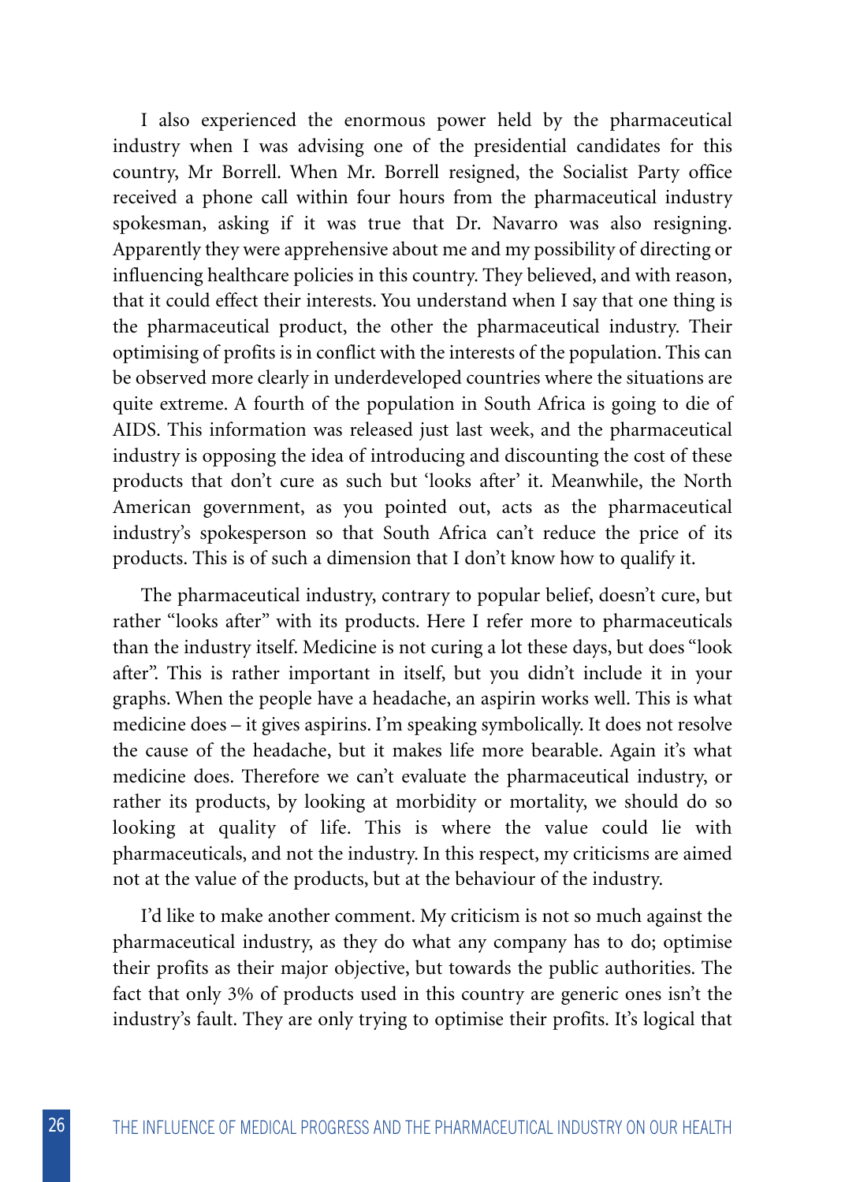I also experienced the enormous power held by the pharmaceutical industry when I was advising one of the presidential candidates for this country, Mr Borrell. When Mr. Borrell resigned, the Socialist Party office received a phone call within four hours from the pharmaceutical industry spokesman, asking if it was true that Dr. Navarro was also resigning. Apparently they were apprehensive about me and my possibility of directing or influencing healthcare policies in this country. They believed, and with reason, that it could effect their interests. You understand when I say that one thing is the pharmaceutical product, the other the pharmaceutical industry. Their optimising of profits is in conflict with the interests of the population. This can be observed more clearly in underdeveloped countries where the situations are quite extreme. A fourth of the population in South Africa is going to die of AIDS. This information was released just last week, and the pharmaceutical industry is opposing the idea of introducing and discounting the cost of these products that don't cure as such but 'looks after' it. Meanwhile, the North American government, as you pointed out, acts as the pharmaceutical industry's spokesperson so that South Africa can't reduce the price of its products. This is of such a dimension that I don't know how to qualify it.

The pharmaceutical industry, contrary to popular belief, doesn't cure, but rather "looks after" with its products. Here I refer more to pharmaceuticals than the industry itself. Medicine is not curing a lot these days, but does "look after". This is rather important in itself, but you didn't include it in your graphs. When the people have a headache, an aspirin works well. This is what medicine does – it gives aspirins. I'm speaking symbolically. It does not resolve the cause of the headache, but it makes life more bearable. Again it's what medicine does. Therefore we can't evaluate the pharmaceutical industry, or rather its products, by looking at morbidity or mortality, we should do so looking at quality of life. This is where the value could lie with pharmaceuticals, and not the industry. In this respect, my criticisms are aimed not at the value of the products, but at the behaviour of the industry.

I'd like to make another comment. My criticism is not so much against the pharmaceutical industry, as they do what any company has to do; optimise their profits as their major objective, but towards the public authorities. The fact that only 3% of products used in this country are generic ones isn't the industry's fault. They are only trying to optimise their profits. It's logical that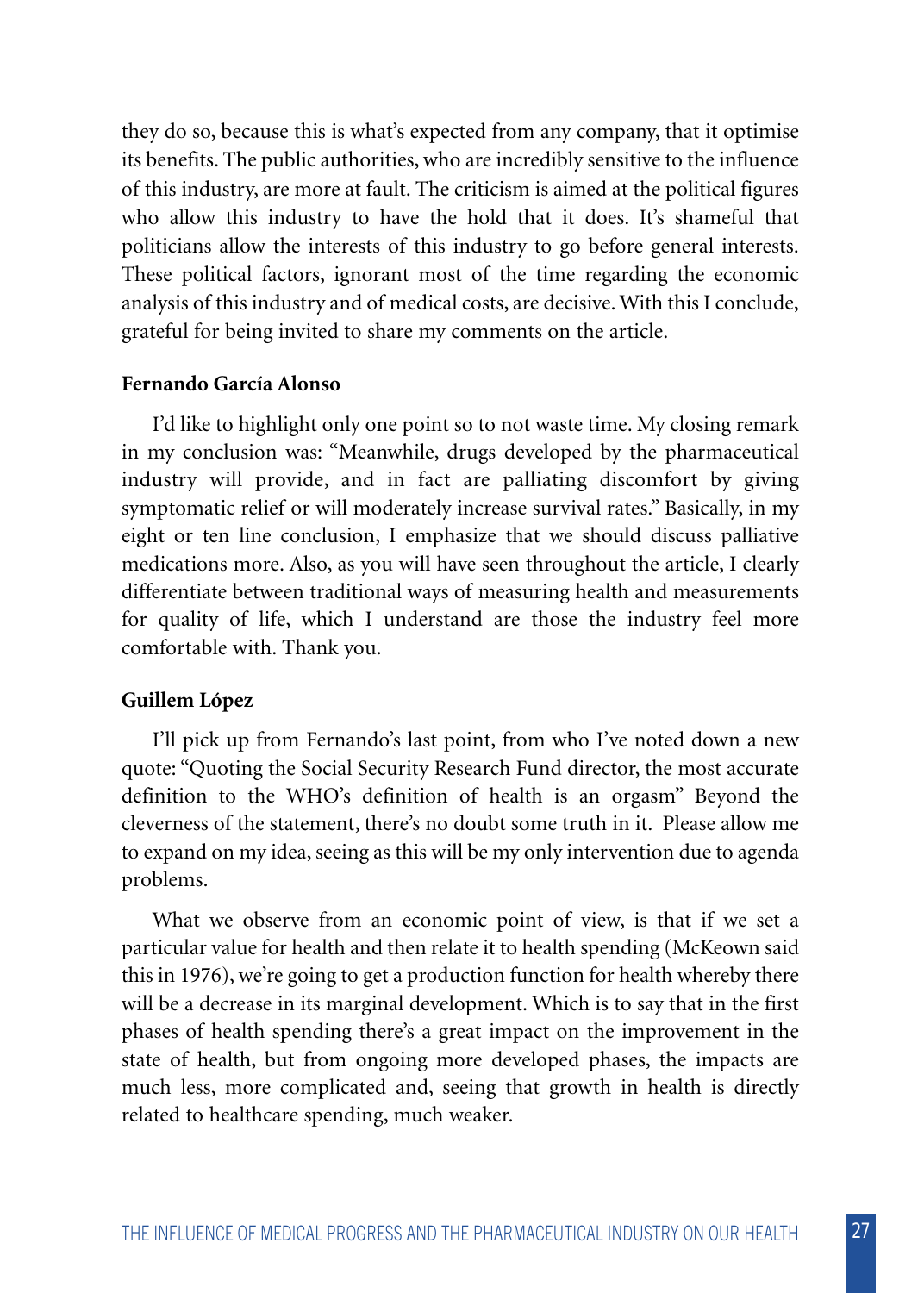they do so, because this is what's expected from any company, that it optimise its benefits. The public authorities, who are incredibly sensitive to the influence of this industry, are more at fault. The criticism is aimed at the political figures who allow this industry to have the hold that it does. It's shameful that politicians allow the interests of this industry to go before general interests. These political factors, ignorant most of the time regarding the economic analysis of this industry and of medical costs, are decisive. With this I conclude, grateful for being invited to share my comments on the article.

**Fernando García Alonso**

I'd like to highlight only one point so to not waste time. My closing remark in my conclusion was: "Meanwhile, drugs developed by the pharmaceutical industry will provide, and in fact are palliating discomfort by giving symptomatic relief or will moderately increase survival rates." Basically, in my eight or ten line conclusion, I emphasize that we should discuss palliative medications more. Also, as you will have seen throughout the article, I clearly differentiate between traditional ways of measuring health and measurements for quality of life, which I understand are those the industry feel more comfortable with. Thank you.

**Guillem López**

I'll pick up from Fernando's last point, from who I've noted down a new quote: "Quoting the Social Security Research Fund director, the most accurate definition to the WHO's definition of health is an orgasm" Beyond the cleverness of the statement, there's no doubt some truth in it. Please allow me to expand on my idea, seeing as this will be my only intervention due to agenda problems.

What we observe from an economic point of view, is that if we set a particular value for health and then relate it to health spending (McKeown said this in 1976), we're going to get a production function for health whereby there will be a decrease in its marginal development. Which is to say that in the first phases of health spending there's a great impact on the improvement in the state of health, but from ongoing more developed phases, the impacts are much less, more complicated and, seeing that growth in health is directly related to healthcare spending, much weaker.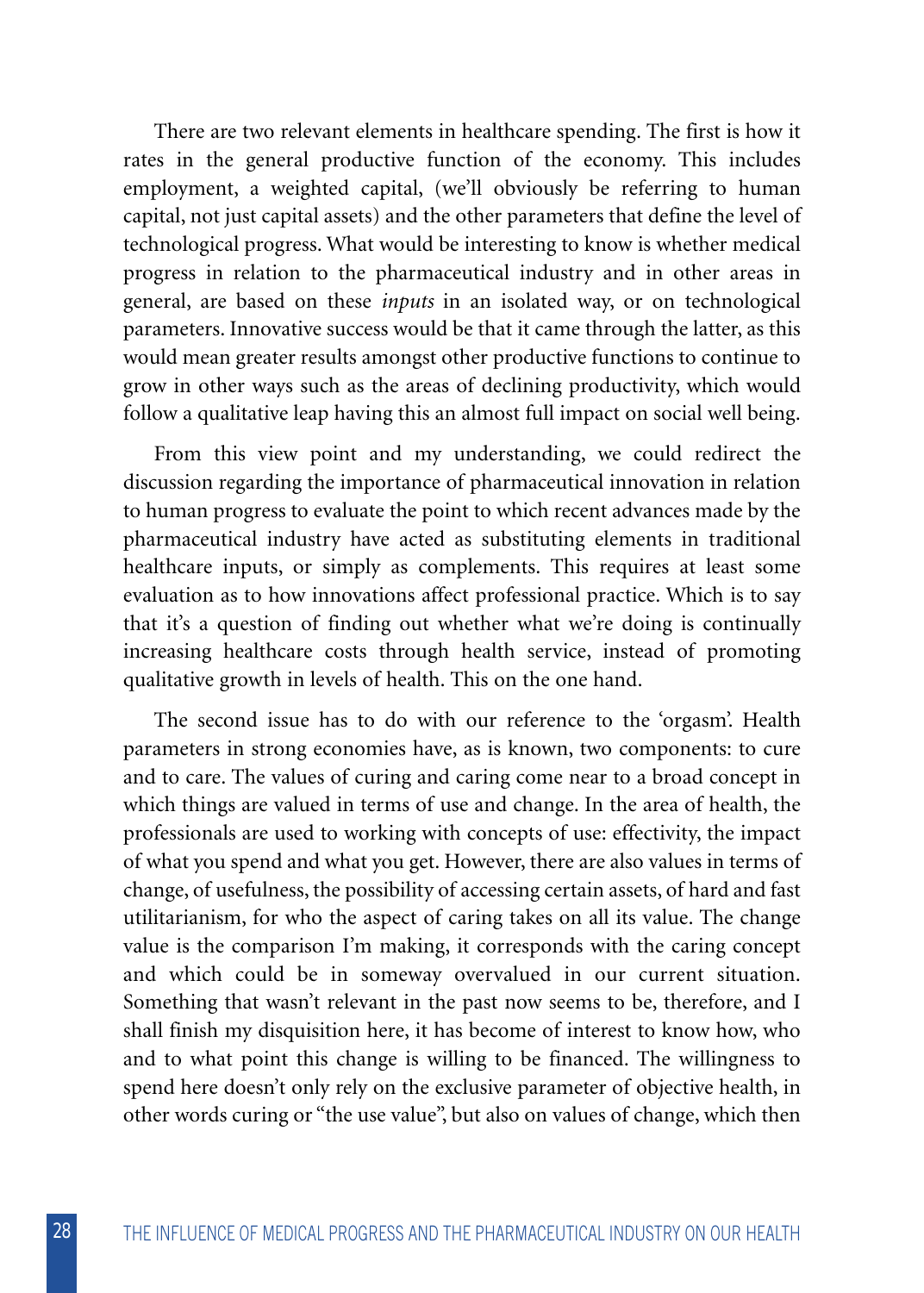There are two relevant elements in healthcare spending. The first is how it rates in the general productive function of the economy. This includes employment, a weighted capital, (we'll obviously be referring to human capital, not just capital assets) and the other parameters that define the level of technological progress. What would be interesting to know is whether medical progress in relation to the pharmaceutical industry and in other areas in general, are based on these *inputs* in an isolated way, or on technological parameters. Innovative success would be that it came through the latter, as this would mean greater results amongst other productive functions to continue to grow in other ways such as the areas of declining productivity, which would follow a qualitative leap having this an almost full impact on social well being.

From this view point and my understanding, we could redirect the discussion regarding the importance of pharmaceutical innovation in relation to human progress to evaluate the point to which recent advances made by the pharmaceutical industry have acted as substituting elements in traditional healthcare inputs, or simply as complements. This requires at least some evaluation as to how innovations affect professional practice. Which is to say that it's a question of finding out whether what we're doing is continually increasing healthcare costs through health service, instead of promoting qualitative growth in levels of health. This on the one hand.

The second issue has to do with our reference to the 'orgasm'. Health parameters in strong economies have, as is known, two components: to cure and to care. The values of curing and caring come near to a broad concept in which things are valued in terms of use and change. In the area of health, the professionals are used to working with concepts of use: effectivity, the impact of what you spend and what you get. However, there are also values in terms of change, of usefulness, the possibility of accessing certain assets, of hard and fast utilitarianism, for who the aspect of caring takes on all its value. The change value is the comparison I'm making, it corresponds with the caring concept and which could be in someway overvalued in our current situation. Something that wasn't relevant in the past now seems to be, therefore, and I shall finish my disquisition here, it has become of interest to know how, who and to what point this change is willing to be financed. The willingness to spend here doesn't only rely on the exclusive parameter of objective health, in other words curing or "the use value", but also on values of change, which then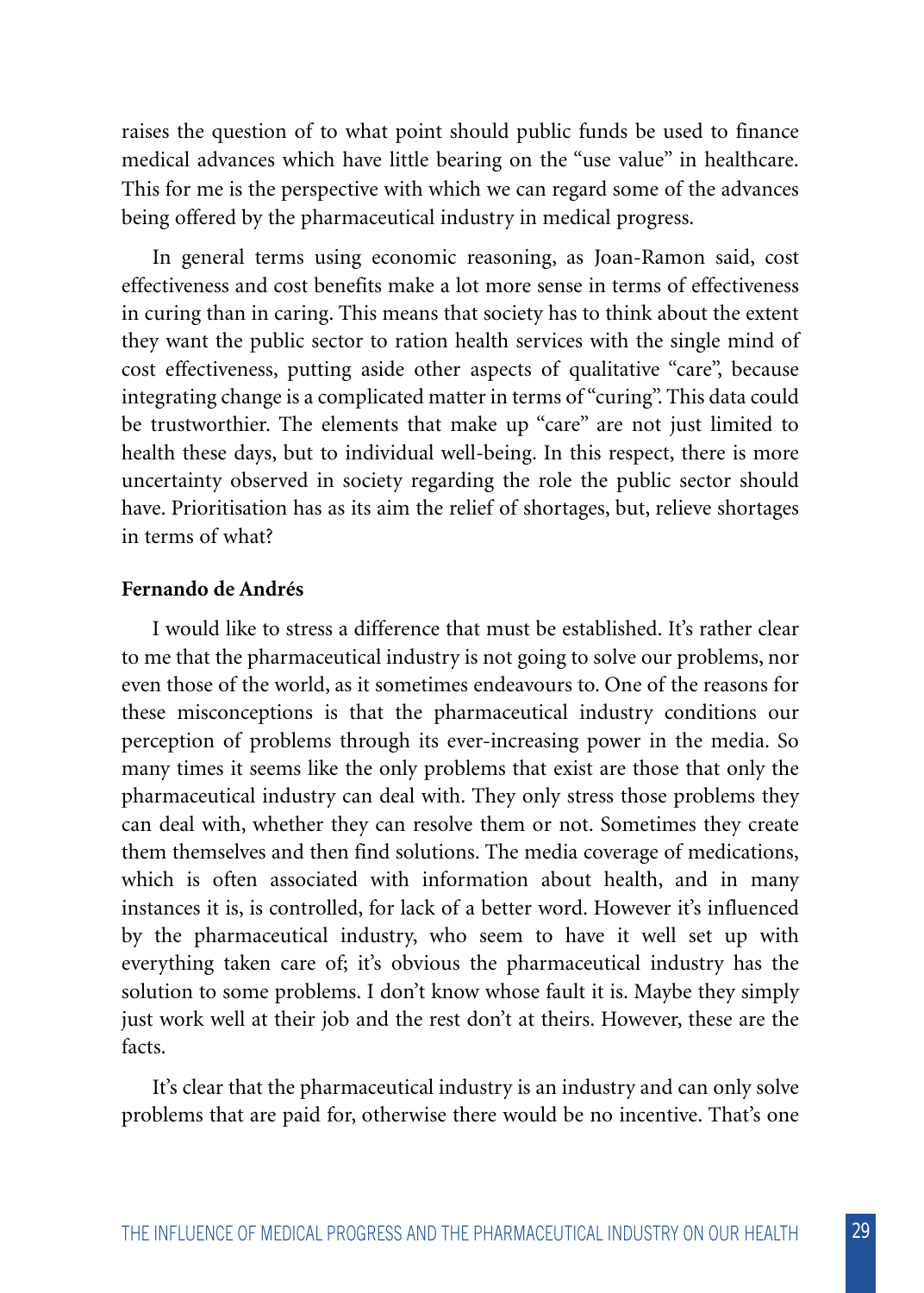raises the question of to what point should public funds be used to finance medical advances which have little bearing on the "use value" in healthcare. This for me is the perspective with which we can regard some of the advances being offered by the pharmaceutical industry in medical progress.

In general terms using economic reasoning, as Joan-Ramon said, cost effectiveness and cost benefits make a lot more sense in terms of effectiveness in curing than in caring. This means that society has to think about the extent they want the public sector to ration health services with the single mind of cost effectiveness, putting aside other aspects of qualitative "care", because integrating change is a complicated matter in terms of "curing". This data could be trustworthier. The elements that make up "care" are not just limited to health these days, but to individual well-being. In this respect, there is more uncertainty observed in society regarding the role the public sector should have. Prioritisation has as its aim the relief of shortages, but, relieve shortages in terms of what?

**Fernando de Andrés**

I would like to stress a difference that must be established. It's rather clear to me that the pharmaceutical industry is not going to solve our problems, nor even those of the world, as it sometimes endeavours to. One of the reasons for these misconceptions is that the pharmaceutical industry conditions our perception of problems through its ever-increasing power in the media. So many times it seems like the only problems that exist are those that only the pharmaceutical industry can deal with. They only stress those problems they can deal with, whether they can resolve them or not. Sometimes they create them themselves and then find solutions. The media coverage of medications, which is often associated with information about health, and in many instances it is, is controlled, for lack of a better word. However it's influenced by the pharmaceutical industry, who seem to have it well set up with everything taken care of; it's obvious the pharmaceutical industry has the solution to some problems. I don't know whose fault it is. Maybe they simply just work well at their job and the rest don't at theirs. However, these are the facts.

It's clear that the pharmaceutical industry is an industry and can only solve problems that are paid for, otherwise there would be no incentive. That's one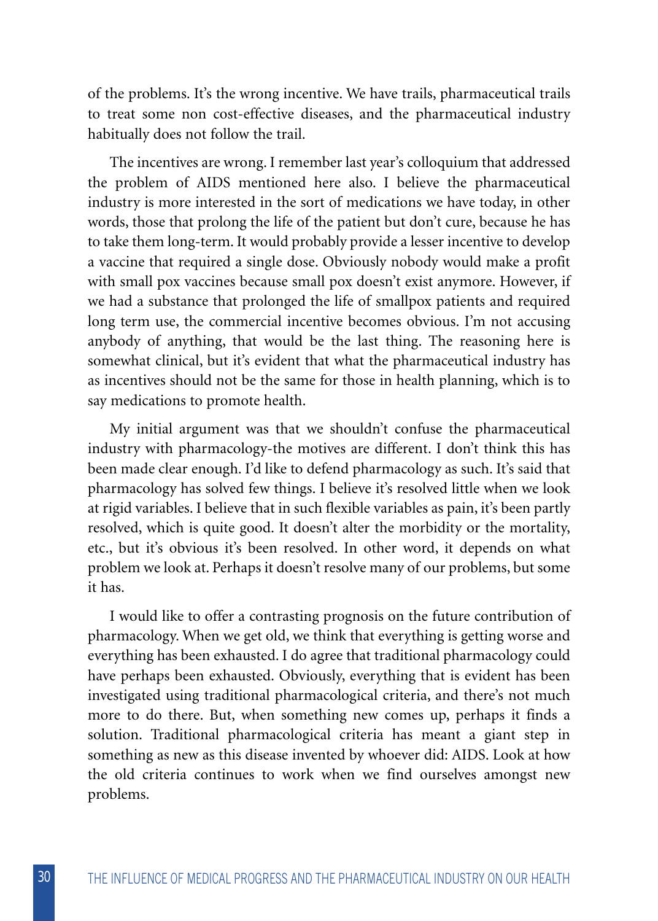of the problems. It's the wrong incentive. We have trails, pharmaceutical trails to treat some non cost-effective diseases, and the pharmaceutical industry habitually does not follow the trail.

The incentives are wrong. I remember last year's colloquium that addressed the problem of AIDS mentioned here also. I believe the pharmaceutical industry is more interested in the sort of medications we have today, in other words, those that prolong the life of the patient but don't cure, because he has to take them long-term. It would probably provide a lesser incentive to develop a vaccine that required a single dose. Obviously nobody would make a profit with small pox vaccines because small pox doesn't exist anymore. However, if we had a substance that prolonged the life of smallpox patients and required long term use, the commercial incentive becomes obvious. I'm not accusing anybody of anything, that would be the last thing. The reasoning here is somewhat clinical, but it's evident that what the pharmaceutical industry has as incentives should not be the same for those in health planning, which is to say medications to promote health.

My initial argument was that we shouldn't confuse the pharmaceutical industry with pharmacology-the motives are different. I don't think this has been made clear enough. I'd like to defend pharmacology as such. It's said that pharmacology has solved few things. I believe it's resolved little when we look at rigid variables. I believe that in such flexible variables as pain, it's been partly resolved, which is quite good. It doesn't alter the morbidity or the mortality, etc., but it's obvious it's been resolved. In other word, it depends on what problem we look at. Perhaps it doesn't resolve many of our problems, but some it has.

I would like to offer a contrasting prognosis on the future contribution of pharmacology. When we get old, we think that everything is getting worse and everything has been exhausted. I do agree that traditional pharmacology could have perhaps been exhausted. Obviously, everything that is evident has been investigated using traditional pharmacological criteria, and there's not much more to do there. But, when something new comes up, perhaps it finds a solution. Traditional pharmacological criteria has meant a giant step in something as new as this disease invented by whoever did: AIDS. Look at how the old criteria continues to work when we find ourselves amongst new problems.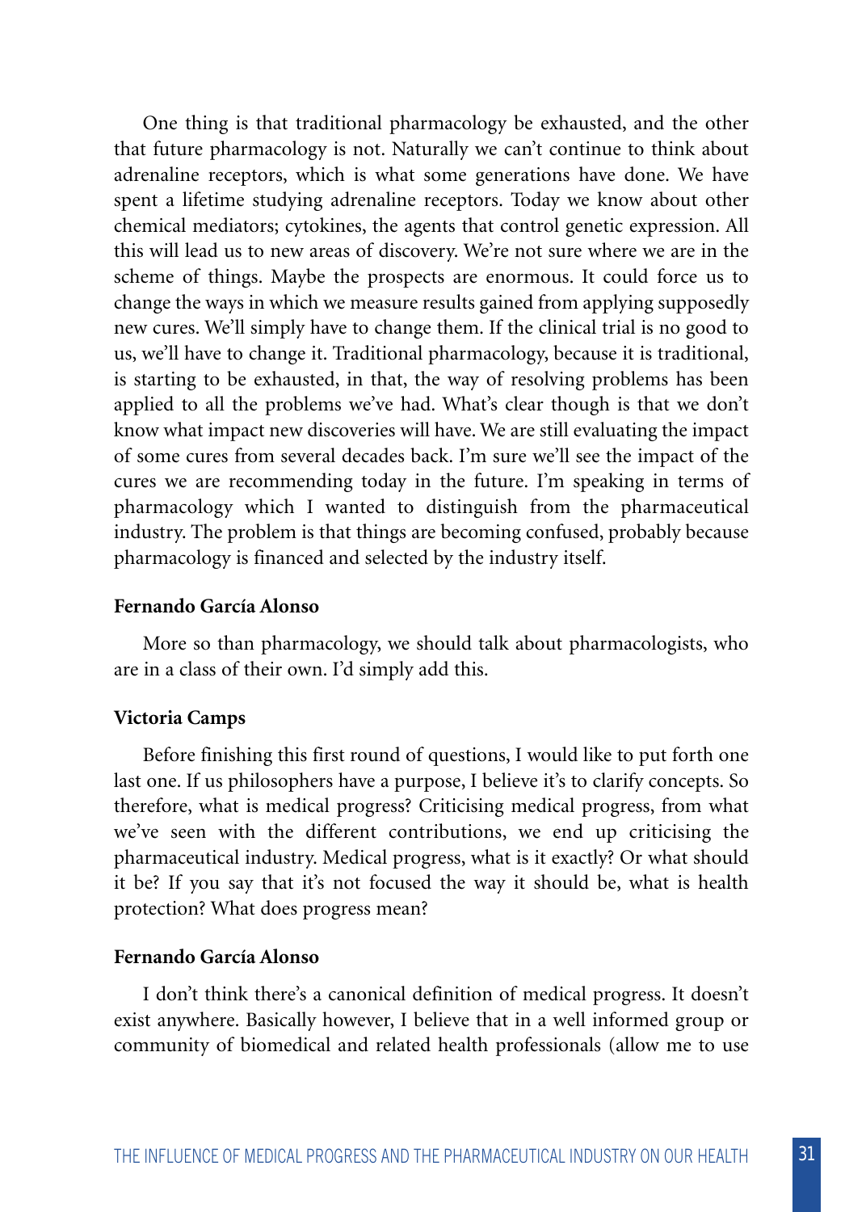One thing is that traditional pharmacology be exhausted, and the other that future pharmacology is not. Naturally we can't continue to think about adrenaline receptors, which is what some generations have done. We have spent a lifetime studying adrenaline receptors. Today we know about other chemical mediators; cytokines, the agents that control genetic expression. All this will lead us to new areas of discovery. We're not sure where we are in the scheme of things. Maybe the prospects are enormous. It could force us to change the ways in which we measure results gained from applying supposedly new cures. We'll simply have to change them. If the clinical trial is no good to us, we'll have to change it. Traditional pharmacology, because it is traditional, is starting to be exhausted, in that, the way of resolving problems has been applied to all the problems we've had. What's clear though is that we don't know what impact new discoveries will have. We are still evaluating the impact of some cures from several decades back. I'm sure we'll see the impact of the cures we are recommending today in the future. I'm speaking in terms of pharmacology which I wanted to distinguish from the pharmaceutical industry. The problem is that things are becoming confused, probably because pharmacology is financed and selected by the industry itself.

**Fernando García Alonso**

More so than pharmacology, we should talk about pharmacologists, who are in a class of their own. I'd simply add this.

**Victoria Camps**

Before finishing this first round of questions, I would like to put forth one last one. If us philosophers have a purpose, I believe it's to clarify concepts. So therefore, what is medical progress? Criticising medical progress, from what we've seen with the different contributions, we end up criticising the pharmaceutical industry. Medical progress, what is it exactly? Or what should it be? If you say that it's not focused the way it should be, what is health protection? What does progress mean?

**Fernando García Alonso**

I don't think there's a canonical definition of medical progress. It doesn't exist anywhere. Basically however, I believe that in a well informed group or community of biomedical and related health professionals (allow me to use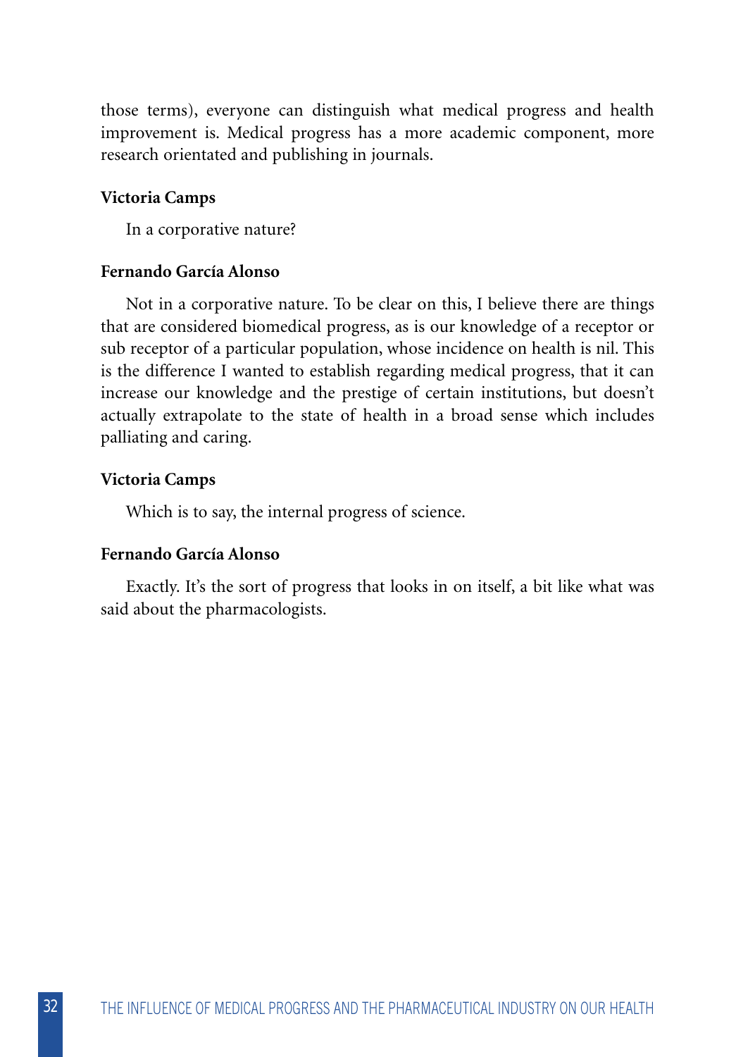those terms), everyone can distinguish what medical progress and health improvement is. Medical progress has a more academic component, more research orientated and publishing in journals.

**Victoria Camps**

In a corporative nature?

**Fernando García Alonso**

Not in a corporative nature. To be clear on this, I believe there are things that are considered biomedical progress, as is our knowledge of a receptor or sub receptor of a particular population, whose incidence on health is nil. This is the difference I wanted to establish regarding medical progress, that it can increase our knowledge and the prestige of certain institutions, but doesn't actually extrapolate to the state of health in a broad sense which includes palliating and caring.

**Victoria Camps**

Which is to say, the internal progress of science.

**Fernando García Alonso**

Exactly. It's the sort of progress that looks in on itself, a bit like what was said about the pharmacologists.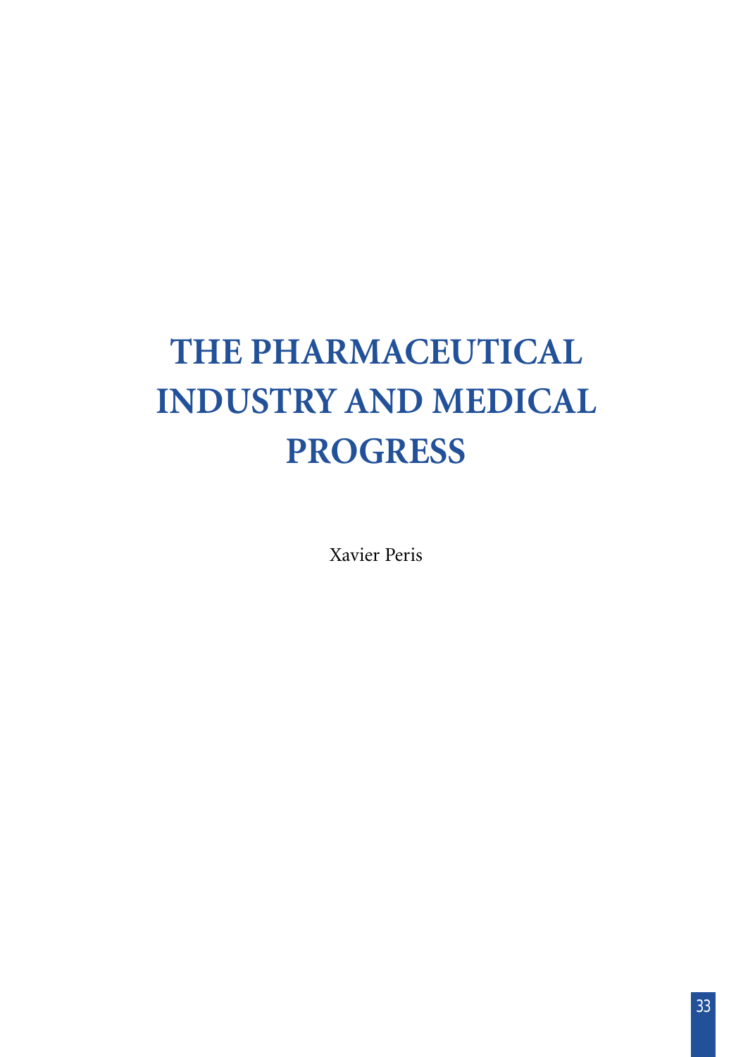# THE PHARMACEUTICAL INDUSTRY AND MEDICAL PROGRESS

Xavier Peris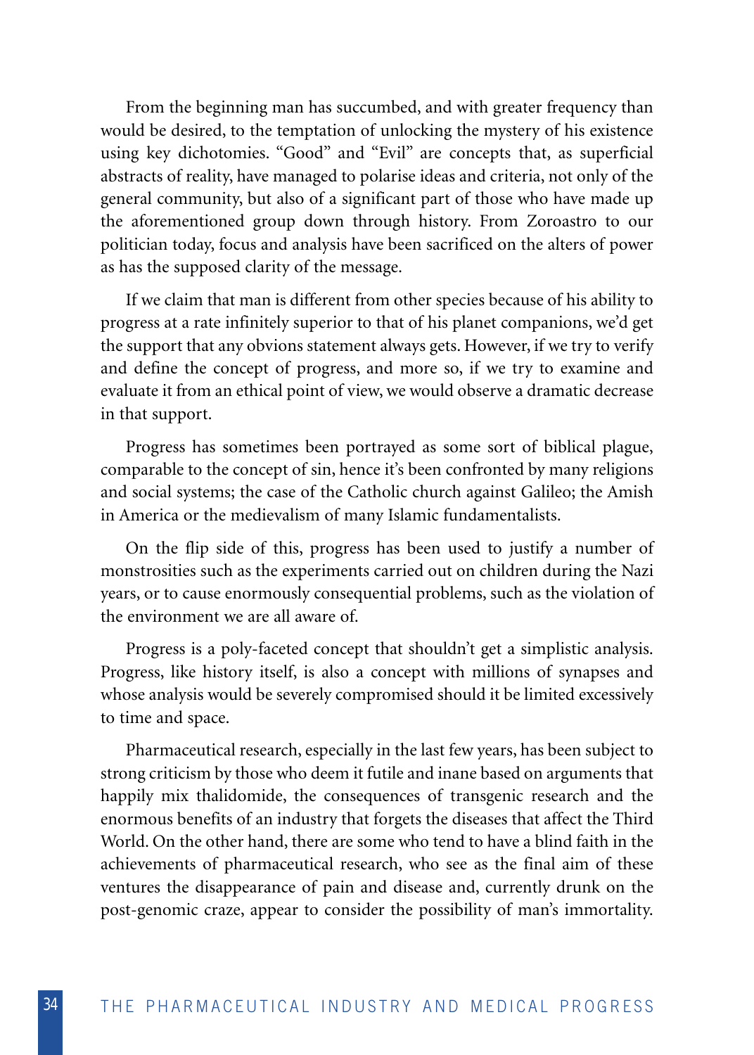From the beginning man has succumbed, and with greater frequency than would be desired, to the temptation of unlocking the mystery of his existence using key dichotomies. “Good” and “Evil” are concepts that, as superficial abstracts of reality, have managed to polarise ideas and criteria, not only of the general community, but also of a significant part of those who have made up the aforementioned group down through history. From Zoroastro to our politician today, focus and analysis have been sacrificed on the alters of power as has the supposed clarity of the message.

If we claim that man is different from other species because of his ability to progress at a rate infinitely superior to that of his planet companions, we’d get the support that any obvions statement always gets. However, if we try to verify and define the concept of progress, and more so, if we try to examine and evaluate it from an ethical point of view, we would observe a dramatic decrease in that support.

Progress has sometimes been portrayed as some sort of biblical plague, comparable to the concept of sin, hence it’s been confronted by many religions and social systems; the case of the Catholic church against Galileo; the Amish in America or the medievalism of many Islamic fundamentalists.

On the flip side of this, progress has been used to justify a number of monstrosities such as the experiments carried out on children during the Nazi years, or to cause enormously consequential problems, such as the violation of the environment we are all aware of.

Progress is a poly-faceted concept that shouldn’t get a simplistic analysis. Progress, like history itself, is also a concept with millions of synapses and whose analysis would be severely compromised should it be limited excessively to time and space.

Pharmaceutical research, especially in the last few years, has been subject to strong criticism by those who deem it futile and inane based on arguments that happily mix thalidomide, the consequences of transgenic research and the enormous benefits of an industry that forgets the diseases that affect the Third World. On the other hand, there are some who tend to have a blind faith in the achievements of pharmaceutical research, who see as the final aim of these ventures the disappearance of pain and disease and, currently drunk on the post-genomic craze, appear to consider the possibility of man’s immortality.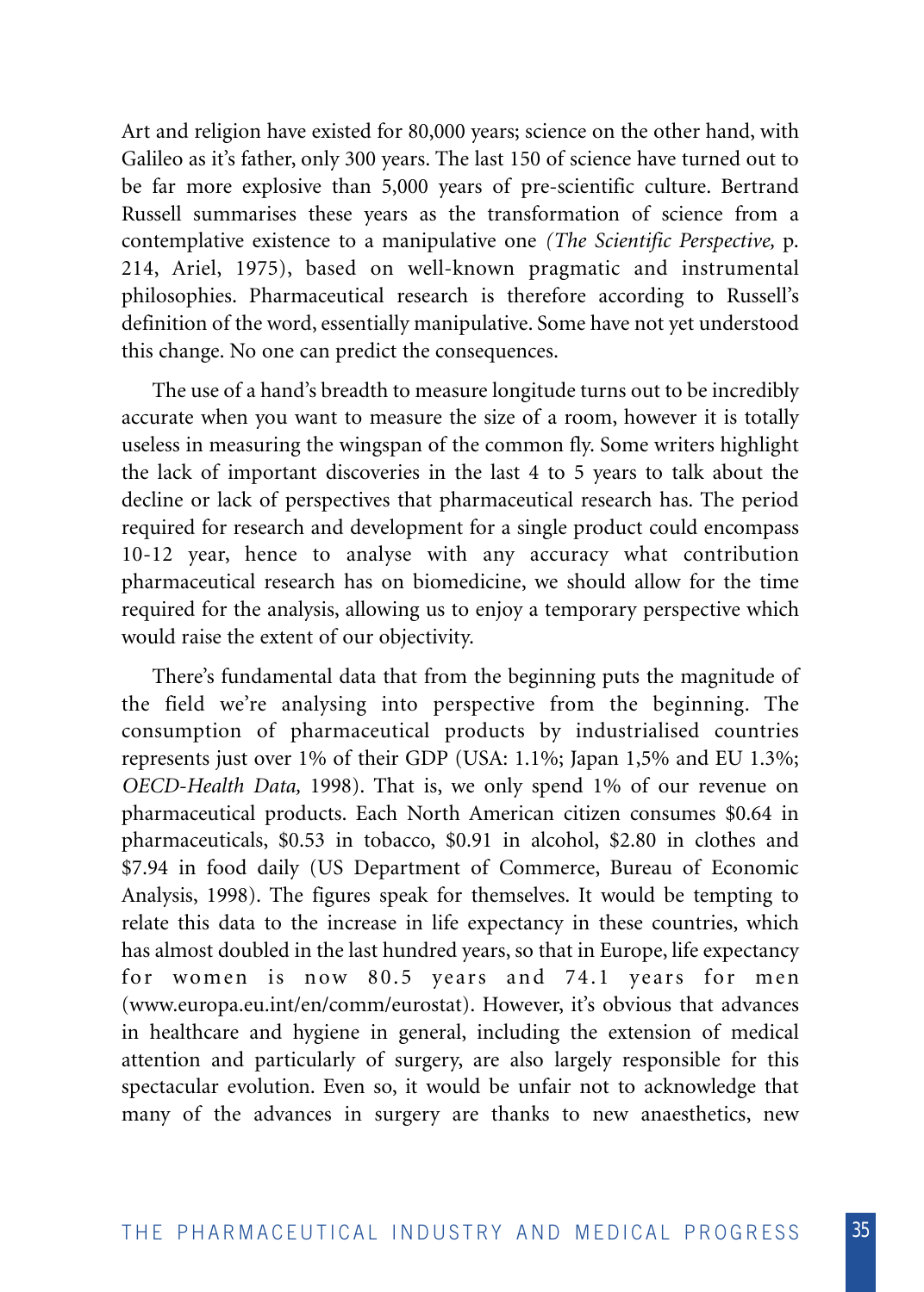Art and religion have existed for 80,000 years; science on the other hand, with Galileo as it's father, only 300 years. The last 150 of science have turned out to be far more explosive than 5,000 years of pre-scientific culture. Bertrand Russell summarises these years as the transformation of science from a contemplative existence to a manipulative one *(The Scientific Perspective,* p. 214, Ariel, 1975), based on well-known pragmatic and instrumental philosophies. Pharmaceutical research is therefore according to Russell's definition of the word, essentially manipulative. Some have not yet understood this change. No one can predict the consequences.

The use of a hand's breadth to measure longitude turns out to be incredibly accurate when you want to measure the size of a room, however it is totally useless in measuring the wingspan of the common fly. Some writers highlight the lack of important discoveries in the last 4 to 5 years to talk about the decline or lack of perspectives that pharmaceutical research has. The period required for research and development for a single product could encompass 10-12 year, hence to analyse with any accuracy what contribution pharmaceutical research has on biomedicine, we should allow for the time required for the analysis, allowing us to enjoy a temporary perspective which would raise the extent of our objectivity.

There's fundamental data that from the beginning puts the magnitude of the field we're analysing into perspective from the beginning. The consumption of pharmaceutical products by industrialised countries represents just over 1% of their GDP (USA: 1.1%; Japan 1,5% and EU 1.3%; *OECD-Health Data,* 1998). That is, we only spend 1% of our revenue on pharmaceutical products. Each North American citizen consumes $0.64 in pharmaceuticals, $0.53 in tobacco, $0.91 in alcohol, $2.80 in clothes and $7.94 in food daily (US Department of Commerce, Bureau of Economic Analysis, 1998). The figures speak for themselves. It would be tempting to relate this data to the increase in life expectancy in these countries, which has almost doubled in the last hundred years, so that in Europe, life expectancy for women is now 80.5 years and 74.1 years for men (www.europa.eu.int/en/comm/eurostat). However, it's obvious that advances in healthcare and hygiene in general, including the extension of medical attention and particularly of surgery, are also largely responsible for this spectacular evolution. Even so, it would be unfair not to acknowledge that many of the advances in surgery are thanks to new anaesthetics, new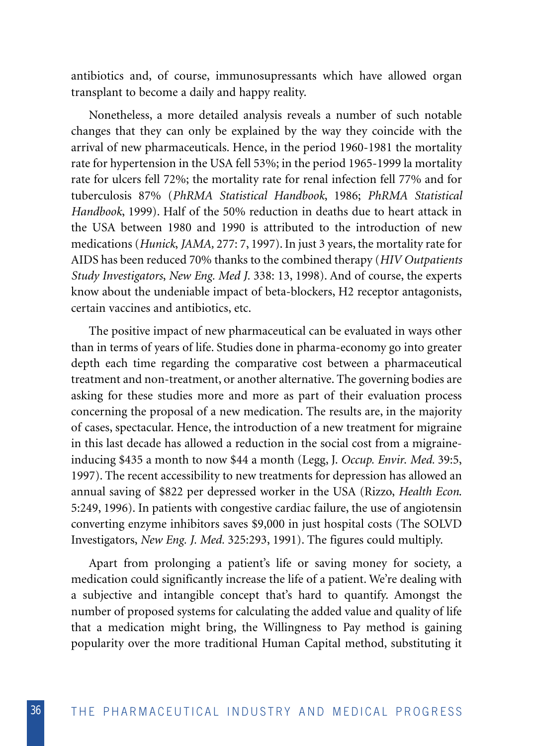antibiotics and, of course, immunosupressants which have allowed organ transplant to become a daily and happy reality.

Nonetheless, a more detailed analysis reveals a number of such notable changes that they can only be explained by the way they coincide with the arrival of new pharmaceuticals. Hence, in the period 1960-1981 the mortality rate for hypertension in the USA fell 53%; in the period 1965-1999 la mortality rate for ulcers fell 72%; the mortality rate for renal infection fell 77% and for tuberculosis 87% (*PhRMA Statistical Handbook*, 1986; *PhRMA Statistical Handbook*, 1999). Half of the 50% reduction in deaths due to heart attack in the USA between 1980 and 1990 is attributed to the introduction of new medications (*Hunick*, *JAMA*, 277: 7, 1997). In just 3 years, the mortality rate for AIDS has been reduced 70% thanks to the combined therapy (*HIV Outpatients Study Investigators*, *New Eng. Med J.* 338: 13, 1998). And of course, the experts know about the undeniable impact of beta-blockers, H2 receptor antagonists, certain vaccines and antibiotics, etc.

The positive impact of new pharmaceutical can be evaluated in ways other than in terms of years of life. Studies done in pharma-economy go into greater depth each time regarding the comparative cost between a pharmaceutical treatment and non-treatment, or another alternative. The governing bodies are asking for these studies more and more as part of their evaluation process concerning the proposal of a new medication. The results are, in the majority of cases, spectacular. Hence, the introduction of a new treatment for migraine in this last decade has allowed a reduction in the social cost from a migraine-inducing $435 a month to now $44 a month (Legg, J. *Occup. Envir. Med.* 39:5, 1997). The recent accessibility to new treatments for depression has allowed an annual saving of $822 per depressed worker in the USA (Rizzo, *Health Econ.* 5:249, 1996). In patients with congestive cardiac failure, the use of angiotensin converting enzyme inhibitors saves $9,000 in just hospital costs (The SOLVD Investigators, *New Eng. J. Med.* 325:293, 1991). The figures could multiply.

Apart from prolonging a patient's life or saving money for society, a medication could significantly increase the life of a patient. We're dealing with a subjective and intangible concept that's hard to quantify. Amongst the number of proposed systems for calculating the added value and quality of life that a medication might bring, the Willingness to Pay method is gaining popularity over the more traditional Human Capital method, substituting it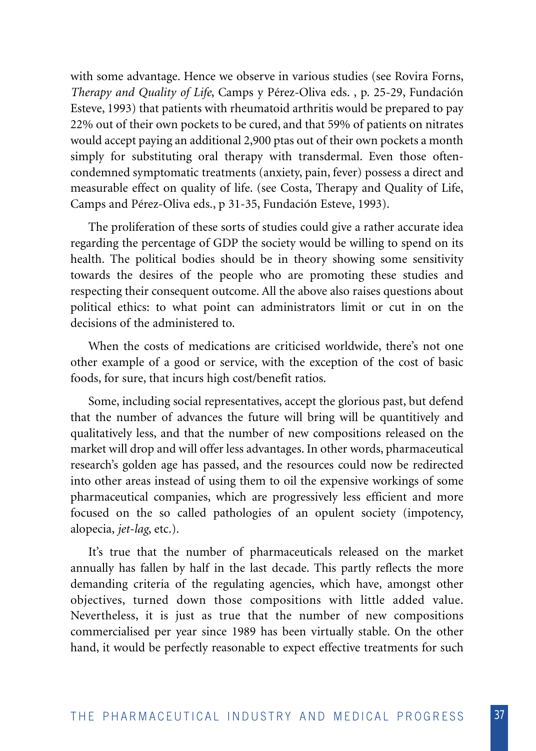with some advantage. Hence we observe in various studies (see Rovira Forns, *Therapy and Quality of Life*, Camps y Pérez-Oliva eds. , p. 25-29, Fundación Esteve, 1993) that patients with rheumatoid arthritis would be prepared to pay 22% out of their own pockets to be cured, and that 59% of patients on nitrates would accept paying an additional 2,900 ptas out of their own pockets a month simply for substituting oral therapy with transdermal. Even those often-condemned symptomatic treatments (anxiety, pain, fever) possess a direct and measurable effect on quality of life. (see Costa, Therapy and Quality of Life, Camps and Pérez-Oliva eds., p 31-35, Fundación Esteve, 1993).

The proliferation of these sorts of studies could give a rather accurate idea regarding the percentage of GDP the society would be willing to spend on its health. The political bodies should be in theory showing some sensitivity towards the desires of the people who are promoting these studies and respecting their consequent outcome. All the above also raises questions about political ethics: to what point can administrators limit or cut in on the decisions of the administered to.

When the costs of medications are criticised worldwide, there's not one other example of a good or service, with the exception of the cost of basic foods, for sure, that incurs high cost/benefit ratios.

Some, including social representatives, accept the glorious past, but defend that the number of advances the future will bring will be quantitively and qualitatively less, and that the number of new compositions released on the market will drop and will offer less advantages. In other words, pharmaceutical research's golden age has passed, and the resources could now be redirected into other areas instead of using them to oil the expensive workings of some pharmaceutical companies, which are progressively less efficient and more focused on the so called pathologies of an opulent society (impotency, alopecia, *jet-lag*, etc.).

It's true that the number of pharmaceuticals released on the market annually has fallen by half in the last decade. This partly reflects the more demanding criteria of the regulating agencies, which have, amongst other objectives, turned down those compositions with little added value. Nevertheless, it is just as true that the number of new compositions commercialised per year since 1989 has been virtually stable. On the other hand, it would be perfectly reasonable to expect effective treatments for such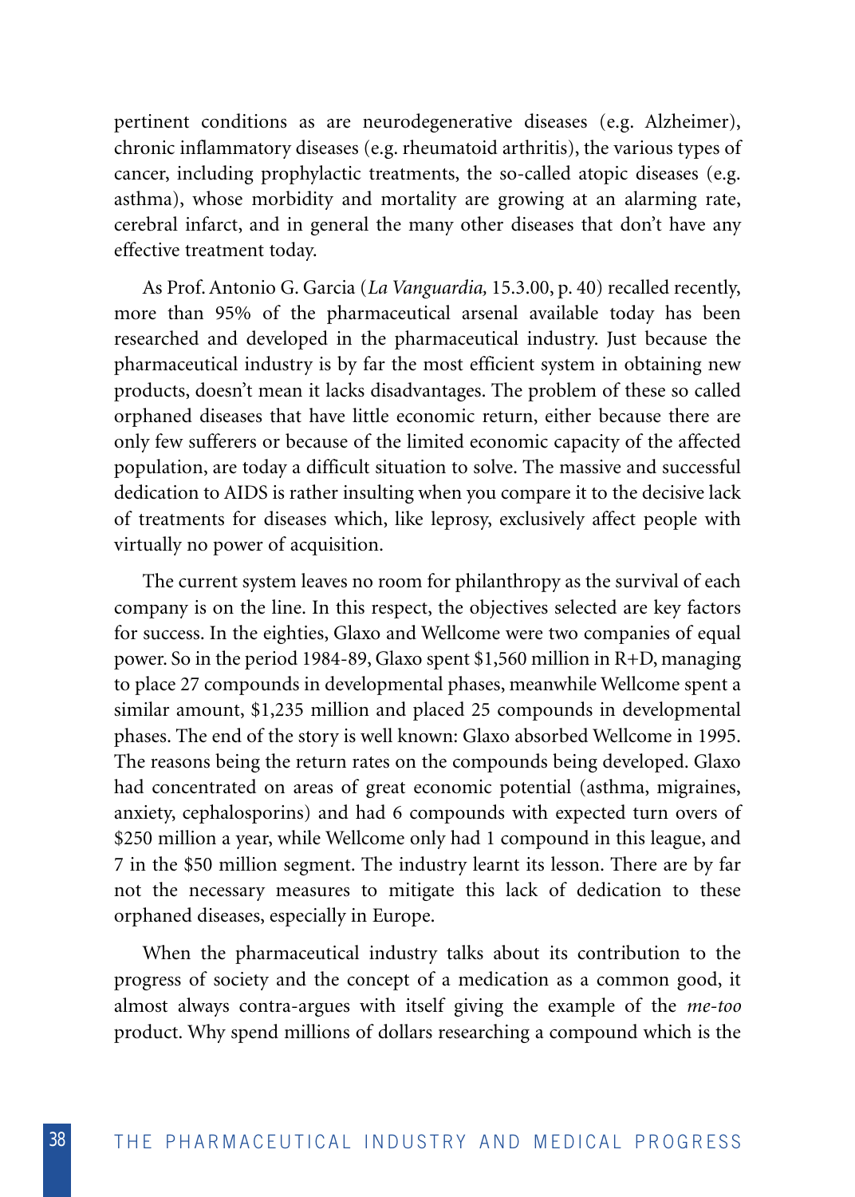pertinent conditions as are neurodegenerative diseases (e.g. Alzheimer), chronic inflammatory diseases (e.g. rheumatoid arthritis), the various types of cancer, including prophylactic treatments, the so-called atopic diseases (e.g. asthma), whose morbidity and mortality are growing at an alarming rate, cerebral infarct, and in general the many other diseases that don't have any effective treatment today.

As Prof. Antonio G. Garcia (*La Vanguardia,* 15.3.00, p. 40) recalled recently, more than 95% of the pharmaceutical arsenal available today has been researched and developed in the pharmaceutical industry. Just because the pharmaceutical industry is by far the most efficient system in obtaining new products, doesn't mean it lacks disadvantages. The problem of these so called orphaned diseases that have little economic return, either because there are only few sufferers or because of the limited economic capacity of the affected population, are today a difficult situation to solve. The massive and successful dedication to AIDS is rather insulting when you compare it to the decisive lack of treatments for diseases which, like leprosy, exclusively affect people with virtually no power of acquisition.

The current system leaves no room for philanthropy as the survival of each company is on the line. In this respect, the objectives selected are key factors for success. In the eighties, Glaxo and Wellcome were two companies of equal power. So in the period 1984-89, Glaxo spent $1,560 million in R+D, managing to place 27 compounds in developmental phases, meanwhile Wellcome spent a similar amount, $1,235 million and placed 25 compounds in developmental phases. The end of the story is well known: Glaxo absorbed Wellcome in 1995. The reasons being the return rates on the compounds being developed. Glaxo had concentrated on areas of great economic potential (asthma, migraines, anxiety, cephalosporins) and had 6 compounds with expected turn overs of $250 million a year, while Wellcome only had 1 compound in this league, and 7 in the $50 million segment. The industry learnt its lesson. There are by far not the necessary measures to mitigate this lack of dedication to these orphaned diseases, especially in Europe.

When the pharmaceutical industry talks about its contribution to the progress of society and the concept of a medication as a common good, it almost always contra-argues with itself giving the example of the *me-too* product. Why spend millions of dollars researching a compound which is the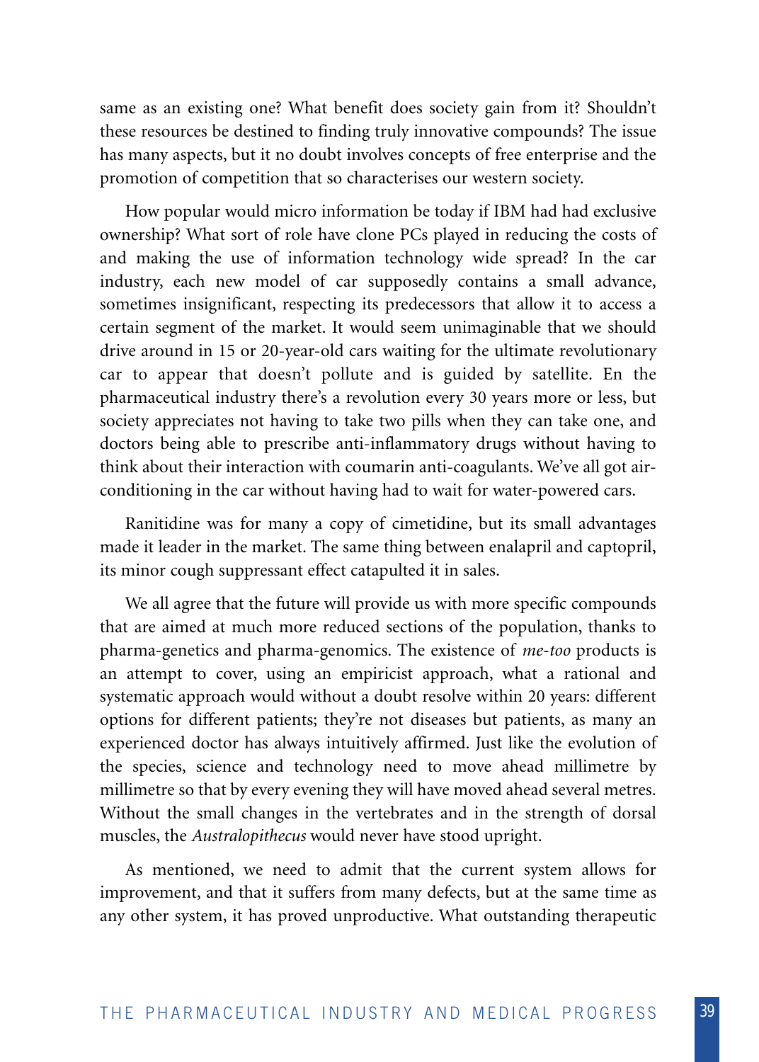same as an existing one? What benefit does society gain from it? Shouldn't these resources be destined to finding truly innovative compounds? The issue has many aspects, but it no doubt involves concepts of free enterprise and the promotion of competition that so characterises our western society.

How popular would micro information be today if IBM had had exclusive ownership? What sort of role have clone PCs played in reducing the costs of and making the use of information technology wide spread? In the car industry, each new model of car supposedly contains a small advance, sometimes insignificant, respecting its predecessors that allow it to access a certain segment of the market. It would seem unimaginable that we should drive around in 15 or 20-year-old cars waiting for the ultimate revolutionary car to appear that doesn't pollute and is guided by satellite. En the pharmaceutical industry there's a revolution every 30 years more or less, but society appreciates not having to take two pills when they can take one, and doctors being able to prescribe anti-inflammatory drugs without having to think about their interaction with coumarin anti-coagulants. We've all got air-conditioning in the car without having had to wait for water-powered cars.

Ranitidine was for many a copy of cimetidine, but its small advantages made it leader in the market. The same thing between enalapril and captopril, its minor cough suppressant effect catapulted it in sales.

We all agree that the future will provide us with more specific compounds that are aimed at much more reduced sections of the population, thanks to pharma-genetics and pharma-genomics. The existence of *me-too* products is an attempt to cover, using an empiricist approach, what a rational and systematic approach would without a doubt resolve within 20 years: different options for different patients; they're not diseases but patients, as many an experienced doctor has always intuitively affirmed. Just like the evolution of the species, science and technology need to move ahead millimetre by millimetre so that by every evening they will have moved ahead several metres. Without the small changes in the vertebrates and in the strength of dorsal muscles, the *Australopithecus* would never have stood upright.

As mentioned, we need to admit that the current system allows for improvement, and that it suffers from many defects, but at the same time as any other system, it has proved unproductive. What outstanding therapeutic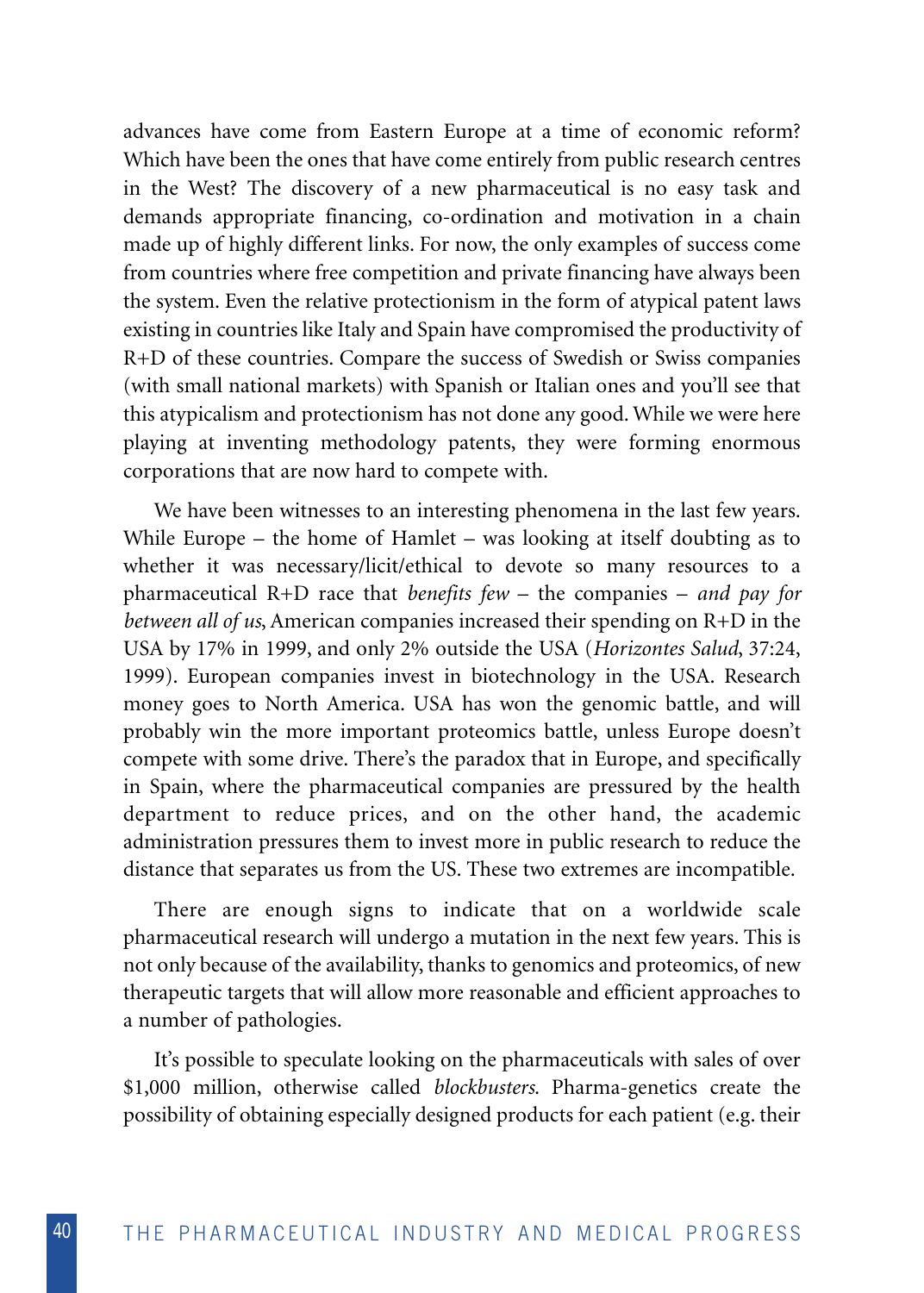advances have come from Eastern Europe at a time of economic reform? Which have been the ones that have come entirely from public research centres in the West? The discovery of a new pharmaceutical is no easy task and demands appropriate financing, co-ordination and motivation in a chain made up of highly different links. For now, the only examples of success come from countries where free competition and private financing have always been the system. Even the relative protectionism in the form of atypical patent laws existing in countries like Italy and Spain have compromised the productivity of R+D of these countries. Compare the success of Swedish or Swiss companies (with small national markets) with Spanish or Italian ones and you'll see that this atypicalism and protectionism has not done any good. While we were here playing at inventing methodology patents, they were forming enormous corporations that are now hard to compete with.

We have been witnesses to an interesting phenomena in the last few years. While Europe – the home of Hamlet – was looking at itself doubting as to whether it was necessary/licit/ethical to devote so many resources to a pharmaceutical R+D race that *benefits few* – the companies – *and pay for between all of us*, American companies increased their spending on R+D in the USA by 17% in 1999, and only 2% outside the USA (*Horizontes Salud*, 37:24, 1999). European companies invest in biotechnology in the USA. Research money goes to North America. USA has won the genomic battle, and will probably win the more important proteomics battle, unless Europe doesn't compete with some drive. There's the paradox that in Europe, and specifically in Spain, where the pharmaceutical companies are pressured by the health department to reduce prices, and on the other hand, the academic administration pressures them to invest more in public research to reduce the distance that separates us from the US. These two extremes are incompatible.

There are enough signs to indicate that on a worldwide scale pharmaceutical research will undergo a mutation in the next few years. This is not only because of the availability, thanks to genomics and proteomics, of new therapeutic targets that will allow more reasonable and efficient approaches to a number of pathologies.

It's possible to speculate looking on the pharmaceuticals with sales of over $1,000 million, otherwise called *blockbusters.* Pharma-genetics create the possibility of obtaining especially designed products for each patient (e.g. their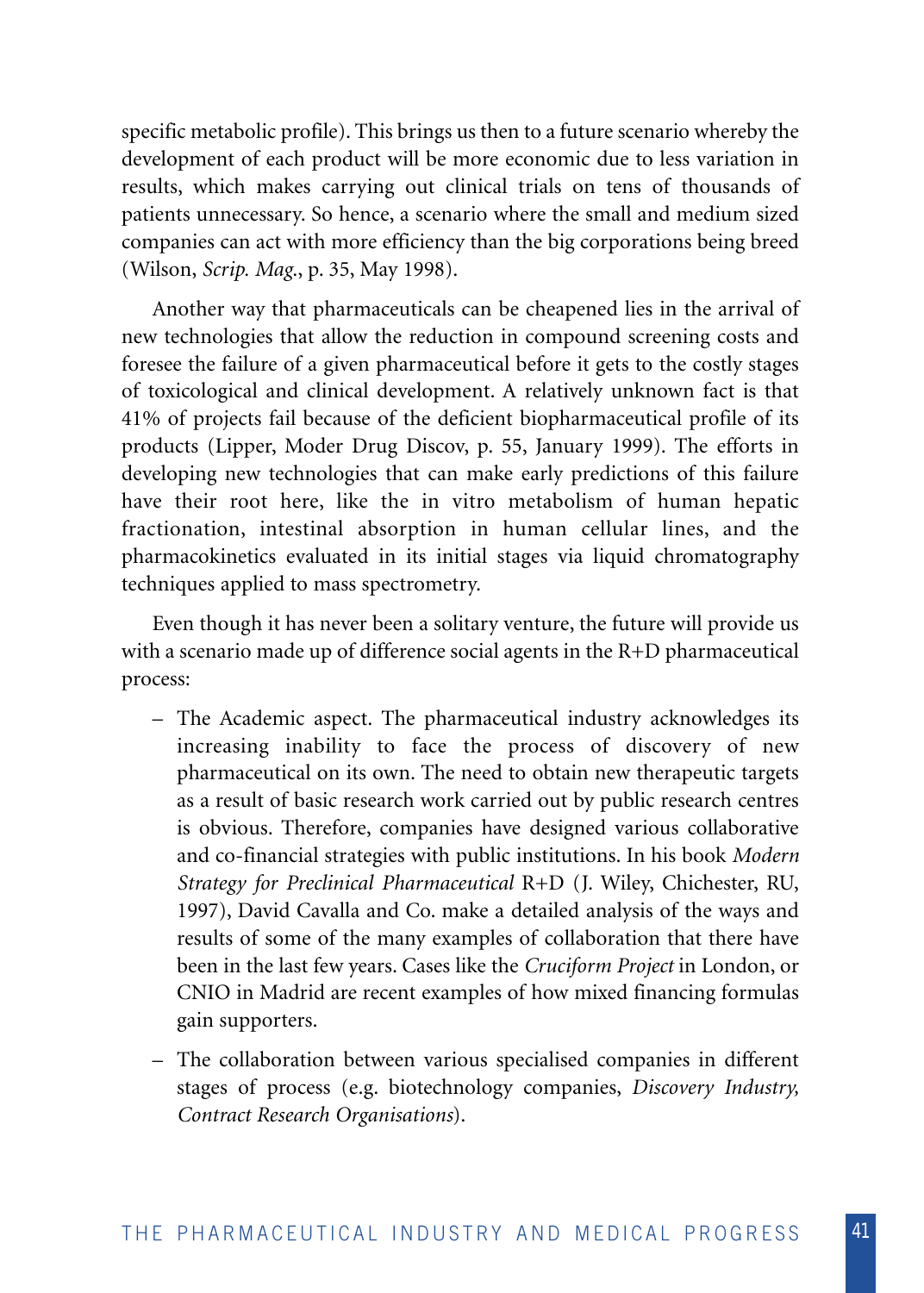specific metabolic profile). This brings us then to a future scenario whereby the development of each product will be more economic due to less variation in results, which makes carrying out clinical trials on tens of thousands of patients unnecessary. So hence, a scenario where the small and medium sized companies can act with more efficiency than the big corporations being breed (Wilson, *Scrip. Mag.*, p. 35, May 1998).

Another way that pharmaceuticals can be cheapened lies in the arrival of new technologies that allow the reduction in compound screening costs and foresee the failure of a given pharmaceutical before it gets to the costly stages of toxicological and clinical development. A relatively unknown fact is that 41% of projects fail because of the deficient biopharmaceutical profile of its products (Lipper, Moder Drug Discov, p. 55, January 1999). The efforts in developing new technologies that can make early predictions of this failure have their root here, like the in vitro metabolism of human hepatic fractionation, intestinal absorption in human cellular lines, and the pharmacokinetics evaluated in its initial stages via liquid chromatography techniques applied to mass spectrometry.

Even though it has never been a solitary venture, the future will provide us with a scenario made up of difference social agents in the R+D pharmaceutical process:

- The Academic aspect. The pharmaceutical industry acknowledges its increasing inability to face the process of discovery of new pharmaceutical on its own. The need to obtain new therapeutic targets as a result of basic research work carried out by public research centres is obvious. Therefore, companies have designed various collaborative and co-financial strategies with public institutions. In his book *Modern Strategy for Preclinical Pharmaceutical* R+D (J. Wiley, Chichester, RU, 1997), David Cavalla and Co. make a detailed analysis of the ways and results of some of the many examples of collaboration that there have been in the last few years. Cases like the *Cruciform Project* in London, or CNIO in Madrid are recent examples of how mixed financing formulas gain supporters.
- The collaboration between various specialised companies in different stages of process (e.g. biotechnology companies, *Discovery Industry, Contract Research Organisations*).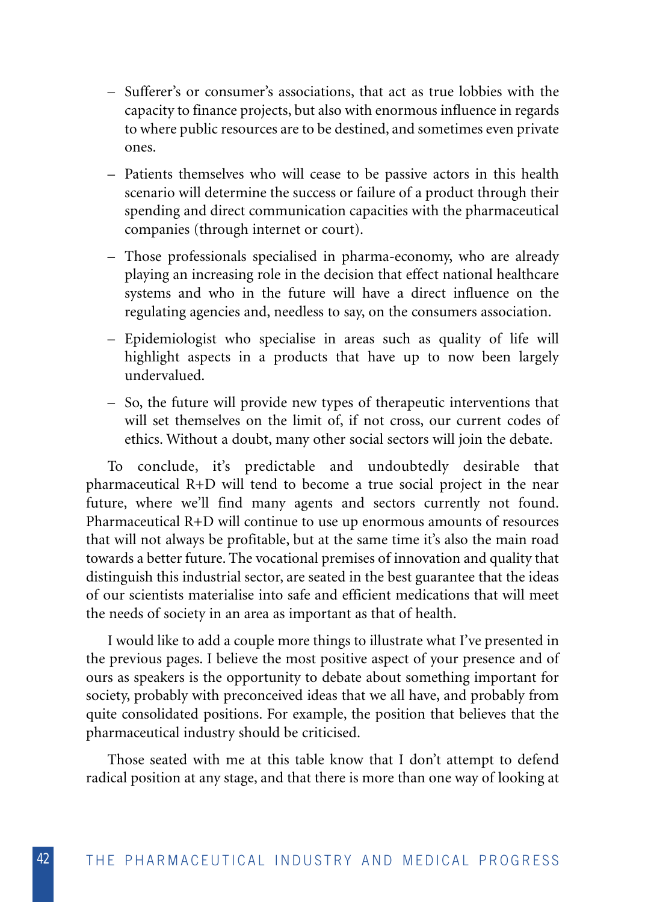- Sufferer's or consumer's associations, that act as true lobbies with the capacity to finance projects, but also with enormous influence in regards to where public resources are to be destined, and sometimes even private ones.
- Patients themselves who will cease to be passive actors in this health scenario will determine the success or failure of a product through their spending and direct communication capacities with the pharmaceutical companies (through internet or court).
- Those professionals specialised in pharma-economy, who are already playing an increasing role in the decision that effect national healthcare systems and who in the future will have a direct influence on the regulating agencies and, needless to say, on the consumers association.
- Epidemiologist who specialise in areas such as quality of life will highlight aspects in a products that have up to now been largely undervalued.
- So, the future will provide new types of therapeutic interventions that will set themselves on the limit of, if not cross, our current codes of ethics. Without a doubt, many other social sectors will join the debate.

To conclude, it's predictable and undoubtedly desirable that pharmaceutical R+D will tend to become a true social project in the near future, where we'll find many agents and sectors currently not found. Pharmaceutical R+D will continue to use up enormous amounts of resources that will not always be profitable, but at the same time it's also the main road towards a better future. The vocational premises of innovation and quality that distinguish this industrial sector, are seated in the best guarantee that the ideas of our scientists materialise into safe and efficient medications that will meet the needs of society in an area as important as that of health.

I would like to add a couple more things to illustrate what I've presented in the previous pages. I believe the most positive aspect of your presence and of ours as speakers is the opportunity to debate about something important for society, probably with preconceived ideas that we all have, and probably from quite consolidated positions. For example, the position that believes that the pharmaceutical industry should be criticised.

Those seated with me at this table know that I don't attempt to defend radical position at any stage, and that there is more than one way of looking at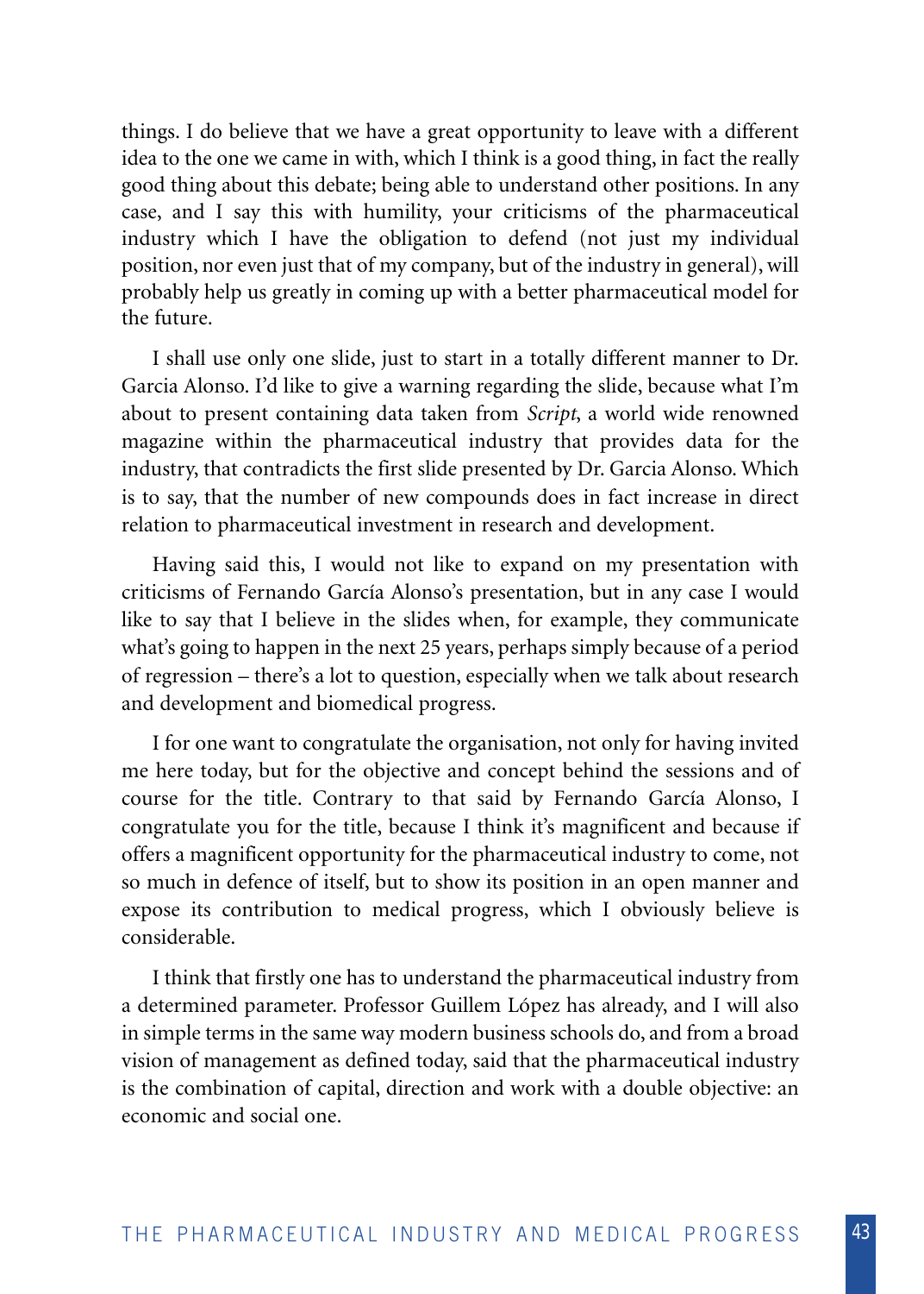things. I do believe that we have a great opportunity to leave with a different idea to the one we came in with, which I think is a good thing, in fact the really good thing about this debate; being able to understand other positions. In any case, and I say this with humility, your criticisms of the pharmaceutical industry which I have the obligation to defend (not just my individual position, nor even just that of my company, but of the industry in general), will probably help us greatly in coming up with a better pharmaceutical model for the future.

I shall use only one slide, just to start in a totally different manner to Dr. Garcia Alonso. I'd like to give a warning regarding the slide, because what I'm about to present containing data taken from *Script*, a world wide renowned magazine within the pharmaceutical industry that provides data for the industry, that contradicts the first slide presented by Dr. Garcia Alonso. Which is to say, that the number of new compounds does in fact increase in direct relation to pharmaceutical investment in research and development.

Having said this, I would not like to expand on my presentation with criticisms of Fernando García Alonso's presentation, but in any case I would like to say that I believe in the slides when, for example, they communicate what's going to happen in the next 25 years, perhaps simply because of a period of regression – there's a lot to question, especially when we talk about research and development and biomedical progress.

I for one want to congratulate the organisation, not only for having invited me here today, but for the objective and concept behind the sessions and of course for the title. Contrary to that said by Fernando García Alonso, I congratulate you for the title, because I think it's magnificent and because if offers a magnificent opportunity for the pharmaceutical industry to come, not so much in defence of itself, but to show its position in an open manner and expose its contribution to medical progress, which I obviously believe is considerable.

I think that firstly one has to understand the pharmaceutical industry from a determined parameter. Professor Guillem López has already, and I will also in simple terms in the same way modern business schools do, and from a broad vision of management as defined today, said that the pharmaceutical industry is the combination of capital, direction and work with a double objective: an economic and social one.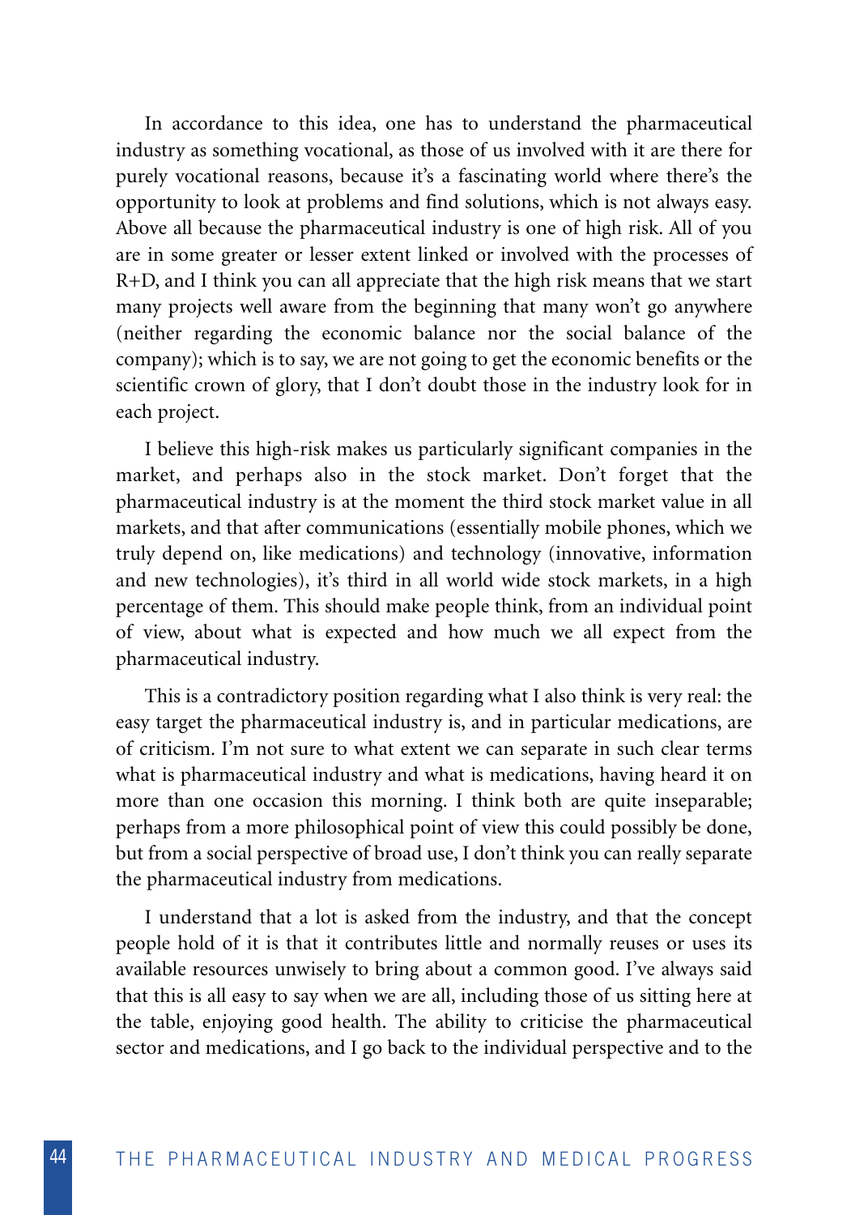In accordance to this idea, one has to understand the pharmaceutical industry as something vocational, as those of us involved with it are there for purely vocational reasons, because it's a fascinating world where there's the opportunity to look at problems and find solutions, which is not always easy. Above all because the pharmaceutical industry is one of high risk. All of you are in some greater or lesser extent linked or involved with the processes of R+D, and I think you can all appreciate that the high risk means that we start many projects well aware from the beginning that many won't go anywhere (neither regarding the economic balance nor the social balance of the company); which is to say, we are not going to get the economic benefits or the scientific crown of glory, that I don't doubt those in the industry look for in each project.

I believe this high-risk makes us particularly significant companies in the market, and perhaps also in the stock market. Don't forget that the pharmaceutical industry is at the moment the third stock market value in all markets, and that after communications (essentially mobile phones, which we truly depend on, like medications) and technology (innovative, information and new technologies), it's third in all world wide stock markets, in a high percentage of them. This should make people think, from an individual point of view, about what is expected and how much we all expect from the pharmaceutical industry.

This is a contradictory position regarding what I also think is very real: the easy target the pharmaceutical industry is, and in particular medications, are of criticism. I'm not sure to what extent we can separate in such clear terms what is pharmaceutical industry and what is medications, having heard it on more than one occasion this morning. I think both are quite inseparable; perhaps from a more philosophical point of view this could possibly be done, but from a social perspective of broad use, I don't think you can really separate the pharmaceutical industry from medications.

I understand that a lot is asked from the industry, and that the concept people hold of it is that it contributes little and normally reuses or uses its available resources unwisely to bring about a common good. I've always said that this is all easy to say when we are all, including those of us sitting here at the table, enjoying good health. The ability to criticise the pharmaceutical sector and medications, and I go back to the individual perspective and to the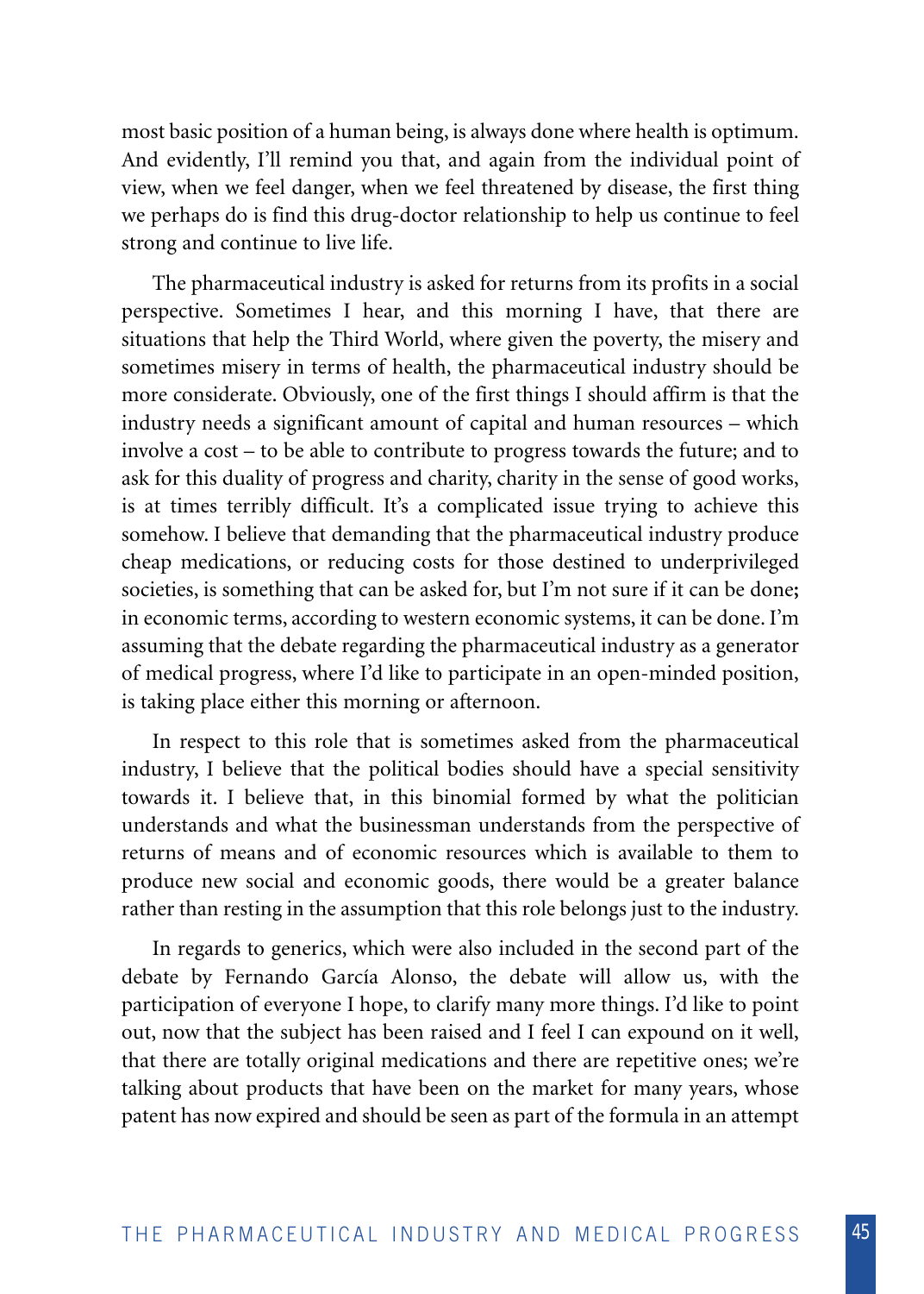most basic position of a human being, is always done where health is optimum. And evidently, I'll remind you that, and again from the individual point of view, when we feel danger, when we feel threatened by disease, the first thing we perhaps do is find this drug-doctor relationship to help us continue to feel strong and continue to live life.

The pharmaceutical industry is asked for returns from its profits in a social perspective. Sometimes I hear, and this morning I have, that there are situations that help the Third World, where given the poverty, the misery and sometimes misery in terms of health, the pharmaceutical industry should be more considerate. Obviously, one of the first things I should affirm is that the industry needs a significant amount of capital and human resources – which involve a cost – to be able to contribute to progress towards the future; and to ask for this duality of progress and charity, charity in the sense of good works, is at times terribly difficult. It's a complicated issue trying to achieve this somehow. I believe that demanding that the pharmaceutical industry produce cheap medications, or reducing costs for those destined to underprivileged societies, is something that can be asked for, but I'm not sure if it can be done; in economic terms, according to western economic systems, it can be done. I'm assuming that the debate regarding the pharmaceutical industry as a generator of medical progress, where I'd like to participate in an open-minded position, is taking place either this morning or afternoon.

In respect to this role that is sometimes asked from the pharmaceutical industry, I believe that the political bodies should have a special sensitivity towards it. I believe that, in this binomial formed by what the politician understands and what the businessman understands from the perspective of returns of means and of economic resources which is available to them to produce new social and economic goods, there would be a greater balance rather than resting in the assumption that this role belongs just to the industry.

In regards to generics, which were also included in the second part of the debate by Fernando García Alonso, the debate will allow us, with the participation of everyone I hope, to clarify many more things. I'd like to point out, now that the subject has been raised and I feel I can expound on it well, that there are totally original medications and there are repetitive ones; we're talking about products that have been on the market for many years, whose patent has now expired and should be seen as part of the formula in an attempt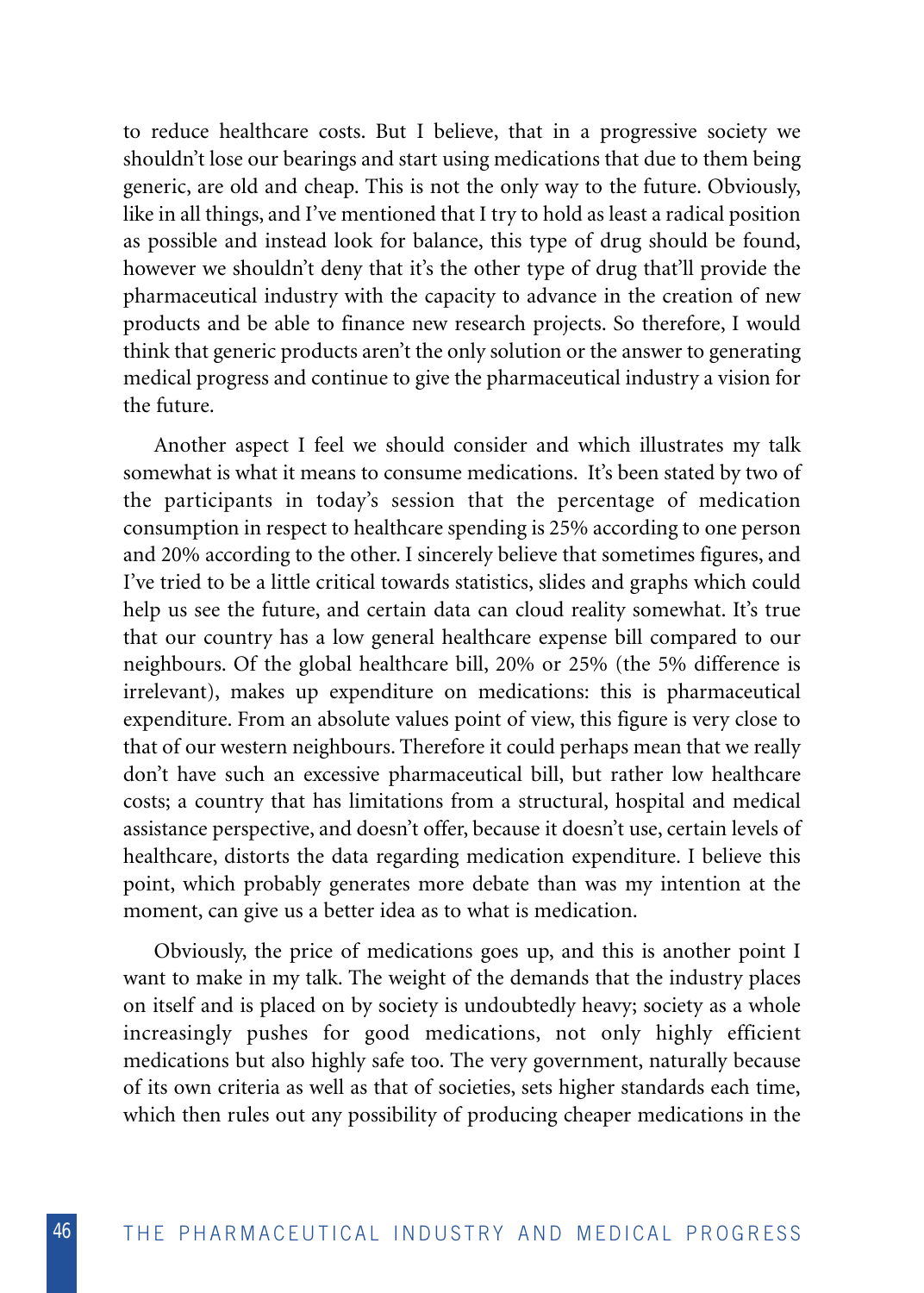to reduce healthcare costs. But I believe, that in a progressive society we shouldn't lose our bearings and start using medications that due to them being generic, are old and cheap. This is not the only way to the future. Obviously, like in all things, and I've mentioned that I try to hold as least a radical position as possible and instead look for balance, this type of drug should be found, however we shouldn't deny that it's the other type of drug that'll provide the pharmaceutical industry with the capacity to advance in the creation of new products and be able to finance new research projects. So therefore, I would think that generic products aren't the only solution or the answer to generating medical progress and continue to give the pharmaceutical industry a vision for the future.

Another aspect I feel we should consider and which illustrates my talk somewhat is what it means to consume medications. It's been stated by two of the participants in today's session that the percentage of medication consumption in respect to healthcare spending is 25% according to one person and 20% according to the other. I sincerely believe that sometimes figures, and I've tried to be a little critical towards statistics, slides and graphs which could help us see the future, and certain data can cloud reality somewhat. It's true that our country has a low general healthcare expense bill compared to our neighbours. Of the global healthcare bill, 20% or 25% (the 5% difference is irrelevant), makes up expenditure on medications: this is pharmaceutical expenditure. From an absolute values point of view, this figure is very close to that of our western neighbours. Therefore it could perhaps mean that we really don't have such an excessive pharmaceutical bill, but rather low healthcare costs; a country that has limitations from a structural, hospital and medical assistance perspective, and doesn't offer, because it doesn't use, certain levels of healthcare, distorts the data regarding medication expenditure. I believe this point, which probably generates more debate than was my intention at the moment, can give us a better idea as to what is medication.

Obviously, the price of medications goes up, and this is another point I want to make in my talk. The weight of the demands that the industry places on itself and is placed on by society is undoubtedly heavy; society as a whole increasingly pushes for good medications, not only highly efficient medications but also highly safe too. The very government, naturally because of its own criteria as well as that of societies, sets higher standards each time, which then rules out any possibility of producing cheaper medications in the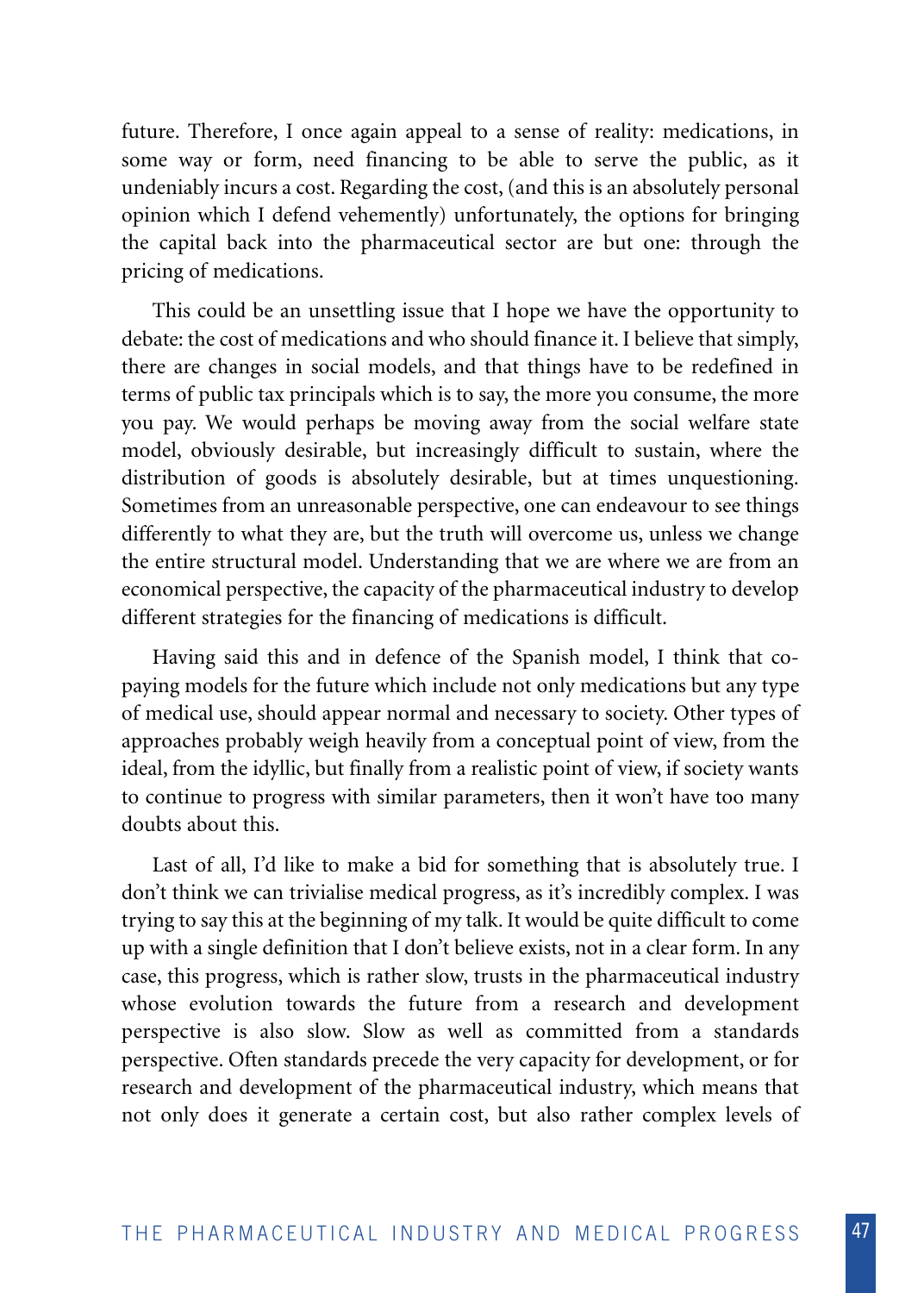future. Therefore, I once again appeal to a sense of reality: medications, in some way or form, need financing to be able to serve the public, as it undeniably incurs a cost. Regarding the cost, (and this is an absolutely personal opinion which I defend vehemently) unfortunately, the options for bringing the capital back into the pharmaceutical sector are but one: through the pricing of medications.

This could be an unsettling issue that I hope we have the opportunity to debate: the cost of medications and who should finance it. I believe that simply, there are changes in social models, and that things have to be redefined in terms of public tax principals which is to say, the more you consume, the more you pay. We would perhaps be moving away from the social welfare state model, obviously desirable, but increasingly difficult to sustain, where the distribution of goods is absolutely desirable, but at times unquestioning. Sometimes from an unreasonable perspective, one can endeavour to see things differently to what they are, but the truth will overcome us, unless we change the entire structural model. Understanding that we are where we are from an economical perspective, the capacity of the pharmaceutical industry to develop different strategies for the financing of medications is difficult.

Having said this and in defence of the Spanish model, I think that co-paying models for the future which include not only medications but any type of medical use, should appear normal and necessary to society. Other types of approaches probably weigh heavily from a conceptual point of view, from the ideal, from the idyllic, but finally from a realistic point of view, if society wants to continue to progress with similar parameters, then it won't have too many doubts about this.

Last of all, I'd like to make a bid for something that is absolutely true. I don't think we can trivialise medical progress, as it's incredibly complex. I was trying to say this at the beginning of my talk. It would be quite difficult to come up with a single definition that I don't believe exists, not in a clear form. In any case, this progress, which is rather slow, trusts in the pharmaceutical industry whose evolution towards the future from a research and development perspective is also slow. Slow as well as committed from a standards perspective. Often standards precede the very capacity for development, or for research and development of the pharmaceutical industry, which means that not only does it generate a certain cost, but also rather complex levels of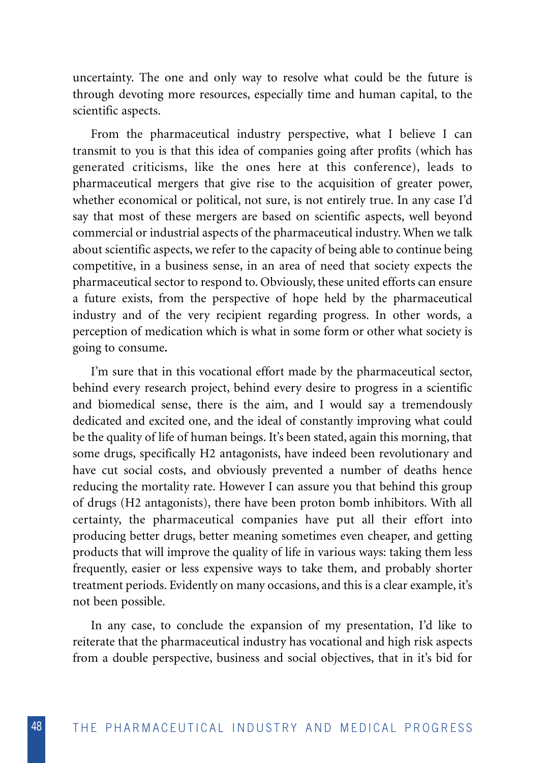uncertainty. The one and only way to resolve what could be the future is through devoting more resources, especially time and human capital, to the scientific aspects.

From the pharmaceutical industry perspective, what I believe I can transmit to you is that this idea of companies going after profits (which has generated criticisms, like the ones here at this conference), leads to pharmaceutical mergers that give rise to the acquisition of greater power, whether economical or political, not sure, is not entirely true. In any case I'd say that most of these mergers are based on scientific aspects, well beyond commercial or industrial aspects of the pharmaceutical industry. When we talk about scientific aspects, we refer to the capacity of being able to continue being competitive, in a business sense, in an area of need that society expects the pharmaceutical sector to respond to. Obviously, these united efforts can ensure a future exists, from the perspective of hope held by the pharmaceutical industry and of the very recipient regarding progress. In other words, a perception of medication which is what in some form or other what society is going to consume.

I'm sure that in this vocational effort made by the pharmaceutical sector, behind every research project, behind every desire to progress in a scientific and biomedical sense, there is the aim, and I would say a tremendously dedicated and excited one, and the ideal of constantly improving what could be the quality of life of human beings. It's been stated, again this morning, that some drugs, specifically H2 antagonists, have indeed been revolutionary and have cut social costs, and obviously prevented a number of deaths hence reducing the mortality rate. However I can assure you that behind this group of drugs (H2 antagonists), there have been proton bomb inhibitors. With all certainty, the pharmaceutical companies have put all their effort into producing better drugs, better meaning sometimes even cheaper, and getting products that will improve the quality of life in various ways: taking them less frequently, easier or less expensive ways to take them, and probably shorter treatment periods. Evidently on many occasions, and this is a clear example, it's not been possible.

In any case, to conclude the expansion of my presentation, I'd like to reiterate that the pharmaceutical industry has vocational and high risk aspects from a double perspective, business and social objectives, that in it's bid for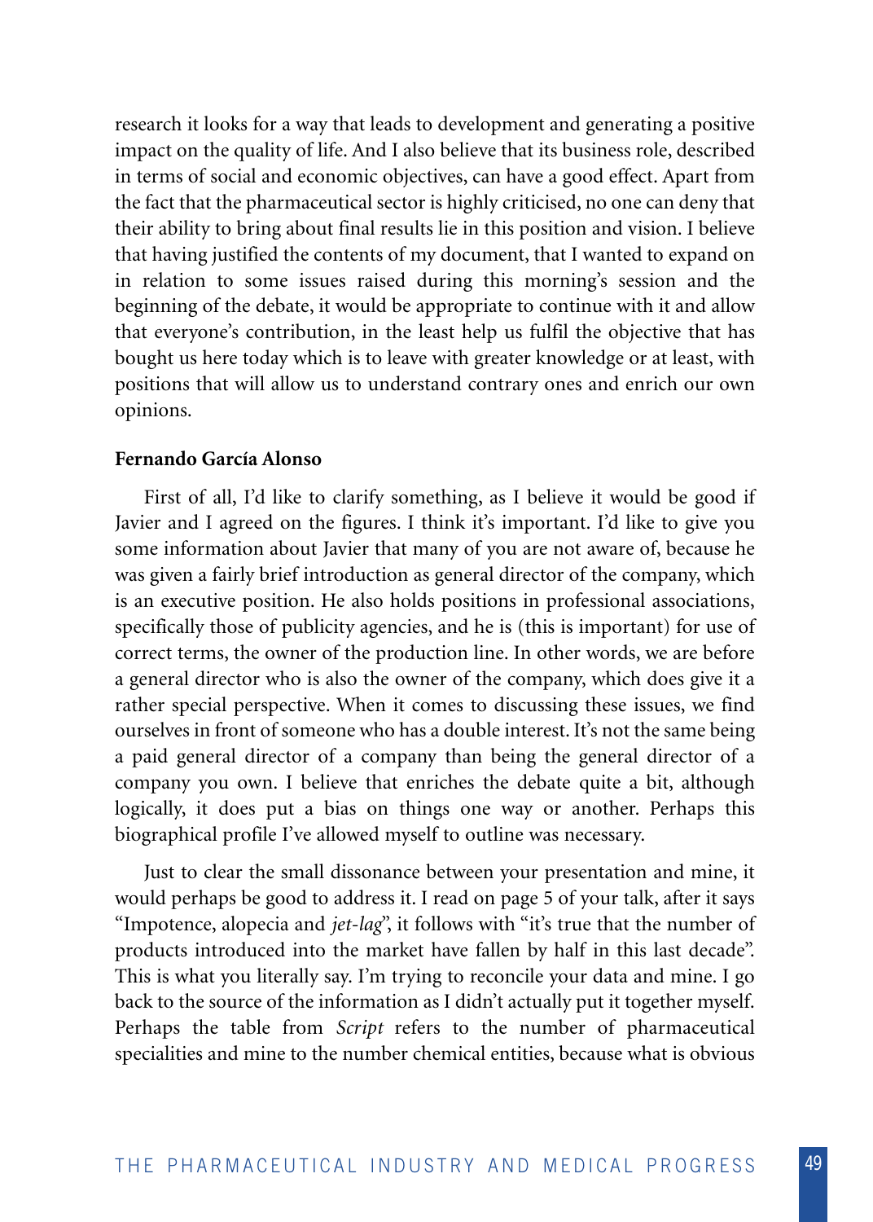research it looks for a way that leads to development and generating a positive impact on the quality of life. And I also believe that its business role, described in terms of social and economic objectives, can have a good effect. Apart from the fact that the pharmaceutical sector is highly criticised, no one can deny that their ability to bring about final results lie in this position and vision. I believe that having justified the contents of my document, that I wanted to expand on in relation to some issues raised during this morning's session and the beginning of the debate, it would be appropriate to continue with it and allow that everyone's contribution, in the least help us fulfil the objective that has bought us here today which is to leave with greater knowledge or at least, with positions that will allow us to understand contrary ones and enrich our own opinions.

**Fernando García Alonso**

First of all, I'd like to clarify something, as I believe it would be good if Javier and I agreed on the figures. I think it's important. I'd like to give you some information about Javier that many of you are not aware of, because he was given a fairly brief introduction as general director of the company, which is an executive position. He also holds positions in professional associations, specifically those of publicity agencies, and he is (this is important) for use of correct terms, the owner of the production line. In other words, we are before a general director who is also the owner of the company, which does give it a rather special perspective. When it comes to discussing these issues, we find ourselves in front of someone who has a double interest. It's not the same being a paid general director of a company than being the general director of a company you own. I believe that enriches the debate quite a bit, although logically, it does put a bias on things one way or another. Perhaps this biographical profile I've allowed myself to outline was necessary.

Just to clear the small dissonance between your presentation and mine, it would perhaps be good to address it. I read on page 5 of your talk, after it says "Impotence, alopecia and *jet-lag*", it follows with "it's true that the number of products introduced into the market have fallen by half in this last decade". This is what you literally say. I'm trying to reconcile your data and mine. I go back to the source of the information as I didn't actually put it together myself. Perhaps the table from *Script* refers to the number of pharmaceutical specialities and mine to the number chemical entities, because what is obvious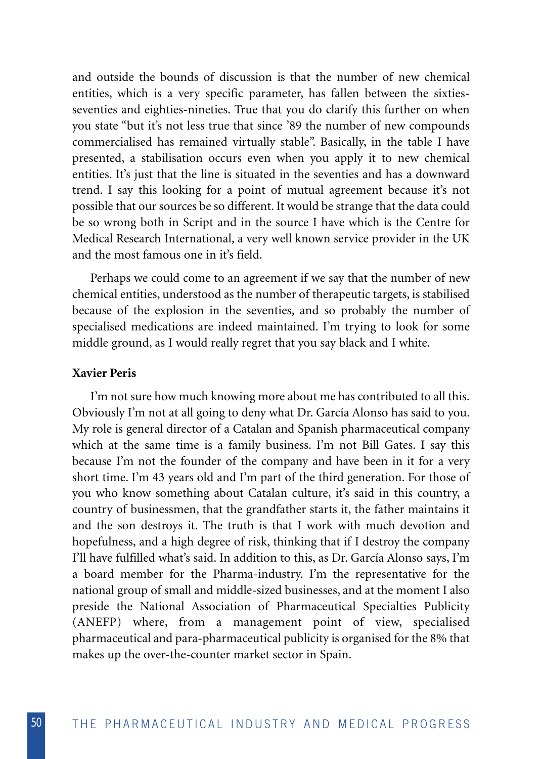and outside the bounds of discussion is that the number of new chemical entities, which is a very specific parameter, has fallen between the sixties-seventies and eighties-nineties. True that you do clarify this further on when you state "but it's not less true that since '89 the number of new compounds commercialised has remained virtually stable". Basically, in the table I have presented, a stabilisation occurs even when you apply it to new chemical entities. It's just that the line is situated in the seventies and has a downward trend. I say this looking for a point of mutual agreement because it's not possible that our sources be so different. It would be strange that the data could be so wrong both in Script and in the source I have which is the Centre for Medical Research International, a very well known service provider in the UK and the most famous one in it's field.

Perhaps we could come to an agreement if we say that the number of new chemical entities, understood as the number of therapeutic targets, is stabilised because of the explosion in the seventies, and so probably the number of specialised medications are indeed maintained. I'm trying to look for some middle ground, as I would really regret that you say black and I white.

**Xavier Peris**

I'm not sure how much knowing more about me has contributed to all this. Obviously I'm not at all going to deny what Dr. García Alonso has said to you. My role is general director of a Catalan and Spanish pharmaceutical company which at the same time is a family business. I'm not Bill Gates. I say this because I'm not the founder of the company and have been in it for a very short time. I'm 43 years old and I'm part of the third generation. For those of you who know something about Catalan culture, it's said in this country, a country of businessmen, that the grandfather starts it, the father maintains it and the son destroys it. The truth is that I work with much devotion and hopefulness, and a high degree of risk, thinking that if I destroy the company I'll have fulfilled what's said. In addition to this, as Dr. García Alonso says, I'm a board member for the Pharma-industry. I'm the representative for the national group of small and middle-sized businesses, and at the moment I also preside the National Association of Pharmaceutical Specialties Publicity (ANEFP) where, from a management point of view, specialised pharmaceutical and para-pharmaceutical publicity is organised for the 8% that makes up the over-the-counter market sector in Spain.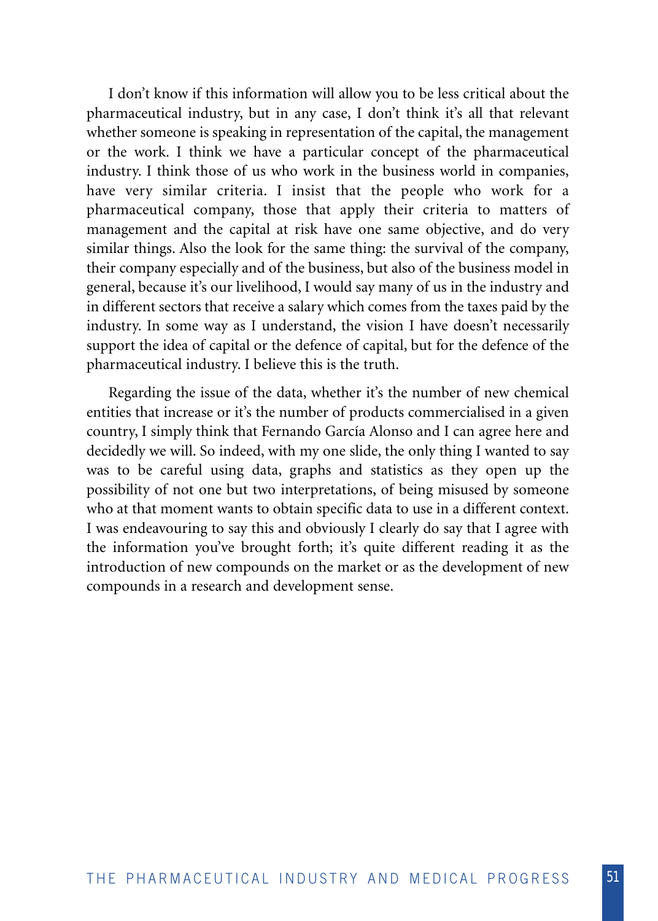I don't know if this information will allow you to be less critical about the pharmaceutical industry, but in any case, I don't think it's all that relevant whether someone is speaking in representation of the capital, the management or the work. I think we have a particular concept of the pharmaceutical industry. I think those of us who work in the business world in companies, have very similar criteria. I insist that the people who work for a pharmaceutical company, those that apply their criteria to matters of management and the capital at risk have one same objective, and do very similar things. Also the look for the same thing: the survival of the company, their company especially and of the business, but also of the business model in general, because it's our livelihood, I would say many of us in the industry and in different sectors that receive a salary which comes from the taxes paid by the industry. In some way as I understand, the vision I have doesn't necessarily support the idea of capital or the defence of capital, but for the defence of the pharmaceutical industry. I believe this is the truth.

Regarding the issue of the data, whether it's the number of new chemical entities that increase or it's the number of products commercialised in a given country, I simply think that Fernando García Alonso and I can agree here and decidedly we will. So indeed, with my one slide, the only thing I wanted to say was to be careful using data, graphs and statistics as they open up the possibility of not one but two interpretations, of being misused by someone who at that moment wants to obtain specific data to use in a different context. I was endeavouring to say this and obviously I clearly do say that I agree with the information you've brought forth; it's quite different reading it as the introduction of new compounds on the market or as the development of new compounds in a research and development sense.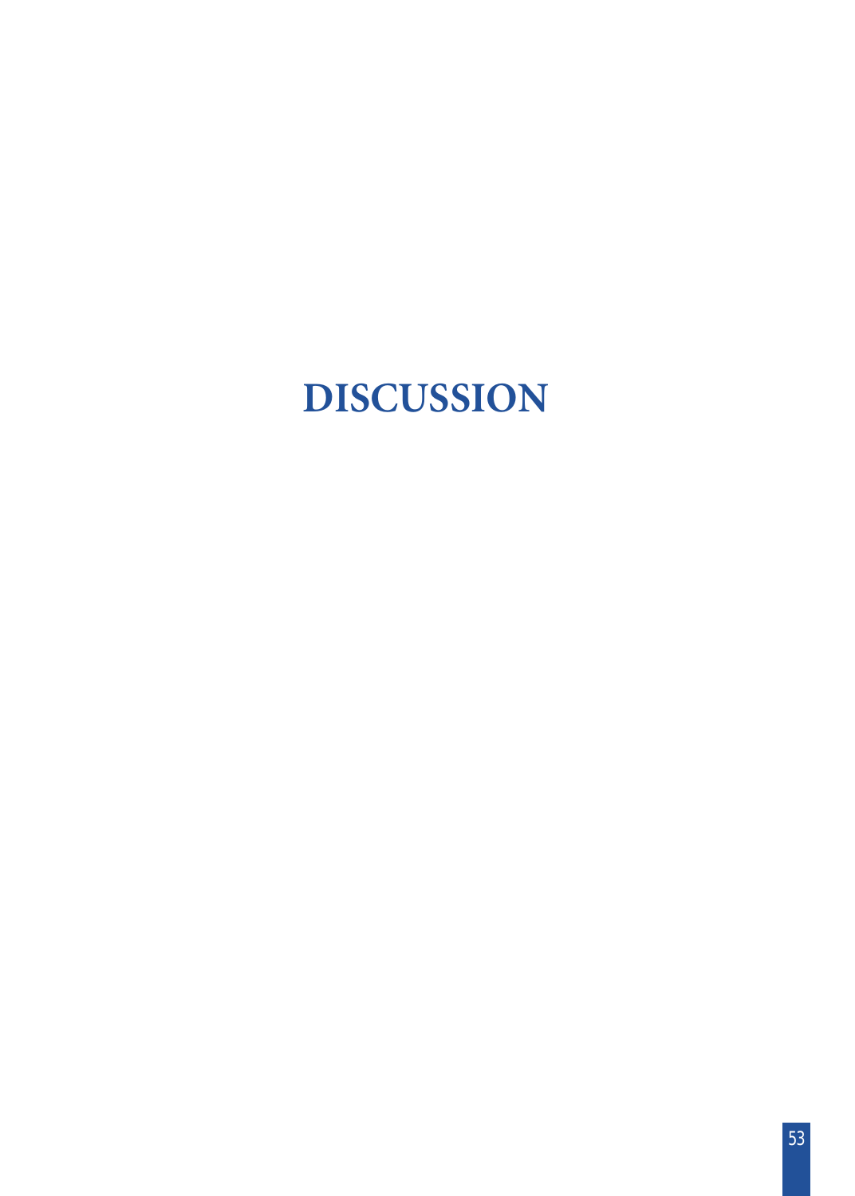# DISCUSSION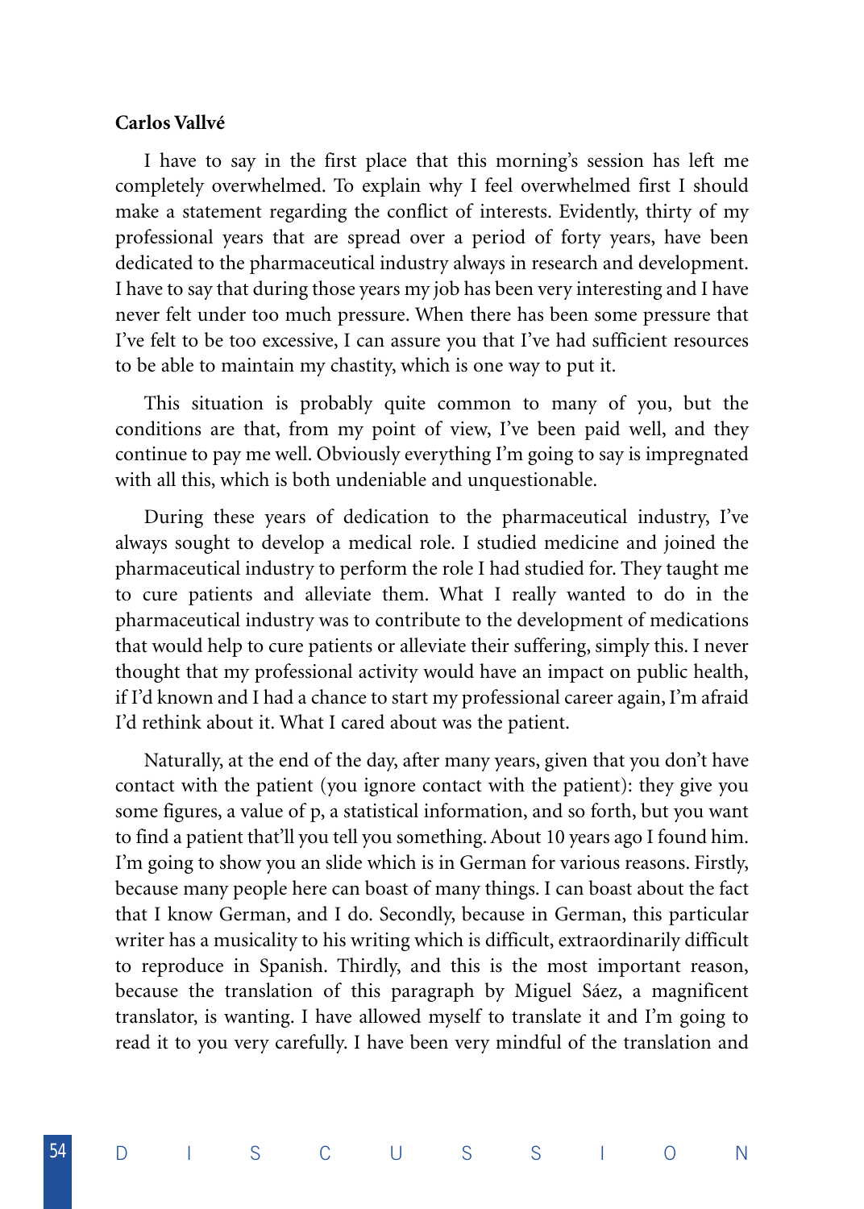**Carlos Vallvé**

I have to say in the first place that this morning's session has left me completely overwhelmed. To explain why I feel overwhelmed first I should make a statement regarding the conflict of interests. Evidently, thirty of my professional years that are spread over a period of forty years, have been dedicated to the pharmaceutical industry always in research and development. I have to say that during those years my job has been very interesting and I have never felt under too much pressure. When there has been some pressure that I've felt to be too excessive, I can assure you that I've had sufficient resources to be able to maintain my chastity, which is one way to put it.

This situation is probably quite common to many of you, but the conditions are that, from my point of view, I've been paid well, and they continue to pay me well. Obviously everything I'm going to say is impregnated with all this, which is both undeniable and unquestionable.

During these years of dedication to the pharmaceutical industry, I've always sought to develop a medical role. I studied medicine and joined the pharmaceutical industry to perform the role I had studied for. They taught me to cure patients and alleviate them. What I really wanted to do in the pharmaceutical industry was to contribute to the development of medications that would help to cure patients or alleviate their suffering, simply this. I never thought that my professional activity would have an impact on public health, if I'd known and I had a chance to start my professional career again, I'm afraid I'd rethink about it. What I cared about was the patient.

Naturally, at the end of the day, after many years, given that you don't have contact with the patient (you ignore contact with the patient): they give you some figures, a value of p, a statistical information, and so forth, but you want to find a patient that'll you tell you something. About 10 years ago I found him. I'm going to show you an slide which is in German for various reasons. Firstly, because many people here can boast of many things. I can boast about the fact that I know German, and I do. Secondly, because in German, this particular writer has a musicality to his writing which is difficult, extraordinarily difficult to reproduce in Spanish. Thirdly, and this is the most important reason, because the translation of this paragraph by Miguel Sáez, a magnificent translator, is wanting. I have allowed myself to translate it and I'm going to read it to you very carefully. I have been very mindful of the translation and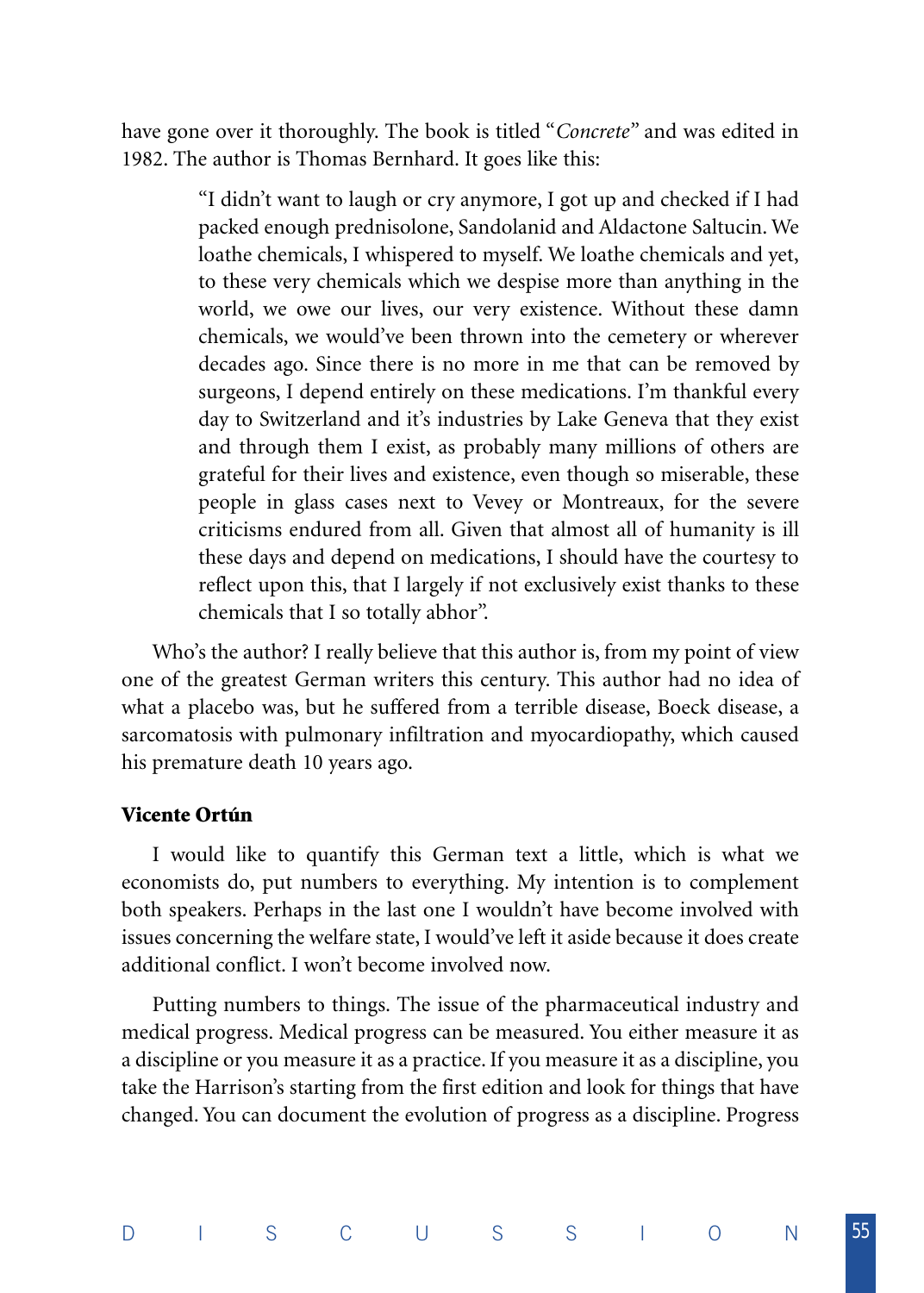have gone over it thoroughly. The book is titled "*Concrete*" and was edited in 1982. The author is Thomas Bernhard. It goes like this:

> "I didn't want to laugh or cry anymore, I got up and checked if I had packed enough prednisolone, Sandolanid and Aldactone Saltucin. We loathe chemicals, I whispered to myself. We loathe chemicals and yet, to these very chemicals which we despise more than anything in the world, we owe our lives, our very existence. Without these damn chemicals, we would've been thrown into the cemetery or wherever decades ago. Since there is no more in me that can be removed by surgeons, I depend entirely on these medications. I'm thankful every day to Switzerland and it's industries by Lake Geneva that they exist and through them I exist, as probably many millions of others are grateful for their lives and existence, even though so miserable, these people in glass cases next to Vevey or Montreaux, for the severe criticisms endured from all. Given that almost all of humanity is ill these days and depend on medications, I should have the courtesy to reflect upon this, that I largely if not exclusively exist thanks to these chemicals that I so totally abhor".

Who's the author? I really believe that this author is, from my point of view one of the greatest German writers this century. This author had no idea of what a placebo was, but he suffered from a terrible disease, Boeck disease, a sarcomatosis with pulmonary infiltration and myocardiopathy, which caused his premature death 10 years ago.

**Vicente Ortún**

I would like to quantify this German text a little, which is what we economists do, put numbers to everything. My intention is to complement both speakers. Perhaps in the last one I wouldn't have become involved with issues concerning the welfare state, I would've left it aside because it does create additional conflict. I won't become involved now.

Putting numbers to things. The issue of the pharmaceutical industry and medical progress. Medical progress can be measured. You either measure it as a discipline or you measure it as a practice. If you measure it as a discipline, you take the Harrison's starting from the first edition and look for things that have changed. You can document the evolution of progress as a discipline. Progress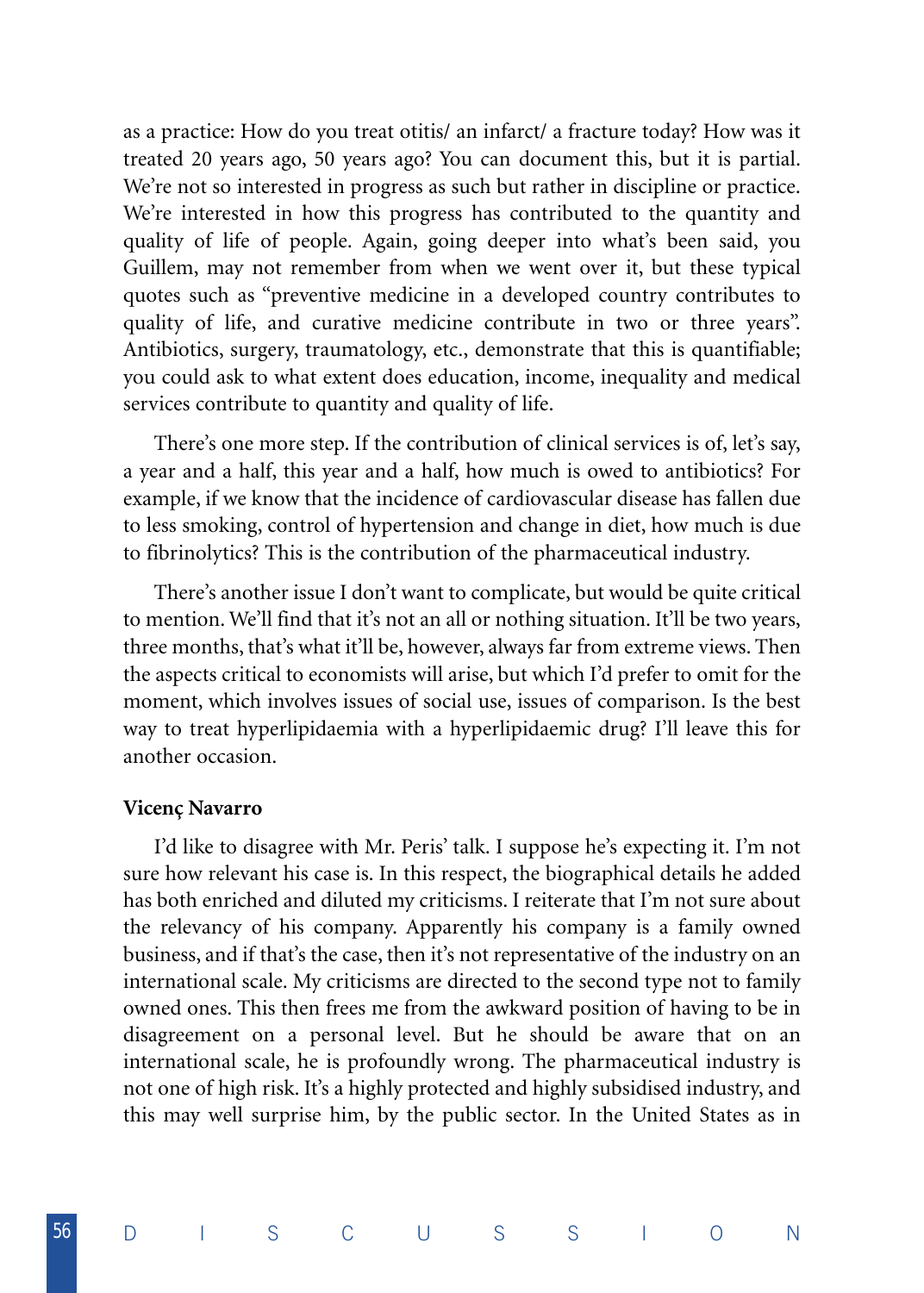as a practice: How do you treat otitis/ an infarct/ a fracture today? How was it treated 20 years ago, 50 years ago? You can document this, but it is partial. We're not so interested in progress as such but rather in discipline or practice. We're interested in how this progress has contributed to the quantity and quality of life of people. Again, going deeper into what's been said, you Guillem, may not remember from when we went over it, but these typical quotes such as "preventive medicine in a developed country contributes to quality of life, and curative medicine contribute in two or three years". Antibiotics, surgery, traumatology, etc., demonstrate that this is quantifiable; you could ask to what extent does education, income, inequality and medical services contribute to quantity and quality of life.

There's one more step. If the contribution of clinical services is of, let's say, a year and a half, this year and a half, how much is owed to antibiotics? For example, if we know that the incidence of cardiovascular disease has fallen due to less smoking, control of hypertension and change in diet, how much is due to fibrinolytics? This is the contribution of the pharmaceutical industry.

There's another issue I don't want to complicate, but would be quite critical to mention. We'll find that it's not an all or nothing situation. It'll be two years, three months, that's what it'll be, however, always far from extreme views. Then the aspects critical to economists will arise, but which I'd prefer to omit for the moment, which involves issues of social use, issues of comparison. Is the best way to treat hyperlipidaemia with a hyperlipidaemic drug? I'll leave this for another occasion.

**Vicenç Navarro**

I'd like to disagree with Mr. Peris' talk. I suppose he's expecting it. I'm not sure how relevant his case is. In this respect, the biographical details he added has both enriched and diluted my criticisms. I reiterate that I'm not sure about the relevancy of his company. Apparently his company is a family owned business, and if that's the case, then it's not representative of the industry on an international scale. My criticisms are directed to the second type not to family owned ones. This then frees me from the awkward position of having to be in disagreement on a personal level. But he should be aware that on an international scale, he is profoundly wrong. The pharmaceutical industry is not one of high risk. It's a highly protected and highly subsidised industry, and this may well surprise him, by the public sector. In the United States as in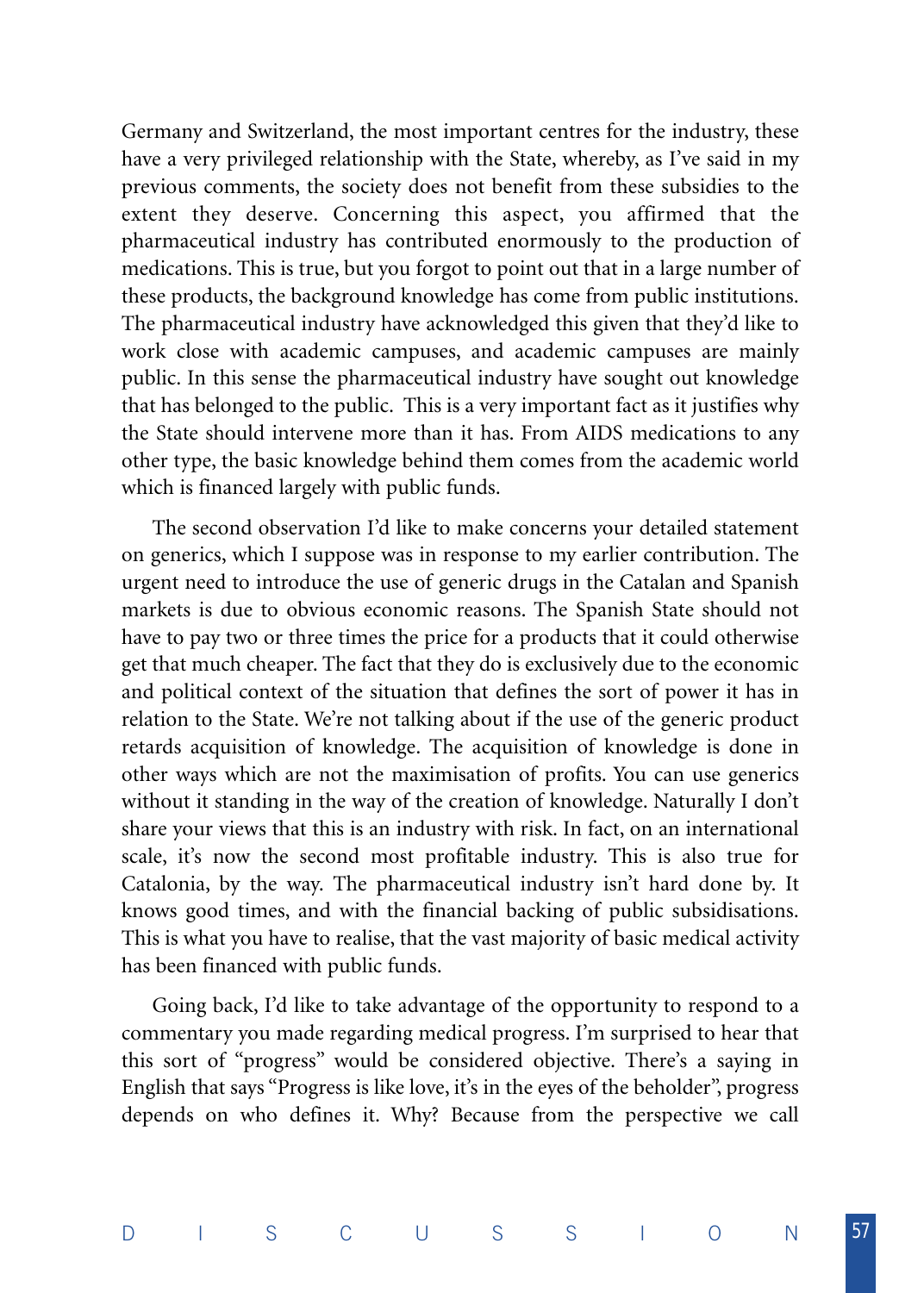Germany and Switzerland, the most important centres for the industry, these have a very privileged relationship with the State, whereby, as I've said in my previous comments, the society does not benefit from these subsidies to the extent they deserve. Concerning this aspect, you affirmed that the pharmaceutical industry has contributed enormously to the production of medications. This is true, but you forgot to point out that in a large number of these products, the background knowledge has come from public institutions. The pharmaceutical industry have acknowledged this given that they'd like to work close with academic campuses, and academic campuses are mainly public. In this sense the pharmaceutical industry have sought out knowledge that has belonged to the public. This is a very important fact as it justifies why the State should intervene more than it has. From AIDS medications to any other type, the basic knowledge behind them comes from the academic world which is financed largely with public funds.

The second observation I'd like to make concerns your detailed statement on generics, which I suppose was in response to my earlier contribution. The urgent need to introduce the use of generic drugs in the Catalan and Spanish markets is due to obvious economic reasons. The Spanish State should not have to pay two or three times the price for a products that it could otherwise get that much cheaper. The fact that they do is exclusively due to the economic and political context of the situation that defines the sort of power it has in relation to the State. We're not talking about if the use of the generic product retards acquisition of knowledge. The acquisition of knowledge is done in other ways which are not the maximisation of profits. You can use generics without it standing in the way of the creation of knowledge. Naturally I don't share your views that this is an industry with risk. In fact, on an international scale, it's now the second most profitable industry. This is also true for Catalonia, by the way. The pharmaceutical industry isn't hard done by. It knows good times, and with the financial backing of public subsidisations. This is what you have to realise, that the vast majority of basic medical activity has been financed with public funds.

Going back, I'd like to take advantage of the opportunity to respond to a commentary you made regarding medical progress. I'm surprised to hear that this sort of "progress" would be considered objective. There's a saying in English that says "Progress is like love, it's in the eyes of the beholder", progress depends on who defines it. Why? Because from the perspective we call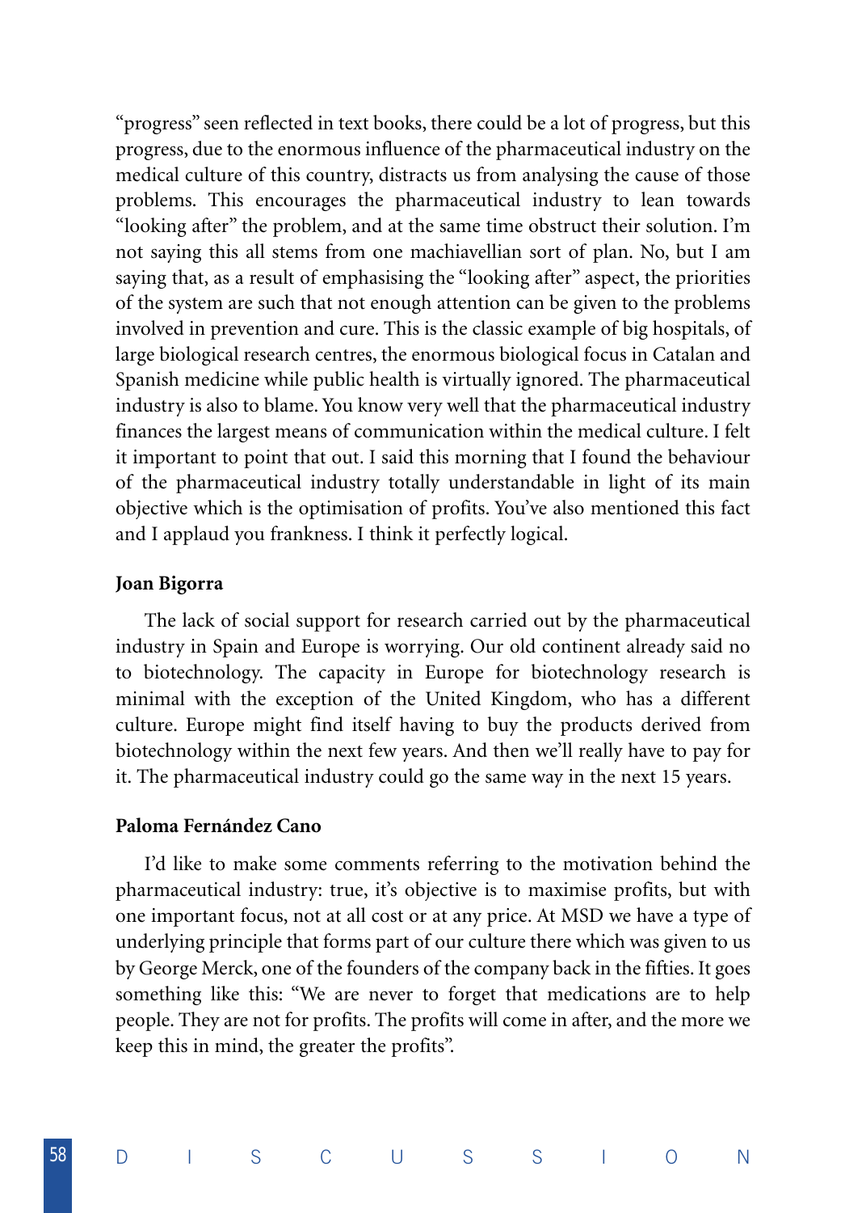"progress" seen reflected in text books, there could be a lot of progress, but this progress, due to the enormous influence of the pharmaceutical industry on the medical culture of this country, distracts us from analysing the cause of those problems. This encourages the pharmaceutical industry to lean towards "looking after" the problem, and at the same time obstruct their solution. I'm not saying this all stems from one machiavellian sort of plan. No, but I am saying that, as a result of emphasising the "looking after" aspect, the priorities of the system are such that not enough attention can be given to the problems involved in prevention and cure. This is the classic example of big hospitals, of large biological research centres, the enormous biological focus in Catalan and Spanish medicine while public health is virtually ignored. The pharmaceutical industry is also to blame. You know very well that the pharmaceutical industry finances the largest means of communication within the medical culture. I felt it important to point that out. I said this morning that I found the behaviour of the pharmaceutical industry totally understandable in light of its main objective which is the optimisation of profits. You've also mentioned this fact and I applaud you frankness. I think it perfectly logical.

**Joan Bigorra**

The lack of social support for research carried out by the pharmaceutical industry in Spain and Europe is worrying. Our old continent already said no to biotechnology. The capacity in Europe for biotechnology research is minimal with the exception of the United Kingdom, who has a different culture. Europe might find itself having to buy the products derived from biotechnology within the next few years. And then we'll really have to pay for it. The pharmaceutical industry could go the same way in the next 15 years.

**Paloma Fernández Cano**

I'd like to make some comments referring to the motivation behind the pharmaceutical industry: true, it's objective is to maximise profits, but with one important focus, not at all cost or at any price. At MSD we have a type of underlying principle that forms part of our culture there which was given to us by George Merck, one of the founders of the company back in the fifties. It goes something like this: "We are never to forget that medications are to help people. They are not for profits. The profits will come in after, and the more we keep this in mind, the greater the profits".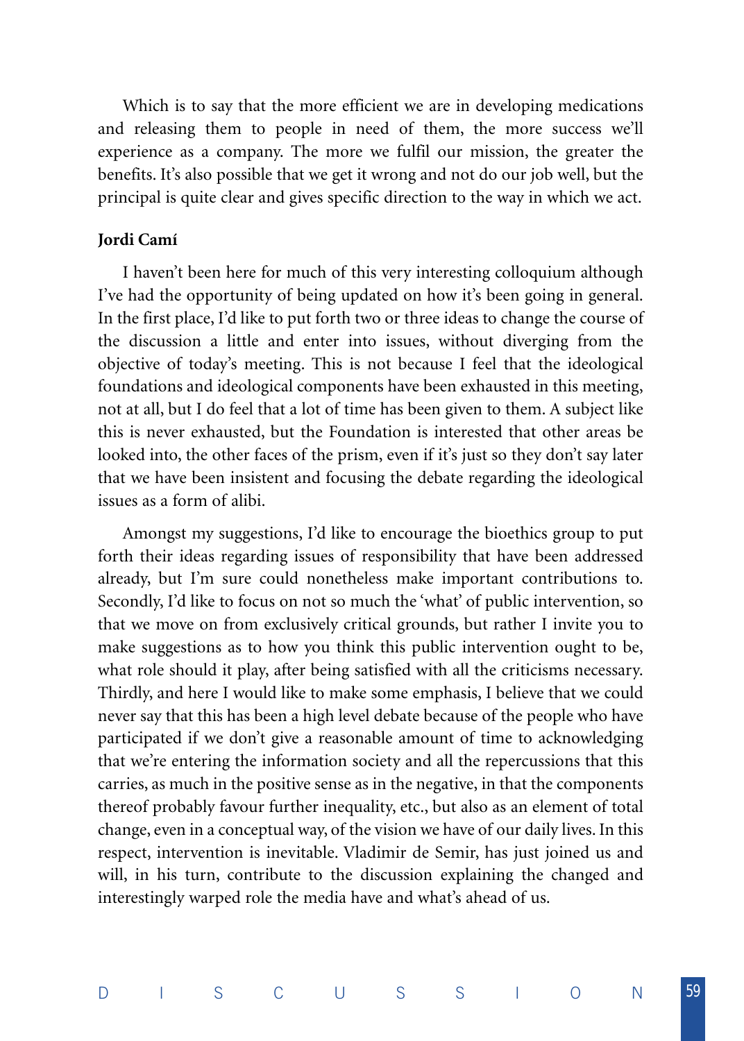Which is to say that the more efficient we are in developing medications and releasing them to people in need of them, the more success we'll experience as a company. The more we fulfil our mission, the greater the benefits. It's also possible that we get it wrong and not do our job well, but the principal is quite clear and gives specific direction to the way in which we act.

**Jordi Camí**

I haven't been here for much of this very interesting colloquium although I've had the opportunity of being updated on how it's been going in general. In the first place, I'd like to put forth two or three ideas to change the course of the discussion a little and enter into issues, without diverging from the objective of today's meeting. This is not because I feel that the ideological foundations and ideological components have been exhausted in this meeting, not at all, but I do feel that a lot of time has been given to them. A subject like this is never exhausted, but the Foundation is interested that other areas be looked into, the other faces of the prism, even if it's just so they don't say later that we have been insistent and focusing the debate regarding the ideological issues as a form of alibi.

Amongst my suggestions, I'd like to encourage the bioethics group to put forth their ideas regarding issues of responsibility that have been addressed already, but I'm sure could nonetheless make important contributions to. Secondly, I'd like to focus on not so much the 'what' of public intervention, so that we move on from exclusively critical grounds, but rather I invite you to make suggestions as to how you think this public intervention ought to be, what role should it play, after being satisfied with all the criticisms necessary. Thirdly, and here I would like to make some emphasis, I believe that we could never say that this has been a high level debate because of the people who have participated if we don't give a reasonable amount of time to acknowledging that we're entering the information society and all the repercussions that this carries, as much in the positive sense as in the negative, in that the components thereof probably favour further inequality, etc., but also as an element of total change, even in a conceptual way, of the vision we have of our daily lives. In this respect, intervention is inevitable. Vladimir de Semir, has just joined us and will, in his turn, contribute to the discussion explaining the changed and interestingly warped role the media have and what's ahead of us.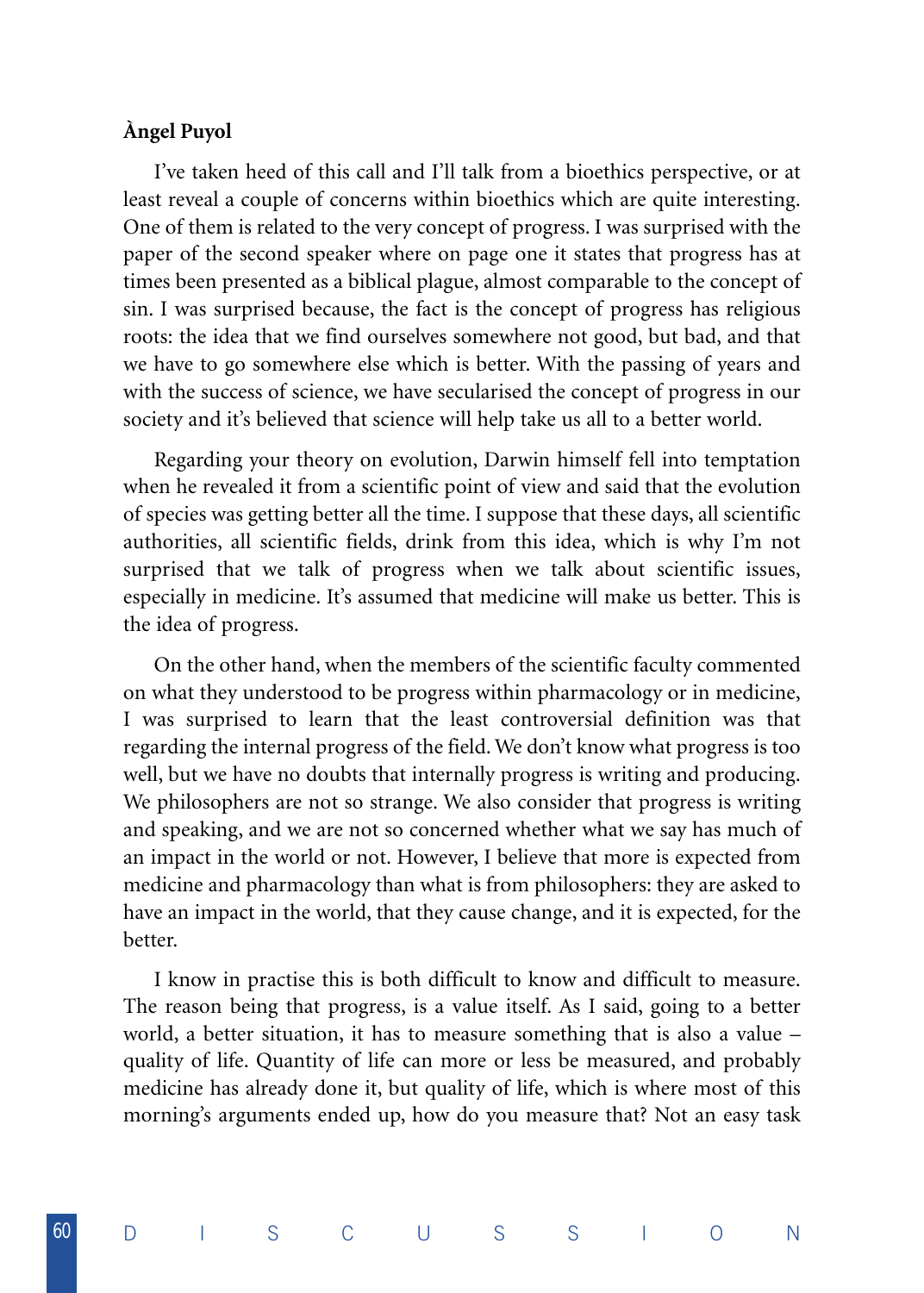**Àngel Puyol**

I've taken heed of this call and I'll talk from a bioethics perspective, or at least reveal a couple of concerns within bioethics which are quite interesting. One of them is related to the very concept of progress. I was surprised with the paper of the second speaker where on page one it states that progress has at times been presented as a biblical plague, almost comparable to the concept of sin. I was surprised because, the fact is the concept of progress has religious roots: the idea that we find ourselves somewhere not good, but bad, and that we have to go somewhere else which is better. With the passing of years and with the success of science, we have secularised the concept of progress in our society and it's believed that science will help take us all to a better world.

Regarding your theory on evolution, Darwin himself fell into temptation when he revealed it from a scientific point of view and said that the evolution of species was getting better all the time. I suppose that these days, all scientific authorities, all scientific fields, drink from this idea, which is why I'm not surprised that we talk of progress when we talk about scientific issues, especially in medicine. It's assumed that medicine will make us better. This is the idea of progress.

On the other hand, when the members of the scientific faculty commented on what they understood to be progress within pharmacology or in medicine, I was surprised to learn that the least controversial definition was that regarding the internal progress of the field. We don't know what progress is too well, but we have no doubts that internally progress is writing and producing. We philosophers are not so strange. We also consider that progress is writing and speaking, and we are not so concerned whether what we say has much of an impact in the world or not. However, I believe that more is expected from medicine and pharmacology than what is from philosophers: they are asked to have an impact in the world, that they cause change, and it is expected, for the better.

I know in practise this is both difficult to know and difficult to measure. The reason being that progress, is a value itself. As I said, going to a better world, a better situation, it has to measure something that is also a value – quality of life. Quantity of life can more or less be measured, and probably medicine has already done it, but quality of life, which is where most of this morning's arguments ended up, how do you measure that? Not an easy task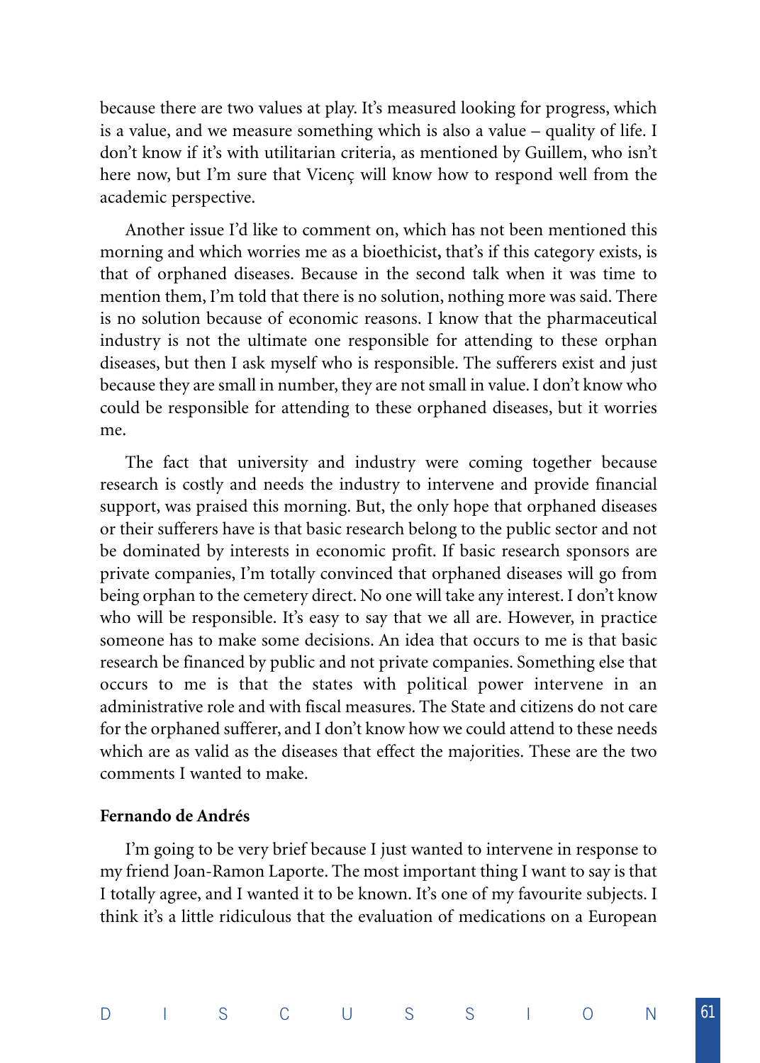because there are two values at play. It's measured looking for progress, which is a value, and we measure something which is also a value – quality of life. I don't know if it's with utilitarian criteria, as mentioned by Guillem, who isn't here now, but I'm sure that Vicenç will know how to respond well from the academic perspective.

Another issue I'd like to comment on, which has not been mentioned this morning and which worries me as a bioethicist**,** that's if this category exists, is that of orphaned diseases. Because in the second talk when it was time to mention them, I'm told that there is no solution, nothing more was said. There is no solution because of economic reasons. I know that the pharmaceutical industry is not the ultimate one responsible for attending to these orphan diseases, but then I ask myself who is responsible. The sufferers exist and just because they are small in number, they are not small in value. I don't know who could be responsible for attending to these orphaned diseases, but it worries me.

The fact that university and industry were coming together because research is costly and needs the industry to intervene and provide financial support, was praised this morning. But, the only hope that orphaned diseases or their sufferers have is that basic research belong to the public sector and not be dominated by interests in economic profit. If basic research sponsors are private companies, I'm totally convinced that orphaned diseases will go from being orphan to the cemetery direct. No one will take any interest. I don't know who will be responsible. It's easy to say that we all are. However, in practice someone has to make some decisions. An idea that occurs to me is that basic research be financed by public and not private companies. Something else that occurs to me is that the states with political power intervene in an administrative role and with fiscal measures. The State and citizens do not care for the orphaned sufferer, and I don't know how we could attend to these needs which are as valid as the diseases that effect the majorities. These are the two comments I wanted to make.

**Fernando de Andrés**

I'm going to be very brief because I just wanted to intervene in response to my friend Joan-Ramon Laporte. The most important thing I want to say is that I totally agree, and I wanted it to be known. It's one of my favourite subjects. I think it's a little ridiculous that the evaluation of medications on a European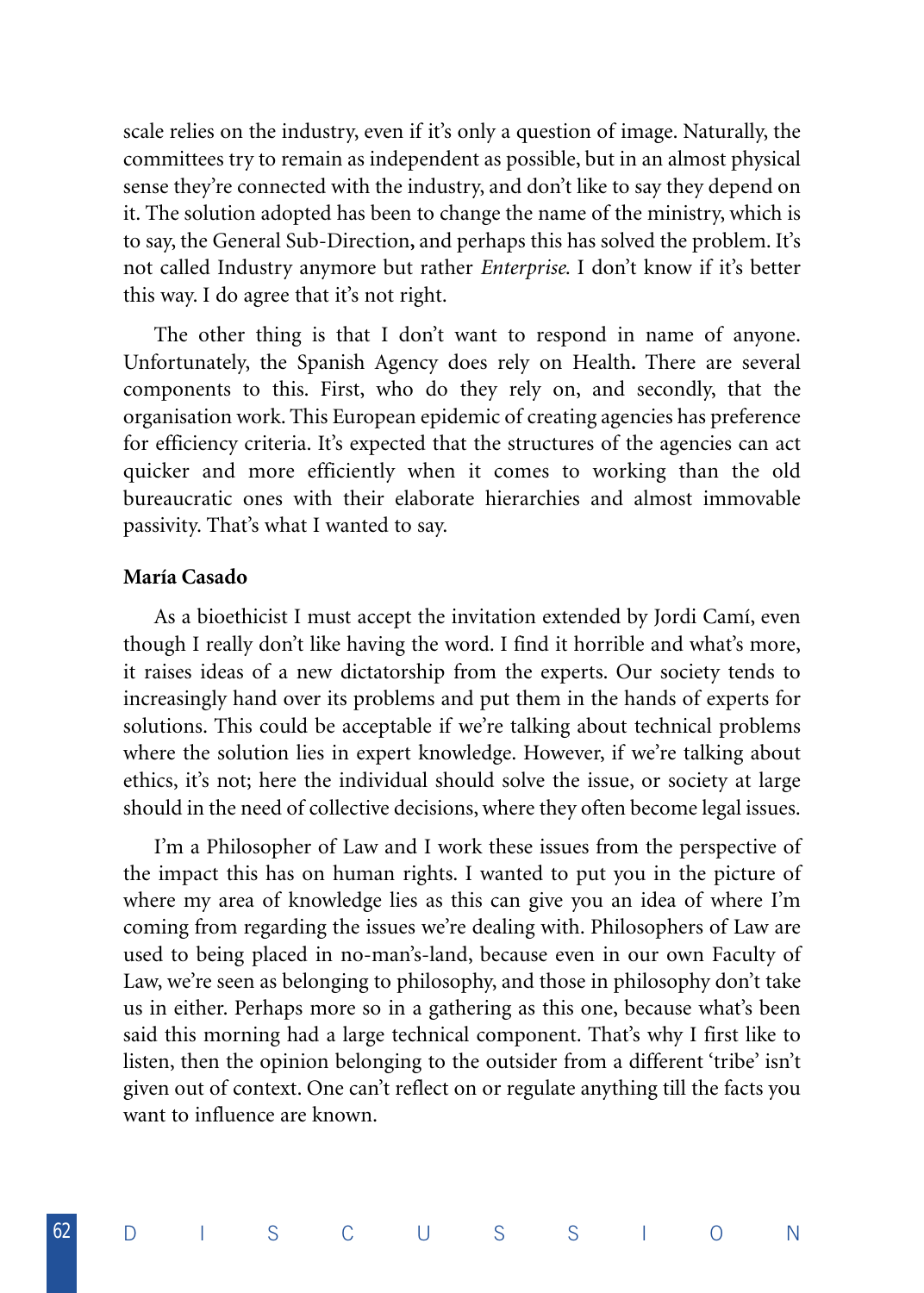scale relies on the industry, even if it's only a question of image. Naturally, the committees try to remain as independent as possible, but in an almost physical sense they're connected with the industry, and don't like to say they depend on it. The solution adopted has been to change the name of the ministry, which is to say, the General Sub-Direction, and perhaps this has solved the problem. It's not called Industry anymore but rather *Enterprise*. I don't know if it's better this way. I do agree that it's not right.

The other thing is that I don't want to respond in name of anyone. Unfortunately, the Spanish Agency does rely on Health. There are several components to this. First, who do they rely on, and secondly, that the organisation work. This European epidemic of creating agencies has preference for efficiency criteria. It's expected that the structures of the agencies can act quicker and more efficiently when it comes to working than the old bureaucratic ones with their elaborate hierarchies and almost immovable passivity. That's what I wanted to say.

**María Casado**

As a bioethicist I must accept the invitation extended by Jordi Camí, even though I really don't like having the word. I find it horrible and what's more, it raises ideas of a new dictatorship from the experts. Our society tends to increasingly hand over its problems and put them in the hands of experts for solutions. This could be acceptable if we're talking about technical problems where the solution lies in expert knowledge. However, if we're talking about ethics, it's not; here the individual should solve the issue, or society at large should in the need of collective decisions, where they often become legal issues.

I'm a Philosopher of Law and I work these issues from the perspective of the impact this has on human rights. I wanted to put you in the picture of where my area of knowledge lies as this can give you an idea of where I'm coming from regarding the issues we're dealing with. Philosophers of Law are used to being placed in no-man's-land, because even in our own Faculty of Law, we're seen as belonging to philosophy, and those in philosophy don't take us in either. Perhaps more so in a gathering as this one, because what's been said this morning had a large technical component. That's why I first like to listen, then the opinion belonging to the outsider from a different 'tribe' isn't given out of context. One can't reflect on or regulate anything till the facts you want to influence are known.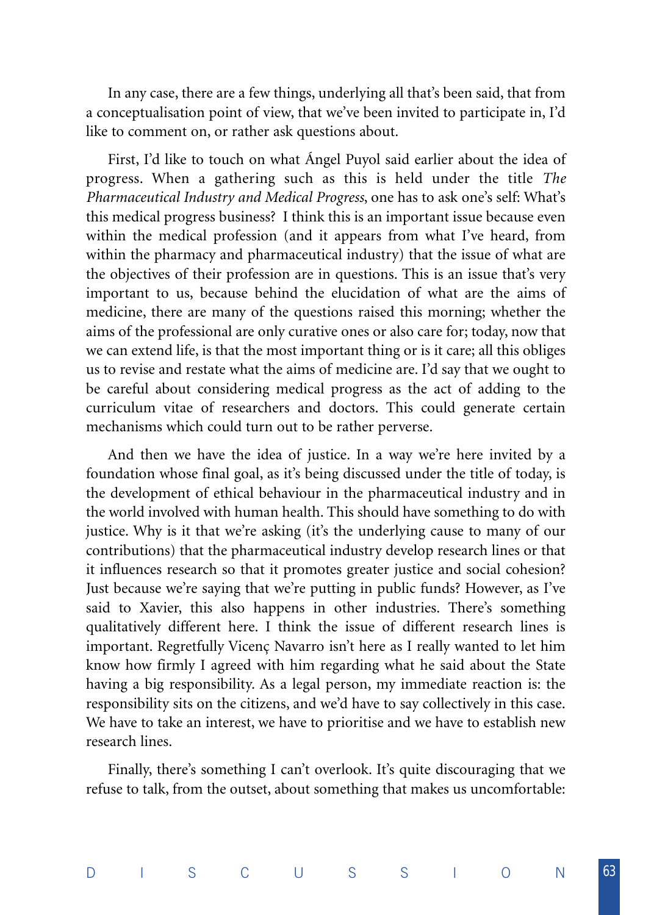In any case, there are a few things, underlying all that's been said, that from a conceptualisation point of view, that we've been invited to participate in, I'd like to comment on, or rather ask questions about.

First, I'd like to touch on what Ángel Puyol said earlier about the idea of progress. When a gathering such as this is held under the title *The Pharmaceutical Industry and Medical Progress*, one has to ask one's self: What's this medical progress business? I think this is an important issue because even within the medical profession (and it appears from what I've heard, from within the pharmacy and pharmaceutical industry) that the issue of what are the objectives of their profession are in questions. This is an issue that's very important to us, because behind the elucidation of what are the aims of medicine, there are many of the questions raised this morning; whether the aims of the professional are only curative ones or also care for; today, now that we can extend life, is that the most important thing or is it care; all this obliges us to revise and restate what the aims of medicine are. I'd say that we ought to be careful about considering medical progress as the act of adding to the curriculum vitae of researchers and doctors. This could generate certain mechanisms which could turn out to be rather perverse.

And then we have the idea of justice. In a way we're here invited by a foundation whose final goal, as it's being discussed under the title of today, is the development of ethical behaviour in the pharmaceutical industry and in the world involved with human health. This should have something to do with justice. Why is it that we're asking (it's the underlying cause to many of our contributions) that the pharmaceutical industry develop research lines or that it influences research so that it promotes greater justice and social cohesion? Just because we're saying that we're putting in public funds? However, as I've said to Xavier, this also happens in other industries. There's something qualitatively different here. I think the issue of different research lines is important. Regretfully Vicenç Navarro isn't here as I really wanted to let him know how firmly I agreed with him regarding what he said about the State having a big responsibility. As a legal person, my immediate reaction is: the responsibility sits on the citizens, and we'd have to say collectively in this case. We have to take an interest, we have to prioritise and we have to establish new research lines.

Finally, there's something I can't overlook. It's quite discouraging that we refuse to talk, from the outset, about something that makes us uncomfortable: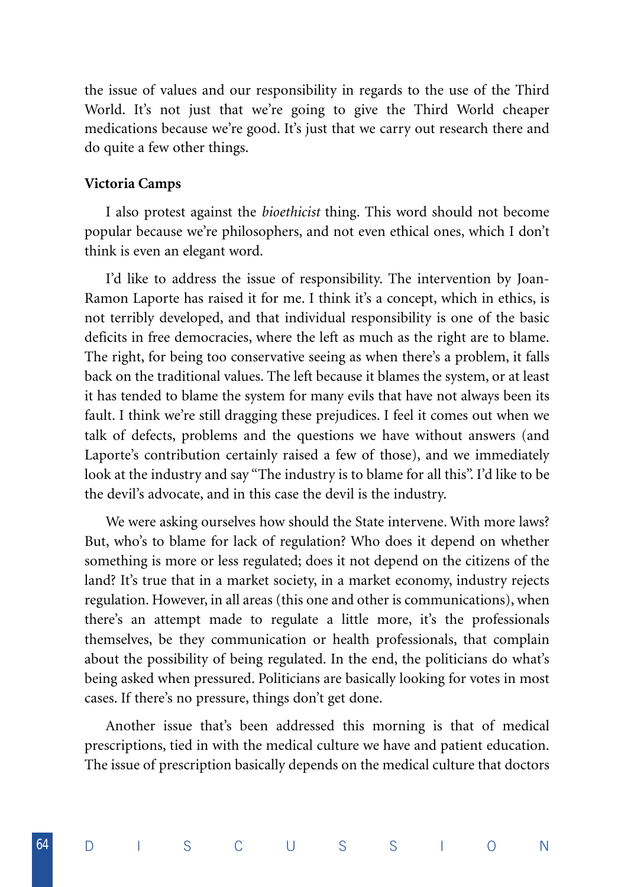the issue of values and our responsibility in regards to the use of the Third World. It's not just that we're going to give the Third World cheaper medications because we're good. It's just that we carry out research there and do quite a few other things.

**Victoria Camps**

I also protest against the *bioethicist* thing. This word should not become popular because we're philosophers, and not even ethical ones, which I don't think is even an elegant word.

I'd like to address the issue of responsibility. The intervention by Joan-Ramon Laporte has raised it for me. I think it's a concept, which in ethics, is not terribly developed, and that individual responsibility is one of the basic deficits in free democracies, where the left as much as the right are to blame. The right, for being too conservative seeing as when there's a problem, it falls back on the traditional values. The left because it blames the system, or at least it has tended to blame the system for many evils that have not always been its fault. I think we're still dragging these prejudices. I feel it comes out when we talk of defects, problems and the questions we have without answers (and Laporte's contribution certainly raised a few of those), and we immediately look at the industry and say "The industry is to blame for all this". I'd like to be the devil's advocate, and in this case the devil is the industry.

We were asking ourselves how should the State intervene. With more laws? But, who's to blame for lack of regulation? Who does it depend on whether something is more or less regulated; does it not depend on the citizens of the land? It's true that in a market society, in a market economy, industry rejects regulation. However, in all areas (this one and other is communications), when there's an attempt made to regulate a little more, it's the professionals themselves, be they communication or health professionals, that complain about the possibility of being regulated. In the end, the politicians do what's being asked when pressured. Politicians are basically looking for votes in most cases. If there's no pressure, things don't get done.

Another issue that's been addressed this morning is that of medical prescriptions, tied in with the medical culture we have and patient education. The issue of prescription basically depends on the medical culture that doctors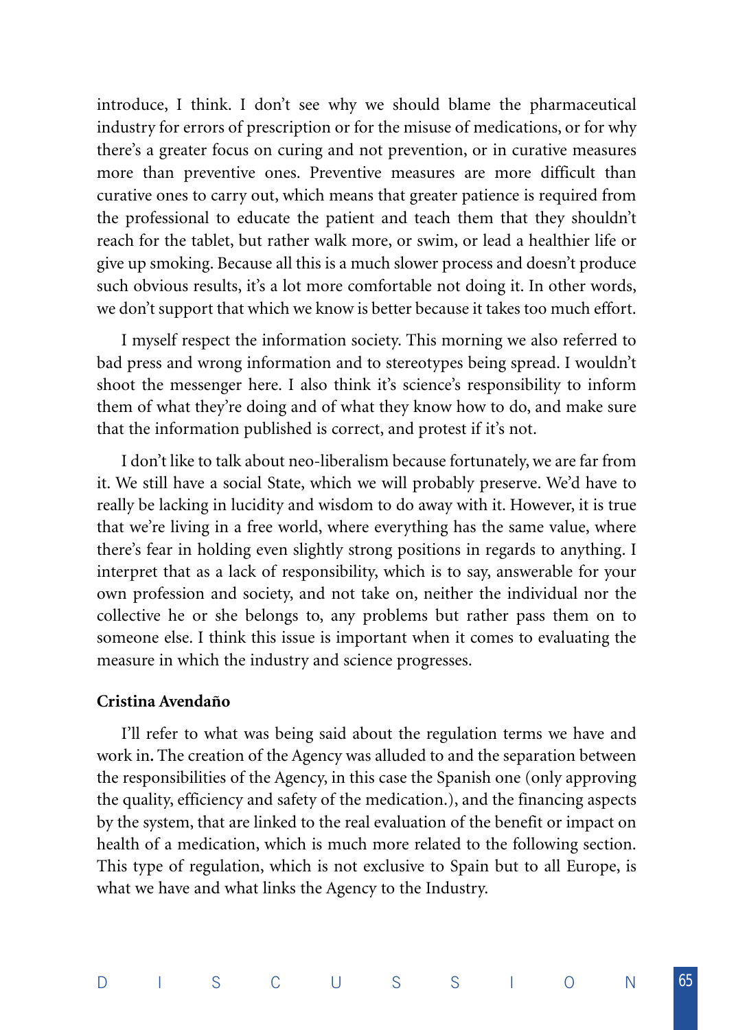introduce, I think. I don't see why we should blame the pharmaceutical industry for errors of prescription or for the misuse of medications, or for why there's a greater focus on curing and not prevention, or in curative measures more than preventive ones. Preventive measures are more difficult than curative ones to carry out, which means that greater patience is required from the professional to educate the patient and teach them that they shouldn't reach for the tablet, but rather walk more, or swim, or lead a healthier life or give up smoking. Because all this is a much slower process and doesn't produce such obvious results, it's a lot more comfortable not doing it. In other words, we don't support that which we know is better because it takes too much effort.

I myself respect the information society. This morning we also referred to bad press and wrong information and to stereotypes being spread. I wouldn't shoot the messenger here. I also think it's science's responsibility to inform them of what they're doing and of what they know how to do, and make sure that the information published is correct, and protest if it's not.

I don't like to talk about neo-liberalism because fortunately, we are far from it. We still have a social State, which we will probably preserve. We'd have to really be lacking in lucidity and wisdom to do away with it. However, it is true that we're living in a free world, where everything has the same value, where there's fear in holding even slightly strong positions in regards to anything. I interpret that as a lack of responsibility, which is to say, answerable for your own profession and society, and not take on, neither the individual nor the collective he or she belongs to, any problems but rather pass them on to someone else. I think this issue is important when it comes to evaluating the measure in which the industry and science progresses.

**Cristina Avendaño**

I'll refer to what was being said about the regulation terms we have and work in. The creation of the Agency was alluded to and the separation between the responsibilities of the Agency, in this case the Spanish one (only approving the quality, efficiency and safety of the medication.), and the financing aspects by the system, that are linked to the real evaluation of the benefit or impact on health of a medication, which is much more related to the following section. This type of regulation, which is not exclusive to Spain but to all Europe, is what we have and what links the Agency to the Industry.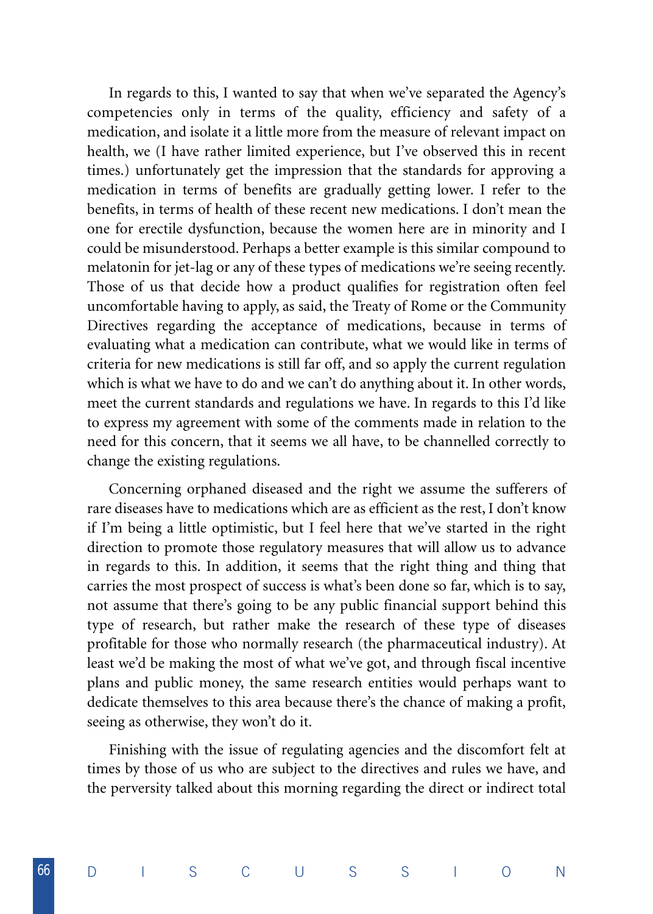In regards to this, I wanted to say that when we've separated the Agency's competencies only in terms of the quality, efficiency and safety of a medication, and isolate it a little more from the measure of relevant impact on health, we (I have rather limited experience, but I've observed this in recent times.) unfortunately get the impression that the standards for approving a medication in terms of benefits are gradually getting lower. I refer to the benefits, in terms of health of these recent new medications. I don't mean the one for erectile dysfunction, because the women here are in minority and I could be misunderstood. Perhaps a better example is this similar compound to melatonin for jet-lag or any of these types of medications we're seeing recently. Those of us that decide how a product qualifies for registration often feel uncomfortable having to apply, as said, the Treaty of Rome or the Community Directives regarding the acceptance of medications, because in terms of evaluating what a medication can contribute, what we would like in terms of criteria for new medications is still far off, and so apply the current regulation which is what we have to do and we can't do anything about it. In other words, meet the current standards and regulations we have. In regards to this I'd like to express my agreement with some of the comments made in relation to the need for this concern, that it seems we all have, to be channelled correctly to change the existing regulations.

Concerning orphaned diseased and the right we assume the sufferers of rare diseases have to medications which are as efficient as the rest, I don't know if I'm being a little optimistic, but I feel here that we've started in the right direction to promote those regulatory measures that will allow us to advance in regards to this. In addition, it seems that the right thing and thing that carries the most prospect of success is what's been done so far, which is to say, not assume that there's going to be any public financial support behind this type of research, but rather make the research of these type of diseases profitable for those who normally research (the pharmaceutical industry). At least we'd be making the most of what we've got, and through fiscal incentive plans and public money, the same research entities would perhaps want to dedicate themselves to this area because there's the chance of making a profit, seeing as otherwise, they won't do it.

Finishing with the issue of regulating agencies and the discomfort felt at times by those of us who are subject to the directives and rules we have, and the perversity talked about this morning regarding the direct or indirect total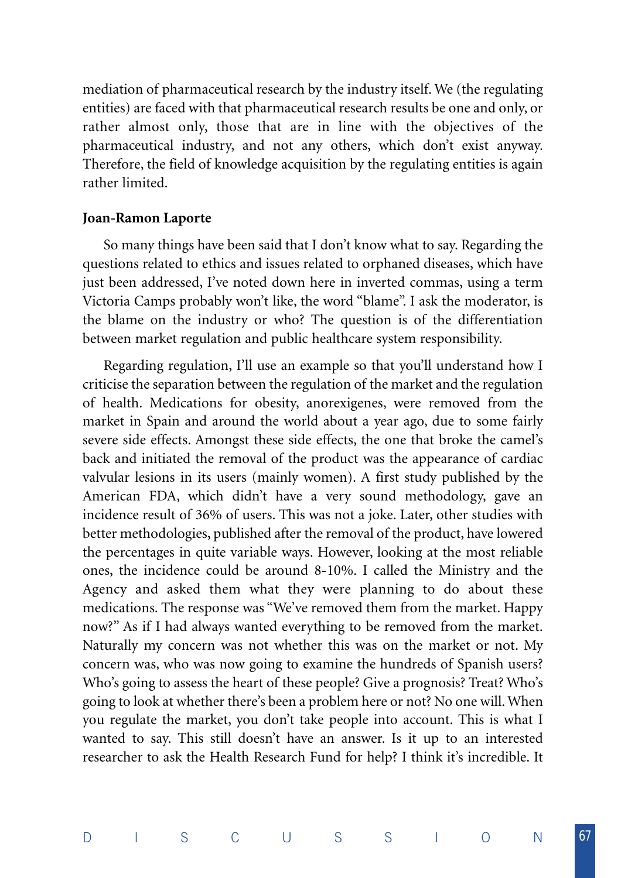mediation of pharmaceutical research by the industry itself. We (the regulating entities) are faced with that pharmaceutical research results be one and only, or rather almost only, those that are in line with the objectives of the pharmaceutical industry, and not any others, which don't exist anyway. Therefore, the field of knowledge acquisition by the regulating entities is again rather limited.

**Joan-Ramon Laporte**

So many things have been said that I don't know what to say. Regarding the questions related to ethics and issues related to orphaned diseases, which have just been addressed, I've noted down here in inverted commas, using a term Victoria Camps probably won't like, the word "blame". I ask the moderator, is the blame on the industry or who? The question is of the differentiation between market regulation and public healthcare system responsibility.

Regarding regulation, I'll use an example so that you'll understand how I criticise the separation between the regulation of the market and the regulation of health. Medications for obesity, anorexigenes, were removed from the market in Spain and around the world about a year ago, due to some fairly severe side effects. Amongst these side effects, the one that broke the camel's back and initiated the removal of the product was the appearance of cardiac valvular lesions in its users (mainly women). A first study published by the American FDA, which didn't have a very sound methodology, gave an incidence result of 36% of users. This was not a joke. Later, other studies with better methodologies, published after the removal of the product, have lowered the percentages in quite variable ways. However, looking at the most reliable ones, the incidence could be around 8-10%. I called the Ministry and the Agency and asked them what they were planning to do about these medications. The response was "We've removed them from the market. Happy now?" As if I had always wanted everything to be removed from the market. Naturally my concern was not whether this was on the market or not. My concern was, who was now going to examine the hundreds of Spanish users? Who's going to assess the heart of these people? Give a prognosis? Treat? Who's going to look at whether there's been a problem here or not? No one will. When you regulate the market, you don't take people into account. This is what I wanted to say. This still doesn't have an answer. Is it up to an interested researcher to ask the Health Research Fund for help? I think it's incredible. It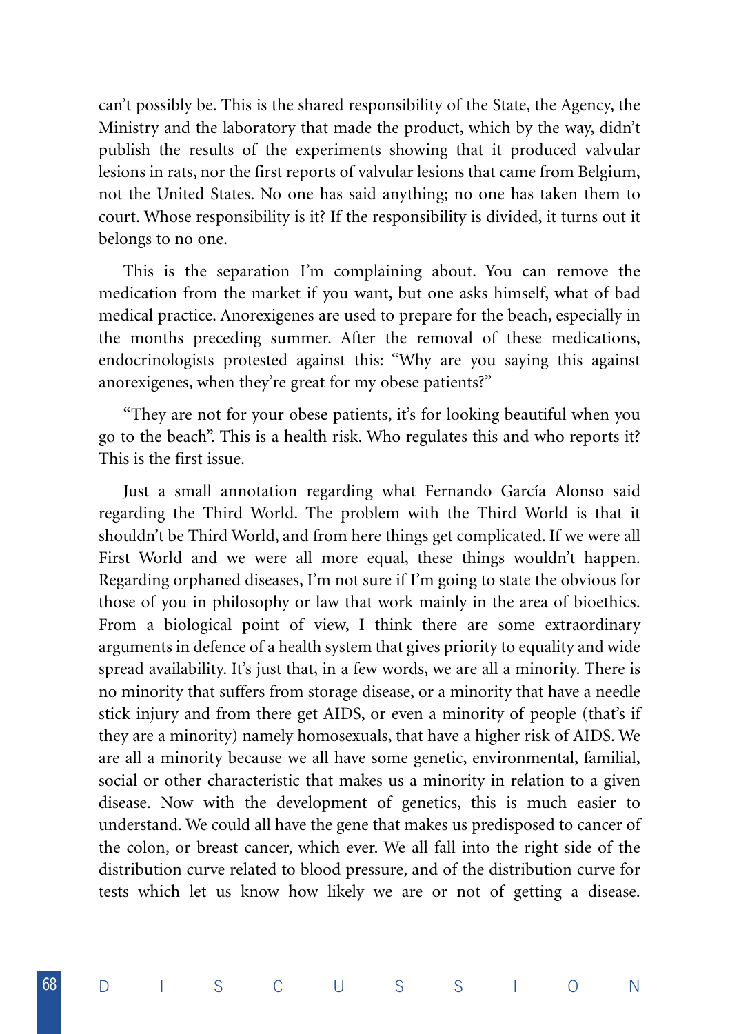can't possibly be. This is the shared responsibility of the State, the Agency, the Ministry and the laboratory that made the product, which by the way, didn't publish the results of the experiments showing that it produced valvular lesions in rats, nor the first reports of valvular lesions that came from Belgium, not the United States. No one has said anything; no one has taken them to court. Whose responsibility is it? If the responsibility is divided, it turns out it belongs to no one.

This is the separation I'm complaining about. You can remove the medication from the market if you want, but one asks himself, what of bad medical practice. Anorexigenes are used to prepare for the beach, especially in the months preceding summer. After the removal of these medications, endocrinologists protested against this: "Why are you saying this against anorexigenes, when they're great for my obese patients?"

"They are not for your obese patients, it's for looking beautiful when you go to the beach". This is a health risk. Who regulates this and who reports it? This is the first issue.

Just a small annotation regarding what Fernando García Alonso said regarding the Third World. The problem with the Third World is that it shouldn't be Third World, and from here things get complicated. If we were all First World and we were all more equal, these things wouldn't happen. Regarding orphaned diseases, I'm not sure if I'm going to state the obvious for those of you in philosophy or law that work mainly in the area of bioethics. From a biological point of view, I think there are some extraordinary arguments in defence of a health system that gives priority to equality and wide spread availability. It's just that, in a few words, we are all a minority. There is no minority that suffers from storage disease, or a minority that have a needle stick injury and from there get AIDS, or even a minority of people (that's if they are a minority) namely homosexuals, that have a higher risk of AIDS. We are all a minority because we all have some genetic, environmental, familial, social or other characteristic that makes us a minority in relation to a given disease. Now with the development of genetics, this is much easier to understand. We could all have the gene that makes us predisposed to cancer of the colon, or breast cancer, which ever. We all fall into the right side of the distribution curve related to blood pressure, and of the distribution curve for tests which let us know how likely we are or not of getting a disease.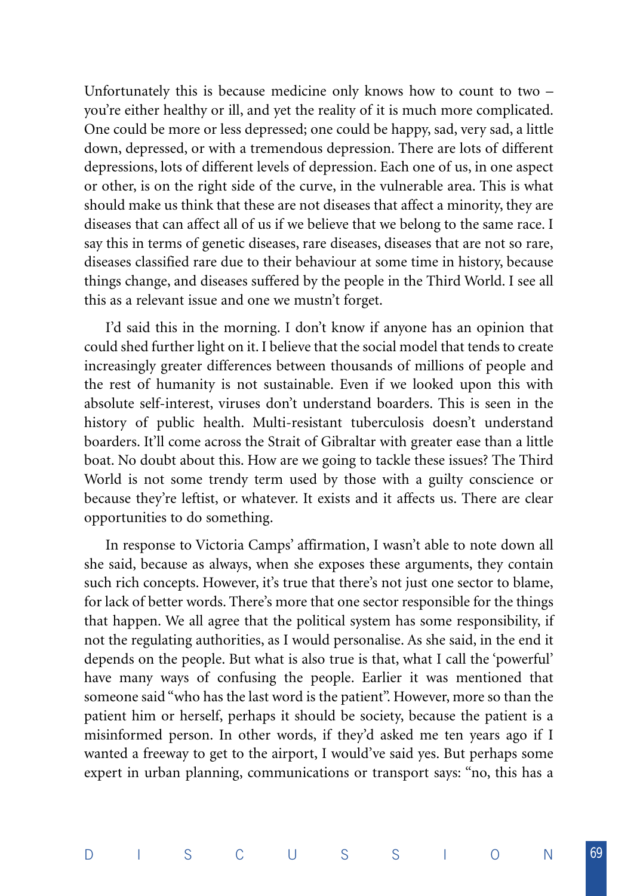Unfortunately this is because medicine only knows how to count to two – you're either healthy or ill, and yet the reality of it is much more complicated. One could be more or less depressed; one could be happy, sad, very sad, a little down, depressed, or with a tremendous depression. There are lots of different depressions, lots of different levels of depression. Each one of us, in one aspect or other, is on the right side of the curve, in the vulnerable area. This is what should make us think that these are not diseases that affect a minority, they are diseases that can affect all of us if we believe that we belong to the same race. I say this in terms of genetic diseases, rare diseases, diseases that are not so rare, diseases classified rare due to their behaviour at some time in history, because things change, and diseases suffered by the people in the Third World. I see all this as a relevant issue and one we mustn't forget.

I'd said this in the morning. I don't know if anyone has an opinion that could shed further light on it. I believe that the social model that tends to create increasingly greater differences between thousands of millions of people and the rest of humanity is not sustainable. Even if we looked upon this with absolute self-interest, viruses don't understand boarders. This is seen in the history of public health. Multi-resistant tuberculosis doesn't understand boarders. It'll come across the Strait of Gibraltar with greater ease than a little boat. No doubt about this. How are we going to tackle these issues? The Third World is not some trendy term used by those with a guilty conscience or because they're leftist, or whatever. It exists and it affects us. There are clear opportunities to do something.

In response to Victoria Camps' affirmation, I wasn't able to note down all she said, because as always, when she exposes these arguments, they contain such rich concepts. However, it's true that there's not just one sector to blame, for lack of better words. There's more that one sector responsible for the things that happen. We all agree that the political system has some responsibility, if not the regulating authorities, as I would personalise. As she said, in the end it depends on the people. But what is also true is that, what I call the 'powerful' have many ways of confusing the people. Earlier it was mentioned that someone said "who has the last word is the patient". However, more so than the patient him or herself, perhaps it should be society, because the patient is a misinformed person. In other words, if they'd asked me ten years ago if I wanted a freeway to get to the airport, I would've said yes. But perhaps some expert in urban planning, communications or transport says: "no, this has a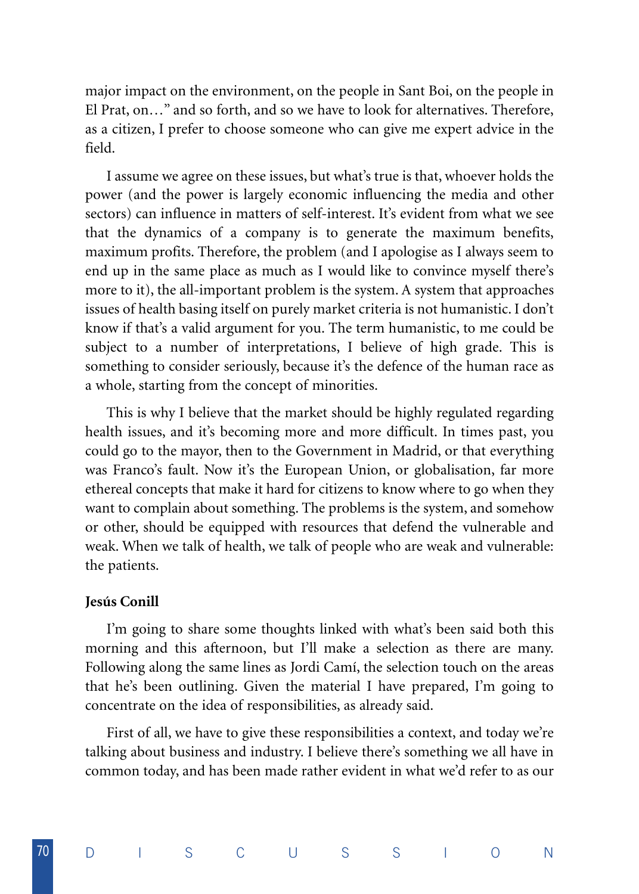major impact on the environment, on the people in Sant Boi, on the people in El Prat, on…" and so forth, and so we have to look for alternatives. Therefore, as a citizen, I prefer to choose someone who can give me expert advice in the field.

I assume we agree on these issues, but what's true is that, whoever holds the power (and the power is largely economic influencing the media and other sectors) can influence in matters of self-interest. It's evident from what we see that the dynamics of a company is to generate the maximum benefits, maximum profits. Therefore, the problem (and I apologise as I always seem to end up in the same place as much as I would like to convince myself there's more to it), the all-important problem is the system. A system that approaches issues of health basing itself on purely market criteria is not humanistic. I don't know if that's a valid argument for you. The term humanistic, to me could be subject to a number of interpretations, I believe of high grade. This is something to consider seriously, because it's the defence of the human race as a whole, starting from the concept of minorities.

This is why I believe that the market should be highly regulated regarding health issues, and it's becoming more and more difficult. In times past, you could go to the mayor, then to the Government in Madrid, or that everything was Franco's fault. Now it's the European Union, or globalisation, far more ethereal concepts that make it hard for citizens to know where to go when they want to complain about something. The problems is the system, and somehow or other, should be equipped with resources that defend the vulnerable and weak. When we talk of health, we talk of people who are weak and vulnerable: the patients.

**Jesús Conill**

I'm going to share some thoughts linked with what's been said both this morning and this afternoon, but I'll make a selection as there are many. Following along the same lines as Jordi Camí, the selection touch on the areas that he's been outlining. Given the material I have prepared, I'm going to concentrate on the idea of responsibilities, as already said.

First of all, we have to give these responsibilities a context, and today we're talking about business and industry. I believe there's something we all have in common today, and has been made rather evident in what we'd refer to as our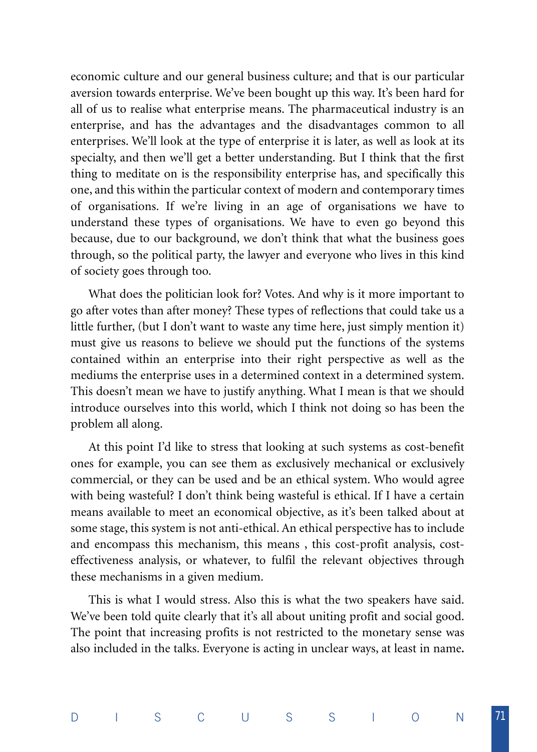economic culture and our general business culture; and that is our particular aversion towards enterprise. We've been bought up this way. It's been hard for all of us to realise what enterprise means. The pharmaceutical industry is an enterprise, and has the advantages and the disadvantages common to all enterprises. We'll look at the type of enterprise it is later, as well as look at its specialty, and then we'll get a better understanding. But I think that the first thing to meditate on is the responsibility enterprise has, and specifically this one, and this within the particular context of modern and contemporary times of organisations. If we're living in an age of organisations we have to understand these types of organisations. We have to even go beyond this because, due to our background, we don't think that what the business goes through, so the political party, the lawyer and everyone who lives in this kind of society goes through too.

What does the politician look for? Votes. And why is it more important to go after votes than after money? These types of reflections that could take us a little further, (but I don't want to waste any time here, just simply mention it) must give us reasons to believe we should put the functions of the systems contained within an enterprise into their right perspective as well as the mediums the enterprise uses in a determined context in a determined system. This doesn't mean we have to justify anything. What I mean is that we should introduce ourselves into this world, which I think not doing so has been the problem all along.

At this point I'd like to stress that looking at such systems as cost-benefit ones for example, you can see them as exclusively mechanical or exclusively commercial, or they can be used and be an ethical system. Who would agree with being wasteful? I don't think being wasteful is ethical. If I have a certain means available to meet an economical objective, as it's been talked about at some stage, this system is not anti-ethical. An ethical perspective has to include and encompass this mechanism, this means , this cost-profit analysis, cost-effectiveness analysis, or whatever, to fulfil the relevant objectives through these mechanisms in a given medium.

This is what I would stress. Also this is what the two speakers have said. We've been told quite clearly that it's all about uniting profit and social good. The point that increasing profits is not restricted to the monetary sense was also included in the talks. Everyone is acting in unclear ways, at least in name.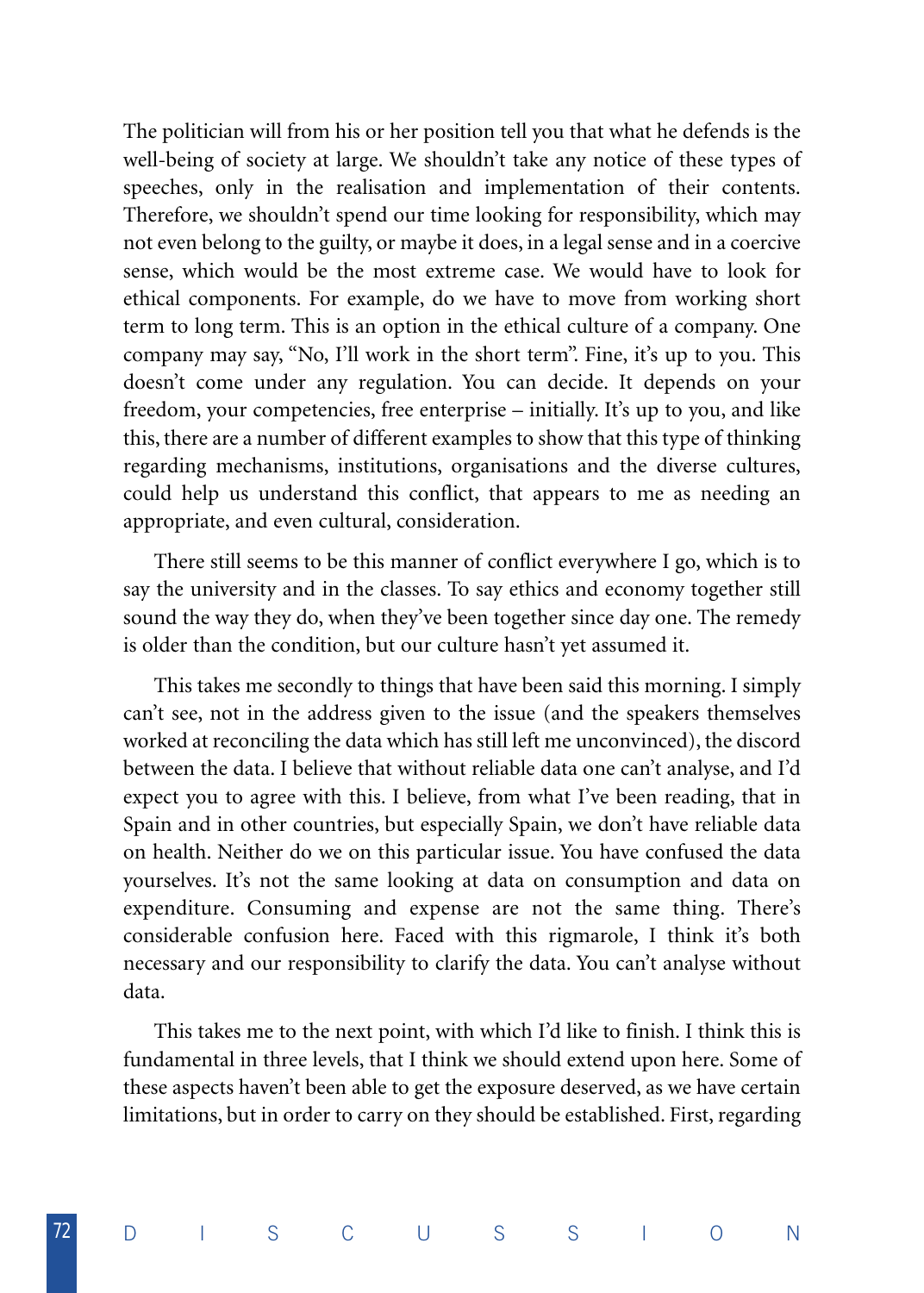The politician will from his or her position tell you that what he defends is the well-being of society at large. We shouldn't take any notice of these types of speeches, only in the realisation and implementation of their contents. Therefore, we shouldn't spend our time looking for responsibility, which may not even belong to the guilty, or maybe it does, in a legal sense and in a coercive sense, which would be the most extreme case. We would have to look for ethical components. For example, do we have to move from working short term to long term. This is an option in the ethical culture of a company. One company may say, "No, I'll work in the short term". Fine, it's up to you. This doesn't come under any regulation. You can decide. It depends on your freedom, your competencies, free enterprise – initially. It's up to you, and like this, there are a number of different examples to show that this type of thinking regarding mechanisms, institutions, organisations and the diverse cultures, could help us understand this conflict, that appears to me as needing an appropriate, and even cultural, consideration.

There still seems to be this manner of conflict everywhere I go, which is to say the university and in the classes. To say ethics and economy together still sound the way they do, when they've been together since day one. The remedy is older than the condition, but our culture hasn't yet assumed it.

This takes me secondly to things that have been said this morning. I simply can't see, not in the address given to the issue (and the speakers themselves worked at reconciling the data which has still left me unconvinced), the discord between the data. I believe that without reliable data one can't analyse, and I'd expect you to agree with this. I believe, from what I've been reading, that in Spain and in other countries, but especially Spain, we don't have reliable data on health. Neither do we on this particular issue. You have confused the data yourselves. It's not the same looking at data on consumption and data on expenditure. Consuming and expense are not the same thing. There's considerable confusion here. Faced with this rigmarole, I think it's both necessary and our responsibility to clarify the data. You can't analyse without data.

This takes me to the next point, with which I'd like to finish. I think this is fundamental in three levels, that I think we should extend upon here. Some of these aspects haven't been able to get the exposure deserved, as we have certain limitations, but in order to carry on they should be established. First, regarding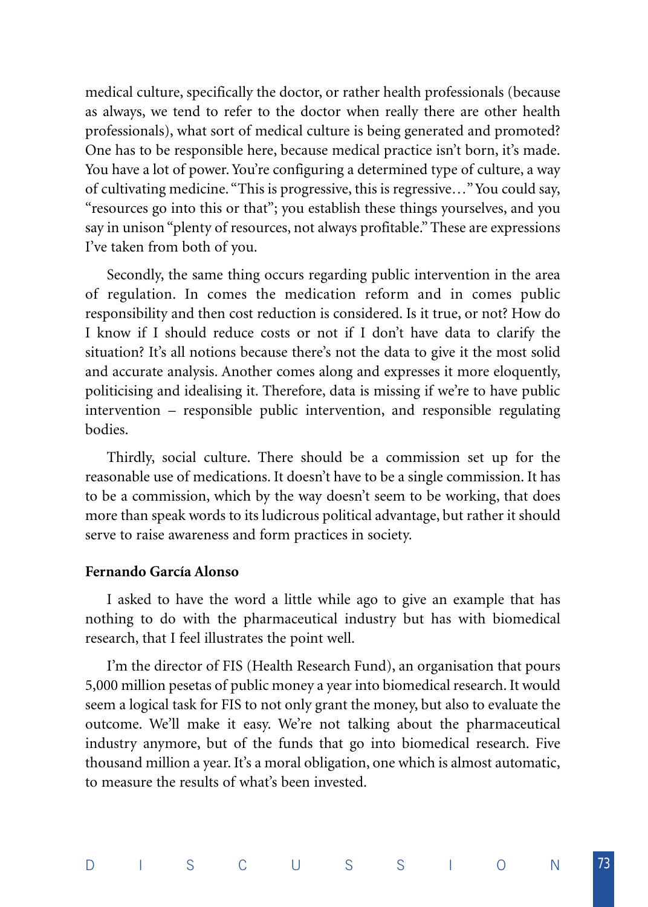medical culture, specifically the doctor, or rather health professionals (because as always, we tend to refer to the doctor when really there are other health professionals), what sort of medical culture is being generated and promoted? One has to be responsible here, because medical practice isn't born, it's made. You have a lot of power. You're configuring a determined type of culture, a way of cultivating medicine. "This is progressive, this is regressive…" You could say, "resources go into this or that"; you establish these things yourselves, and you say in unison "plenty of resources, not always profitable." These are expressions I've taken from both of you.

Secondly, the same thing occurs regarding public intervention in the area of regulation. In comes the medication reform and in comes public responsibility and then cost reduction is considered. Is it true, or not? How do I know if I should reduce costs or not if I don't have data to clarify the situation? It's all notions because there's not the data to give it the most solid and accurate analysis. Another comes along and expresses it more eloquently, politicising and idealising it. Therefore, data is missing if we're to have public intervention – responsible public intervention, and responsible regulating bodies.

Thirdly, social culture. There should be a commission set up for the reasonable use of medications. It doesn't have to be a single commission. It has to be a commission, which by the way doesn't seem to be working, that does more than speak words to its ludicrous political advantage, but rather it should serve to raise awareness and form practices in society.

**Fernando García Alonso**

I asked to have the word a little while ago to give an example that has nothing to do with the pharmaceutical industry but has with biomedical research, that I feel illustrates the point well.

I'm the director of FIS (Health Research Fund), an organisation that pours 5,000 million pesetas of public money a year into biomedical research. It would seem a logical task for FIS to not only grant the money, but also to evaluate the outcome. We'll make it easy. We're not talking about the pharmaceutical industry anymore, but of the funds that go into biomedical research. Five thousand million a year. It's a moral obligation, one which is almost automatic, to measure the results of what's been invested.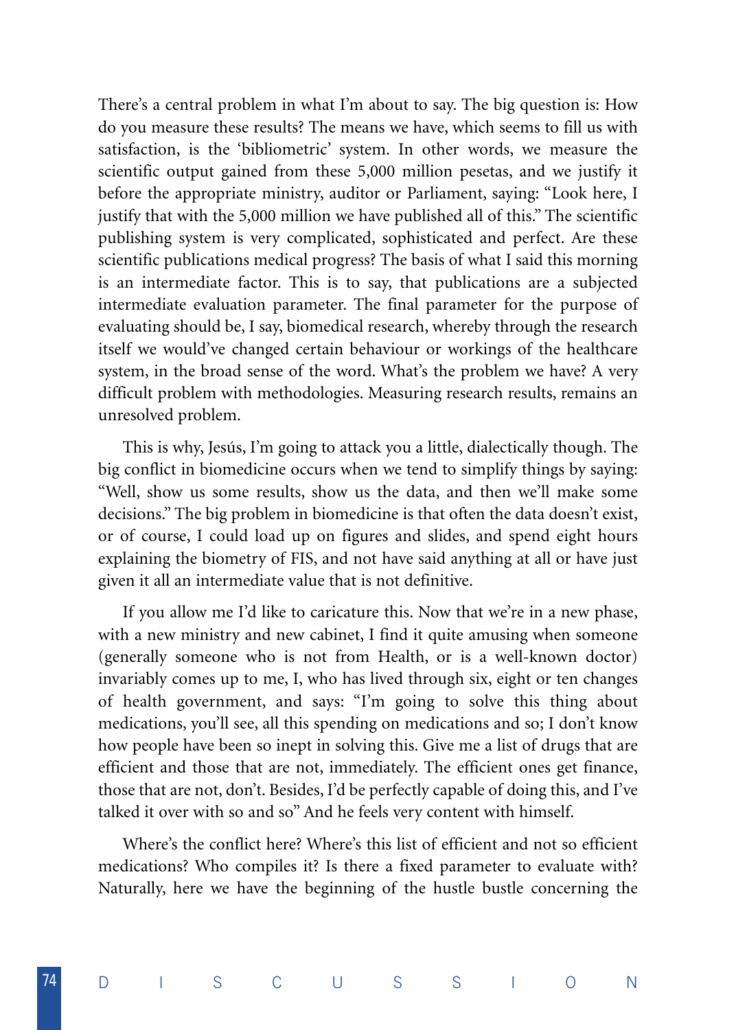There's a central problem in what I'm about to say. The big question is: How do you measure these results? The means we have, which seems to fill us with satisfaction, is the 'bibliometric' system. In other words, we measure the scientific output gained from these 5,000 million pesetas, and we justify it before the appropriate ministry, auditor or Parliament, saying: "Look here, I justify that with the 5,000 million we have published all of this." The scientific publishing system is very complicated, sophisticated and perfect. Are these scientific publications medical progress? The basis of what I said this morning is an intermediate factor. This is to say, that publications are a subjected intermediate evaluation parameter. The final parameter for the purpose of evaluating should be, I say, biomedical research, whereby through the research itself we would've changed certain behaviour or workings of the healthcare system, in the broad sense of the word. What's the problem we have? A very difficult problem with methodologies. Measuring research results, remains an unresolved problem.

This is why, Jesús, I'm going to attack you a little, dialectically though. The big conflict in biomedicine occurs when we tend to simplify things by saying: "Well, show us some results, show us the data, and then we'll make some decisions." The big problem in biomedicine is that often the data doesn't exist, or of course, I could load up on figures and slides, and spend eight hours explaining the biometry of FIS, and not have said anything at all or have just given it all an intermediate value that is not definitive.

If you allow me I'd like to caricature this. Now that we're in a new phase, with a new ministry and new cabinet, I find it quite amusing when someone (generally someone who is not from Health, or is a well-known doctor) invariably comes up to me, I, who has lived through six, eight or ten changes of health government, and says: "I'm going to solve this thing about medications, you'll see, all this spending on medications and so; I don't know how people have been so inept in solving this. Give me a list of drugs that are efficient and those that are not, immediately. The efficient ones get finance, those that are not, don't. Besides, I'd be perfectly capable of doing this, and I've talked it over with so and so" And he feels very content with himself.

Where's the conflict here? Where's this list of efficient and not so efficient medications? Who compiles it? Is there a fixed parameter to evaluate with? Naturally, here we have the beginning of the hustle bustle concerning the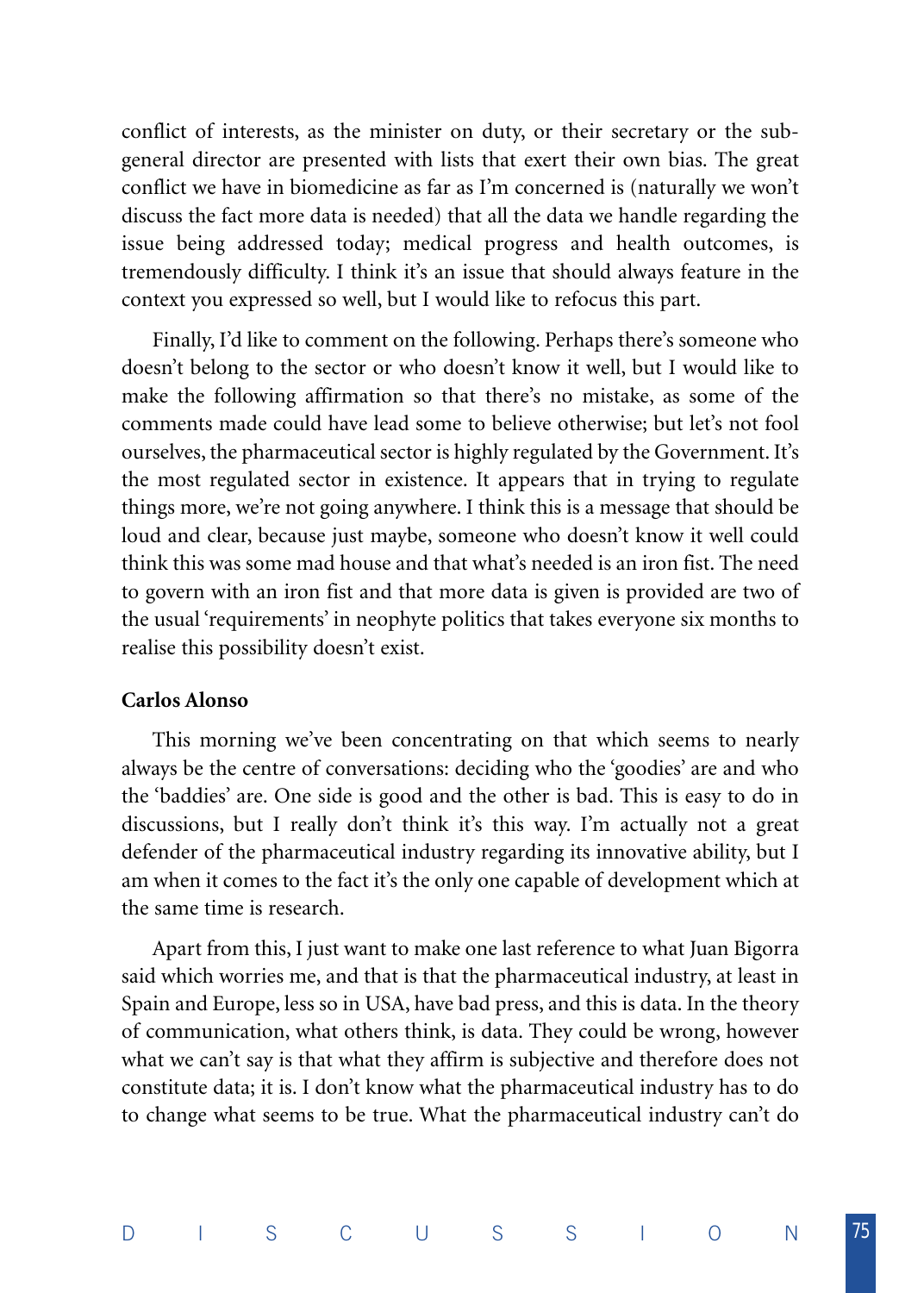conflict of interests, as the minister on duty, or their secretary or the sub-general director are presented with lists that exert their own bias. The great conflict we have in biomedicine as far as I'm concerned is (naturally we won't discuss the fact more data is needed) that all the data we handle regarding the issue being addressed today; medical progress and health outcomes, is tremendously difficulty. I think it's an issue that should always feature in the context you expressed so well, but I would like to refocus this part.

Finally, I'd like to comment on the following. Perhaps there's someone who doesn't belong to the sector or who doesn't know it well, but I would like to make the following affirmation so that there's no mistake, as some of the comments made could have lead some to believe otherwise; but let's not fool ourselves, the pharmaceutical sector is highly regulated by the Government. It's the most regulated sector in existence. It appears that in trying to regulate things more, we're not going anywhere. I think this is a message that should be loud and clear, because just maybe, someone who doesn't know it well could think this was some mad house and that what's needed is an iron fist. The need to govern with an iron fist and that more data is given is provided are two of the usual 'requirements' in neophyte politics that takes everyone six months to realise this possibility doesn't exist.

**Carlos Alonso**

This morning we've been concentrating on that which seems to nearly always be the centre of conversations: deciding who the 'goodies' are and who the 'baddies' are. One side is good and the other is bad. This is easy to do in discussions, but I really don't think it's this way. I'm actually not a great defender of the pharmaceutical industry regarding its innovative ability, but I am when it comes to the fact it's the only one capable of development which at the same time is research.

Apart from this, I just want to make one last reference to what Juan Bigorra said which worries me, and that is that the pharmaceutical industry, at least in Spain and Europe, less so in USA, have bad press, and this is data. In the theory of communication, what others think, is data. They could be wrong, however what we can't say is that what they affirm is subjective and therefore does not constitute data; it is. I don't know what the pharmaceutical industry has to do to change what seems to be true. What the pharmaceutical industry can't do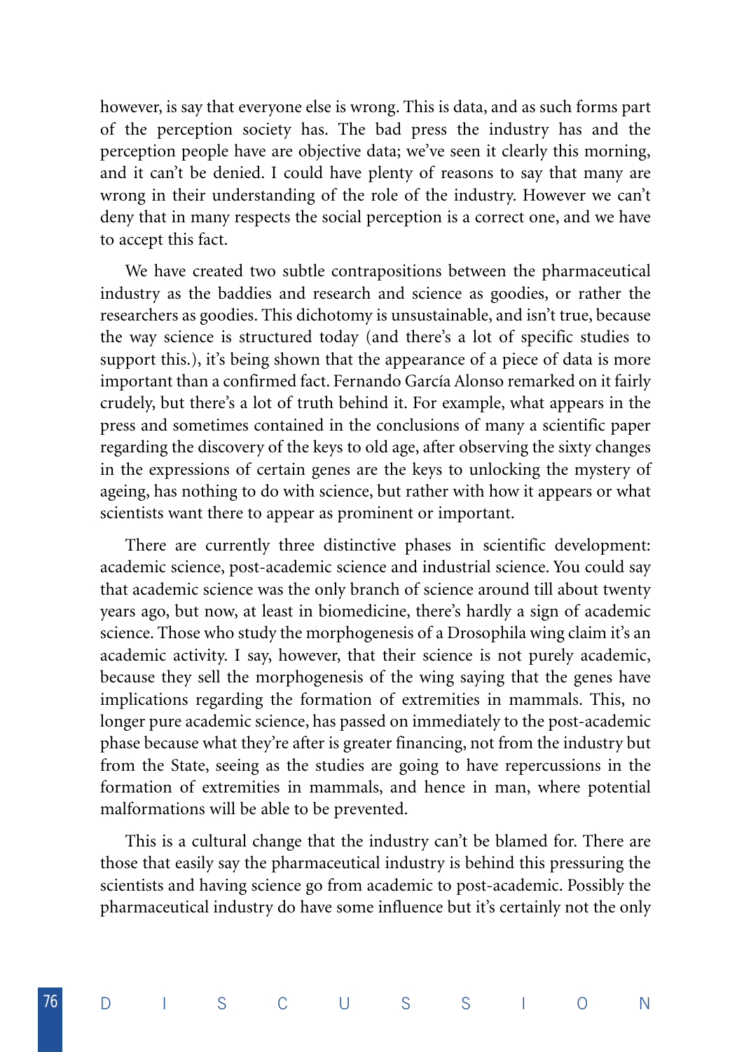however, is say that everyone else is wrong. This is data, and as such forms part of the perception society has. The bad press the industry has and the perception people have are objective data; we've seen it clearly this morning, and it can't be denied. I could have plenty of reasons to say that many are wrong in their understanding of the role of the industry. However we can't deny that in many respects the social perception is a correct one, and we have to accept this fact.

We have created two subtle contrapositions between the pharmaceutical industry as the baddies and research and science as goodies, or rather the researchers as goodies. This dichotomy is unsustainable, and isn't true, because the way science is structured today (and there's a lot of specific studies to support this.), it's being shown that the appearance of a piece of data is more important than a confirmed fact. Fernando García Alonso remarked on it fairly crudely, but there's a lot of truth behind it. For example, what appears in the press and sometimes contained in the conclusions of many a scientific paper regarding the discovery of the keys to old age, after observing the sixty changes in the expressions of certain genes are the keys to unlocking the mystery of ageing, has nothing to do with science, but rather with how it appears or what scientists want there to appear as prominent or important.

There are currently three distinctive phases in scientific development: academic science, post-academic science and industrial science. You could say that academic science was the only branch of science around till about twenty years ago, but now, at least in biomedicine, there's hardly a sign of academic science. Those who study the morphogenesis of a Drosophila wing claim it's an academic activity. I say, however, that their science is not purely academic, because they sell the morphogenesis of the wing saying that the genes have implications regarding the formation of extremities in mammals. This, no longer pure academic science, has passed on immediately to the post-academic phase because what they're after is greater financing, not from the industry but from the State, seeing as the studies are going to have repercussions in the formation of extremities in mammals, and hence in man, where potential malformations will be able to be prevented.

This is a cultural change that the industry can't be blamed for. There are those that easily say the pharmaceutical industry is behind this pressuring the scientists and having science go from academic to post-academic. Possibly the pharmaceutical industry do have some influence but it's certainly not the only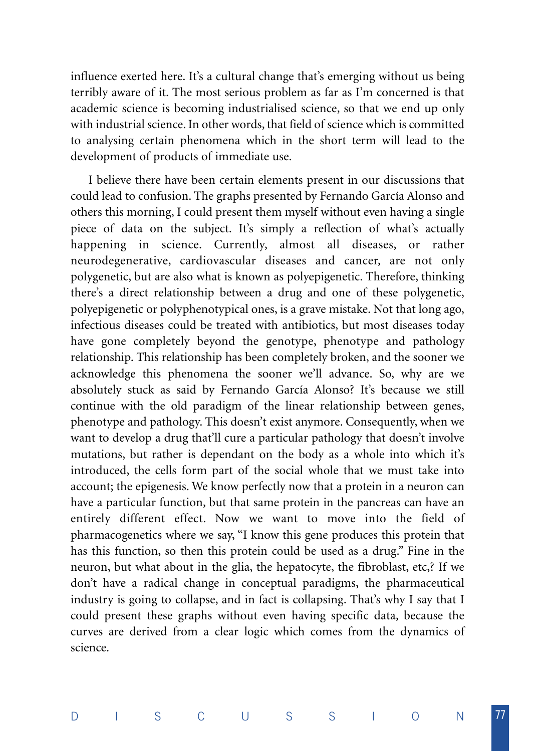influence exerted here. It's a cultural change that's emerging without us being terribly aware of it. The most serious problem as far as I'm concerned is that academic science is becoming industrialised science, so that we end up only with industrial science. In other words, that field of science which is committed to analysing certain phenomena which in the short term will lead to the development of products of immediate use.

I believe there have been certain elements present in our discussions that could lead to confusion. The graphs presented by Fernando García Alonso and others this morning, I could present them myself without even having a single piece of data on the subject. It's simply a reflection of what's actually happening in science. Currently, almost all diseases, or rather neurodegenerative, cardiovascular diseases and cancer, are not only polygenetic, but are also what is known as polyepigenetic. Therefore, thinking there's a direct relationship between a drug and one of these polygenetic, polyepigenetic or polyphenotypical ones, is a grave mistake. Not that long ago, infectious diseases could be treated with antibiotics, but most diseases today have gone completely beyond the genotype, phenotype and pathology relationship. This relationship has been completely broken, and the sooner we acknowledge this phenomena the sooner we'll advance. So, why are we absolutely stuck as said by Fernando García Alonso? It's because we still continue with the old paradigm of the linear relationship between genes, phenotype and pathology. This doesn't exist anymore. Consequently, when we want to develop a drug that'll cure a particular pathology that doesn't involve mutations, but rather is dependant on the body as a whole into which it's introduced, the cells form part of the social whole that we must take into account; the epigenesis. We know perfectly now that a protein in a neuron can have a particular function, but that same protein in the pancreas can have an entirely different effect. Now we want to move into the field of pharmacogenetics where we say, "I know this gene produces this protein that has this function, so then this protein could be used as a drug." Fine in the neuron, but what about in the glia, the hepatocyte, the fibroblast, etc,? If we don't have a radical change in conceptual paradigms, the pharmaceutical industry is going to collapse, and in fact is collapsing. That's why I say that I could present these graphs without even having specific data, because the curves are derived from a clear logic which comes from the dynamics of science.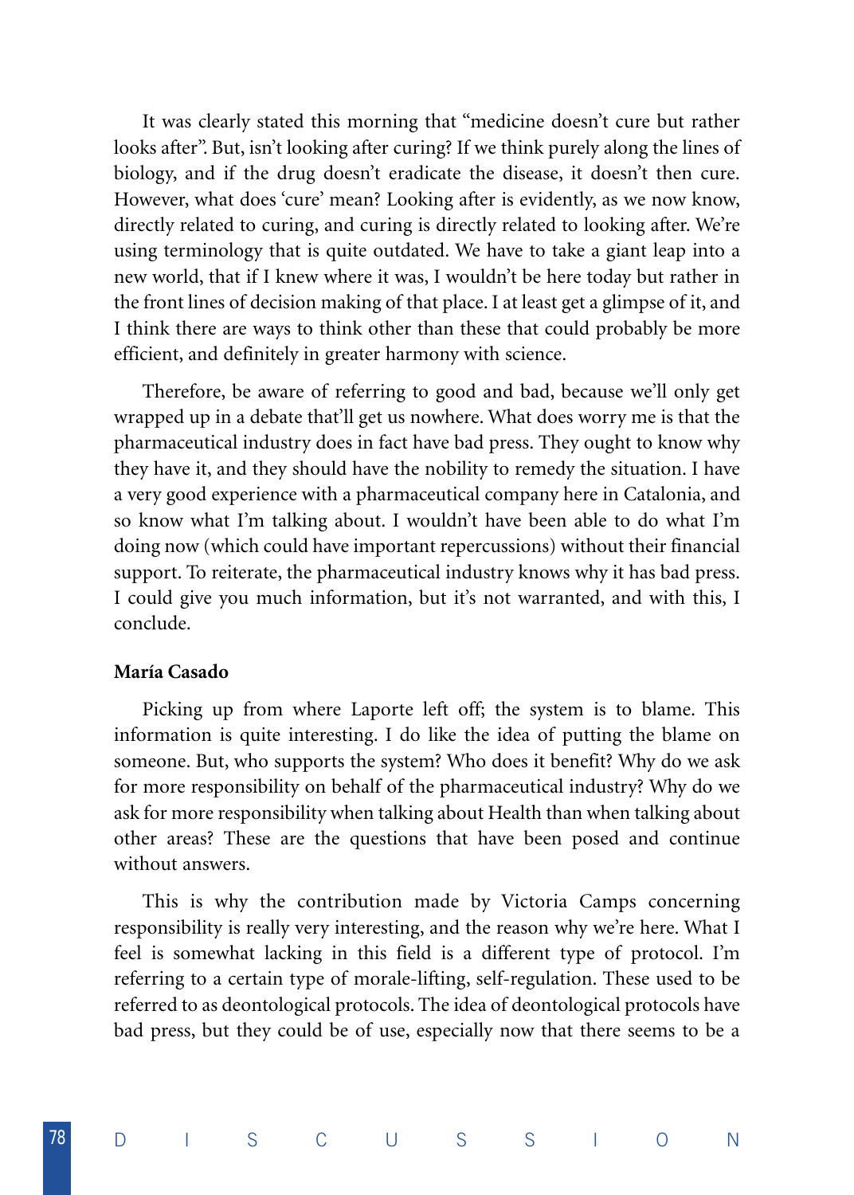It was clearly stated this morning that "medicine doesn't cure but rather looks after". But, isn't looking after curing? If we think purely along the lines of biology, and if the drug doesn't eradicate the disease, it doesn't then cure. However, what does 'cure' mean? Looking after is evidently, as we now know, directly related to curing, and curing is directly related to looking after. We're using terminology that is quite outdated. We have to take a giant leap into a new world, that if I knew where it was, I wouldn't be here today but rather in the front lines of decision making of that place. I at least get a glimpse of it, and I think there are ways to think other than these that could probably be more efficient, and definitely in greater harmony with science.

Therefore, be aware of referring to good and bad, because we'll only get wrapped up in a debate that'll get us nowhere. What does worry me is that the pharmaceutical industry does in fact have bad press. They ought to know why they have it, and they should have the nobility to remedy the situation. I have a very good experience with a pharmaceutical company here in Catalonia, and so know what I'm talking about. I wouldn't have been able to do what I'm doing now (which could have important repercussions) without their financial support. To reiterate, the pharmaceutical industry knows why it has bad press. I could give you much information, but it's not warranted, and with this, I conclude.

**María Casado**

Picking up from where Laporte left off; the system is to blame. This information is quite interesting. I do like the idea of putting the blame on someone. But, who supports the system? Who does it benefit? Why do we ask for more responsibility on behalf of the pharmaceutical industry? Why do we ask for more responsibility when talking about Health than when talking about other areas? These are the questions that have been posed and continue without answers.

This is why the contribution made by Victoria Camps concerning responsibility is really very interesting, and the reason why we're here. What I feel is somewhat lacking in this field is a different type of protocol. I'm referring to a certain type of morale-lifting, self-regulation. These used to be referred to as deontological protocols. The idea of deontological protocols have bad press, but they could be of use, especially now that there seems to be a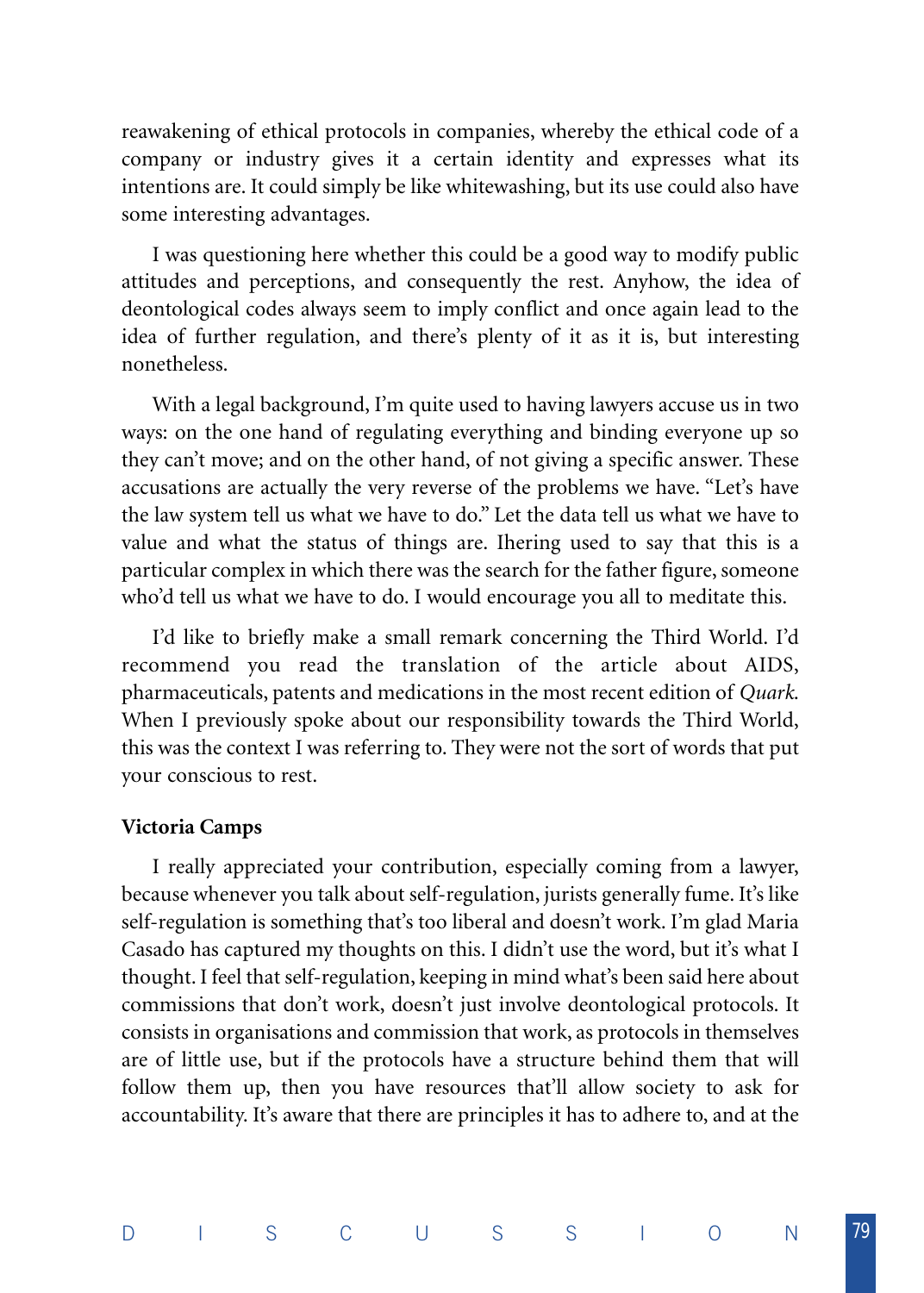reawakening of ethical protocols in companies, whereby the ethical code of a company or industry gives it a certain identity and expresses what its intentions are. It could simply be like whitewashing, but its use could also have some interesting advantages.

I was questioning here whether this could be a good way to modify public attitudes and perceptions, and consequently the rest. Anyhow, the idea of deontological codes always seem to imply conflict and once again lead to the idea of further regulation, and there's plenty of it as it is, but interesting nonetheless.

With a legal background, I'm quite used to having lawyers accuse us in two ways: on the one hand of regulating everything and binding everyone up so they can't move; and on the other hand, of not giving a specific answer. These accusations are actually the very reverse of the problems we have. "Let's have the law system tell us what we have to do." Let the data tell us what we have to value and what the status of things are. Ihering used to say that this is a particular complex in which there was the search for the father figure, someone who'd tell us what we have to do. I would encourage you all to meditate this.

I'd like to briefly make a small remark concerning the Third World. I'd recommend you read the translation of the article about AIDS, pharmaceuticals, patents and medications in the most recent edition of *Quark*. When I previously spoke about our responsibility towards the Third World, this was the context I was referring to. They were not the sort of words that put your conscious to rest.

**Victoria Camps**

I really appreciated your contribution, especially coming from a lawyer, because whenever you talk about self-regulation, jurists generally fume. It's like self-regulation is something that's too liberal and doesn't work. I'm glad Maria Casado has captured my thoughts on this. I didn't use the word, but it's what I thought. I feel that self-regulation, keeping in mind what's been said here about commissions that don't work, doesn't just involve deontological protocols. It consists in organisations and commission that work, as protocols in themselves are of little use, but if the protocols have a structure behind them that will follow them up, then you have resources that'll allow society to ask for accountability. It's aware that there are principles it has to adhere to, and at the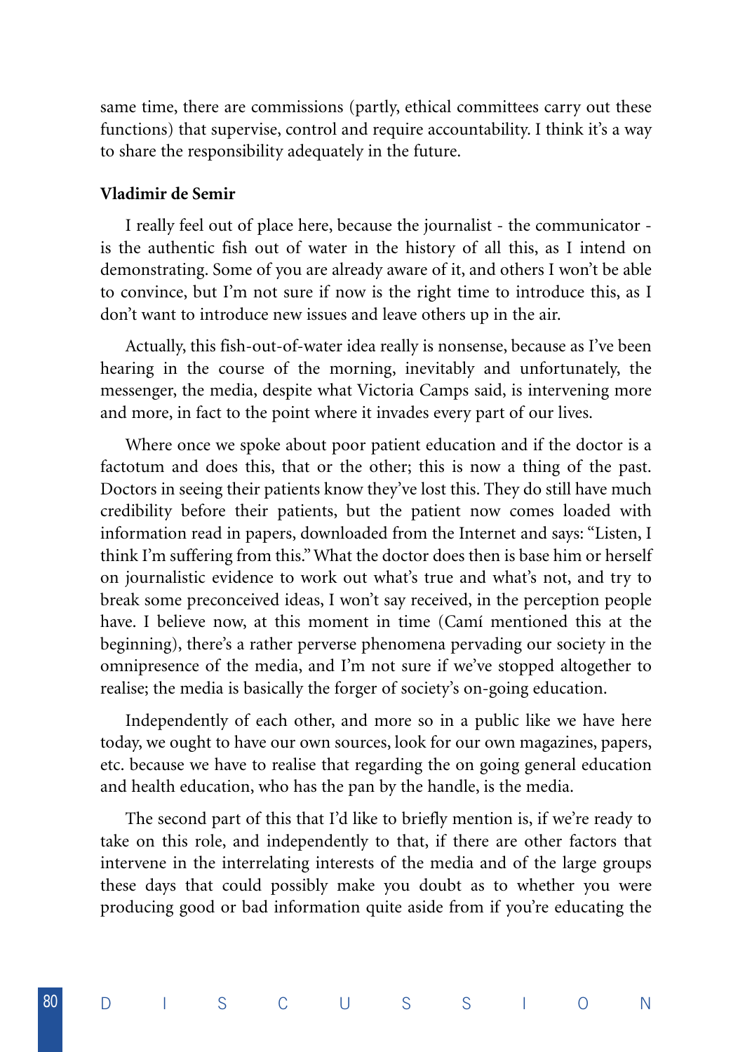same time, there are commissions (partly, ethical committees carry out these functions) that supervise, control and require accountability. I think it's a way to share the responsibility adequately in the future.

**Vladimir de Semir**

I really feel out of place here, because the journalist - the communicator - is the authentic fish out of water in the history of all this, as I intend on demonstrating. Some of you are already aware of it, and others I won't be able to convince, but I'm not sure if now is the right time to introduce this, as I don't want to introduce new issues and leave others up in the air.

Actually, this fish-out-of-water idea really is nonsense, because as I've been hearing in the course of the morning, inevitably and unfortunately, the messenger, the media, despite what Victoria Camps said, is intervening more and more, in fact to the point where it invades every part of our lives.

Where once we spoke about poor patient education and if the doctor is a factotum and does this, that or the other; this is now a thing of the past. Doctors in seeing their patients know they've lost this. They do still have much credibility before their patients, but the patient now comes loaded with information read in papers, downloaded from the Internet and says: "Listen, I think I'm suffering from this." What the doctor does then is base him or herself on journalistic evidence to work out what's true and what's not, and try to break some preconceived ideas, I won't say received, in the perception people have. I believe now, at this moment in time (Camí mentioned this at the beginning), there's a rather perverse phenomena pervading our society in the omnipresence of the media, and I'm not sure if we've stopped altogether to realise; the media is basically the forger of society's on-going education.

Independently of each other, and more so in a public like we have here today, we ought to have our own sources, look for our own magazines, papers, etc. because we have to realise that regarding the on going general education and health education, who has the pan by the handle, is the media.

The second part of this that I'd like to briefly mention is, if we're ready to take on this role, and independently to that, if there are other factors that intervene in the interrelating interests of the media and of the large groups these days that could possibly make you doubt as to whether you were producing good or bad information quite aside from if you're educating the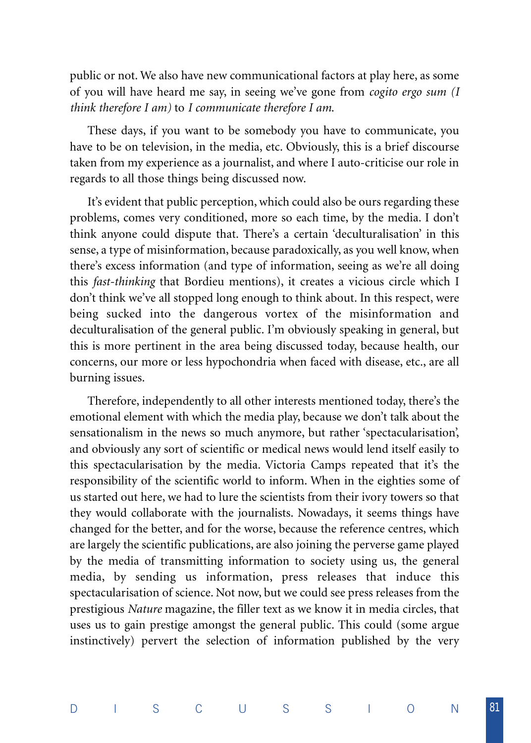public or not. We also have new communicational factors at play here, as some of you will have heard me say, in seeing we've gone from *cogito ergo sum (I think therefore I am)* to *I communicate therefore I am.*

These days, if you want to be somebody you have to communicate, you have to be on television, in the media, etc. Obviously, this is a brief discourse taken from my experience as a journalist, and where I auto-criticise our role in regards to all those things being discussed now.

It's evident that public perception, which could also be ours regarding these problems, comes very conditioned, more so each time, by the media. I don't think anyone could dispute that. There's a certain 'deculturalisation' in this sense, a type of misinformation, because paradoxically, as you well know, when there's excess information (and type of information, seeing as we're all doing this *fast-thinking* that Bordieu mentions), it creates a vicious circle which I don't think we've all stopped long enough to think about. In this respect, were being sucked into the dangerous vortex of the misinformation and deculturalisation of the general public. I'm obviously speaking in general, but this is more pertinent in the area being discussed today, because health, our concerns, our more or less hypochondria when faced with disease, etc., are all burning issues.

Therefore, independently to all other interests mentioned today, there's the emotional element with which the media play, because we don't talk about the sensationalism in the news so much anymore, but rather 'spectacularisation', and obviously any sort of scientific or medical news would lend itself easily to this spectacularisation by the media. Victoria Camps repeated that it's the responsibility of the scientific world to inform. When in the eighties some of us started out here, we had to lure the scientists from their ivory towers so that they would collaborate with the journalists. Nowadays, it seems things have changed for the better, and for the worse, because the reference centres, which are largely the scientific publications, are also joining the perverse game played by the media of transmitting information to society using us, the general media, by sending us information, press releases that induce this spectacularisation of science. Not now, but we could see press releases from the prestigious *Nature* magazine, the filler text as we know it in media circles, that uses us to gain prestige amongst the general public. This could (some argue instinctively) pervert the selection of information published by the very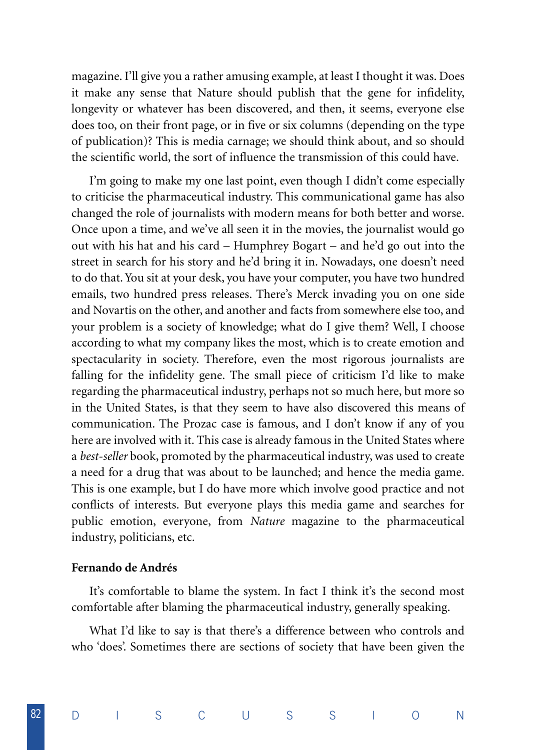magazine. I'll give you a rather amusing example, at least I thought it was. Does it make any sense that Nature should publish that the gene for infidelity, longevity or whatever has been discovered, and then, it seems, everyone else does too, on their front page, or in five or six columns (depending on the type of publication)? This is media carnage; we should think about, and so should the scientific world, the sort of influence the transmission of this could have.

I'm going to make my one last point, even though I didn't come especially to criticise the pharmaceutical industry. This communicational game has also changed the role of journalists with modern means for both better and worse. Once upon a time, and we've all seen it in the movies, the journalist would go out with his hat and his card – Humphrey Bogart – and he'd go out into the street in search for his story and he'd bring it in. Nowadays, one doesn't need to do that. You sit at your desk, you have your computer, you have two hundred emails, two hundred press releases. There's Merck invading you on one side and Novartis on the other, and another and facts from somewhere else too, and your problem is a society of knowledge; what do I give them? Well, I choose according to what my company likes the most, which is to create emotion and spectacularity in society. Therefore, even the most rigorous journalists are falling for the infidelity gene. The small piece of criticism I'd like to make regarding the pharmaceutical industry, perhaps not so much here, but more so in the United States, is that they seem to have also discovered this means of communication. The Prozac case is famous, and I don't know if any of you here are involved with it. This case is already famous in the United States where a *best-seller* book, promoted by the pharmaceutical industry, was used to create a need for a drug that was about to be launched; and hence the media game. This is one example, but I do have more which involve good practice and not conflicts of interests. But everyone plays this media game and searches for public emotion, everyone, from *Nature* magazine to the pharmaceutical industry, politicians, etc.

**Fernando de Andrés**

It's comfortable to blame the system. In fact I think it's the second most comfortable after blaming the pharmaceutical industry, generally speaking.

What I'd like to say is that there's a difference between who controls and who 'does'. Sometimes there are sections of society that have been given the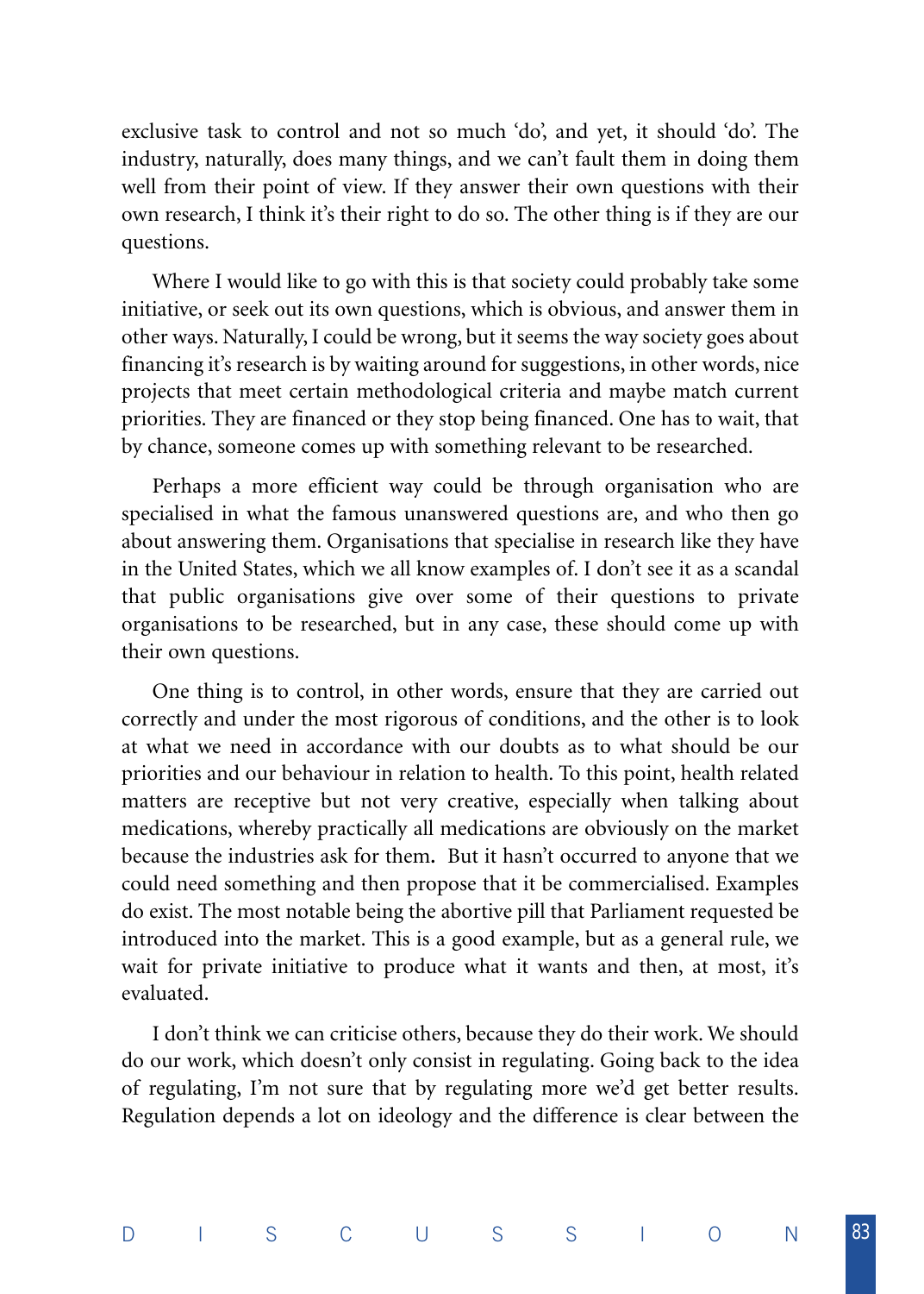exclusive task to control and not so much 'do', and yet, it should 'do'. The industry, naturally, does many things, and we can't fault them in doing them well from their point of view. If they answer their own questions with their own research, I think it's their right to do so. The other thing is if they are our questions.

Where I would like to go with this is that society could probably take some initiative, or seek out its own questions, which is obvious, and answer them in other ways. Naturally, I could be wrong, but it seems the way society goes about financing it's research is by waiting around for suggestions, in other words, nice projects that meet certain methodological criteria and maybe match current priorities. They are financed or they stop being financed. One has to wait, that by chance, someone comes up with something relevant to be researched.

Perhaps a more efficient way could be through organisation who are specialised in what the famous unanswered questions are, and who then go about answering them. Organisations that specialise in research like they have in the United States, which we all know examples of. I don't see it as a scandal that public organisations give over some of their questions to private organisations to be researched, but in any case, these should come up with their own questions.

One thing is to control, in other words, ensure that they are carried out correctly and under the most rigorous of conditions, and the other is to look at what we need in accordance with our doubts as to what should be our priorities and our behaviour in relation to health. To this point, health related matters are receptive but not very creative, especially when talking about medications, whereby practically all medications are obviously on the market because the industries ask for them. But it hasn't occurred to anyone that we could need something and then propose that it be commercialised. Examples do exist. The most notable being the abortive pill that Parliament requested be introduced into the market. This is a good example, but as a general rule, we wait for private initiative to produce what it wants and then, at most, it's evaluated.

I don't think we can criticise others, because they do their work. We should do our work, which doesn't only consist in regulating. Going back to the idea of regulating, I'm not sure that by regulating more we'd get better results. Regulation depends a lot on ideology and the difference is clear between the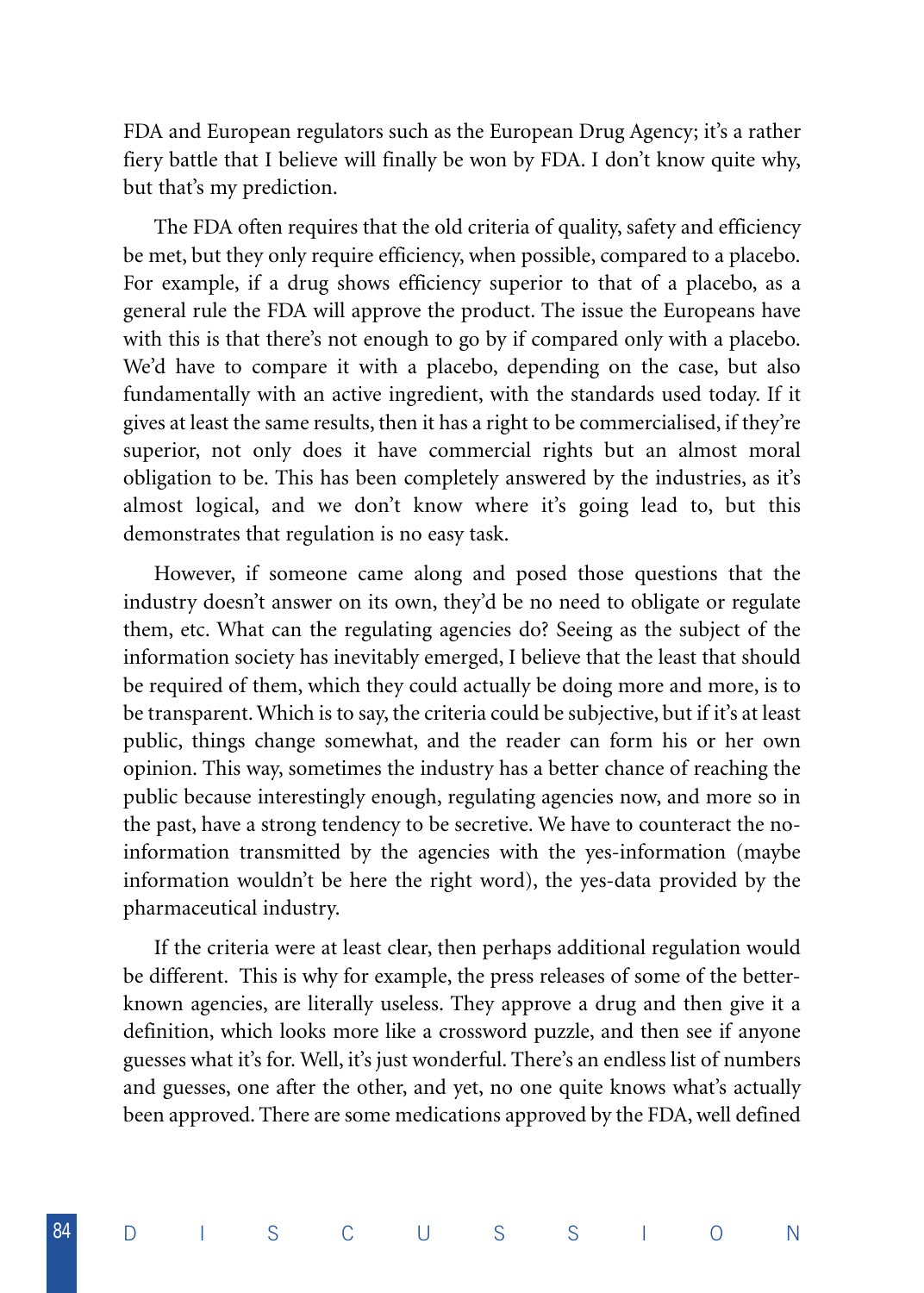FDA and European regulators such as the European Drug Agency; it's a rather fiery battle that I believe will finally be won by FDA. I don't know quite why, but that's my prediction.

The FDA often requires that the old criteria of quality, safety and efficiency be met, but they only require efficiency, when possible, compared to a placebo. For example, if a drug shows efficiency superior to that of a placebo, as a general rule the FDA will approve the product. The issue the Europeans have with this is that there's not enough to go by if compared only with a placebo. We'd have to compare it with a placebo, depending on the case, but also fundamentally with an active ingredient, with the standards used today. If it gives at least the same results, then it has a right to be commercialised, if they're superior, not only does it have commercial rights but an almost moral obligation to be. This has been completely answered by the industries, as it's almost logical, and we don't know where it's going lead to, but this demonstrates that regulation is no easy task.

However, if someone came along and posed those questions that the industry doesn't answer on its own, they'd be no need to obligate or regulate them, etc. What can the regulating agencies do? Seeing as the subject of the information society has inevitably emerged, I believe that the least that should be required of them, which they could actually be doing more and more, is to be transparent. Which is to say, the criteria could be subjective, but if it's at least public, things change somewhat, and the reader can form his or her own opinion. This way, sometimes the industry has a better chance of reaching the public because interestingly enough, regulating agencies now, and more so in the past, have a strong tendency to be secretive. We have to counteract the no-information transmitted by the agencies with the yes-information (maybe information wouldn't be here the right word), the yes-data provided by the pharmaceutical industry.

If the criteria were at least clear, then perhaps additional regulation would be different. This is why for example, the press releases of some of the better-known agencies, are literally useless. They approve a drug and then give it a definition, which looks more like a crossword puzzle, and then see if anyone guesses what it's for. Well, it's just wonderful. There's an endless list of numbers and guesses, one after the other, and yet, no one quite knows what's actually been approved. There are some medications approved by the FDA, well defined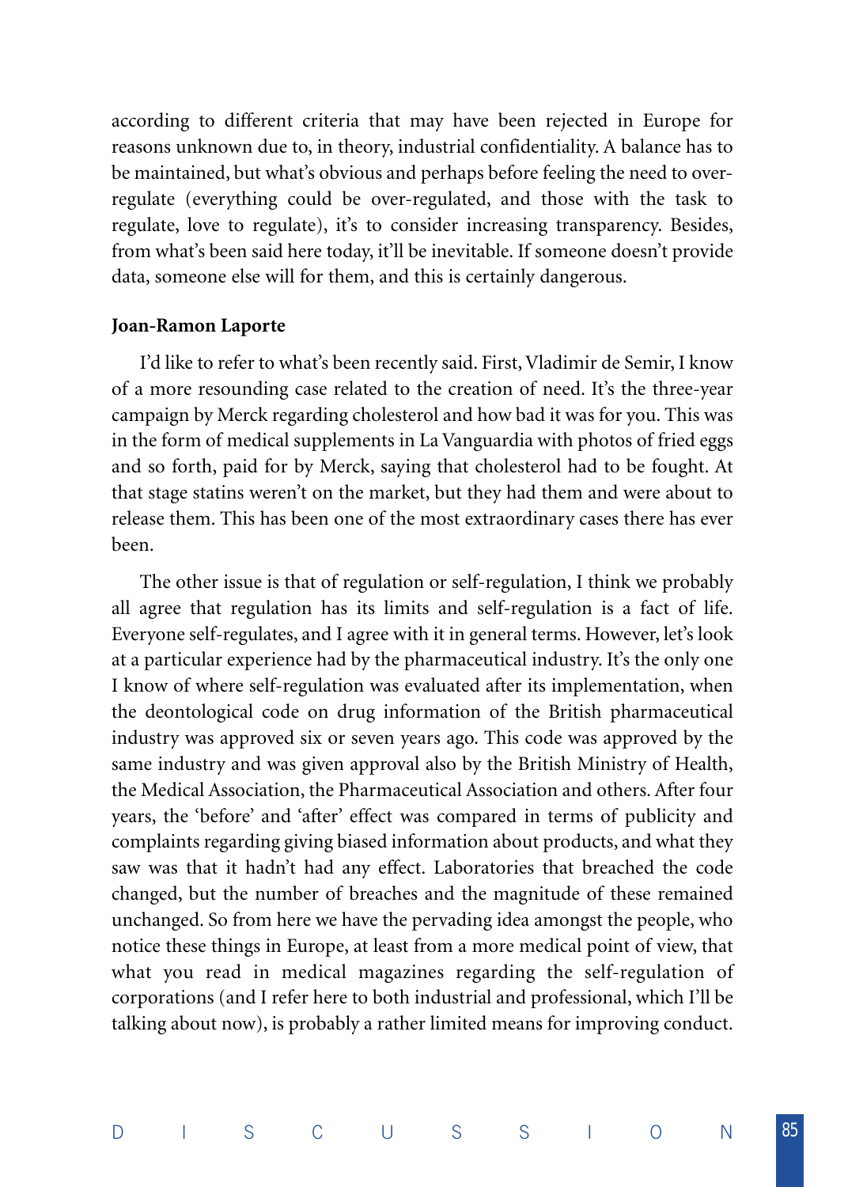according to different criteria that may have been rejected in Europe for reasons unknown due to, in theory, industrial confidentiality. A balance has to be maintained, but what's obvious and perhaps before feeling the need to over-regulate (everything could be over-regulated, and those with the task to regulate, love to regulate), it's to consider increasing transparency. Besides, from what's been said here today, it'll be inevitable. If someone doesn't provide data, someone else will for them, and this is certainly dangerous.

**Joan-Ramon Laporte**

I'd like to refer to what's been recently said. First, Vladimir de Semir, I know of a more resounding case related to the creation of need. It's the three-year campaign by Merck regarding cholesterol and how bad it was for you. This was in the form of medical supplements in La Vanguardia with photos of fried eggs and so forth, paid for by Merck, saying that cholesterol had to be fought. At that stage statins weren't on the market, but they had them and were about to release them. This has been one of the most extraordinary cases there has ever been.

The other issue is that of regulation or self-regulation, I think we probably all agree that regulation has its limits and self-regulation is a fact of life. Everyone self-regulates, and I agree with it in general terms. However, let's look at a particular experience had by the pharmaceutical industry. It's the only one I know of where self-regulation was evaluated after its implementation, when the deontological code on drug information of the British pharmaceutical industry was approved six or seven years ago. This code was approved by the same industry and was given approval also by the British Ministry of Health, the Medical Association, the Pharmaceutical Association and others. After four years, the 'before' and 'after' effect was compared in terms of publicity and complaints regarding giving biased information about products, and what they saw was that it hadn't had any effect. Laboratories that breached the code changed, but the number of breaches and the magnitude of these remained unchanged. So from here we have the pervading idea amongst the people, who notice these things in Europe, at least from a more medical point of view, that what you read in medical magazines regarding the self-regulation of corporations (and I refer here to both industrial and professional, which I'll be talking about now), is probably a rather limited means for improving conduct.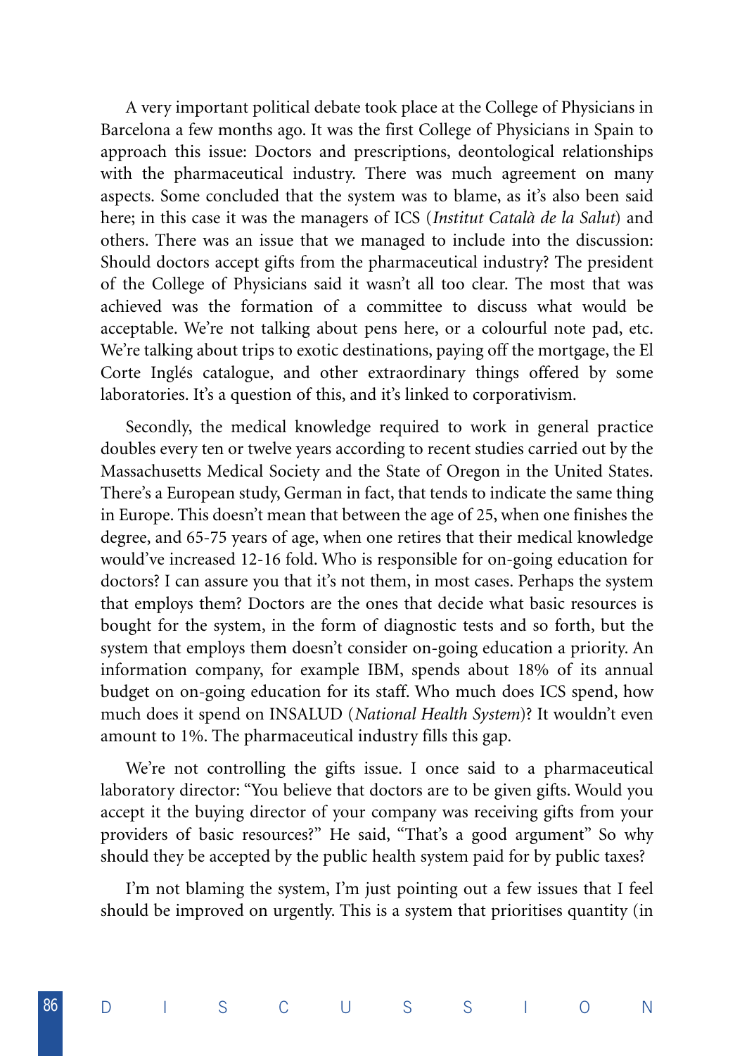A very important political debate took place at the College of Physicians in Barcelona a few months ago. It was the first College of Physicians in Spain to approach this issue: Doctors and prescriptions, deontological relationships with the pharmaceutical industry. There was much agreement on many aspects. Some concluded that the system was to blame, as it's also been said here; in this case it was the managers of ICS (*Institut Català de la Salut*) and others. There was an issue that we managed to include into the discussion: Should doctors accept gifts from the pharmaceutical industry? The president of the College of Physicians said it wasn't all too clear. The most that was achieved was the formation of a committee to discuss what would be acceptable. We're not talking about pens here, or a colourful note pad, etc. We're talking about trips to exotic destinations, paying off the mortgage, the El Corte Inglés catalogue, and other extraordinary things offered by some laboratories. It's a question of this, and it's linked to corporativism.

Secondly, the medical knowledge required to work in general practice doubles every ten or twelve years according to recent studies carried out by the Massachusetts Medical Society and the State of Oregon in the United States. There's a European study, German in fact, that tends to indicate the same thing in Europe. This doesn't mean that between the age of 25, when one finishes the degree, and 65-75 years of age, when one retires that their medical knowledge would've increased 12-16 fold. Who is responsible for on-going education for doctors? I can assure you that it's not them, in most cases. Perhaps the system that employs them? Doctors are the ones that decide what basic resources is bought for the system, in the form of diagnostic tests and so forth, but the system that employs them doesn't consider on-going education a priority. An information company, for example IBM, spends about 18% of its annual budget on on-going education for its staff. Who much does ICS spend, how much does it spend on INSALUD (*National Health System*)? It wouldn't even amount to 1%. The pharmaceutical industry fills this gap.

We're not controlling the gifts issue. I once said to a pharmaceutical laboratory director: "You believe that doctors are to be given gifts. Would you accept it the buying director of your company was receiving gifts from your providers of basic resources?" He said, "That's a good argument" So why should they be accepted by the public health system paid for by public taxes?

I'm not blaming the system, I'm just pointing out a few issues that I feel should be improved on urgently. This is a system that prioritises quantity (in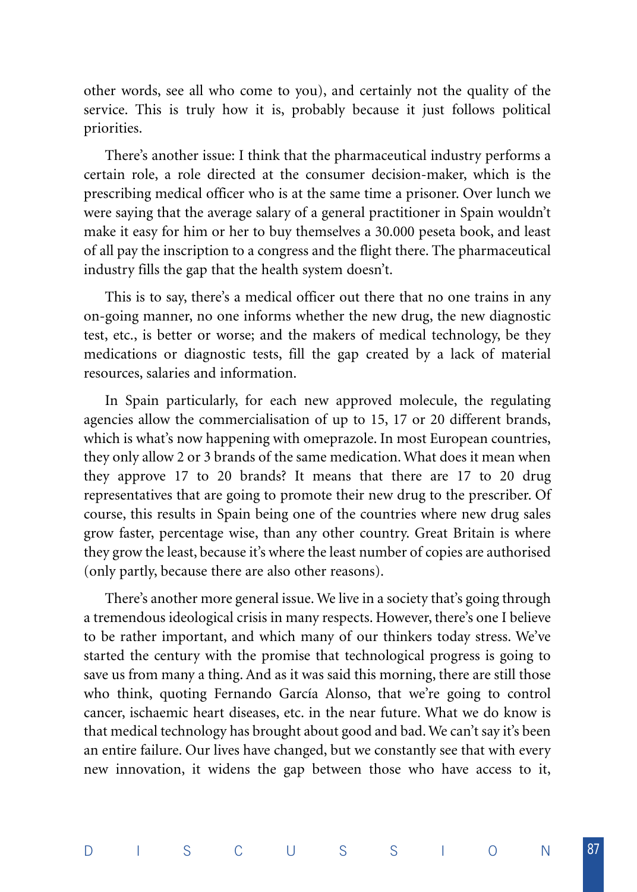other words, see all who come to you), and certainly not the quality of the service. This is truly how it is, probably because it just follows political priorities.

There's another issue: I think that the pharmaceutical industry performs a certain role, a role directed at the consumer decision-maker, which is the prescribing medical officer who is at the same time a prisoner. Over lunch we were saying that the average salary of a general practitioner in Spain wouldn't make it easy for him or her to buy themselves a 30.000 peseta book, and least of all pay the inscription to a congress and the flight there. The pharmaceutical industry fills the gap that the health system doesn't.

This is to say, there's a medical officer out there that no one trains in any on-going manner, no one informs whether the new drug, the new diagnostic test, etc., is better or worse; and the makers of medical technology, be they medications or diagnostic tests, fill the gap created by a lack of material resources, salaries and information.

In Spain particularly, for each new approved molecule, the regulating agencies allow the commercialisation of up to 15, 17 or 20 different brands, which is what's now happening with omeprazole. In most European countries, they only allow 2 or 3 brands of the same medication. What does it mean when they approve 17 to 20 brands? It means that there are 17 to 20 drug representatives that are going to promote their new drug to the prescriber. Of course, this results in Spain being one of the countries where new drug sales grow faster, percentage wise, than any other country. Great Britain is where they grow the least, because it's where the least number of copies are authorised (only partly, because there are also other reasons).

There's another more general issue. We live in a society that's going through a tremendous ideological crisis in many respects. However, there's one I believe to be rather important, and which many of our thinkers today stress. We've started the century with the promise that technological progress is going to save us from many a thing. And as it was said this morning, there are still those who think, quoting Fernando García Alonso, that we're going to control cancer, ischaemic heart diseases, etc. in the near future. What we do know is that medical technology has brought about good and bad. We can't say it's been an entire failure. Our lives have changed, but we constantly see that with every new innovation, it widens the gap between those who have access to it,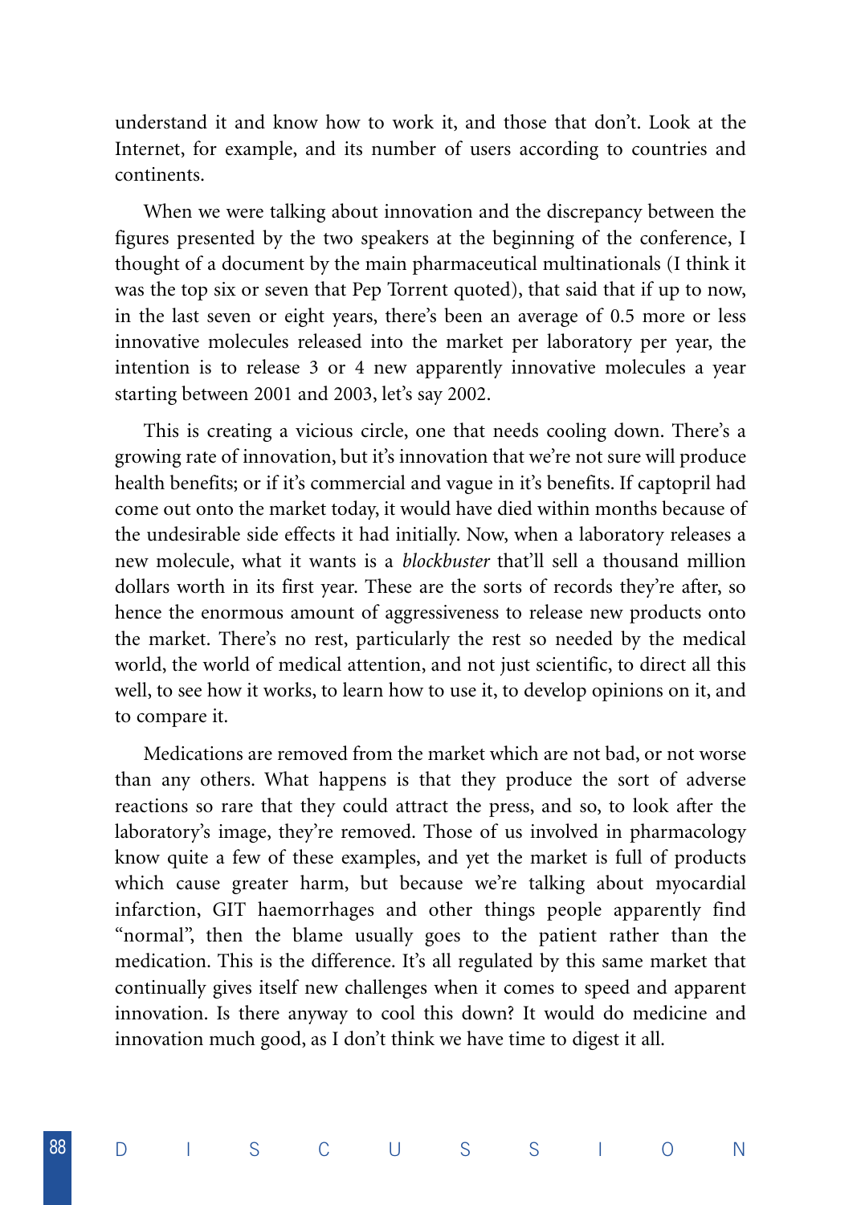understand it and know how to work it, and those that don't. Look at the Internet, for example, and its number of users according to countries and continents.

When we were talking about innovation and the discrepancy between the figures presented by the two speakers at the beginning of the conference, I thought of a document by the main pharmaceutical multinationals (I think it was the top six or seven that Pep Torrent quoted), that said that if up to now, in the last seven or eight years, there's been an average of 0.5 more or less innovative molecules released into the market per laboratory per year, the intention is to release 3 or 4 new apparently innovative molecules a year starting between 2001 and 2003, let's say 2002.

This is creating a vicious circle, one that needs cooling down. There's a growing rate of innovation, but it's innovation that we're not sure will produce health benefits; or if it's commercial and vague in it's benefits. If captopril had come out onto the market today, it would have died within months because of the undesirable side effects it had initially. Now, when a laboratory releases a new molecule, what it wants is a *blockbuster* that'll sell a thousand million dollars worth in its first year. These are the sorts of records they're after, so hence the enormous amount of aggressiveness to release new products onto the market. There's no rest, particularly the rest so needed by the medical world, the world of medical attention, and not just scientific, to direct all this well, to see how it works, to learn how to use it, to develop opinions on it, and to compare it.

Medications are removed from the market which are not bad, or not worse than any others. What happens is that they produce the sort of adverse reactions so rare that they could attract the press, and so, to look after the laboratory's image, they're removed. Those of us involved in pharmacology know quite a few of these examples, and yet the market is full of products which cause greater harm, but because we're talking about myocardial infarction, GIT haemorrhages and other things people apparently find "normal", then the blame usually goes to the patient rather than the medication. This is the difference. It's all regulated by this same market that continually gives itself new challenges when it comes to speed and apparent innovation. Is there anyway to cool this down? It would do medicine and innovation much good, as I don't think we have time to digest it all.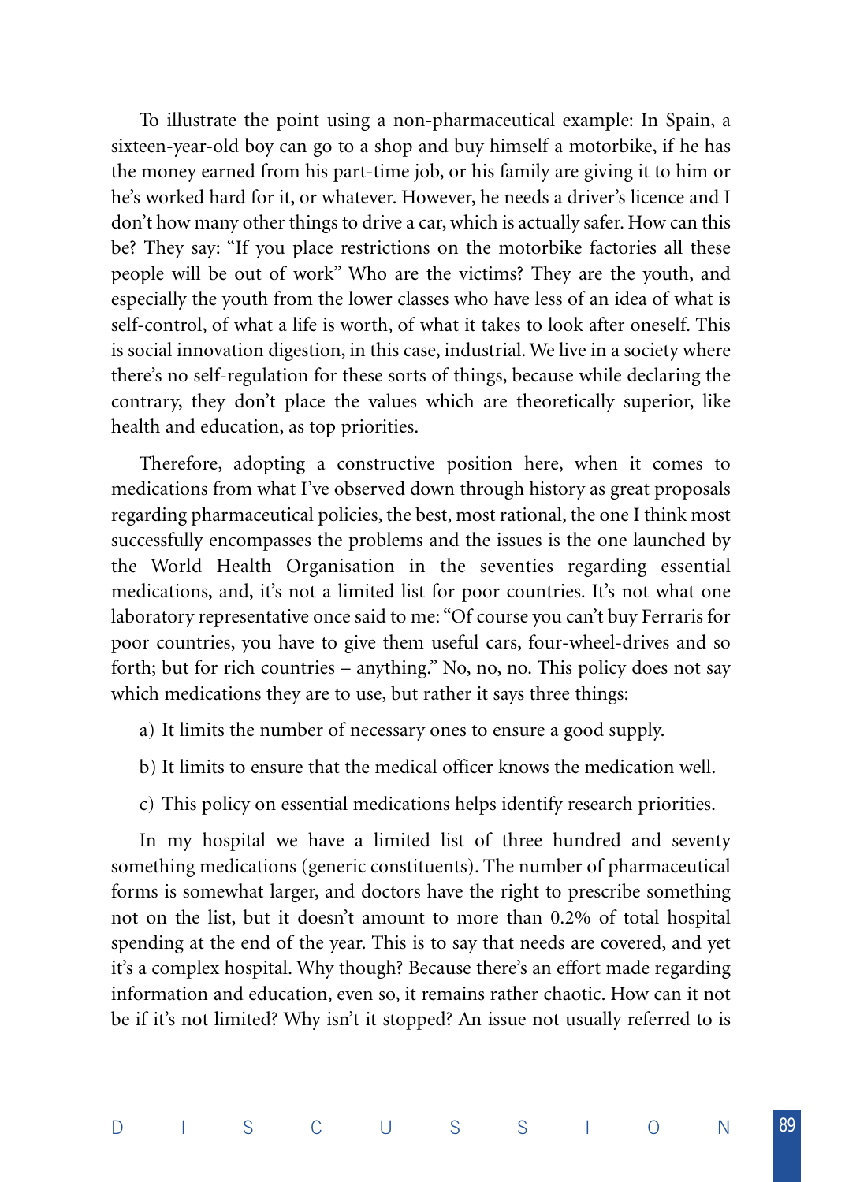To illustrate the point using a non-pharmaceutical example: In Spain, a sixteen-year-old boy can go to a shop and buy himself a motorbike, if he has the money earned from his part-time job, or his family are giving it to him or he's worked hard for it, or whatever. However, he needs a driver's licence and I don't how many other things to drive a car, which is actually safer. How can this be? They say: "If you place restrictions on the motorbike factories all these people will be out of work" Who are the victims? They are the youth, and especially the youth from the lower classes who have less of an idea of what is self-control, of what a life is worth, of what it takes to look after oneself. This is social innovation digestion, in this case, industrial. We live in a society where there's no self-regulation for these sorts of things, because while declaring the contrary, they don't place the values which are theoretically superior, like health and education, as top priorities.

Therefore, adopting a constructive position here, when it comes to medications from what I've observed down through history as great proposals regarding pharmaceutical policies, the best, most rational, the one I think most successfully encompasses the problems and the issues is the one launched by the World Health Organisation in the seventies regarding essential medications, and, it's not a limited list for poor countries. It's not what one laboratory representative once said to me: "Of course you can't buy Ferraris for poor countries, you have to give them useful cars, four-wheel-drives and so forth; but for rich countries – anything." No, no, no. This policy does not say which medications they are to use, but rather it says three things:

a) It limits the number of necessary ones to ensure a good supply.

b) It limits to ensure that the medical officer knows the medication well.

c) This policy on essential medications helps identify research priorities.

In my hospital we have a limited list of three hundred and seventy something medications (generic constituents). The number of pharmaceutical forms is somewhat larger, and doctors have the right to prescribe something not on the list, but it doesn't amount to more than 0.2% of total hospital spending at the end of the year. This is to say that needs are covered, and yet it's a complex hospital. Why though? Because there's an effort made regarding information and education, even so, it remains rather chaotic. How can it not be if it's not limited? Why isn't it stopped? An issue not usually referred to is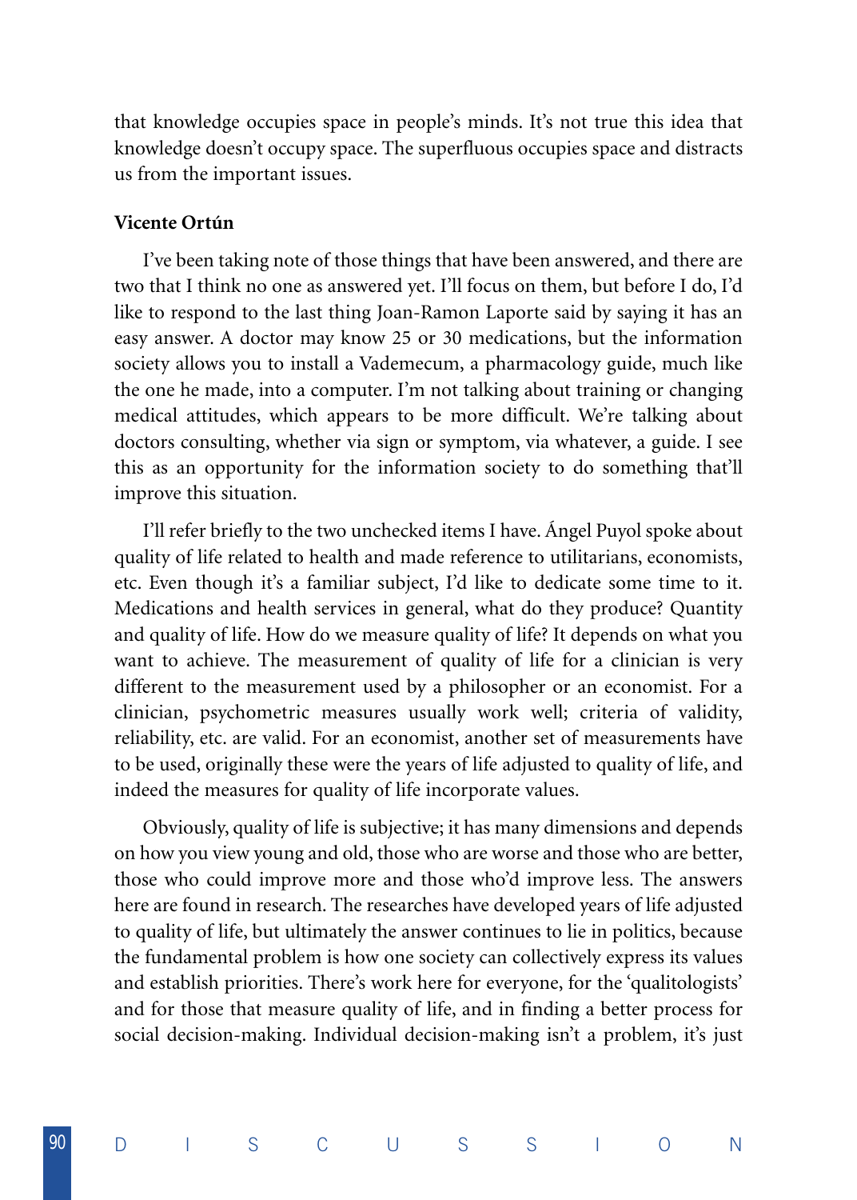that knowledge occupies space in people's minds. It's not true this idea that knowledge doesn't occupy space. The superfluous occupies space and distracts us from the important issues.

**Vicente Ortún**

I've been taking note of those things that have been answered, and there are two that I think no one as answered yet. I'll focus on them, but before I do, I'd like to respond to the last thing Joan-Ramon Laporte said by saying it has an easy answer. A doctor may know 25 or 30 medications, but the information society allows you to install a Vademecum, a pharmacology guide, much like the one he made, into a computer. I'm not talking about training or changing medical attitudes, which appears to be more difficult. We're talking about doctors consulting, whether via sign or symptom, via whatever, a guide. I see this as an opportunity for the information society to do something that'll improve this situation.

I'll refer briefly to the two unchecked items I have. Ángel Puyol spoke about quality of life related to health and made reference to utilitarians, economists, etc. Even though it's a familiar subject, I'd like to dedicate some time to it. Medications and health services in general, what do they produce? Quantity and quality of life. How do we measure quality of life? It depends on what you want to achieve. The measurement of quality of life for a clinician is very different to the measurement used by a philosopher or an economist. For a clinician, psychometric measures usually work well; criteria of validity, reliability, etc. are valid. For an economist, another set of measurements have to be used, originally these were the years of life adjusted to quality of life, and indeed the measures for quality of life incorporate values.

Obviously, quality of life is subjective; it has many dimensions and depends on how you view young and old, those who are worse and those who are better, those who could improve more and those who'd improve less. The answers here are found in research. The researches have developed years of life adjusted to quality of life, but ultimately the answer continues to lie in politics, because the fundamental problem is how one society can collectively express its values and establish priorities. There's work here for everyone, for the 'qualitologists' and for those that measure quality of life, and in finding a better process for social decision-making. Individual decision-making isn't a problem, it's just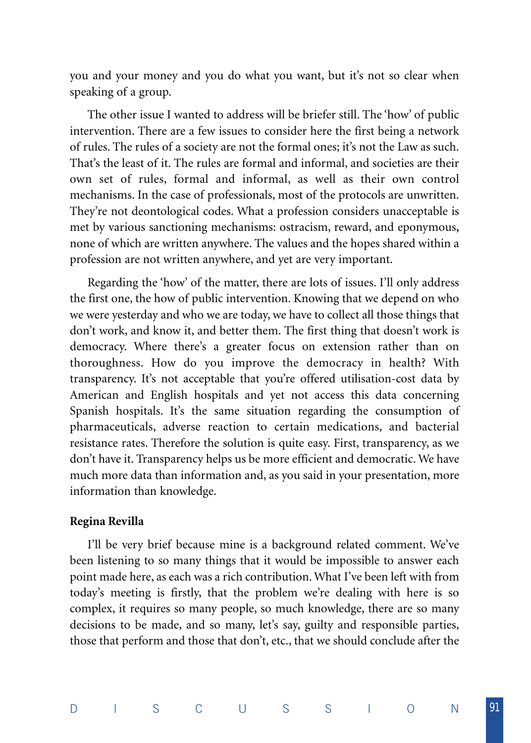you and your money and you do what you want, but it's not so clear when speaking of a group.

The other issue I wanted to address will be briefer still. The 'how' of public intervention. There are a few issues to consider here the first being a network of rules. The rules of a society are not the formal ones; it's not the Law as such. That's the least of it. The rules are formal and informal, and societies are their own set of rules, formal and informal, as well as their own control mechanisms. In the case of professionals, most of the protocols are unwritten. They're not deontological codes. What a profession considers unacceptable is met by various sanctioning mechanisms: ostracism, reward, and eponymous, none of which are written anywhere. The values and the hopes shared within a profession are not written anywhere, and yet are very important.

Regarding the 'how' of the matter, there are lots of issues. I'll only address the first one, the how of public intervention. Knowing that we depend on who we were yesterday and who we are today, we have to collect all those things that don't work, and know it, and better them. The first thing that doesn't work is democracy. Where there's a greater focus on extension rather than on thoroughness. How do you improve the democracy in health? With transparency. It's not acceptable that you're offered utilisation-cost data by American and English hospitals and yet not access this data concerning Spanish hospitals. It's the same situation regarding the consumption of pharmaceuticals, adverse reaction to certain medications, and bacterial resistance rates. Therefore the solution is quite easy. First, transparency, as we don't have it. Transparency helps us be more efficient and democratic. We have much more data than information and, as you said in your presentation, more information than knowledge.

**Regina Revilla**

I'll be very brief because mine is a background related comment. We've been listening to so many things that it would be impossible to answer each point made here, as each was a rich contribution. What I've been left with from today's meeting is firstly, that the problem we're dealing with here is so complex, it requires so many people, so much knowledge, there are so many decisions to be made, and so many, let's say, guilty and responsible parties, those that perform and those that don't, etc., that we should conclude after the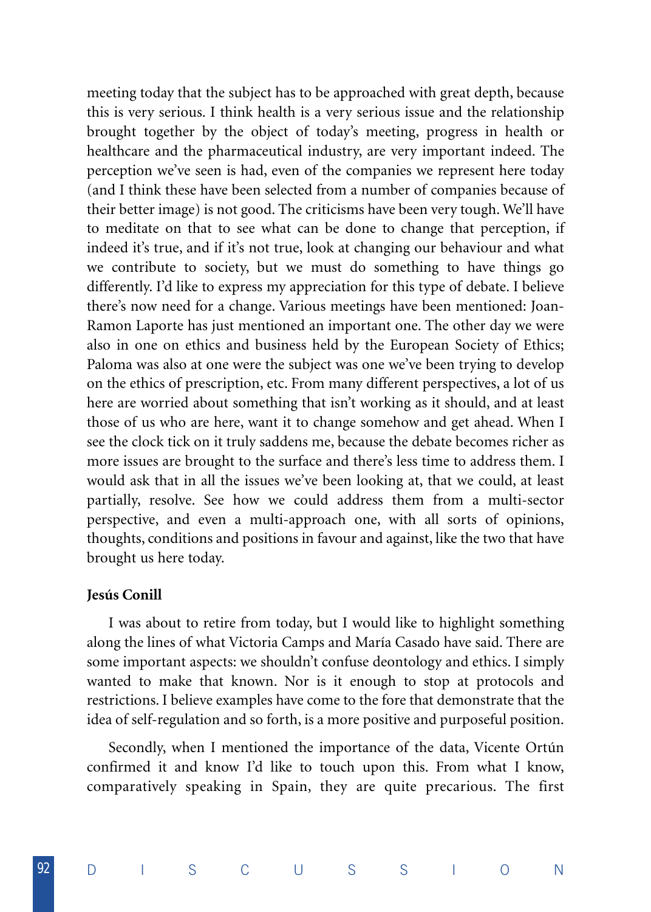meeting today that the subject has to be approached with great depth, because this is very serious. I think health is a very serious issue and the relationship brought together by the object of today's meeting, progress in health or healthcare and the pharmaceutical industry, are very important indeed. The perception we've seen is had, even of the companies we represent here today (and I think these have been selected from a number of companies because of their better image) is not good. The criticisms have been very tough. We'll have to meditate on that to see what can be done to change that perception, if indeed it's true, and if it's not true, look at changing our behaviour and what we contribute to society, but we must do something to have things go differently. I'd like to express my appreciation for this type of debate. I believe there's now need for a change. Various meetings have been mentioned: Joan-Ramon Laporte has just mentioned an important one. The other day we were also in one on ethics and business held by the European Society of Ethics; Paloma was also at one were the subject was one we've been trying to develop on the ethics of prescription, etc. From many different perspectives, a lot of us here are worried about something that isn't working as it should, and at least those of us who are here, want it to change somehow and get ahead. When I see the clock tick on it truly saddens me, because the debate becomes richer as more issues are brought to the surface and there's less time to address them. I would ask that in all the issues we've been looking at, that we could, at least partially, resolve. See how we could address them from a multi-sector perspective, and even a multi-approach one, with all sorts of opinions, thoughts, conditions and positions in favour and against, like the two that have brought us here today.

**Jesús Conill**

I was about to retire from today, but I would like to highlight something along the lines of what Victoria Camps and María Casado have said. There are some important aspects: we shouldn't confuse deontology and ethics. I simply wanted to make that known. Nor is it enough to stop at protocols and restrictions. I believe examples have come to the fore that demonstrate that the idea of self-regulation and so forth, is a more positive and purposeful position.

Secondly, when I mentioned the importance of the data, Vicente Ortún confirmed it and know I'd like to touch upon this. From what I know, comparatively speaking in Spain, they are quite precarious. The first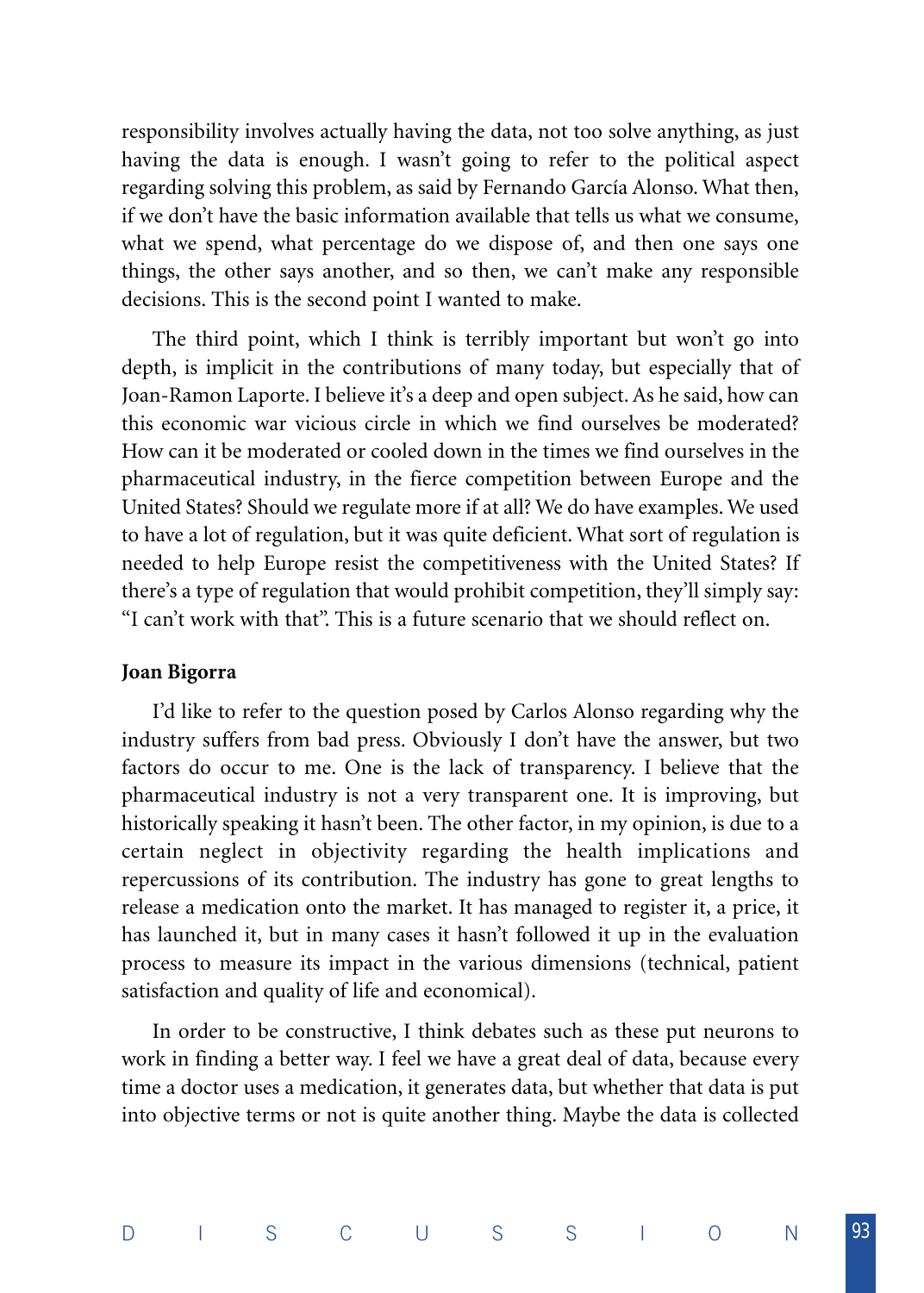responsibility involves actually having the data, not too solve anything, as just having the data is enough. I wasn't going to refer to the political aspect regarding solving this problem, as said by Fernando García Alonso. What then, if we don't have the basic information available that tells us what we consume, what we spend, what percentage do we dispose of, and then one says one things, the other says another, and so then, we can't make any responsible decisions. This is the second point I wanted to make.

The third point, which I think is terribly important but won't go into depth, is implicit in the contributions of many today, but especially that of Joan-Ramon Laporte. I believe it's a deep and open subject. As he said, how can this economic war vicious circle in which we find ourselves be moderated? How can it be moderated or cooled down in the times we find ourselves in the pharmaceutical industry, in the fierce competition between Europe and the United States? Should we regulate more if at all? We do have examples. We used to have a lot of regulation, but it was quite deficient. What sort of regulation is needed to help Europe resist the competitiveness with the United States? If there's a type of regulation that would prohibit competition, they'll simply say: "I can't work with that". This is a future scenario that we should reflect on.

**Joan Bigorra**

I'd like to refer to the question posed by Carlos Alonso regarding why the industry suffers from bad press. Obviously I don't have the answer, but two factors do occur to me. One is the lack of transparency. I believe that the pharmaceutical industry is not a very transparent one. It is improving, but historically speaking it hasn't been. The other factor, in my opinion, is due to a certain neglect in objectivity regarding the health implications and repercussions of its contribution. The industry has gone to great lengths to release a medication onto the market. It has managed to register it, a price, it has launched it, but in many cases it hasn't followed it up in the evaluation process to measure its impact in the various dimensions (technical, patient satisfaction and quality of life and economical).

In order to be constructive, I think debates such as these put neurons to work in finding a better way. I feel we have a great deal of data, because every time a doctor uses a medication, it generates data, but whether that data is put into objective terms or not is quite another thing. Maybe the data is collected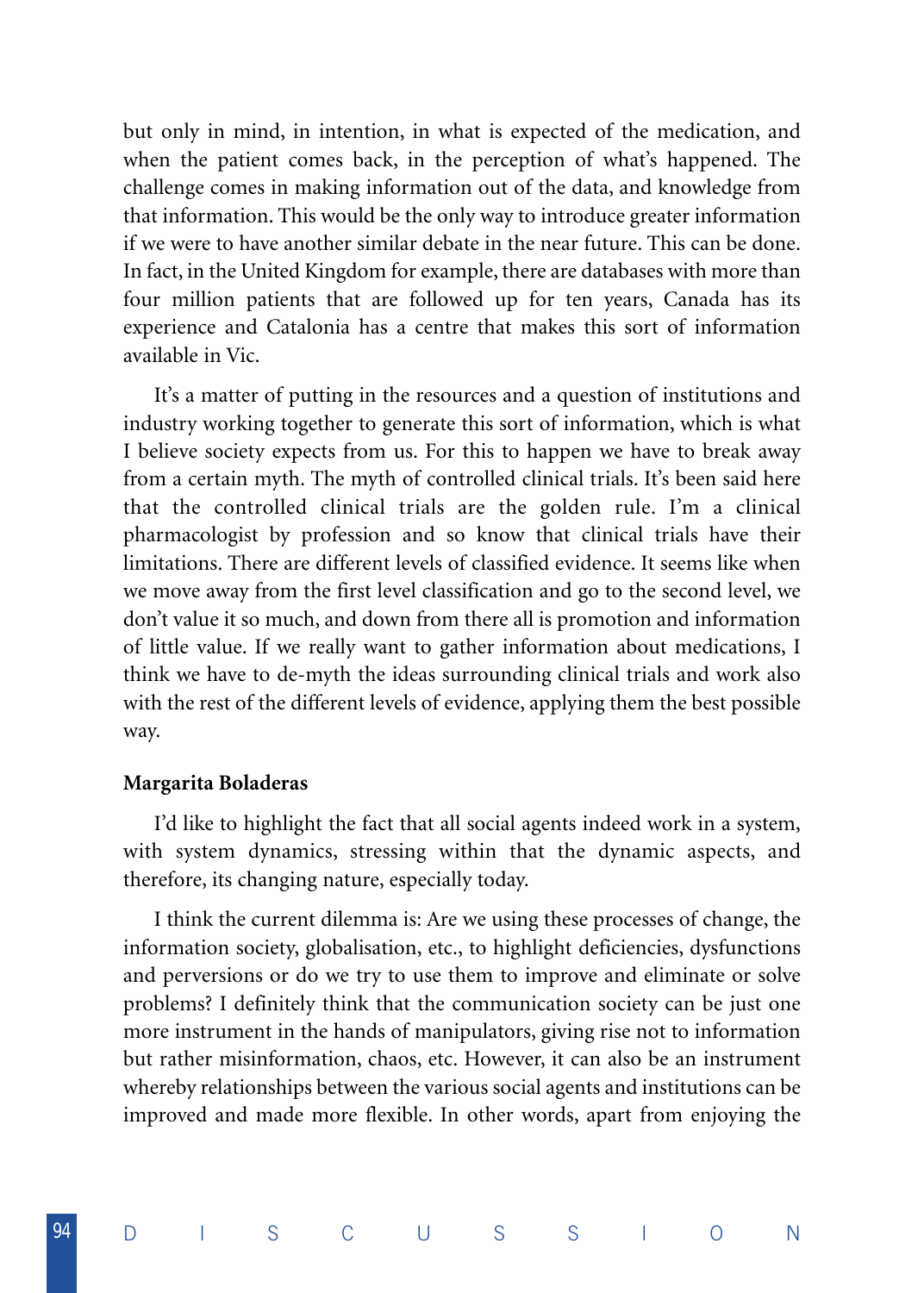but only in mind, in intention, in what is expected of the medication, and when the patient comes back, in the perception of what's happened. The challenge comes in making information out of the data, and knowledge from that information. This would be the only way to introduce greater information if we were to have another similar debate in the near future. This can be done. In fact, in the United Kingdom for example, there are databases with more than four million patients that are followed up for ten years, Canada has its experience and Catalonia has a centre that makes this sort of information available in Vic.

It's a matter of putting in the resources and a question of institutions and industry working together to generate this sort of information, which is what I believe society expects from us. For this to happen we have to break away from a certain myth. The myth of controlled clinical trials. It's been said here that the controlled clinical trials are the golden rule. I'm a clinical pharmacologist by profession and so know that clinical trials have their limitations. There are different levels of classified evidence. It seems like when we move away from the first level classification and go to the second level, we don't value it so much, and down from there all is promotion and information of little value. If we really want to gather information about medications, I think we have to de-myth the ideas surrounding clinical trials and work also with the rest of the different levels of evidence, applying them the best possible way.

**Margarita Boladeras**

I'd like to highlight the fact that all social agents indeed work in a system, with system dynamics, stressing within that the dynamic aspects, and therefore, its changing nature, especially today.

I think the current dilemma is: Are we using these processes of change, the information society, globalisation, etc., to highlight deficiencies, dysfunctions and perversions or do we try to use them to improve and eliminate or solve problems? I definitely think that the communication society can be just one more instrument in the hands of manipulators, giving rise not to information but rather misinformation, chaos, etc. However, it can also be an instrument whereby relationships between the various social agents and institutions can be improved and made more flexible. In other words, apart from enjoying the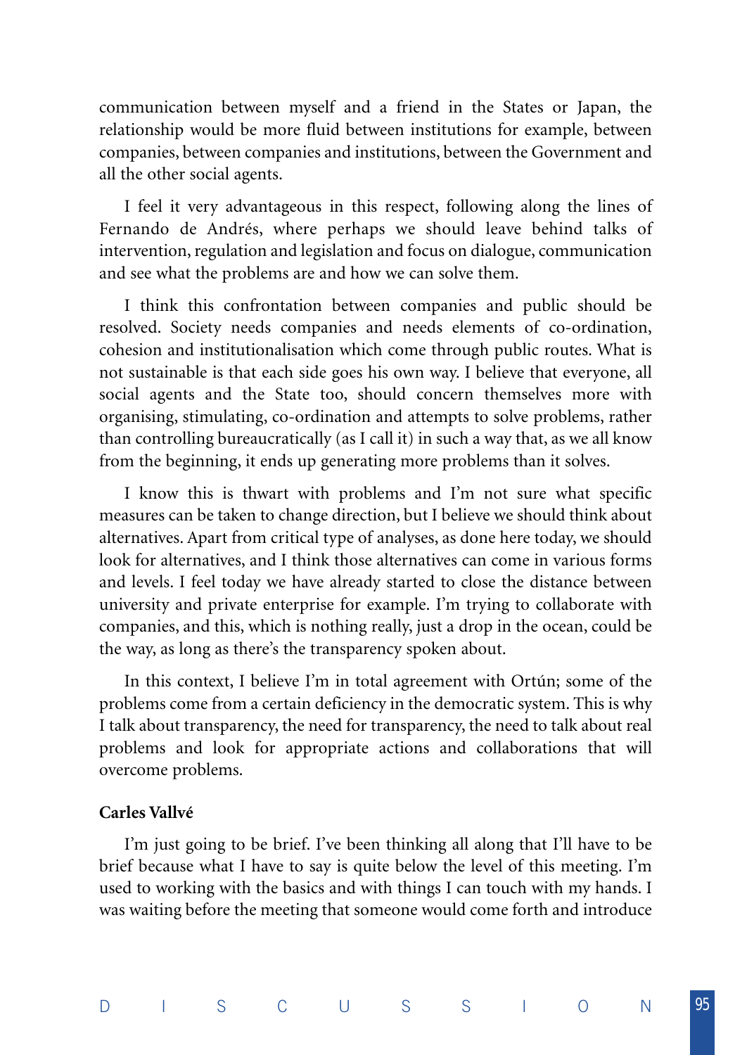communication between myself and a friend in the States or Japan, the relationship would be more fluid between institutions for example, between companies, between companies and institutions, between the Government and all the other social agents.

I feel it very advantageous in this respect, following along the lines of Fernando de Andrés, where perhaps we should leave behind talks of intervention, regulation and legislation and focus on dialogue, communication and see what the problems are and how we can solve them.

I think this confrontation between companies and public should be resolved. Society needs companies and needs elements of co-ordination, cohesion and institutionalisation which come through public routes. What is not sustainable is that each side goes his own way. I believe that everyone, all social agents and the State too, should concern themselves more with organising, stimulating, co-ordination and attempts to solve problems, rather than controlling bureaucratically (as I call it) in such a way that, as we all know from the beginning, it ends up generating more problems than it solves.

I know this is thwart with problems and I'm not sure what specific measures can be taken to change direction, but I believe we should think about alternatives. Apart from critical type of analyses, as done here today, we should look for alternatives, and I think those alternatives can come in various forms and levels. I feel today we have already started to close the distance between university and private enterprise for example. I'm trying to collaborate with companies, and this, which is nothing really, just a drop in the ocean, could be the way, as long as there's the transparency spoken about.

In this context, I believe I'm in total agreement with Ortún; some of the problems come from a certain deficiency in the democratic system. This is why I talk about transparency, the need for transparency, the need to talk about real problems and look for appropriate actions and collaborations that will overcome problems.

**Carles Vallvé**

I'm just going to be brief. I've been thinking all along that I'll have to be brief because what I have to say is quite below the level of this meeting. I'm used to working with the basics and with things I can touch with my hands. I was waiting before the meeting that someone would come forth and introduce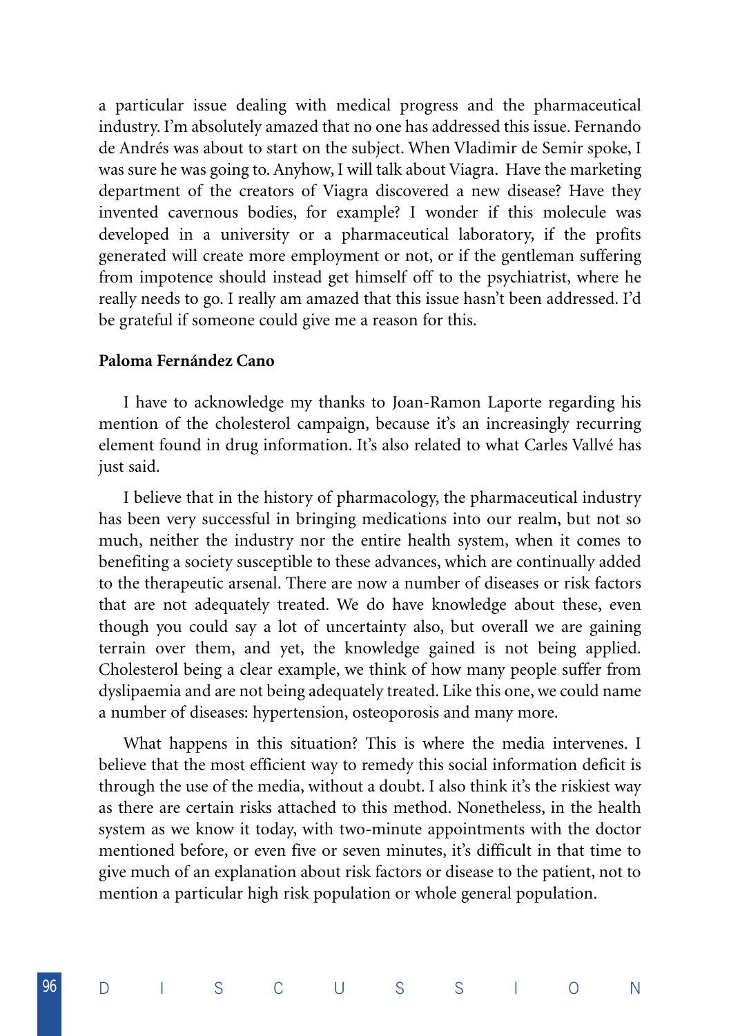a particular issue dealing with medical progress and the pharmaceutical industry. I'm absolutely amazed that no one has addressed this issue. Fernando de Andrés was about to start on the subject. When Vladimir de Semir spoke, I was sure he was going to. Anyhow, I will talk about Viagra. Have the marketing department of the creators of Viagra discovered a new disease? Have they invented cavernous bodies, for example? I wonder if this molecule was developed in a university or a pharmaceutical laboratory, if the profits generated will create more employment or not, or if the gentleman suffering from impotence should instead get himself off to the psychiatrist, where he really needs to go. I really am amazed that this issue hasn't been addressed. I'd be grateful if someone could give me a reason for this.

**Paloma Fernández Cano**

I have to acknowledge my thanks to Joan-Ramon Laporte regarding his mention of the cholesterol campaign, because it's an increasingly recurring element found in drug information. It's also related to what Carles Vallvé has just said.

I believe that in the history of pharmacology, the pharmaceutical industry has been very successful in bringing medications into our realm, but not so much, neither the industry nor the entire health system, when it comes to benefiting a society susceptible to these advances, which are continually added to the therapeutic arsenal. There are now a number of diseases or risk factors that are not adequately treated. We do have knowledge about these, even though you could say a lot of uncertainty also, but overall we are gaining terrain over them, and yet, the knowledge gained is not being applied. Cholesterol being a clear example, we think of how many people suffer from dyslipaemia and are not being adequately treated. Like this one, we could name a number of diseases: hypertension, osteoporosis and many more.

What happens in this situation? This is where the media intervenes. I believe that the most efficient way to remedy this social information deficit is through the use of the media, without a doubt. I also think it's the riskiest way as there are certain risks attached to this method. Nonetheless, in the health system as we know it today, with two-minute appointments with the doctor mentioned before, or even five or seven minutes, it's difficult in that time to give much of an explanation about risk factors or disease to the patient, not to mention a particular high risk population or whole general population.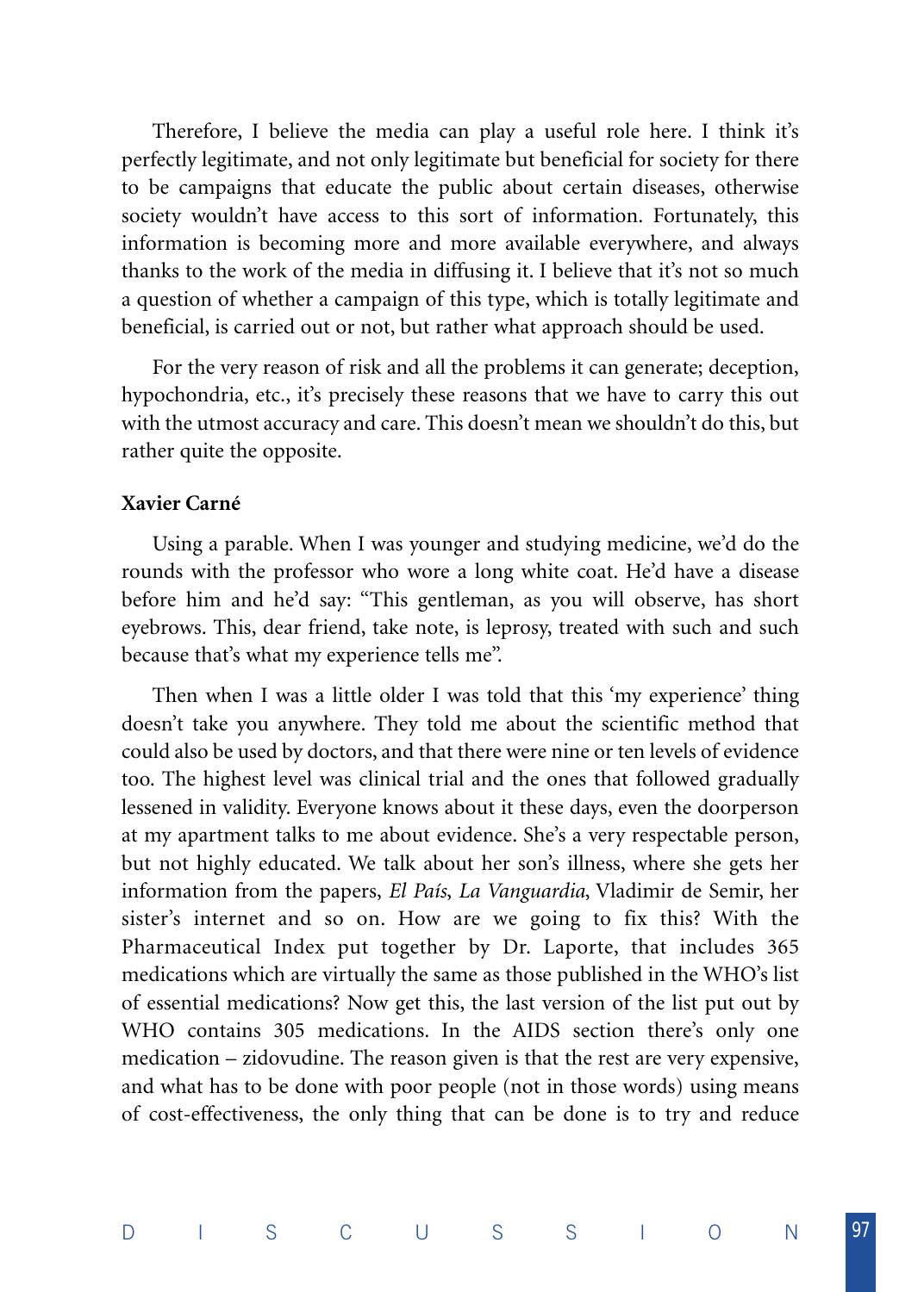Therefore, I believe the media can play a useful role here. I think it's perfectly legitimate, and not only legitimate but beneficial for society for there to be campaigns that educate the public about certain diseases, otherwise society wouldn't have access to this sort of information. Fortunately, this information is becoming more and more available everywhere, and always thanks to the work of the media in diffusing it. I believe that it's not so much a question of whether a campaign of this type, which is totally legitimate and beneficial, is carried out or not, but rather what approach should be used.

For the very reason of risk and all the problems it can generate; deception, hypochondria, etc., it's precisely these reasons that we have to carry this out with the utmost accuracy and care. This doesn't mean we shouldn't do this, but rather quite the opposite.

**Xavier Carné**

Using a parable. When I was younger and studying medicine, we'd do the rounds with the professor who wore a long white coat. He'd have a disease before him and he'd say: "This gentleman, as you will observe, has short eyebrows. This, dear friend, take note, is leprosy, treated with such and such because that's what my experience tells me".

Then when I was a little older I was told that this 'my experience' thing doesn't take you anywhere. They told me about the scientific method that could also be used by doctors, and that there were nine or ten levels of evidence too. The highest level was clinical trial and the ones that followed gradually lessened in validity. Everyone knows about it these days, even the doorperson at my apartment talks to me about evidence. She's a very respectable person, but not highly educated. We talk about her son's illness, where she gets her information from the papers, *El País*, *La Vanguardia*, Vladimir de Semir, her sister's internet and so on. How are we going to fix this? With the Pharmaceutical Index put together by Dr. Laporte, that includes 365 medications which are virtually the same as those published in the WHO's list of essential medications? Now get this, the last version of the list put out by WHO contains 305 medications. In the AIDS section there's only one medication – zidovudine. The reason given is that the rest are very expensive, and what has to be done with poor people (not in those words) using means of cost-effectiveness, the only thing that can be done is to try and reduce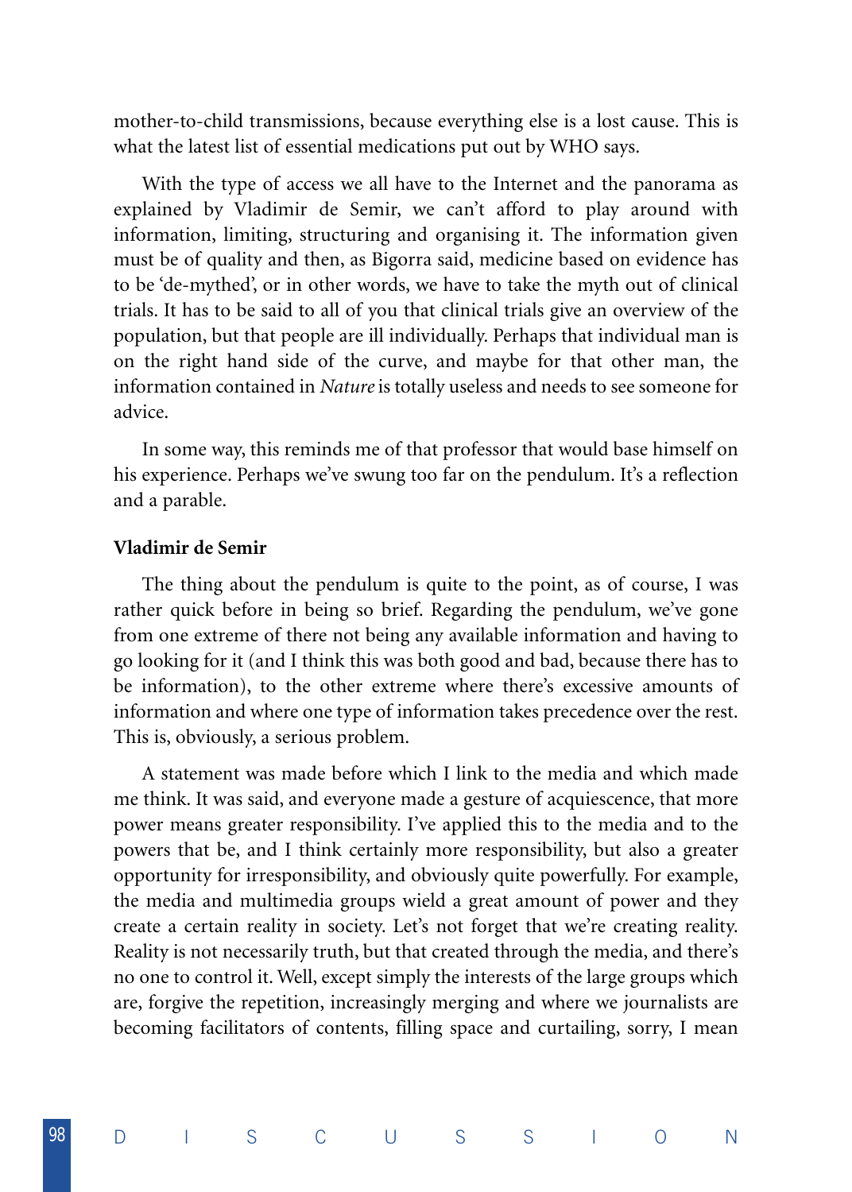mother-to-child transmissions, because everything else is a lost cause. This is what the latest list of essential medications put out by WHO says.

With the type of access we all have to the Internet and the panorama as explained by Vladimir de Semir, we can't afford to play around with information, limiting, structuring and organising it. The information given must be of quality and then, as Bigorra said, medicine based on evidence has to be 'de-mythed', or in other words, we have to take the myth out of clinical trials. It has to be said to all of you that clinical trials give an overview of the population, but that people are ill individually. Perhaps that individual man is on the right hand side of the curve, and maybe for that other man, the information contained in *Nature* is totally useless and needs to see someone for advice.

In some way, this reminds me of that professor that would base himself on his experience. Perhaps we've swung too far on the pendulum. It's a reflection and a parable.

**Vladimir de Semir**

The thing about the pendulum is quite to the point, as of course, I was rather quick before in being so brief. Regarding the pendulum, we've gone from one extreme of there not being any available information and having to go looking for it (and I think this was both good and bad, because there has to be information), to the other extreme where there's excessive amounts of information and where one type of information takes precedence over the rest. This is, obviously, a serious problem.

A statement was made before which I link to the media and which made me think. It was said, and everyone made a gesture of acquiescence, that more power means greater responsibility. I've applied this to the media and to the powers that be, and I think certainly more responsibility, but also a greater opportunity for irresponsibility, and obviously quite powerfully. For example, the media and multimedia groups wield a great amount of power and they create a certain reality in society. Let's not forget that we're creating reality. Reality is not necessarily truth, but that created through the media, and there's no one to control it. Well, except simply the interests of the large groups which are, forgive the repetition, increasingly merging and where we journalists are becoming facilitators of contents, filling space and curtailing, sorry, I mean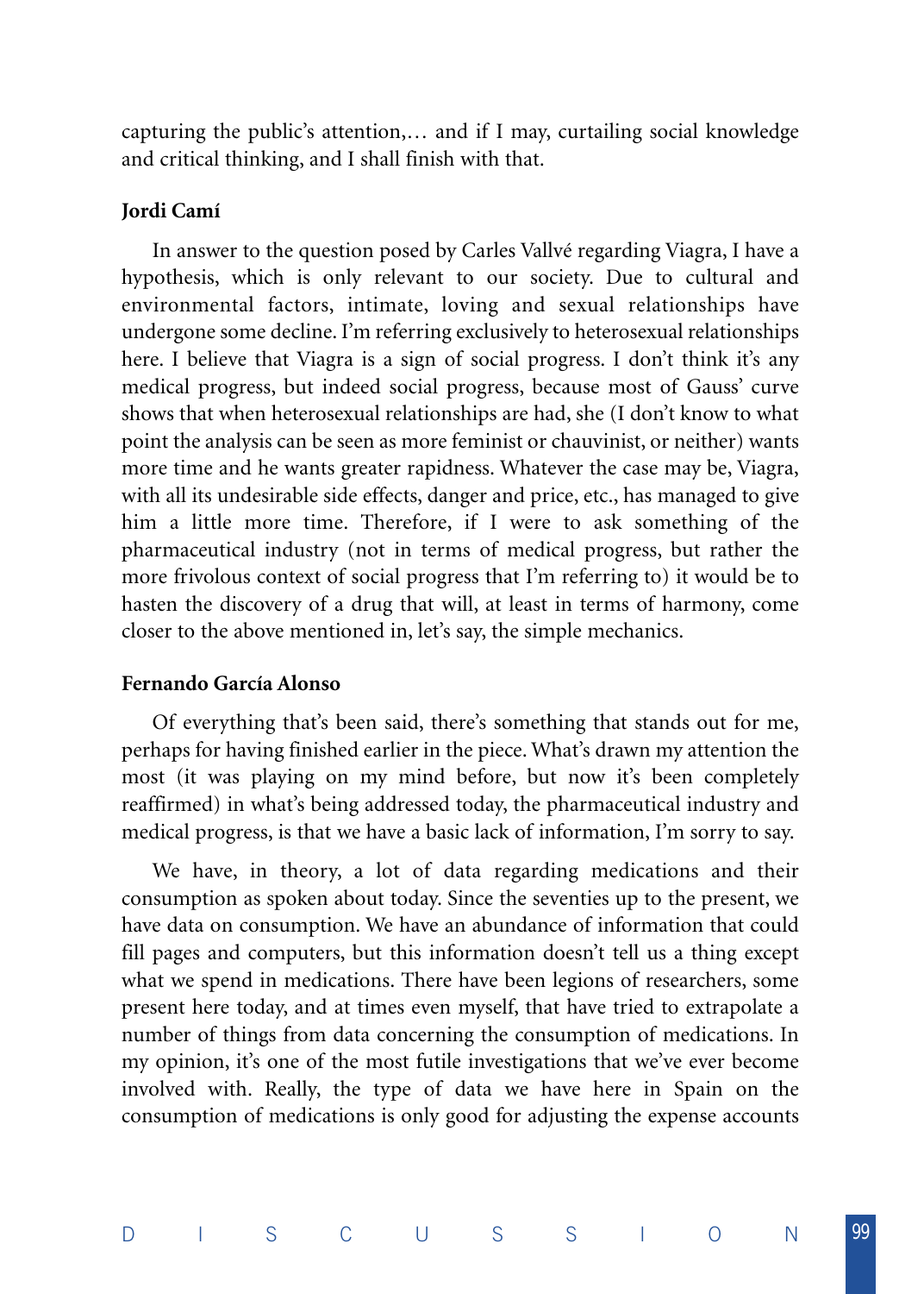capturing the public's attention,… and if I may, curtailing social knowledge and critical thinking, and I shall finish with that.

**Jordi Camí**

In answer to the question posed by Carles Vallvé regarding Viagra, I have a hypothesis, which is only relevant to our society. Due to cultural and environmental factors, intimate, loving and sexual relationships have undergone some decline. I'm referring exclusively to heterosexual relationships here. I believe that Viagra is a sign of social progress. I don't think it's any medical progress, but indeed social progress, because most of Gauss' curve shows that when heterosexual relationships are had, she (I don't know to what point the analysis can be seen as more feminist or chauvinist, or neither) wants more time and he wants greater rapidness. Whatever the case may be, Viagra, with all its undesirable side effects, danger and price, etc., has managed to give him a little more time. Therefore, if I were to ask something of the pharmaceutical industry (not in terms of medical progress, but rather the more frivolous context of social progress that I'm referring to) it would be to hasten the discovery of a drug that will, at least in terms of harmony, come closer to the above mentioned in, let's say, the simple mechanics.

**Fernando García Alonso**

Of everything that's been said, there's something that stands out for me, perhaps for having finished earlier in the piece. What's drawn my attention the most (it was playing on my mind before, but now it's been completely reaffirmed) in what's being addressed today, the pharmaceutical industry and medical progress, is that we have a basic lack of information, I'm sorry to say.

We have, in theory, a lot of data regarding medications and their consumption as spoken about today. Since the seventies up to the present, we have data on consumption. We have an abundance of information that could fill pages and computers, but this information doesn't tell us a thing except what we spend in medications. There have been legions of researchers, some present here today, and at times even myself, that have tried to extrapolate a number of things from data concerning the consumption of medications. In my opinion, it's one of the most futile investigations that we've ever become involved with. Really, the type of data we have here in Spain on the consumption of medications is only good for adjusting the expense accounts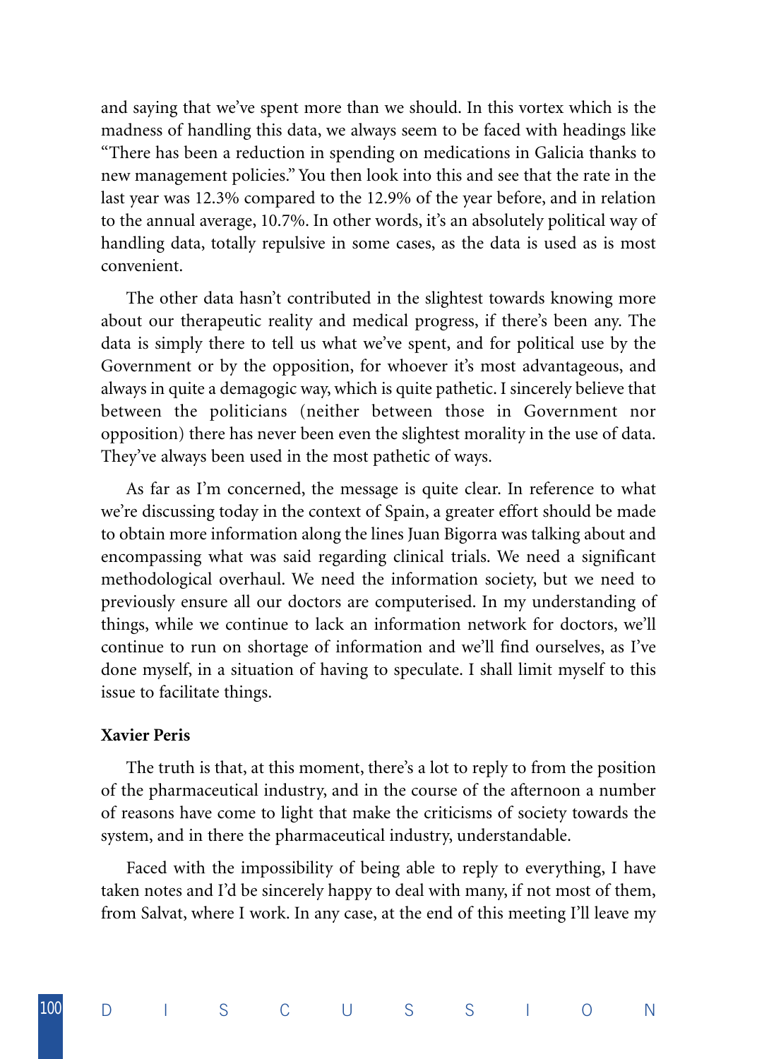and saying that we've spent more than we should. In this vortex which is the madness of handling this data, we always seem to be faced with headings like "There has been a reduction in spending on medications in Galicia thanks to new management policies." You then look into this and see that the rate in the last year was 12.3% compared to the 12.9% of the year before, and in relation to the annual average, 10.7%. In other words, it's an absolutely political way of handling data, totally repulsive in some cases, as the data is used as is most convenient.

The other data hasn't contributed in the slightest towards knowing more about our therapeutic reality and medical progress, if there's been any. The data is simply there to tell us what we've spent, and for political use by the Government or by the opposition, for whoever it's most advantageous, and always in quite a demagogic way, which is quite pathetic. I sincerely believe that between the politicians (neither between those in Government nor opposition) there has never been even the slightest morality in the use of data. They've always been used in the most pathetic of ways.

As far as I'm concerned, the message is quite clear. In reference to what we're discussing today in the context of Spain, a greater effort should be made to obtain more information along the lines Juan Bigorra was talking about and encompassing what was said regarding clinical trials. We need a significant methodological overhaul. We need the information society, but we need to previously ensure all our doctors are computerised. In my understanding of things, while we continue to lack an information network for doctors, we'll continue to run on shortage of information and we'll find ourselves, as I've done myself, in a situation of having to speculate. I shall limit myself to this issue to facilitate things.

**Xavier Peris**

The truth is that, at this moment, there's a lot to reply to from the position of the pharmaceutical industry, and in the course of the afternoon a number of reasons have come to light that make the criticisms of society towards the system, and in there the pharmaceutical industry, understandable.

Faced with the impossibility of being able to reply to everything, I have taken notes and I'd be sincerely happy to deal with many, if not most of them, from Salvat, where I work. In any case, at the end of this meeting I'll leave my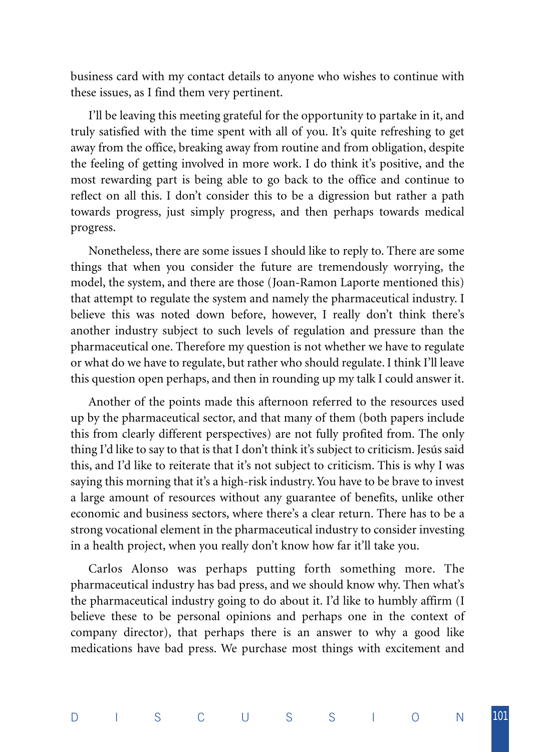business card with my contact details to anyone who wishes to continue with these issues, as I find them very pertinent.

I'll be leaving this meeting grateful for the opportunity to partake in it, and truly satisfied with the time spent with all of you. It's quite refreshing to get away from the office, breaking away from routine and from obligation, despite the feeling of getting involved in more work. I do think it's positive, and the most rewarding part is being able to go back to the office and continue to reflect on all this. I don't consider this to be a digression but rather a path towards progress, just simply progress, and then perhaps towards medical progress.

Nonetheless, there are some issues I should like to reply to. There are some things that when you consider the future are tremendously worrying, the model, the system, and there are those (Joan-Ramon Laporte mentioned this) that attempt to regulate the system and namely the pharmaceutical industry. I believe this was noted down before, however, I really don't think there's another industry subject to such levels of regulation and pressure than the pharmaceutical one. Therefore my question is not whether we have to regulate or what do we have to regulate, but rather who should regulate. I think I'll leave this question open perhaps, and then in rounding up my talk I could answer it.

Another of the points made this afternoon referred to the resources used up by the pharmaceutical sector, and that many of them (both papers include this from clearly different perspectives) are not fully profited from. The only thing I'd like to say to that is that I don't think it's subject to criticism. Jesús said this, and I'd like to reiterate that it's not subject to criticism. This is why I was saying this morning that it's a high-risk industry. You have to be brave to invest a large amount of resources without any guarantee of benefits, unlike other economic and business sectors, where there's a clear return. There has to be a strong vocational element in the pharmaceutical industry to consider investing in a health project, when you really don't know how far it'll take you.

Carlos Alonso was perhaps putting forth something more. The pharmaceutical industry has bad press, and we should know why. Then what's the pharmaceutical industry going to do about it. I'd like to humbly affirm (I believe these to be personal opinions and perhaps one in the context of company director), that perhaps there is an answer to why a good like medications have bad press. We purchase most things with excitement and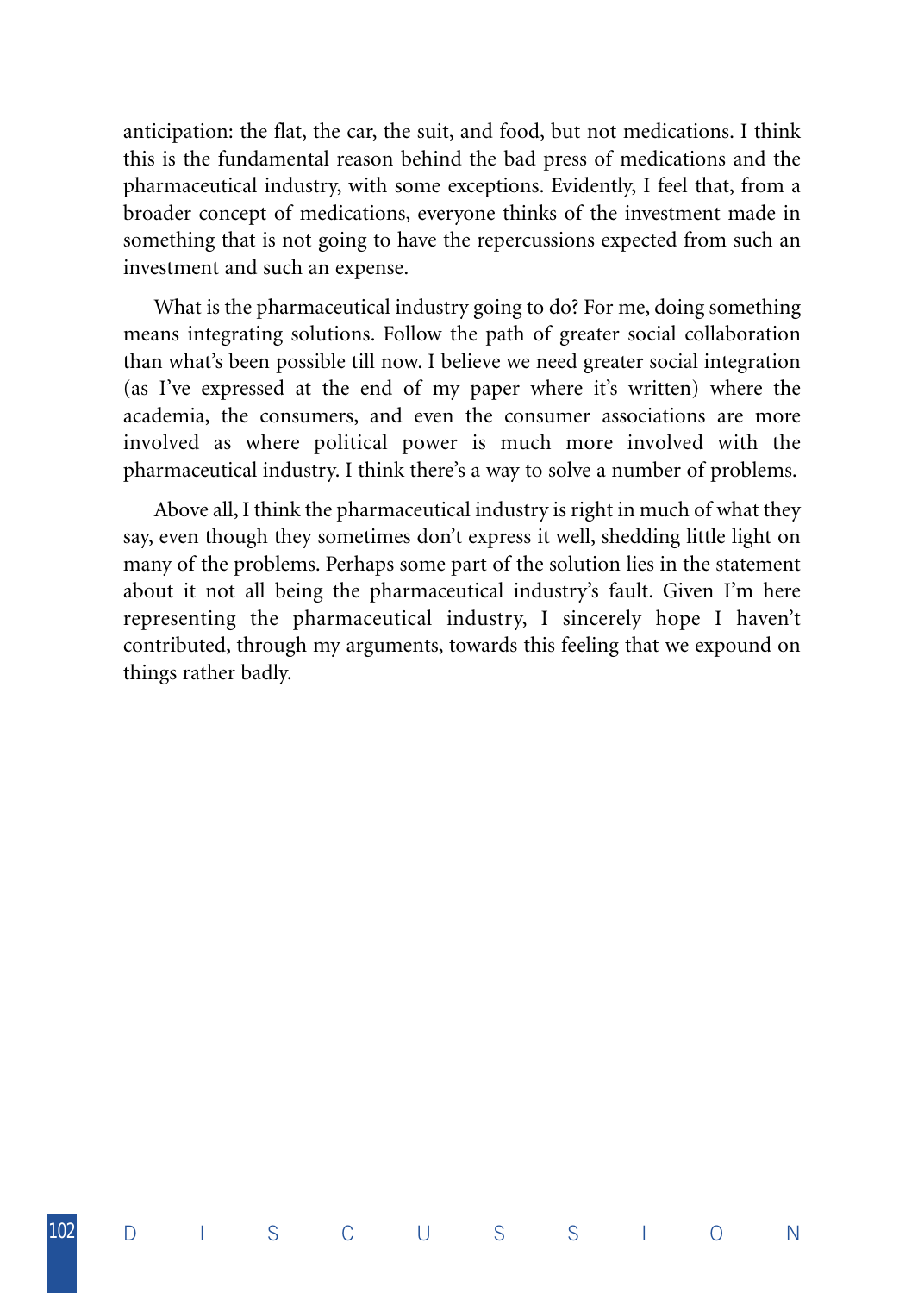anticipation: the flat, the car, the suit, and food, but not medications. I think this is the fundamental reason behind the bad press of medications and the pharmaceutical industry, with some exceptions. Evidently, I feel that, from a broader concept of medications, everyone thinks of the investment made in something that is not going to have the repercussions expected from such an investment and such an expense.

What is the pharmaceutical industry going to do? For me, doing something means integrating solutions. Follow the path of greater social collaboration than what's been possible till now. I believe we need greater social integration (as I've expressed at the end of my paper where it's written) where the academia, the consumers, and even the consumer associations are more involved as where political power is much more involved with the pharmaceutical industry. I think there's a way to solve a number of problems.

Above all, I think the pharmaceutical industry is right in much of what they say, even though they sometimes don't express it well, shedding little light on many of the problems. Perhaps some part of the solution lies in the statement about it not all being the pharmaceutical industry's fault. Given I'm here representing the pharmaceutical industry, I sincerely hope I haven't contributed, through my arguments, towards this feeling that we expound on things rather badly.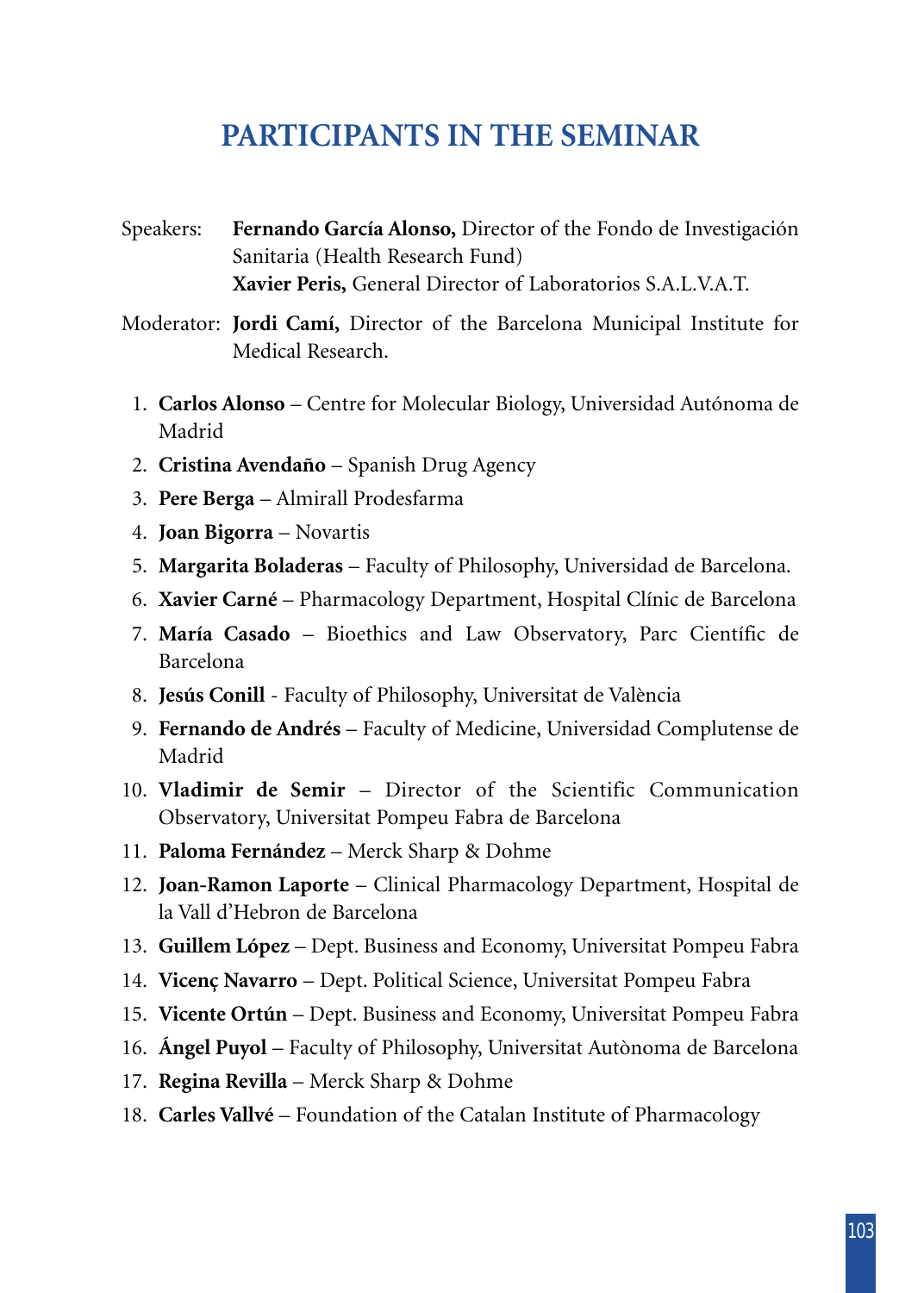# PARTICIPANTS IN THE SEMINAR

Speakers: **Fernando García Alonso,** Director of the Fondo de Investigación Sanitaria (Health Research Fund)
**Xavier Peris,** General Director of Laboratorios S.A.L.V.A.T.

Moderator: **Jordi Camí,** Director of the Barcelona Municipal Institute for Medical Research.

1. **Carlos Alonso** – Centre for Molecular Biology, Universidad Autónoma de Madrid
2. **Cristina Avendaño** – Spanish Drug Agency
3. **Pere Berga** – Almirall Prodesfarma
4. **Joan Bigorra** – Novartis
5. **Margarita Boladeras** – Faculty of Philosophy, Universidad de Barcelona.
6. **Xavier Carné** – Pharmacology Department, Hospital Clínic de Barcelona
7. **María Casado** – Bioethics and Law Observatory, Parc Científic de Barcelona
8. **Jesús Conill** - Faculty of Philosophy, Universitat de València
9. **Fernando de Andrés** – Faculty of Medicine, Universidad Complutense de Madrid
10. **Vladimir de Semir** – Director of the Scientific Communication Observatory, Universitat Pompeu Fabra de Barcelona
11. **Paloma Fernández** – Merck Sharp & Dohme
12. **Joan-Ramon Laporte** – Clinical Pharmacology Department, Hospital de la Vall d'Hebron de Barcelona
13. **Guillem López** – Dept. Business and Economy, Universitat Pompeu Fabra
14. **Vicenç Navarro** – Dept. Political Science, Universitat Pompeu Fabra
15. **Vicente Ortún** – Dept. Business and Economy, Universitat Pompeu Fabra
16. **Ángel Puyol** – Faculty of Philosophy, Universitat Autònoma de Barcelona
17. **Regina Revilla** – Merck Sharp & Dohme
18. **Carles Vallvé** – Foundation of the Catalan Institute of Pharmacology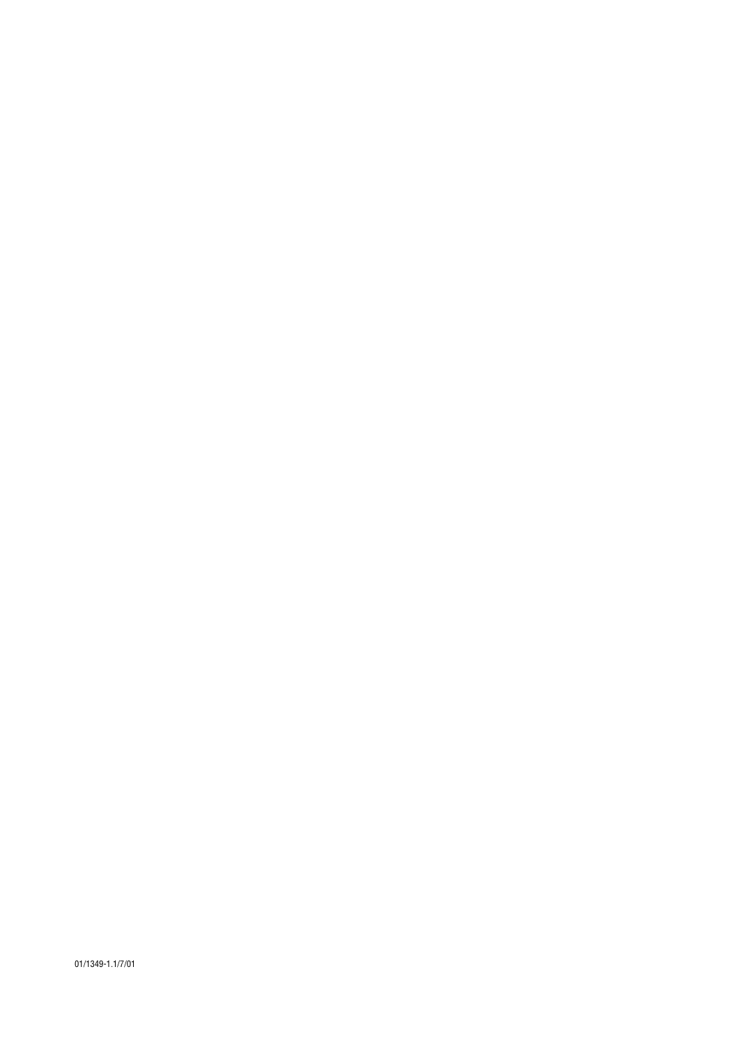01/1349-1.1/7/01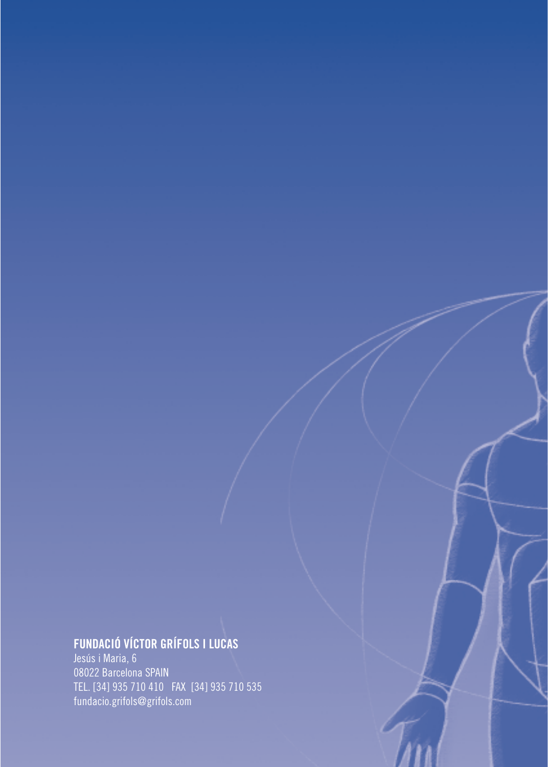**FUNDACIÓ VÍCTOR GRÍFOLS I LUCAS**

Jesús i Maria, 6
08022 Barcelona SPAIN
TEL. [34] 935 710 410   FAX [34] 935 710 535
fundacio.grifols@grifols.com